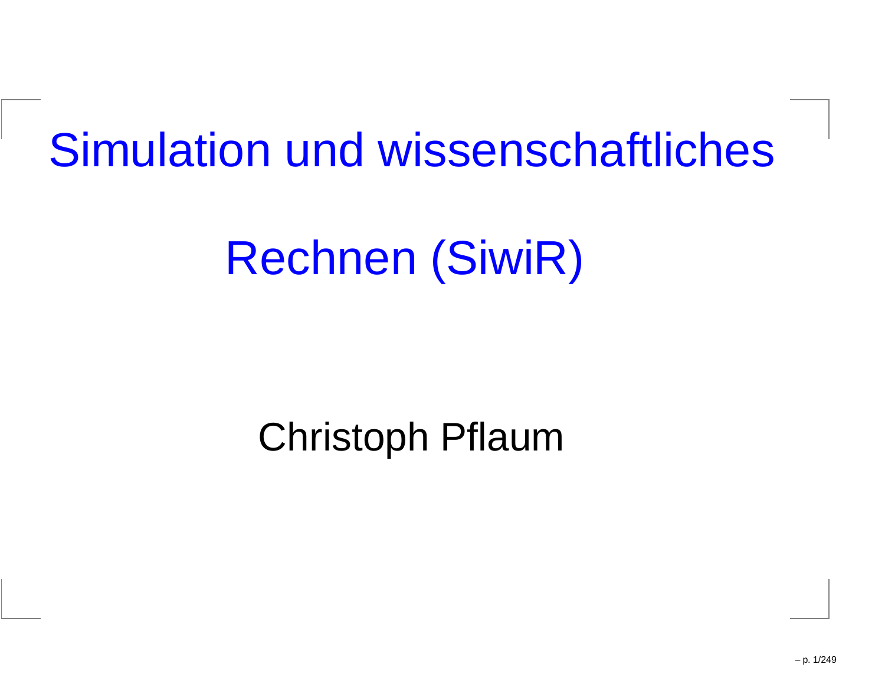# Simulation und wissenschaftliches Rechnen (SiwiR)

Christoph Pflaum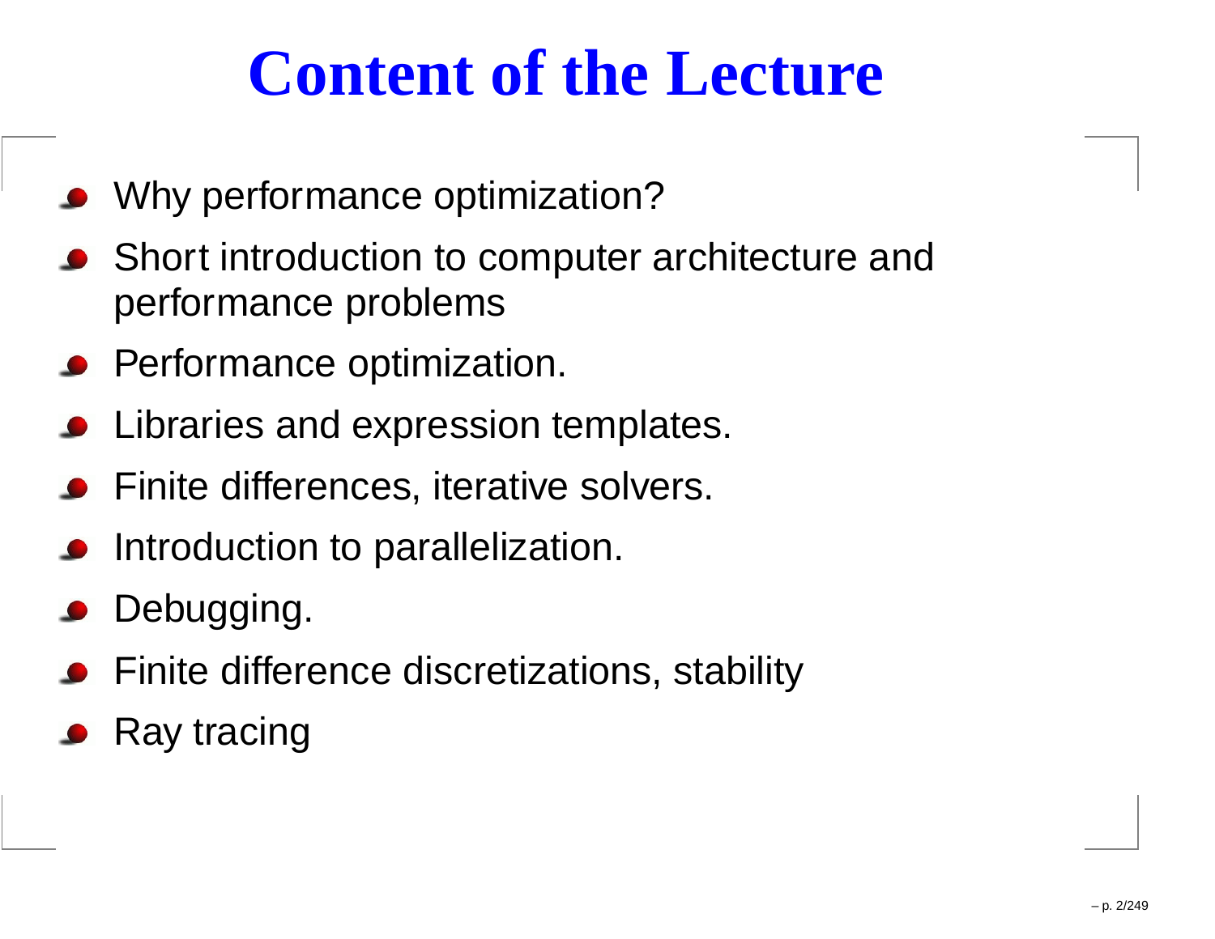# Content of the Lecture

- Why performance optimization?
- Short introduction to computer architecture and performance problems
- Performance optimization.
- Libraries and expression templates.
- Finite differences, iterative solvers.
- Introduction to parallelization.
- Debugging.
- Finite difference discretizations, stability
- Ray tracing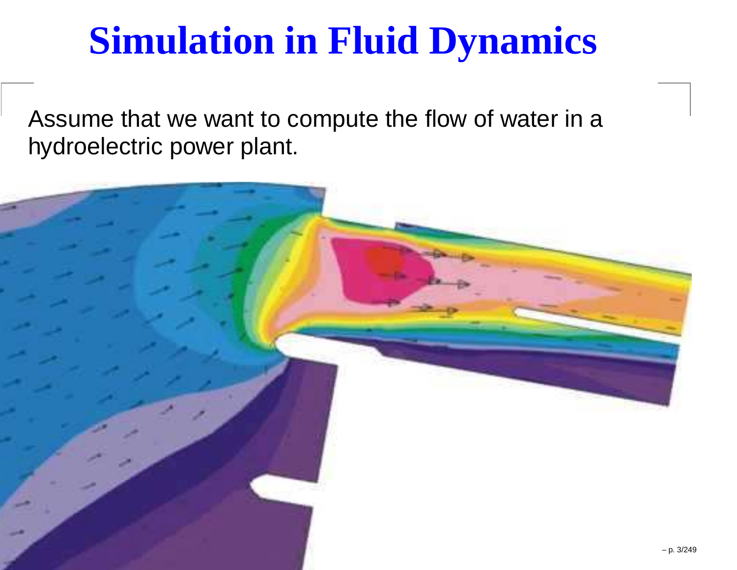# Simulation in Fluid Dynamics

Assume that we want to compute the flow of water in a hydroelectric power plant.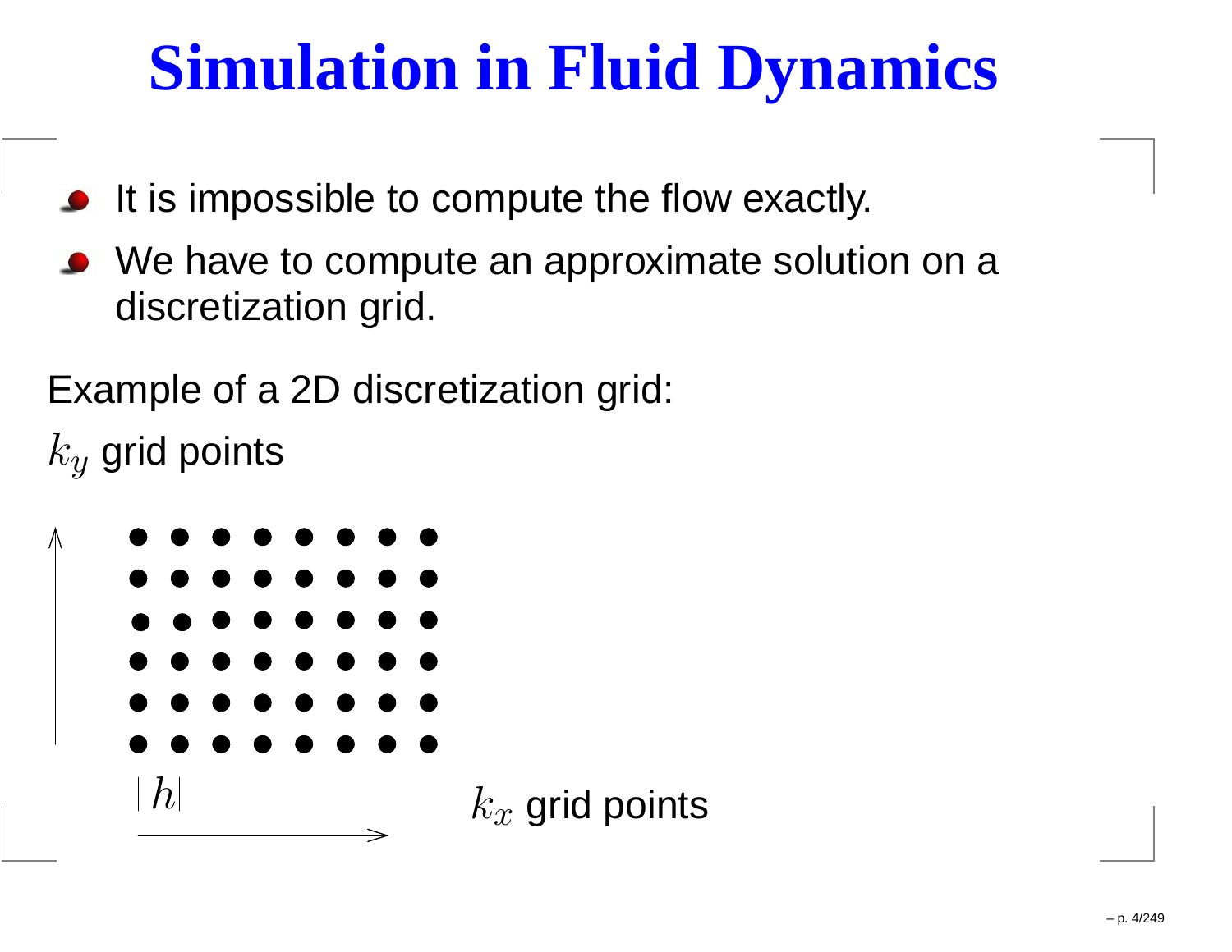# Simulation in Fluid Dynamics

- It is impossible to compute the flow exactly.
- We have to compute an approximate solution on a discretization grid.

Example of a 2D discretization grid:

$k_y$ grid points

$|h|$

$k_x$ grid points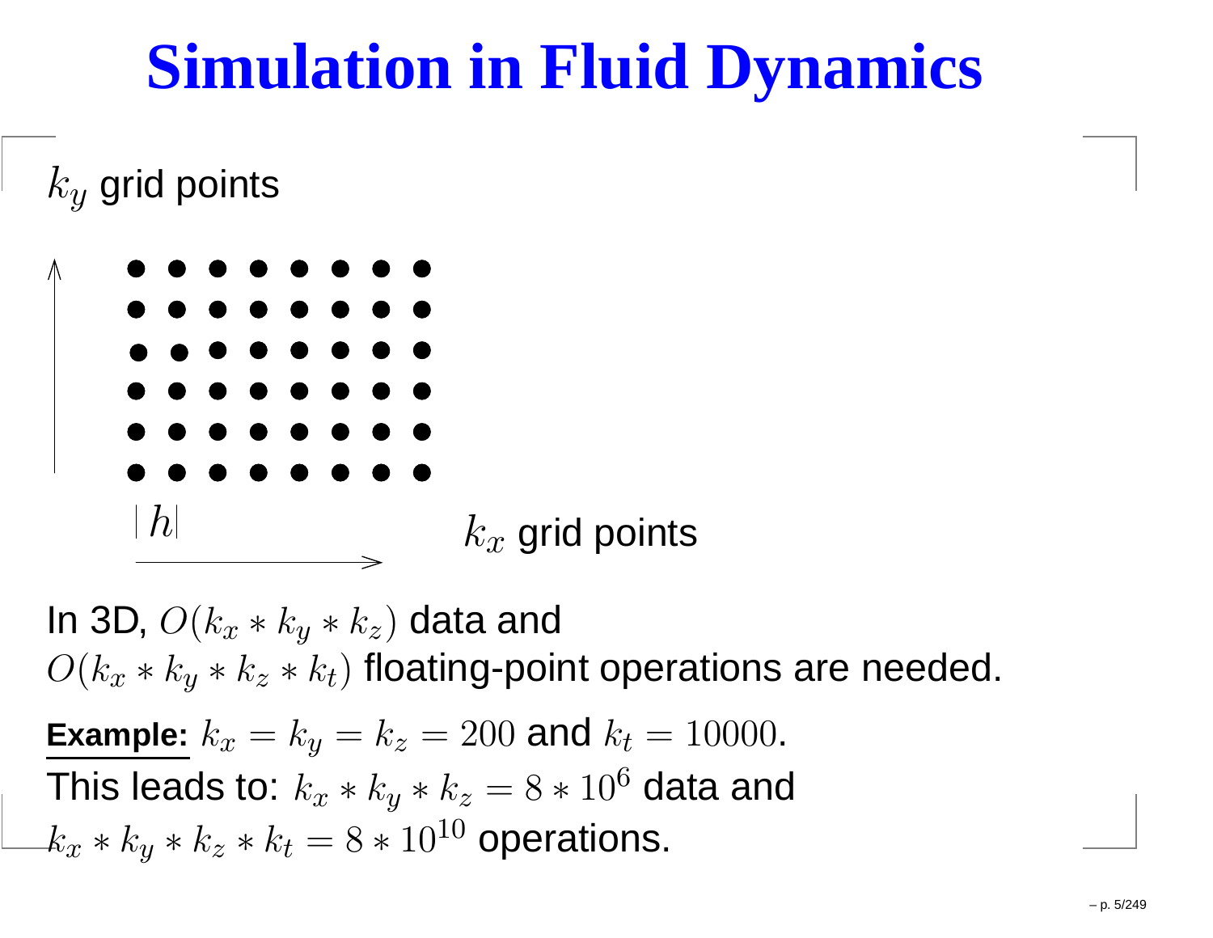# Simulation in Fluid Dynamics

$k_y$ grid points

$h$

$k_x$ grid points

In 3D, $O(k_x * k_y * k_z)$ data and $O(k_x * k_y * k_z * k_t)$ floating-point operations are needed.

**Example:** $k_x = k_y = k_z = 200$ and $k_t = 10000$.
This leads to: $k_x * k_y * k_z = 8 * 10^6$ data and $k_x * k_y * k_z * k_t = 8 * 10^{10}$ operations.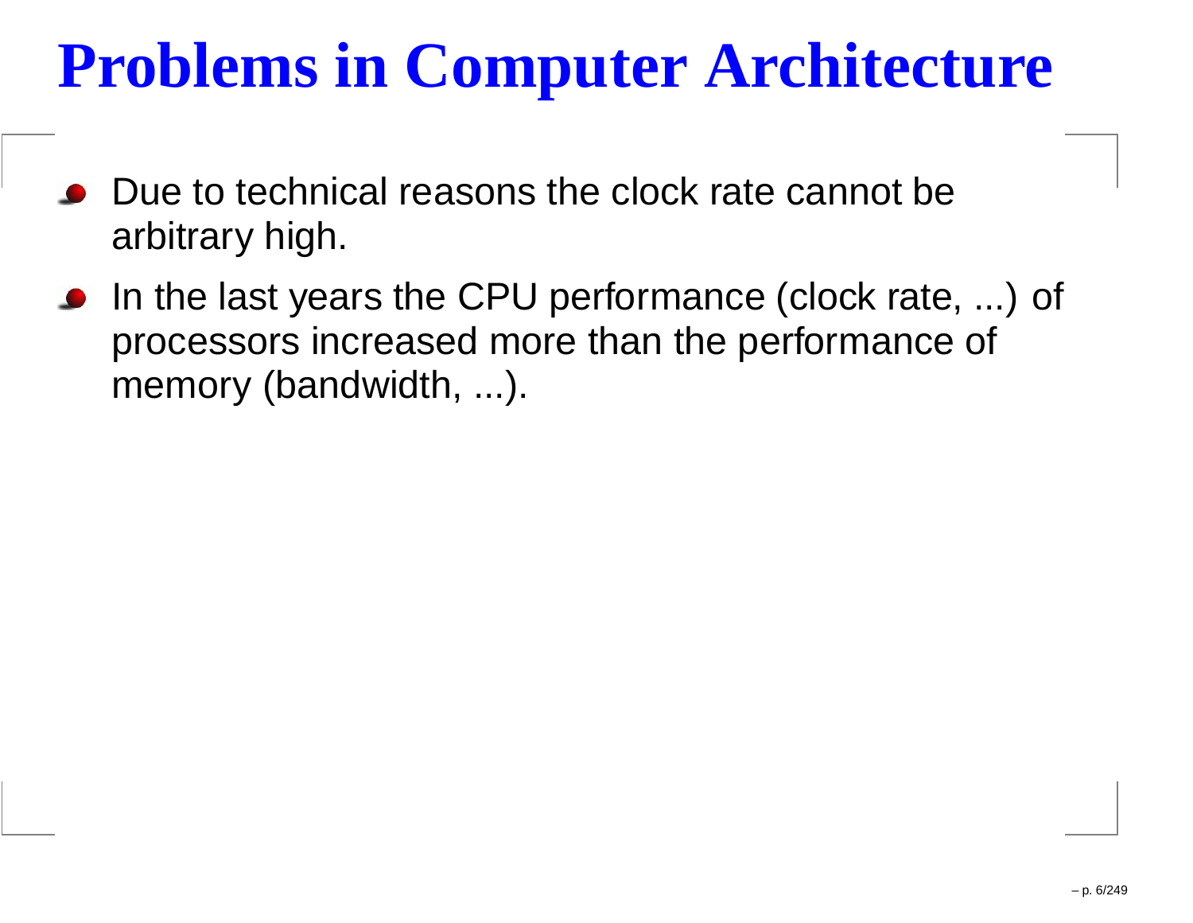# Problems in Computer Architecture

- Due to technical reasons the clock rate cannot be arbitrary high.
- In the last years the CPU performance (clock rate, ...) of processors increased more than the performance of memory (bandwidth, ...).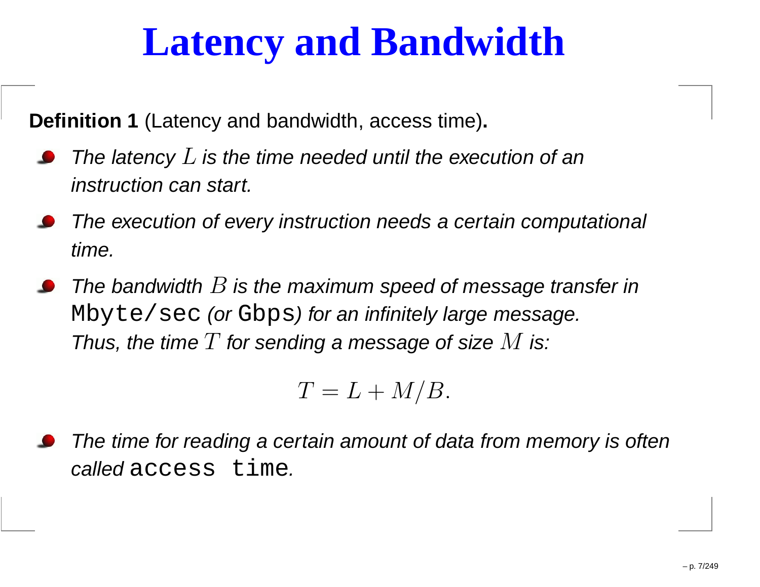# Latency and Bandwidth

**Definition 1** (Latency and bandwidth, access time)**.**

- *The latency $L$ is the time needed until the execution of an instruction can start.*
- *The execution of every instruction needs a certain computational time.*
- *The bandwidth $B$ is the maximum speed of message transfer in* `Mbyte/sec` *(or* `Gbps`*) for an infinitely large message. Thus, the time $T$ for sending a message of size $M$ is:*

$$T = L + M/B.$$

- *The time for reading a certain amount of data from memory is often called* `access time`*.*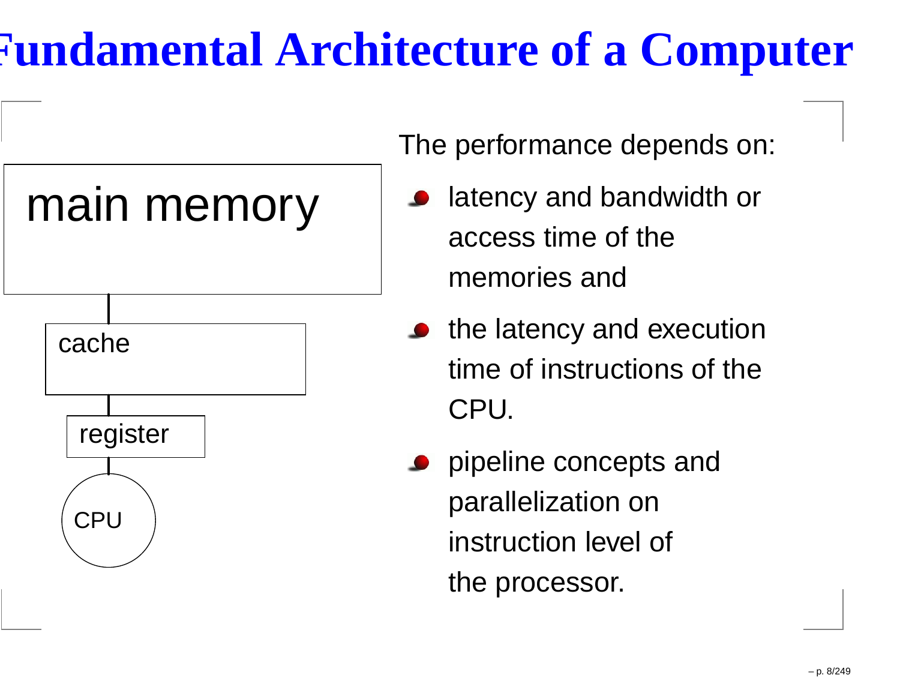# Fundamental Architecture of a Computer

main memory

cache

register

CPU

The performance depends on:

- latency and bandwidth or access time of the memories and
- the latency and execution time of instructions of the CPU.
- pipeline concepts and parallelization on instruction level of the processor.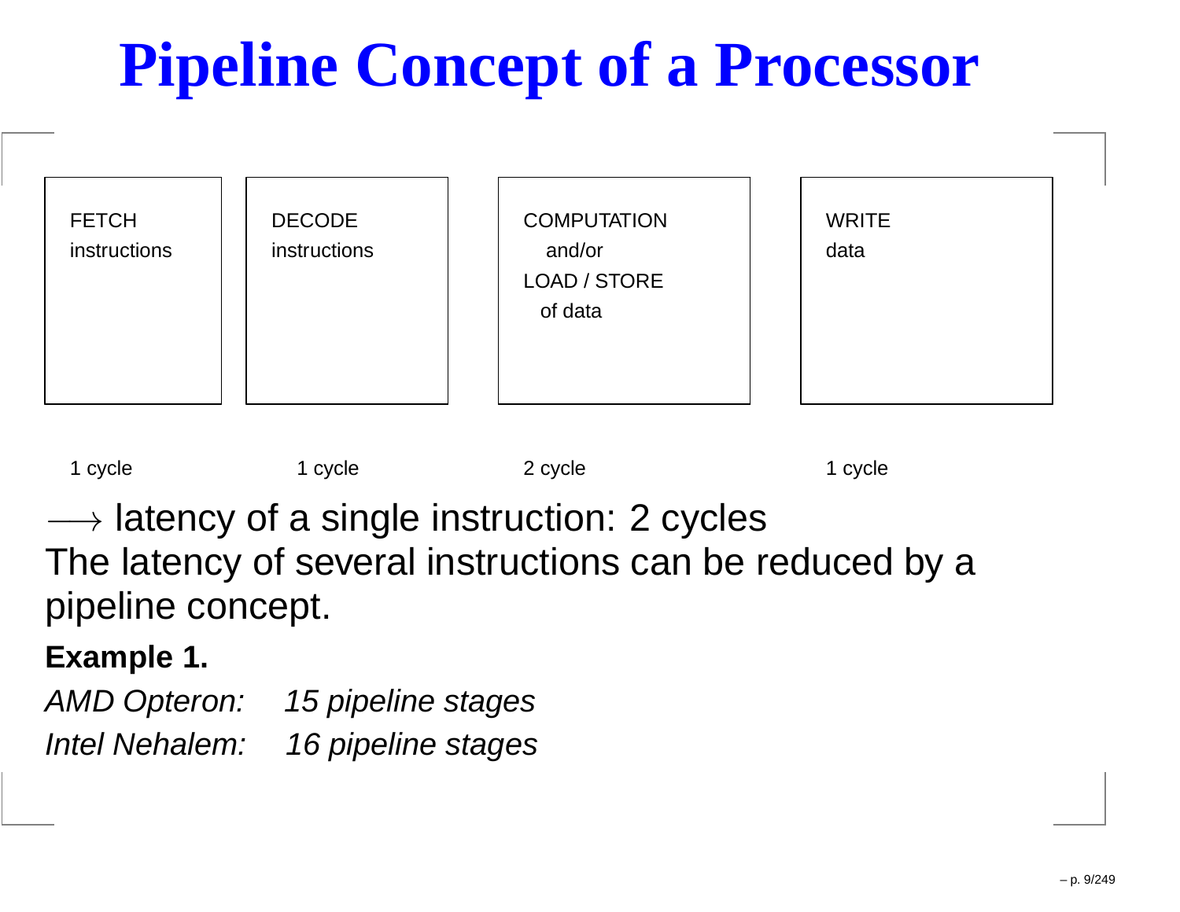# Pipeline Concept of a Processor

| FETCH instructions | DECODE instructions | COMPUTATION and/or LOAD / STORE of data | WRITE data |
| --- | --- | --- | --- |
| 1 cycle | 1 cycle | 2 cycle | 1 cycle |

$\longrightarrow$ latency of a single instruction: 2 cycles

The latency of several instructions can be reduced by a pipeline concept.

**Example 1.**

*AMD Opteron: 15 pipeline stages*

*Intel Nehalem: 16 pipeline stages*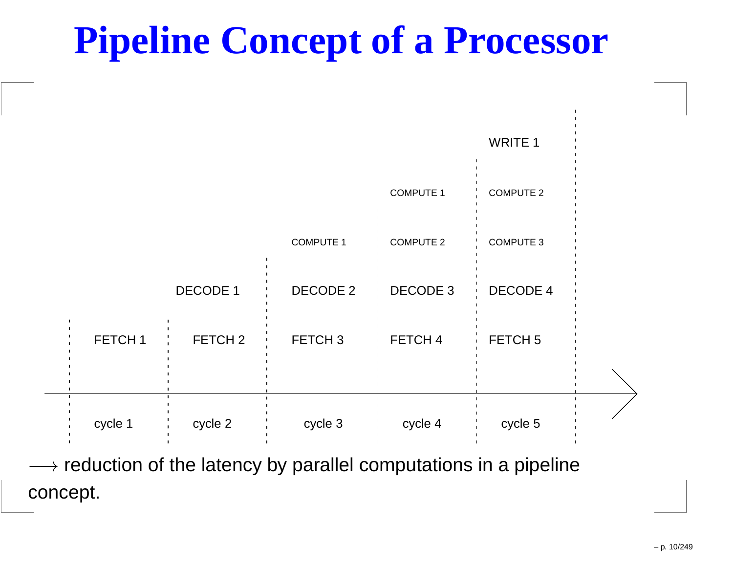# Pipeline Concept of a Processor

| cycle 1 | cycle 2 | cycle 3 | cycle 4 | cycle 5 |
| --- | --- | --- | --- | --- |
| | | | | WRITE 1 |
| | | | COMPUTE 1 | COMPUTE 2 |
| | | COMPUTE 1 | COMPUTE 2 | COMPUTE 3 |
| | DECODE 1 | DECODE 2 | DECODE 3 | DECODE 4 |
| FETCH 1 | FETCH 2 | FETCH 3 | FETCH 4 | FETCH 5 |

$\longrightarrow$ reduction of the latency by parallel computations in a pipeline concept.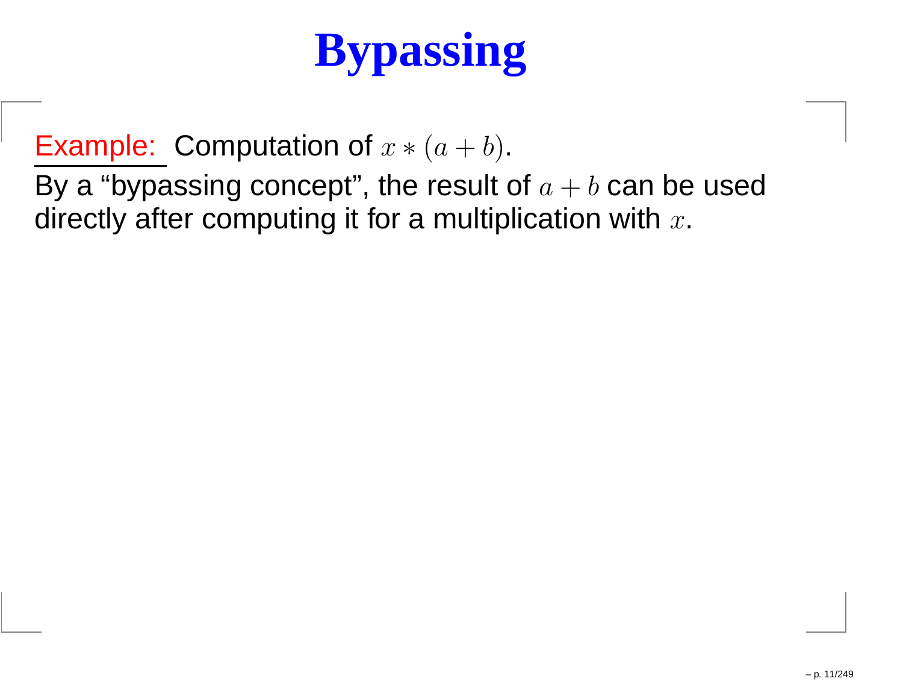# Bypassing

Example: Computation of $x * (a + b)$.

By a "bypassing concept", the result of $a + b$ can be used directly after computing it for a multiplication with $x$.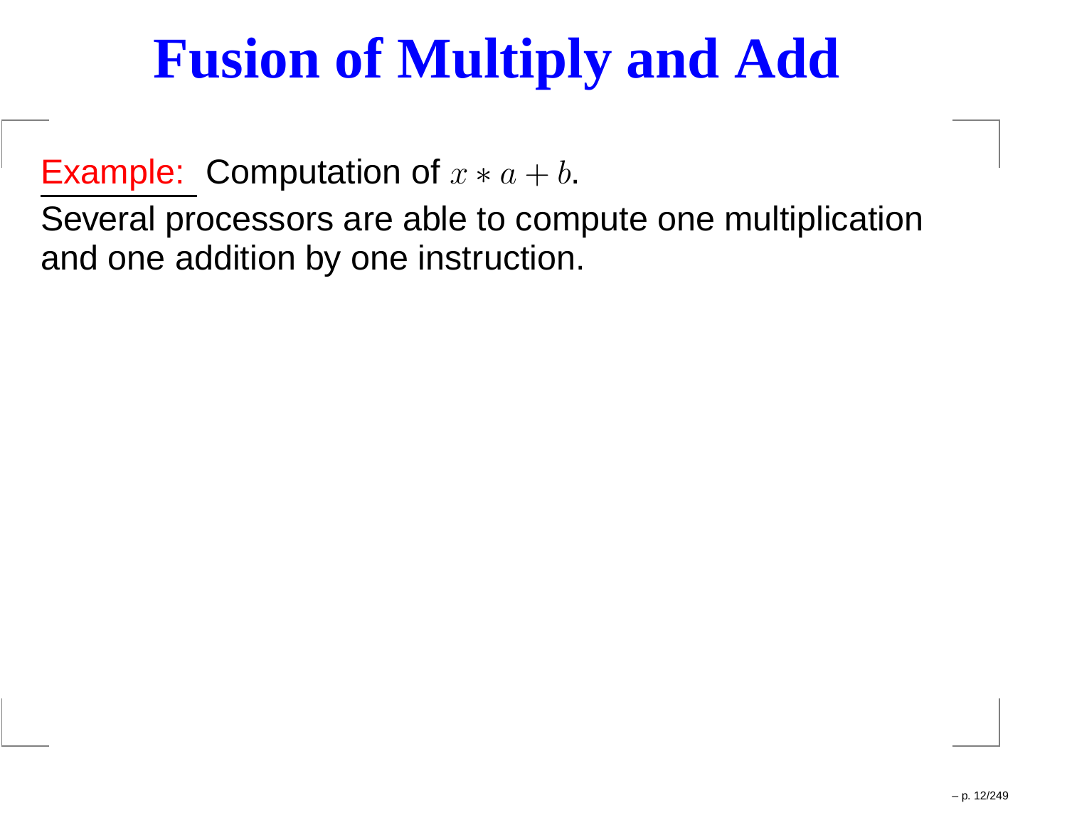# Fusion of Multiply and Add

Example: Computation of $x * a + b$.

Several processors are able to compute one multiplication and one addition by one instruction.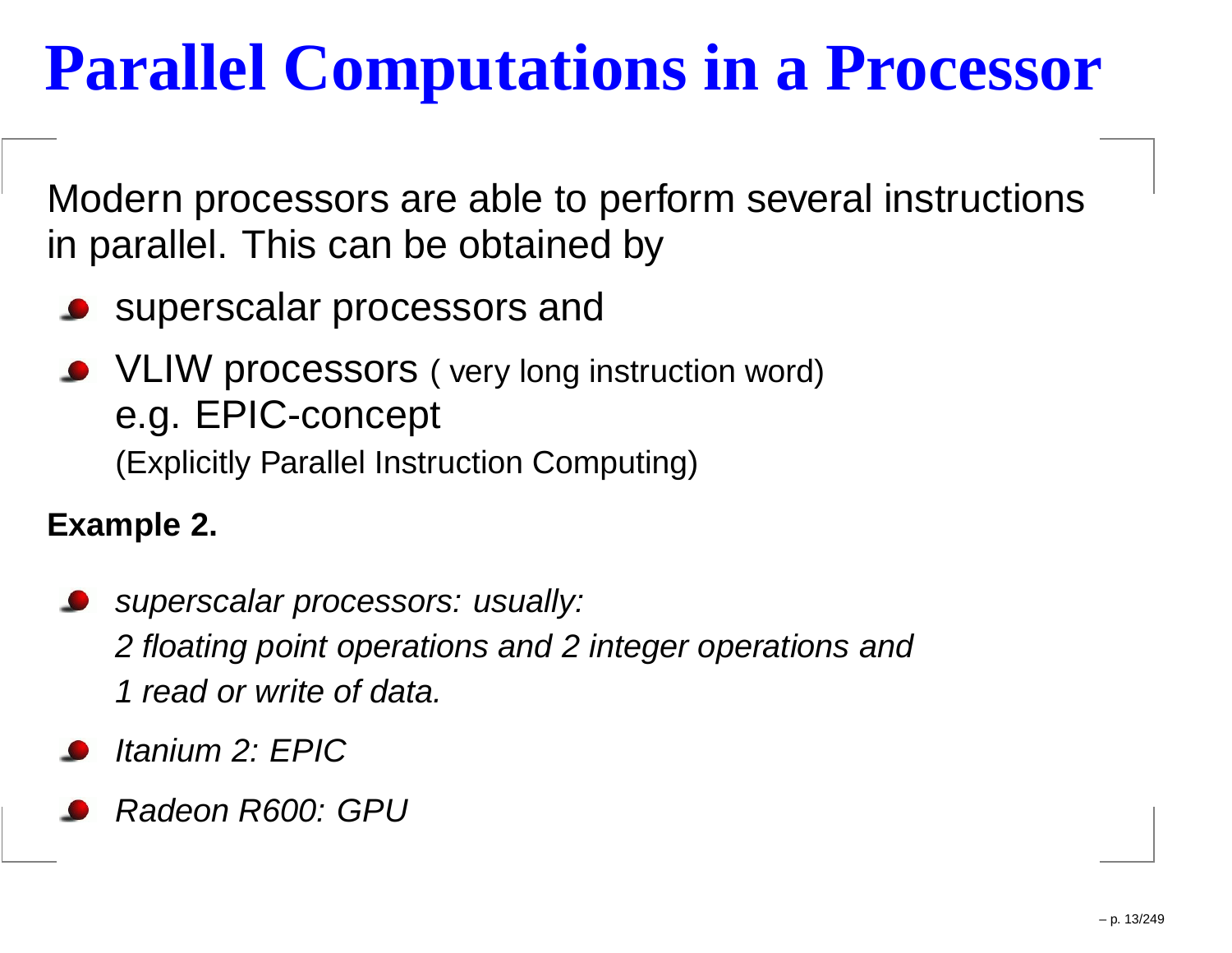# Parallel Computations in a Processor

Modern processors are able to perform several instructions in parallel. This can be obtained by

- superscalar processors and
- VLIW processors ( very long instruction word)
  e.g. EPIC-concept
  (Explicitly Parallel Instruction Computing)

**Example 2.**

- *superscalar processors: usually:*
  *2 floating point operations and 2 integer operations and*
  *1 read or write of data.*
- *Itanium 2: EPIC*
- *Radeon R600: GPU*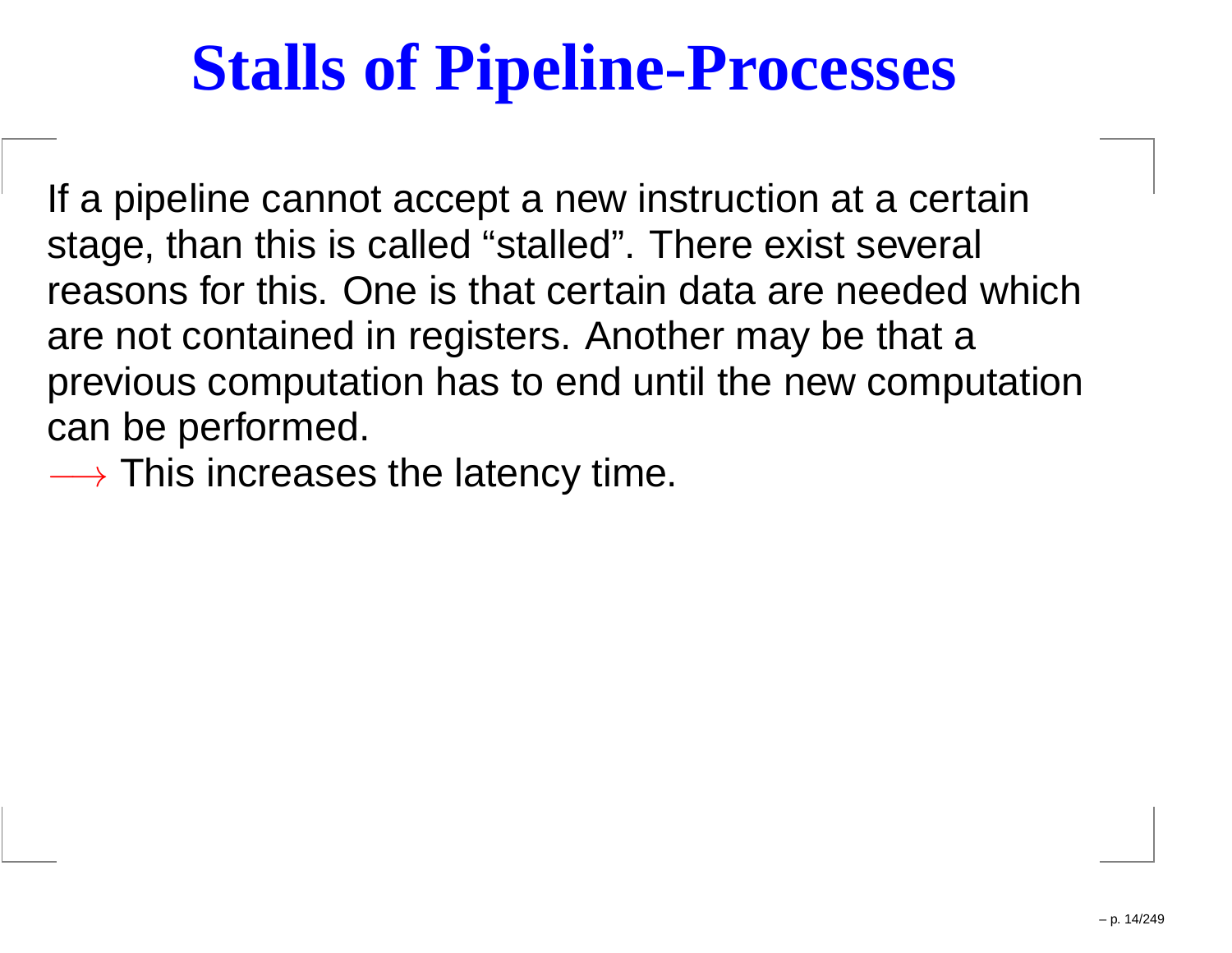# Stalls of Pipeline-Processes

If a pipeline cannot accept a new instruction at a certain stage, than this is called “stalled”. There exist several reasons for this. One is that certain data are needed which are not contained in registers. Another may be that a previous computation has to end until the new computation can be performed.
$\longrightarrow$ This increases the latency time.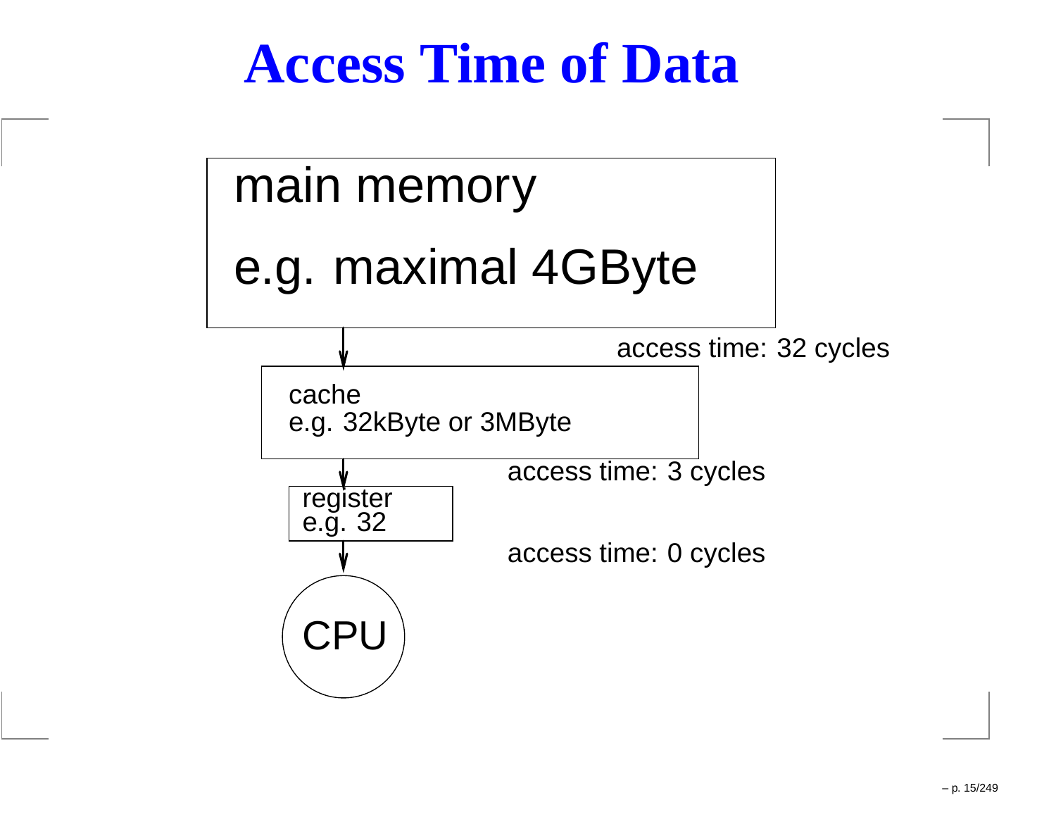# Access Time of Data

main memory

e.g. maximal 4GByte

access time: 32 cycles

cache
e.g. 32kByte or 3MByte

access time: 3 cycles

register
e.g. 32

access time: 0 cycles

CPU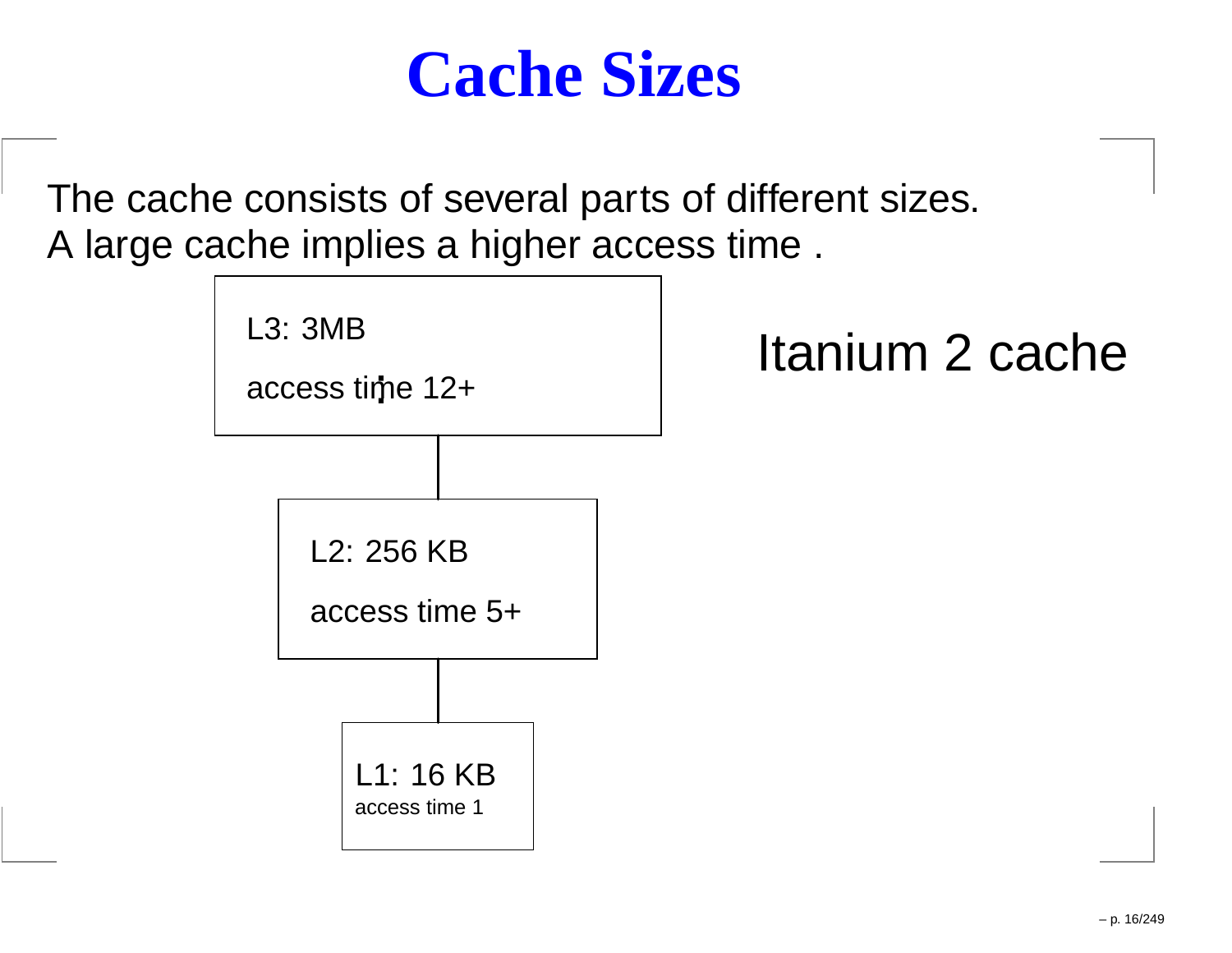# Cache Sizes

The cache consists of several parts of different sizes.
A large cache implies a higher access time .

Itanium 2 cache

L3: 3MB
access time 12+

L2: 256 KB
access time 5+

L1: 16 KB
access time 1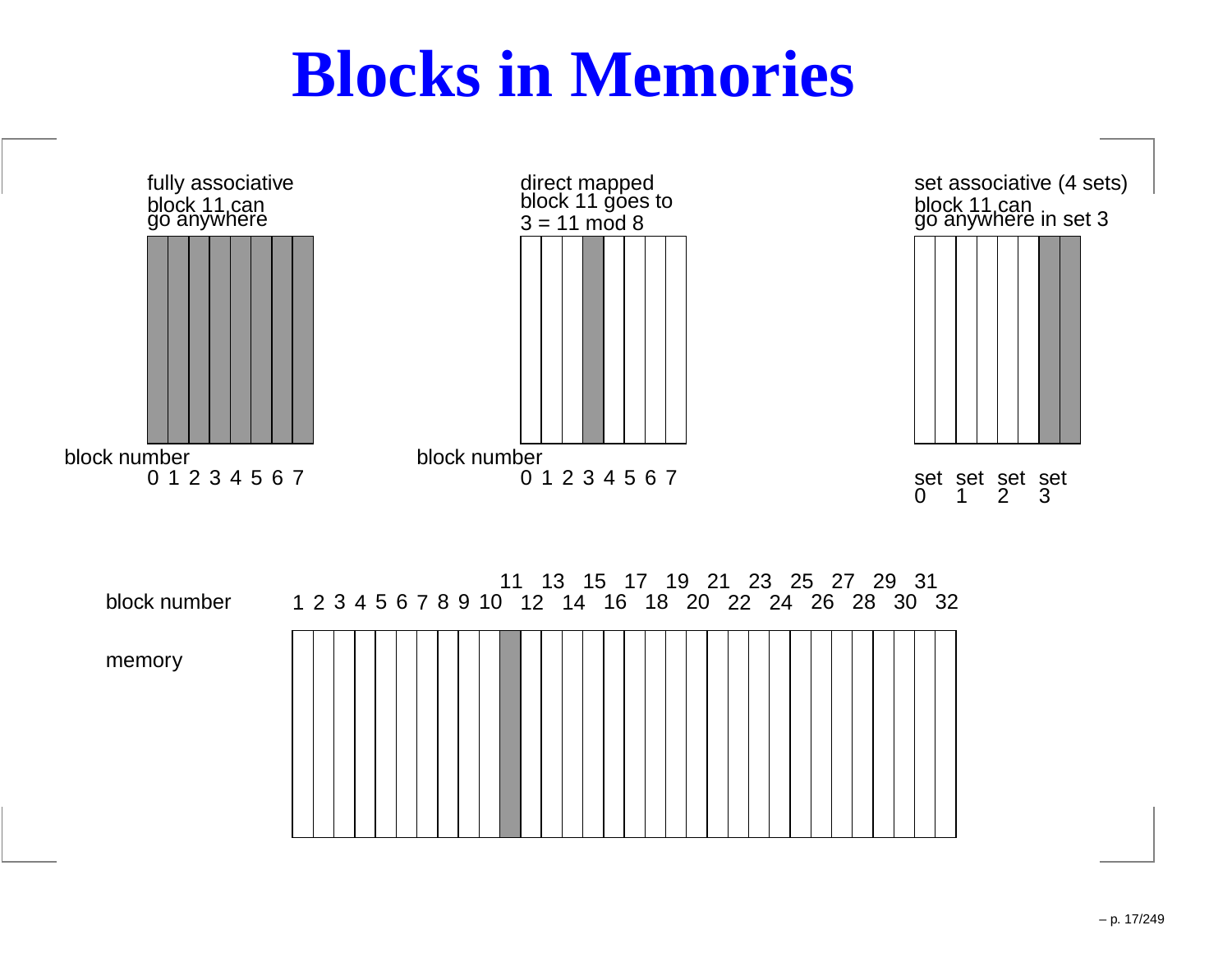# Blocks in Memories

fully associative
block 11 can
go anywhere

block number
0 1 2 3 4 5 6 7

direct mapped
block 11 goes to
3 = 11 mod 8

block number
0 1 2 3 4 5 6 7

set associative (4 sets)
block 11 can
go anywhere in set 3

set 0 set 1 set 2 set 3

block number
1 2 3 4 5 6 7 8 9 10 11 12 13 14 15 16 17 18 19 20 21 22 23 24 25 26 27 28 29 30 31 32

memory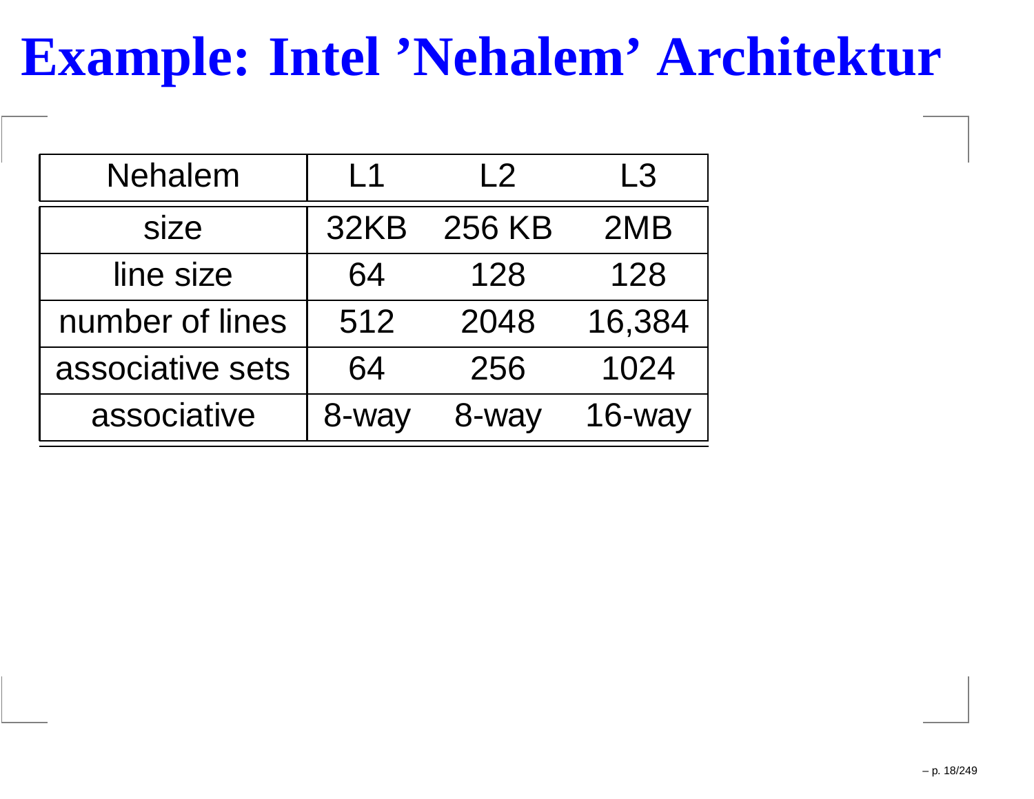# Example: Intel 'Nehalem' Architektur

| Nehalem | L1 | L2 | L3 |
|---|---|---|---|
| size | 32KB | 256 KB | 2MB |
| line size | 64 | 128 | 128 |
| number of lines | 512 | 2048 | 16,384 |
| associative sets | 64 | 256 | 1024 |
| associative | 8-way | 8-way | 16-way |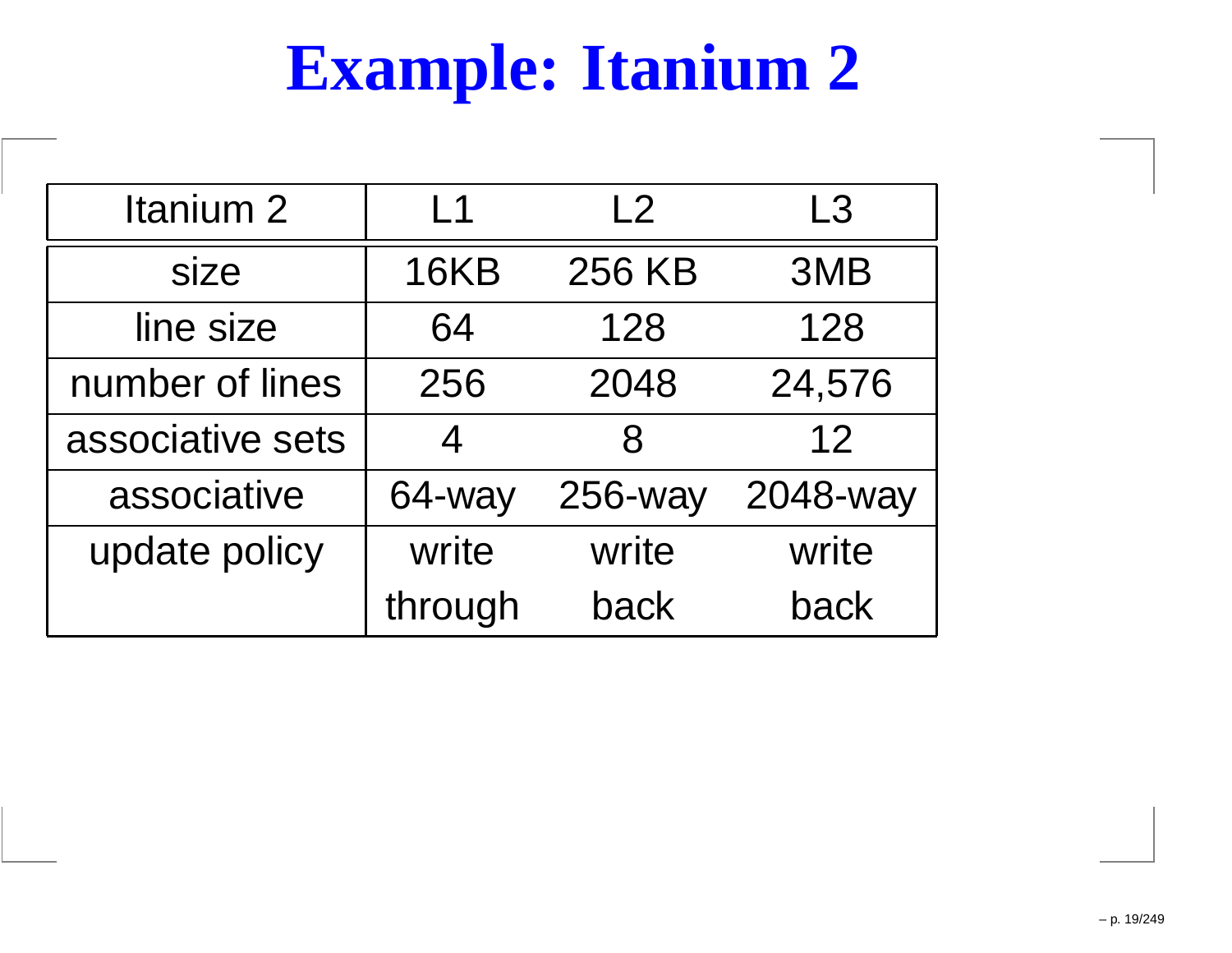# Example: Itanium 2

| Itanium 2 | L1 | L2 | L3 |
|---|---|---|---|
| size | 16KB | 256 KB | 3MB |
| line size | 64 | 128 | 128 |
| number of lines | 256 | 2048 | 24,576 |
| associative sets | 4 | 8 | 12 |
| associative | 64-way | 256-way | 2048-way |
| update policy | write through | write back | write back |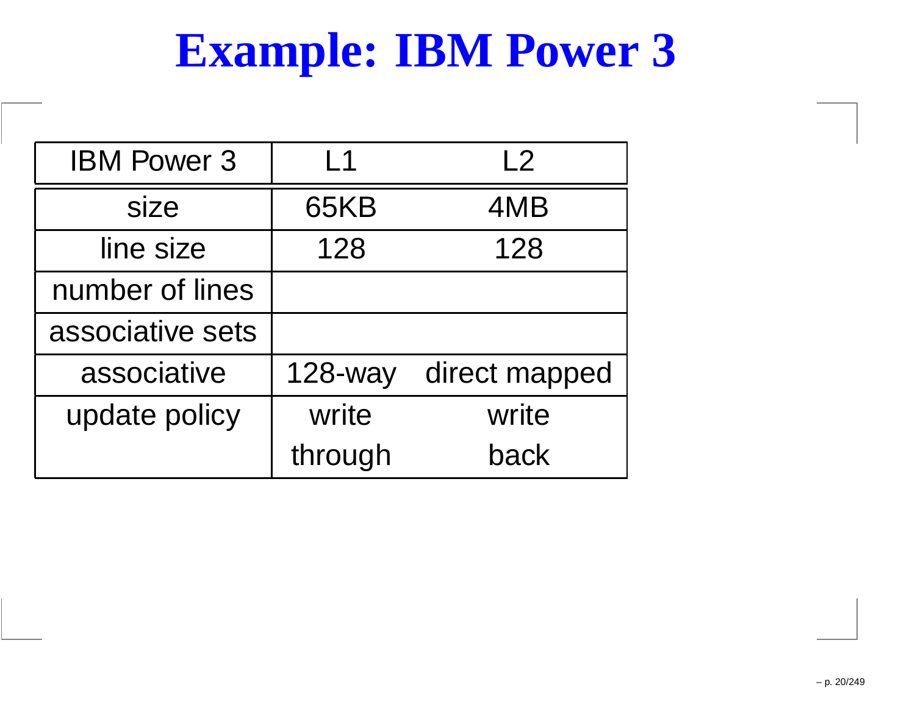# Example: IBM Power 3

| IBM Power 3 | L1 | L2 |
|---|---|---|
| size | 65KB | 4MB |
| line size | 128 | 128 |
| number of lines | | |
| associative sets | | |
| associative | 128-way | direct mapped |
| update policy | write through | write back |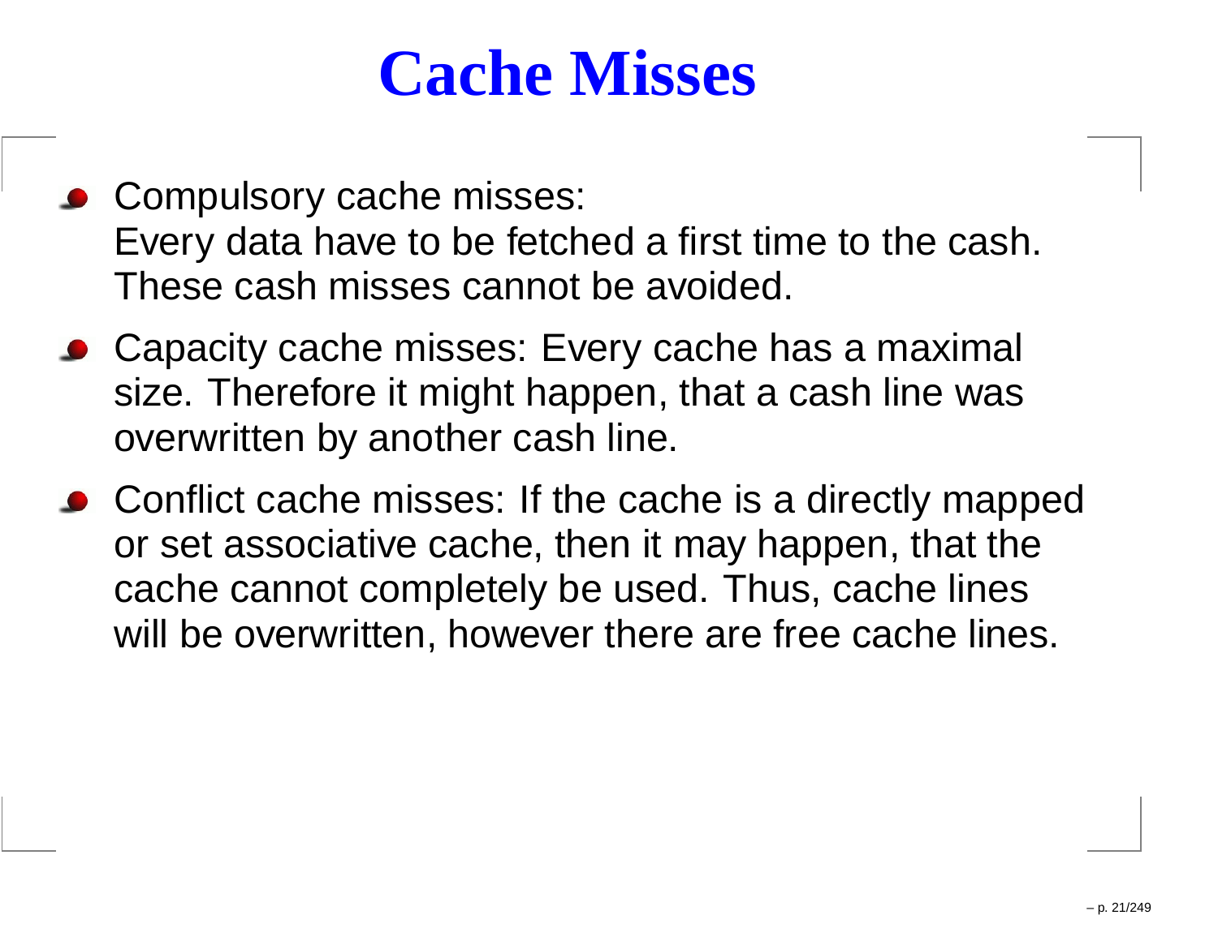# Cache Misses

- Compulsory cache misses:
  Every data have to be fetched a first time to the cash. These cash misses cannot be avoided.
- Capacity cache misses: Every cache has a maximal size. Therefore it might happen, that a cash line was overwritten by another cash line.
- Conflict cache misses: If the cache is a directly mapped or set associative cache, then it may happen, that the cache cannot completely be used. Thus, cache lines will be overwritten, however there are free cache lines.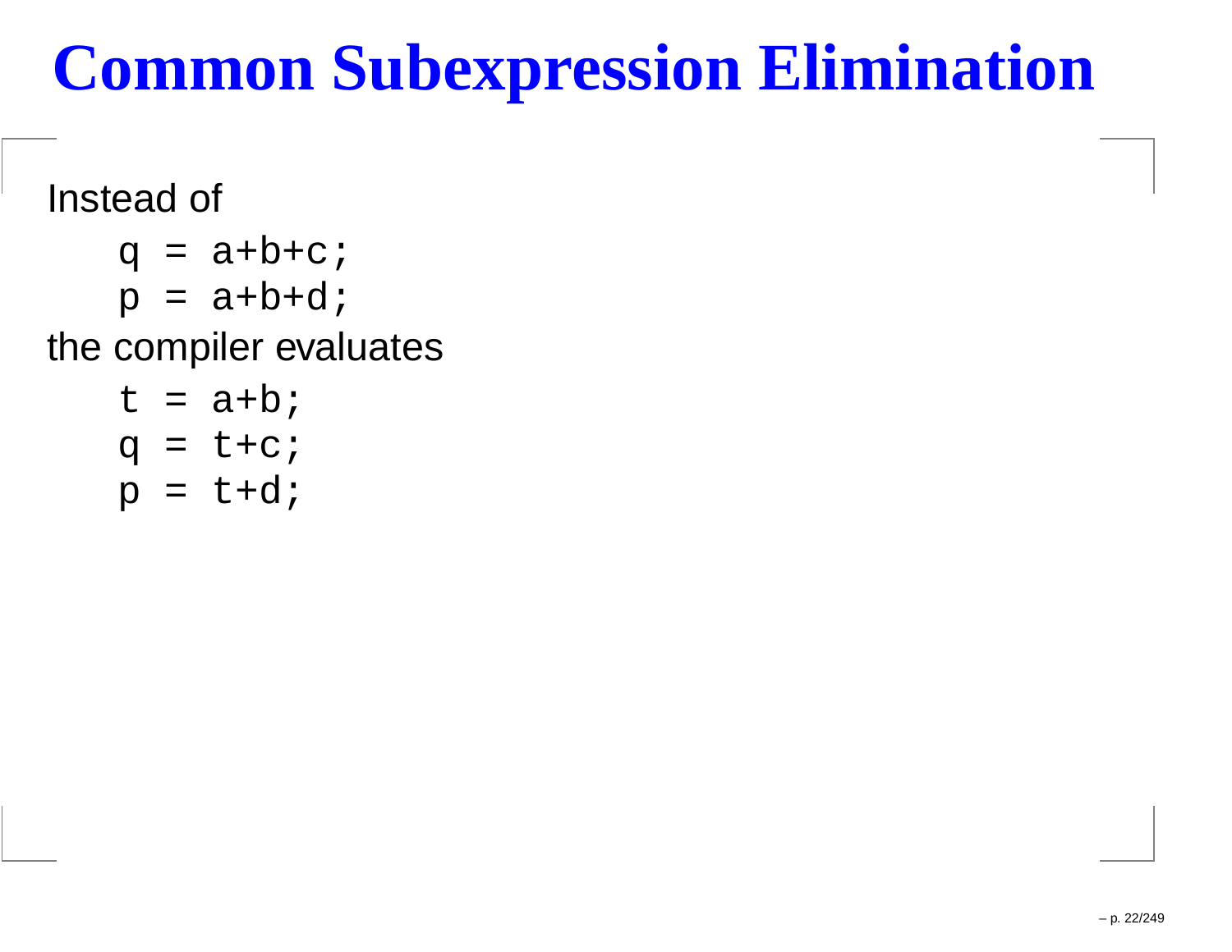# Common Subexpression Elimination

Instead of

```
q = a+b+c;
p = a+b+d;
```

the compiler evaluates

```
t = a+b;
q = t+c;
p = t+d;
```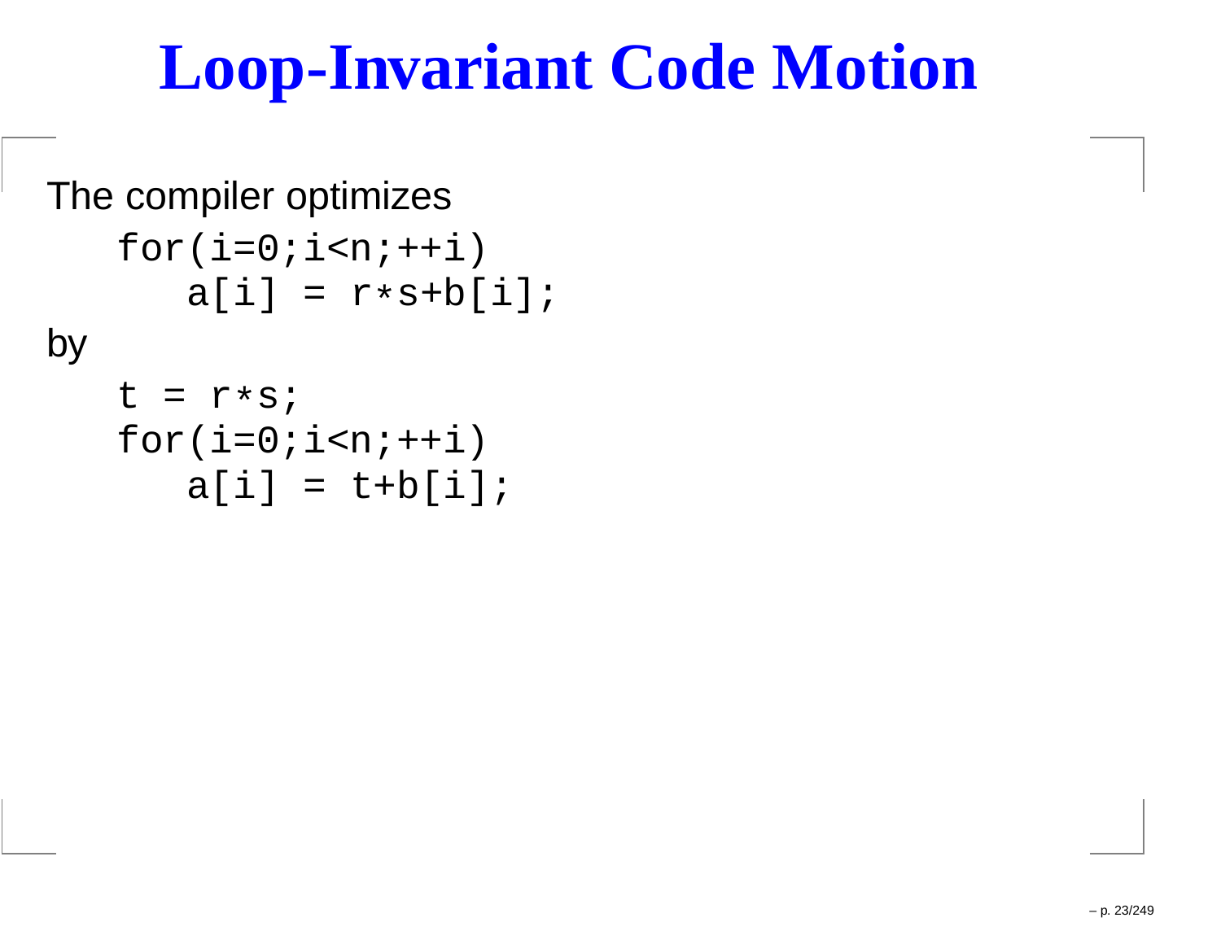# Loop-Invariant Code Motion

The compiler optimizes

```
for(i=0;i<n;++i)
   a[i] = r*s+b[i];
```

by

```
t = r*s;
for(i=0;i<n;++i)
   a[i] = t+b[i];
```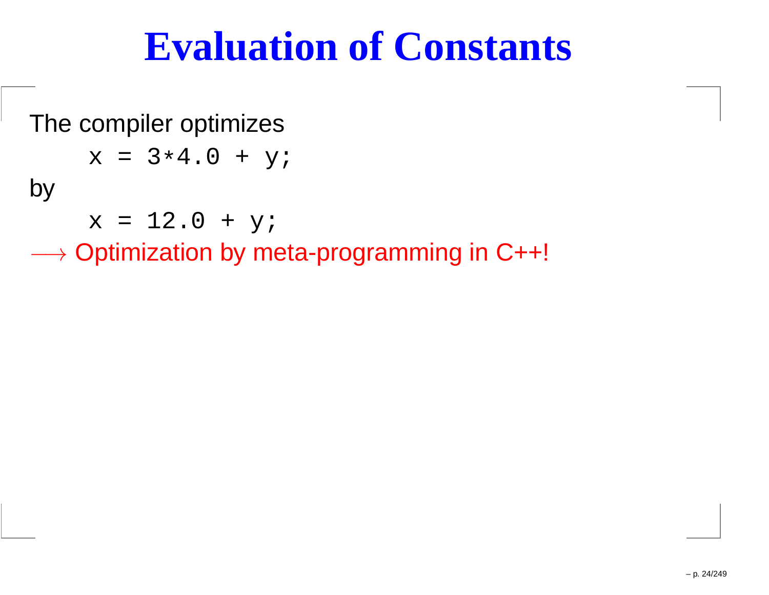# Evaluation of Constants

The compiler optimizes

```
x = 3*4.0 + y;
```

by

```
x = 12.0 + y;
```

$\longrightarrow$ Optimization by meta-programming in C++!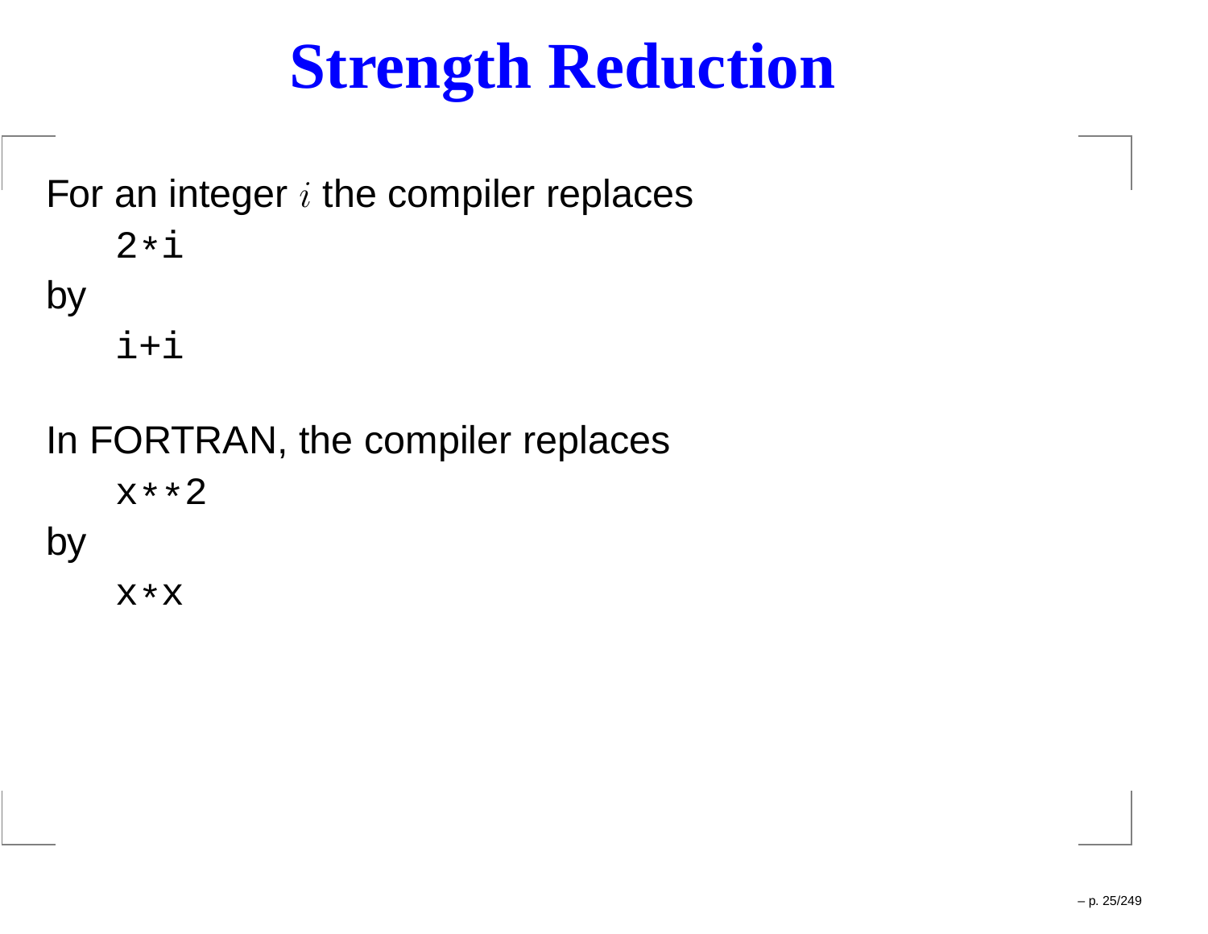# Strength Reduction

For an integer $i$ the compiler replaces

```
2*i
```

by

```
i+i
```

In FORTRAN, the compiler replaces

```
x**2
```

by

```
x*x
```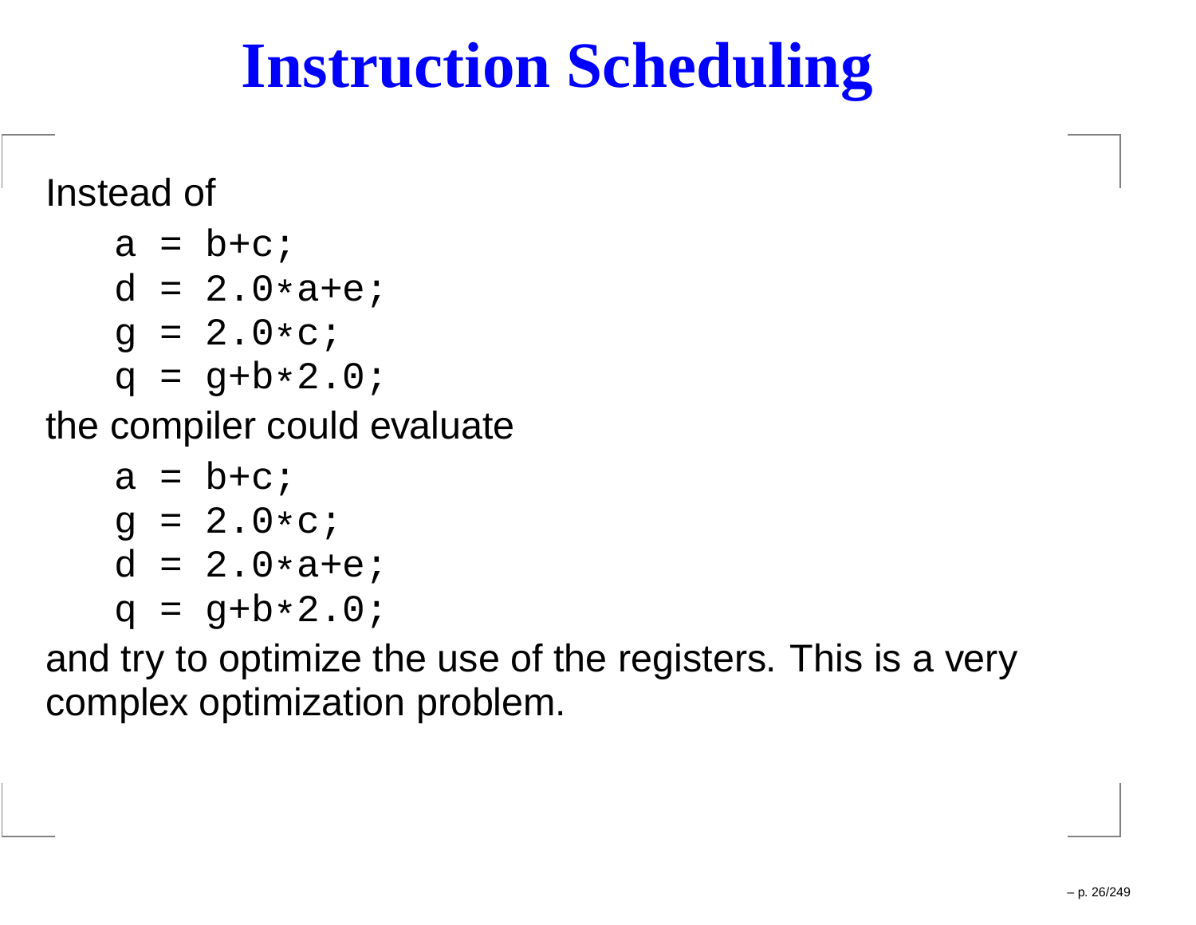# Instruction Scheduling

Instead of

```
a = b+c;
d = 2.0*a+e;
g = 2.0*c;
q = g+b*2.0;
```

the compiler could evaluate

```
a = b+c;
g = 2.0*c;
d = 2.0*a+e;
q = g+b*2.0;
```

and try to optimize the use of the registers. This is a very complex optimization problem.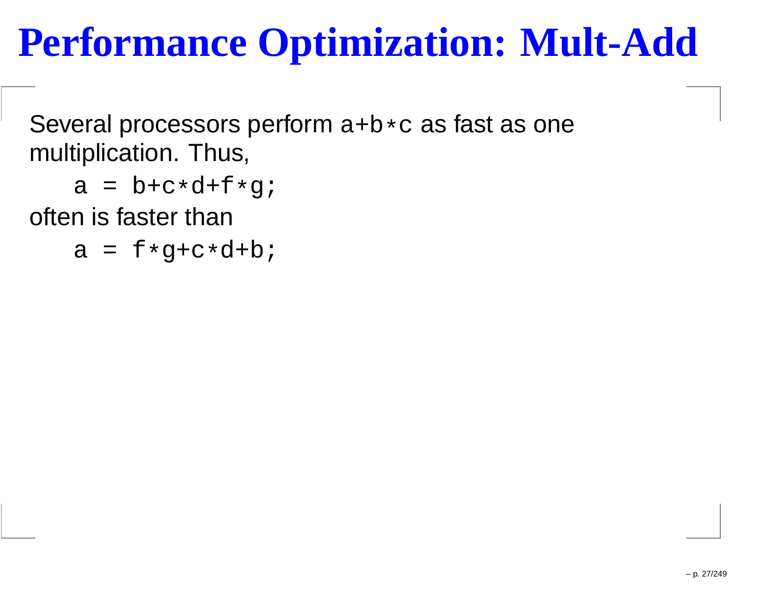# Performance Optimization: Mult-Add

Several processors perform `a+b*c` as fast as one multiplication. Thus,

```
a = b+c*d+f*g;
```

often is faster than

```
a = f*g+c*d+b;
```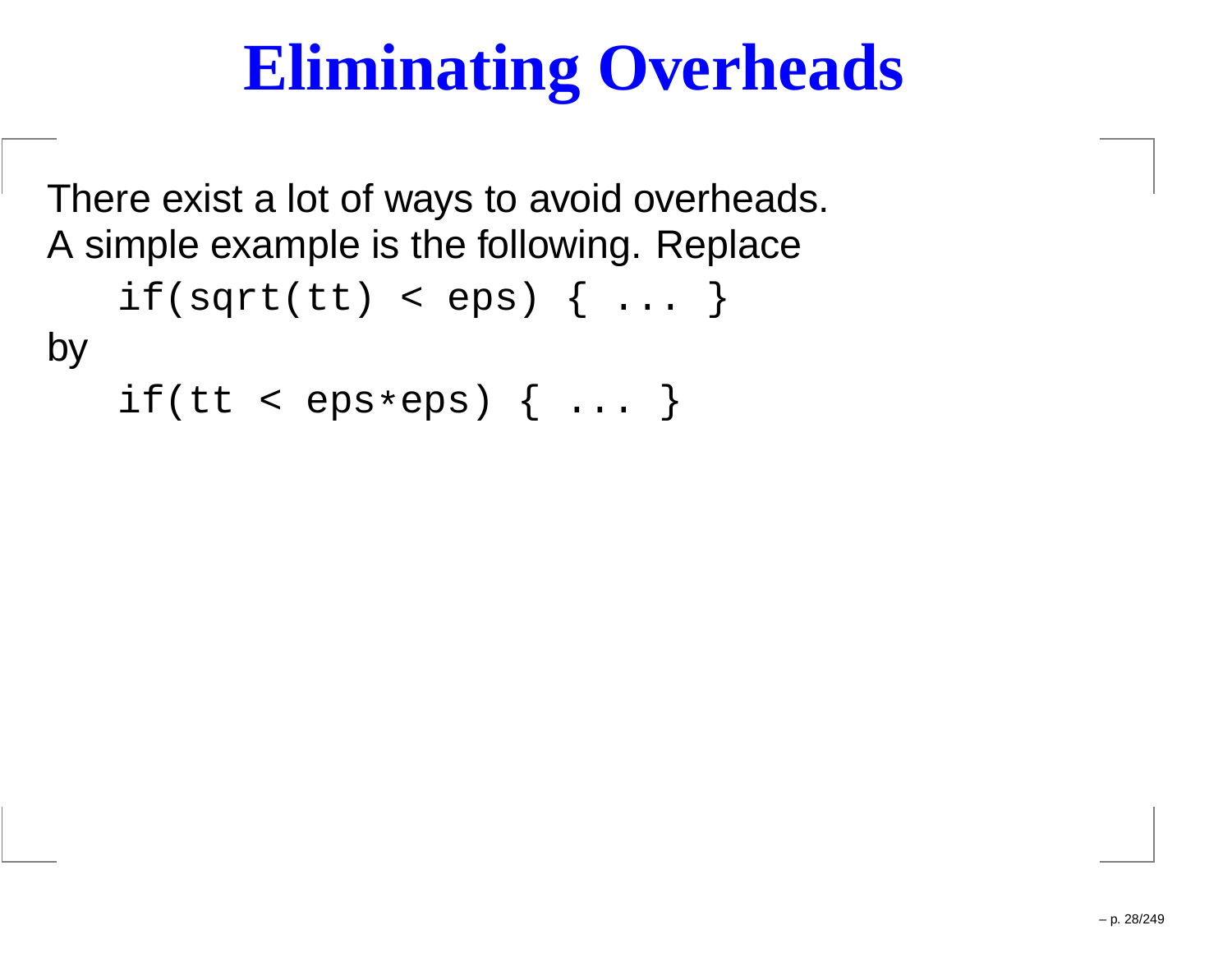# Eliminating Overheads

There exist a lot of ways to avoid overheads.
A simple example is the following. Replace

```
if(sqrt(tt) < eps) { ... }
```

by

```
if(tt < eps*eps) { ... }
```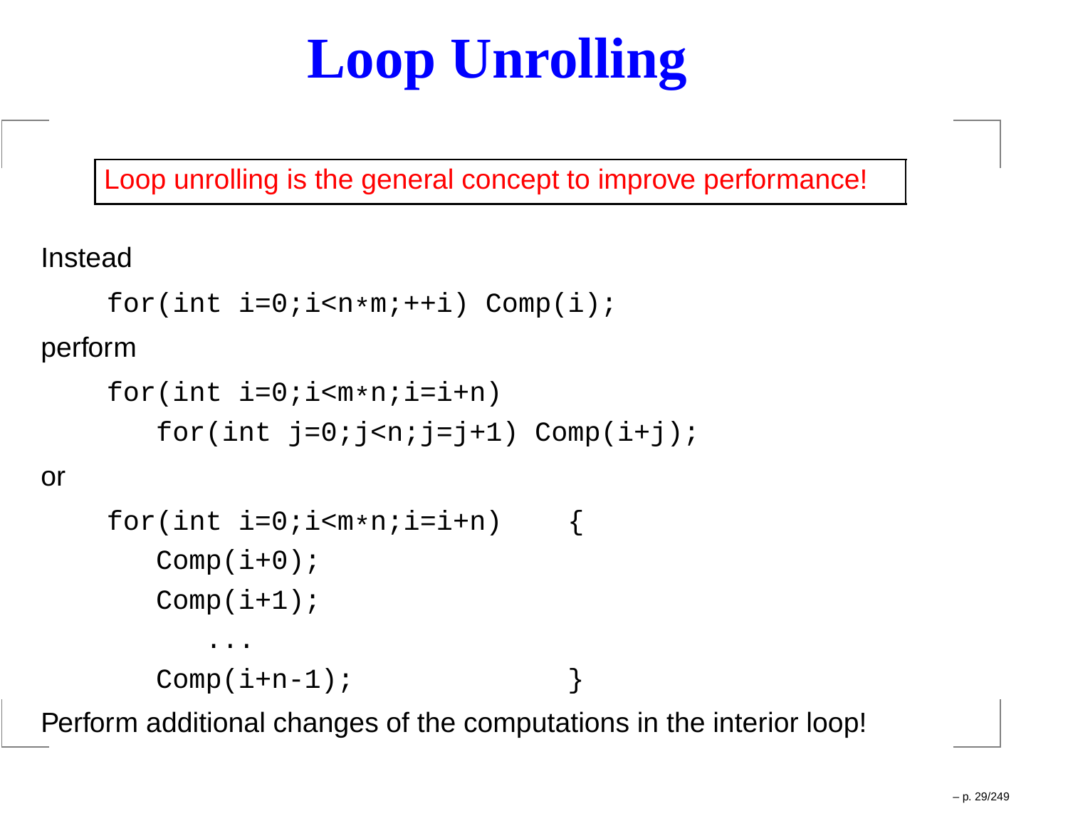# Loop Unrolling

Loop unrolling is the general concept to improve performance!

Instead

```
for(int i=0;i<n*m;++i) Comp(i);
```

perform

```
for(int i=0;i<m*n;i=i+n)
   for(int j=0;j<n;j=j+1) Comp(i+j);
```

or

```
for(int i=0;i<m*n;i=i+n)    {
   Comp(i+0);
   Comp(i+1);
      ...
   Comp(i+n-1);             }
```

Perform additional changes of the computations in the interior loop!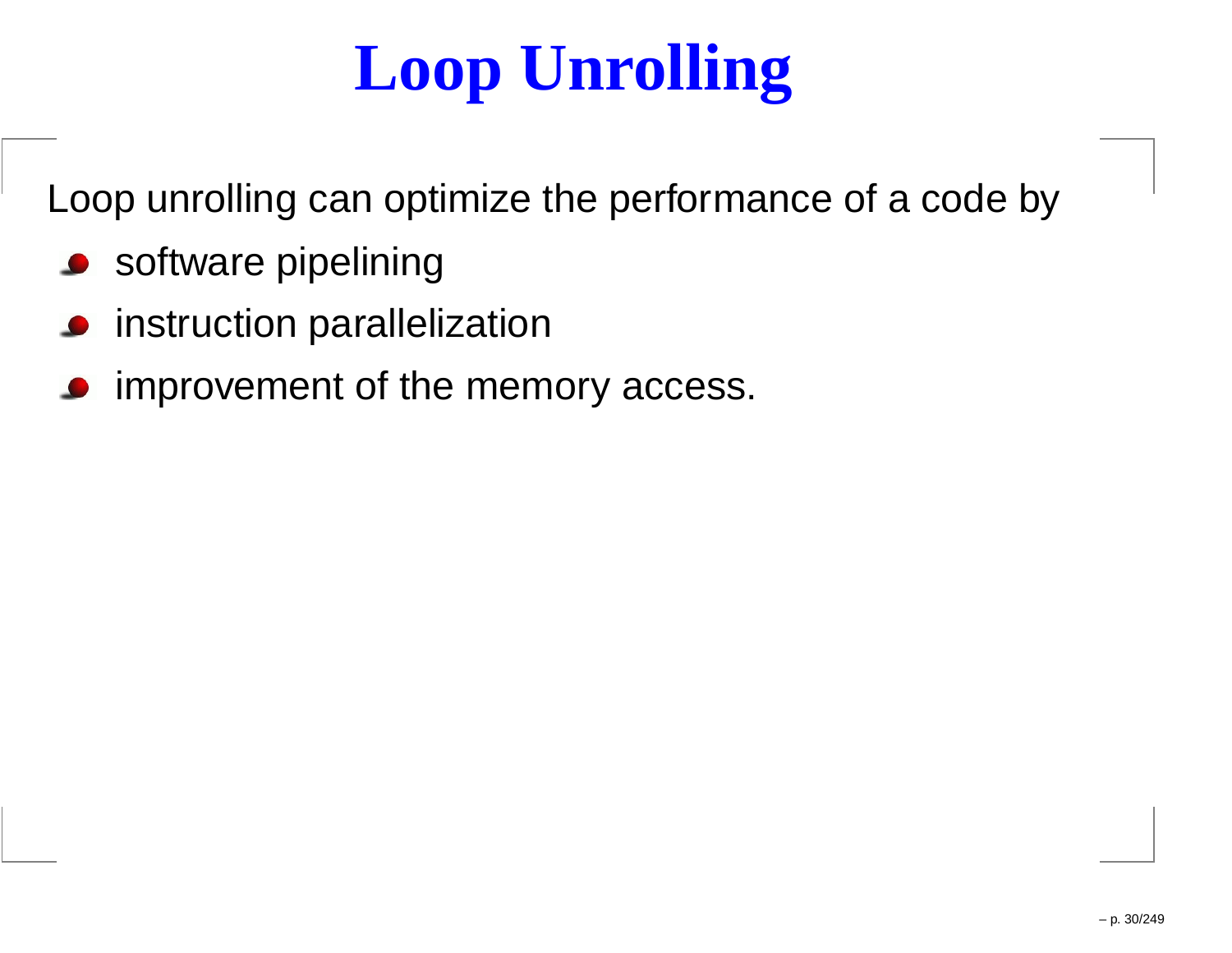# Loop Unrolling

Loop unrolling can optimize the performance of a code by

- software pipelining
- instruction parallelization
- improvement of the memory access.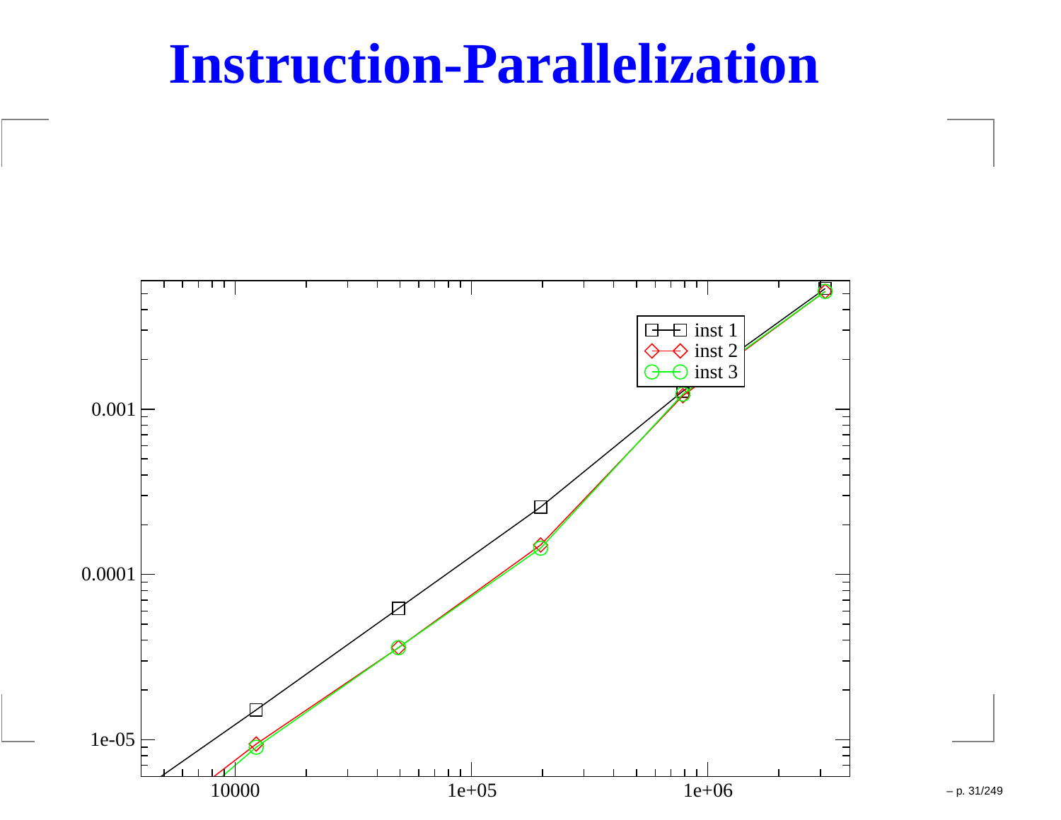# Instruction-Parallelization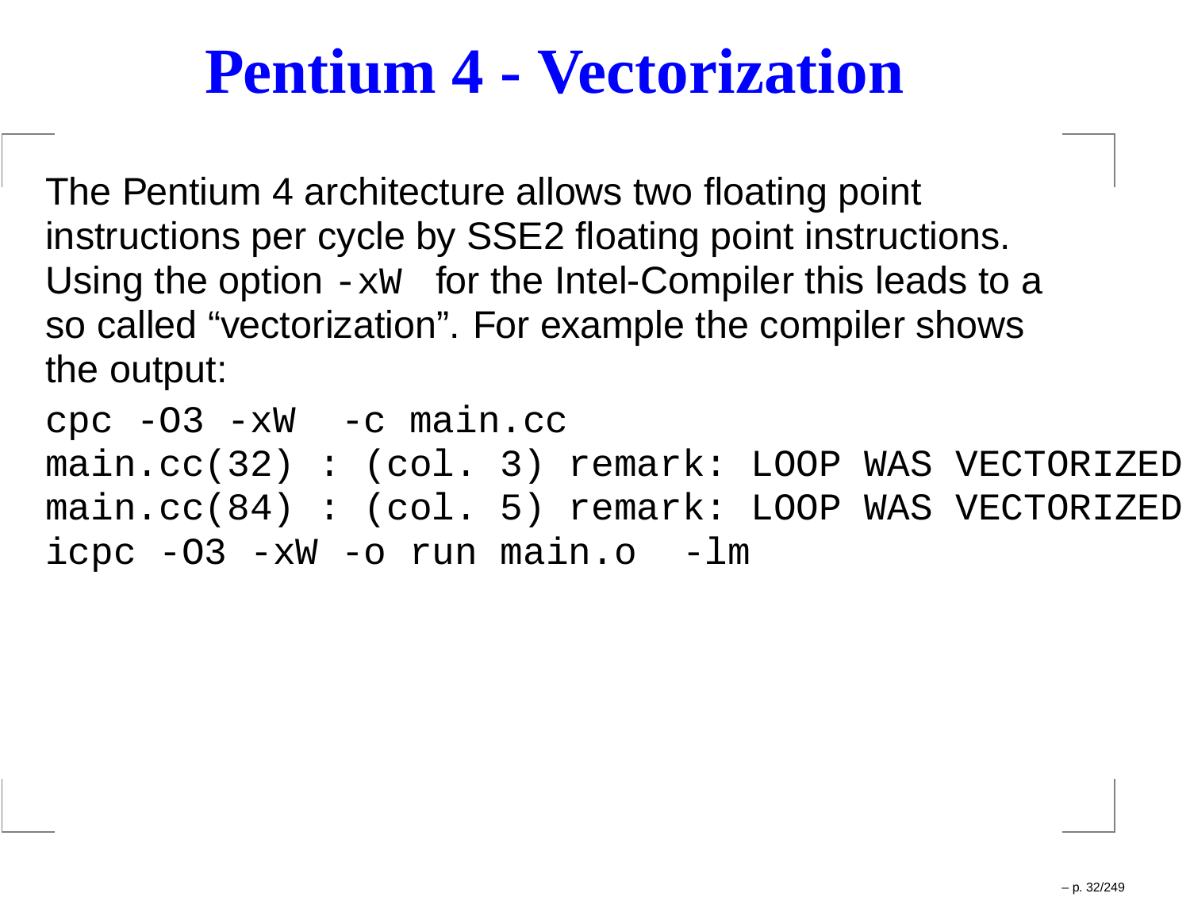# Pentium 4 - Vectorization

The Pentium 4 architecture allows two floating point instructions per cycle by SSE2 floating point instructions. Using the option `-xW` for the Intel-Compiler this leads to a so called "vectorization". For example the compiler shows the output:

```
cpc -O3 -xW  -c main.cc
main.cc(32) : (col. 3) remark: LOOP WAS VECTORIZED
main.cc(84) : (col. 5) remark: LOOP WAS VECTORIZED
icpc -O3 -xW -o run main.o  -lm
```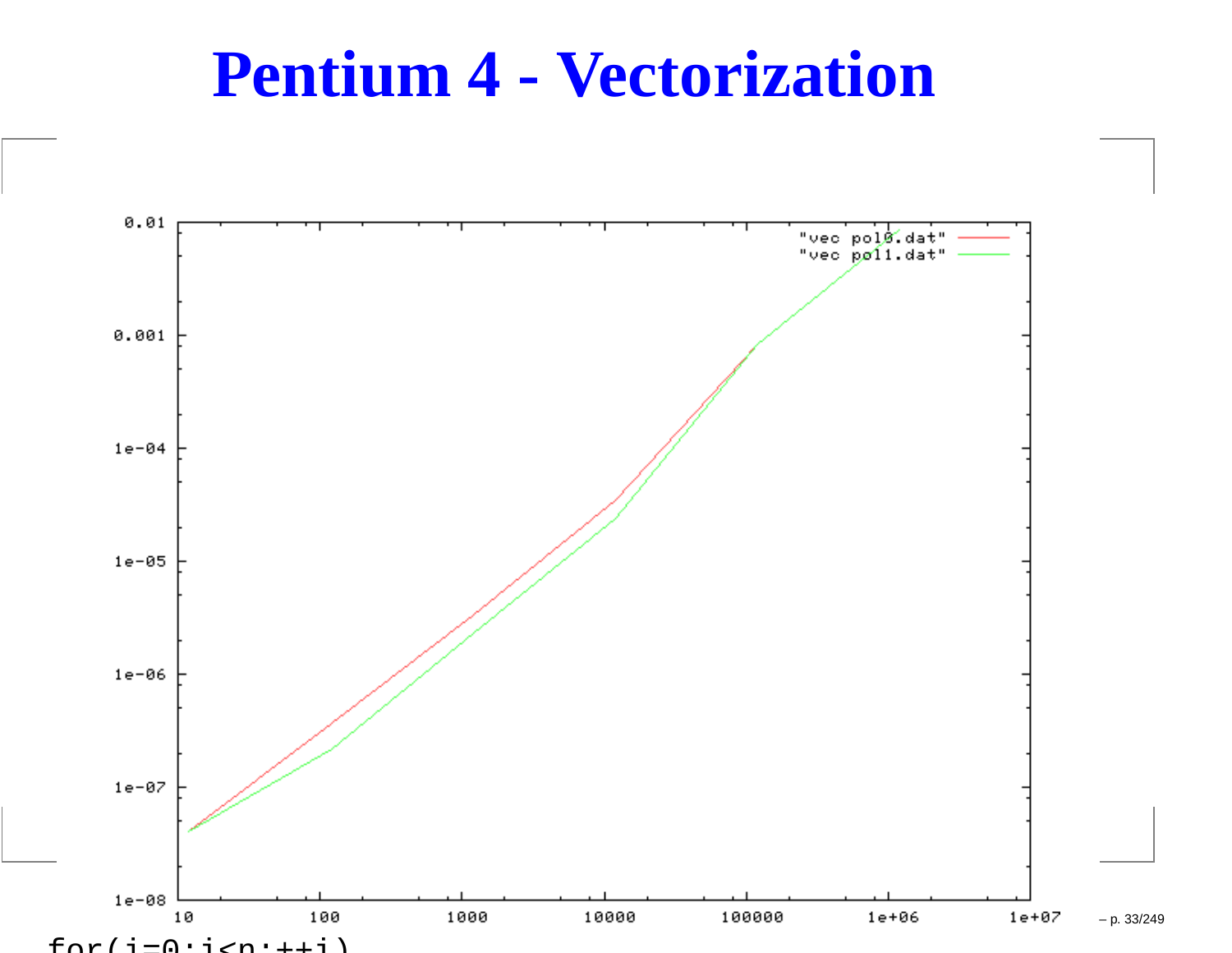# Pentium 4 - Vectorization

```
for(i=0;i<n;++i)
```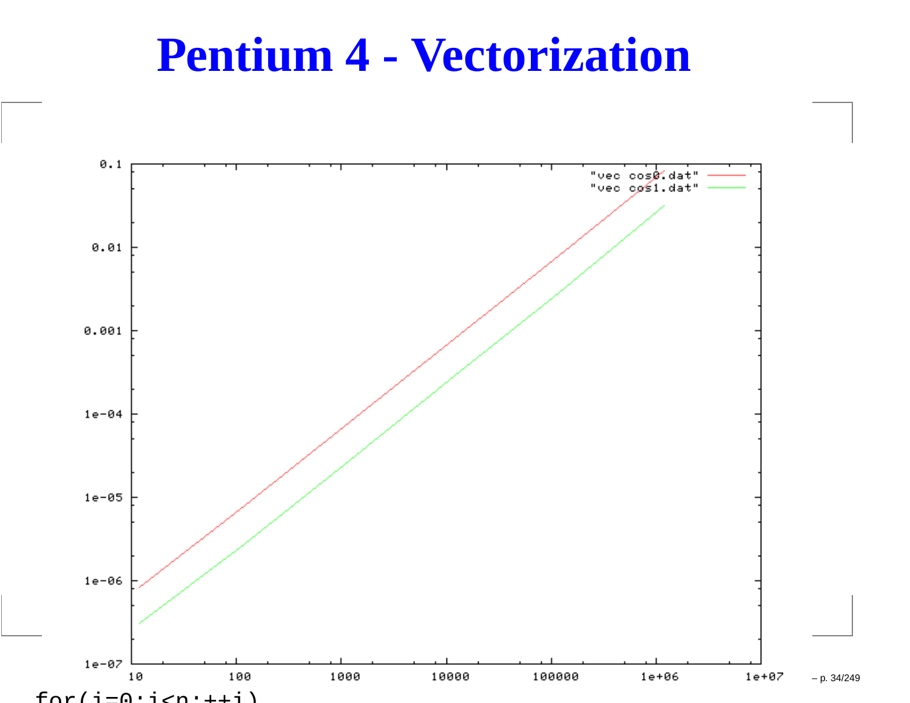# Pentium 4 - Vectorization

```
for(i=0;i<n;++i)
```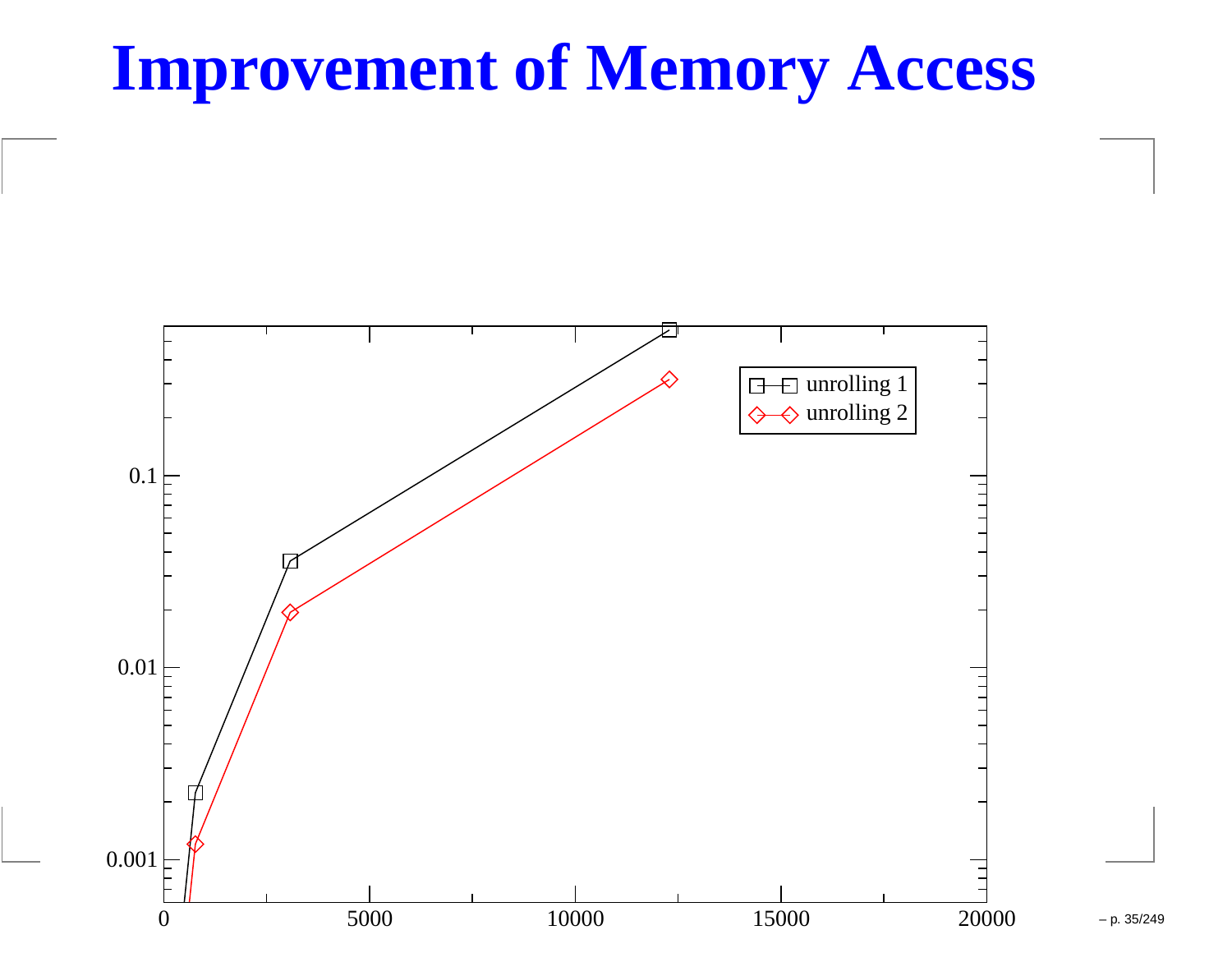# Improvement of Memory Access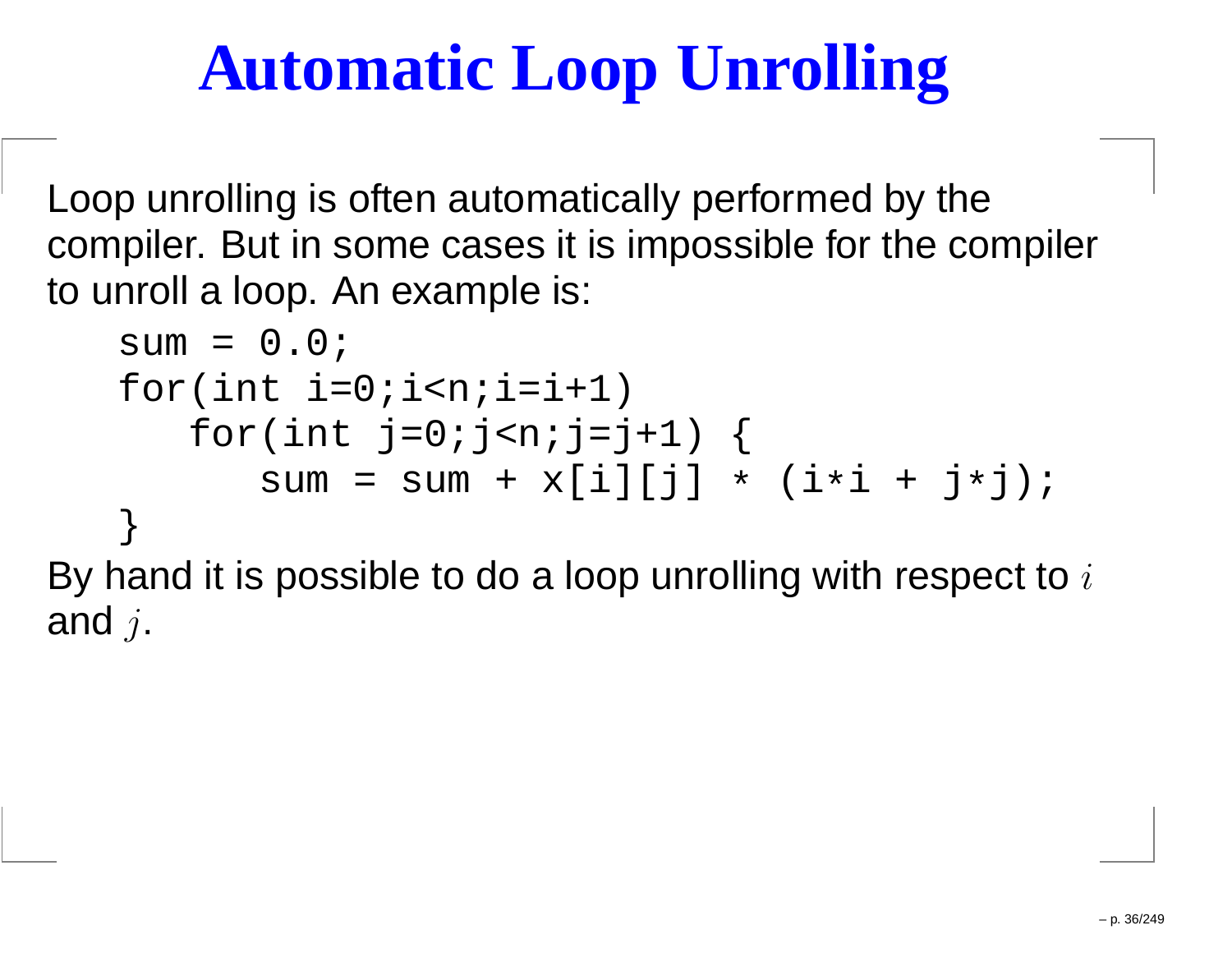# Automatic Loop Unrolling

Loop unrolling is often automatically performed by the compiler. But in some cases it is impossible for the compiler to unroll a loop. An example is:

```
sum = 0.0;
for(int i=0;i<n;i=i+1)
   for(int j=0;j<n;j=j+1) {
      sum = sum + x[i][j] * (i*i + j*j);
}
```

By hand it is possible to do a loop unrolling with respect to $i$ and $j$.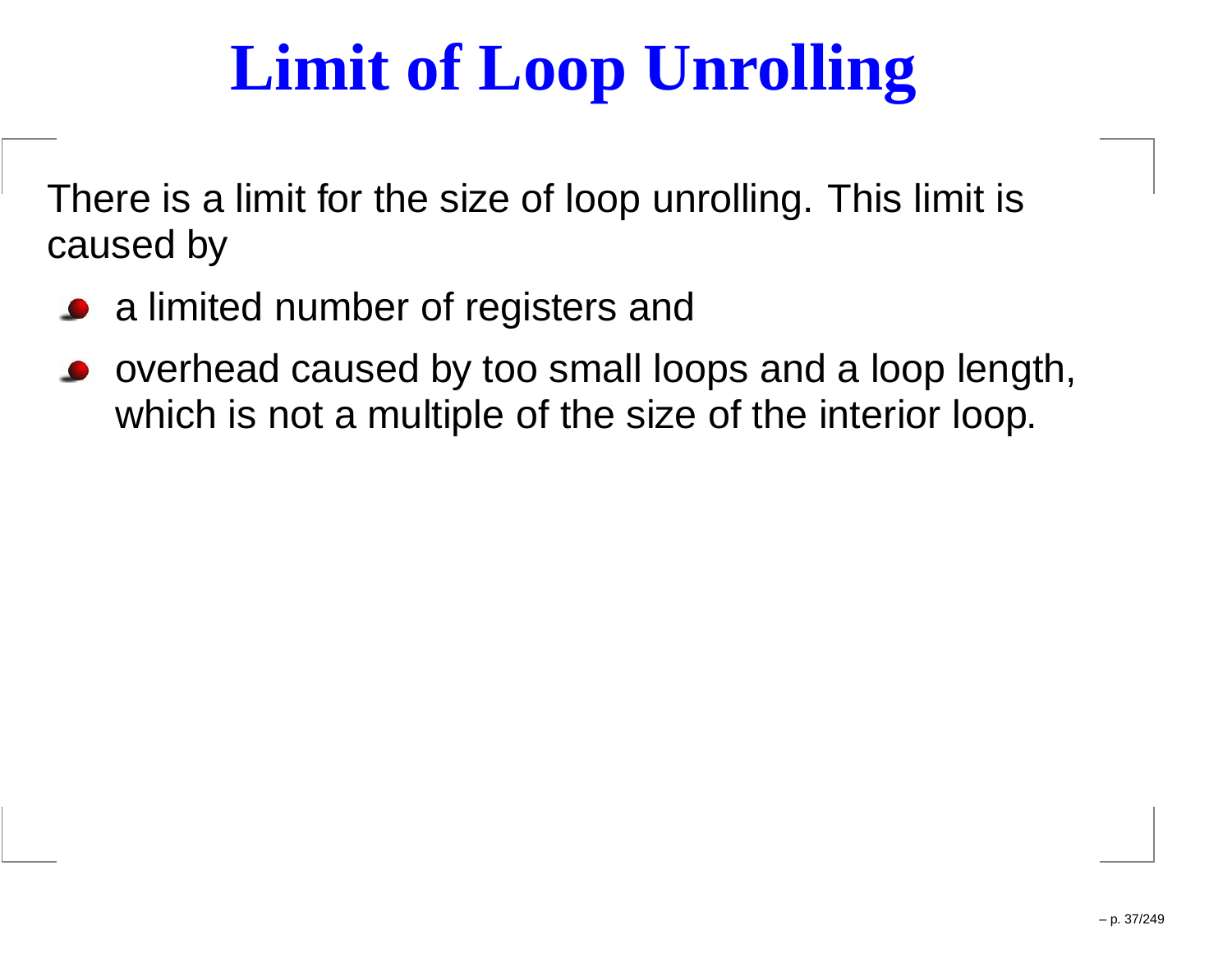# Limit of Loop Unrolling

There is a limit for the size of loop unrolling. This limit is caused by

- a limited number of registers and
- overhead caused by too small loops and a loop length, which is not a multiple of the size of the interior loop.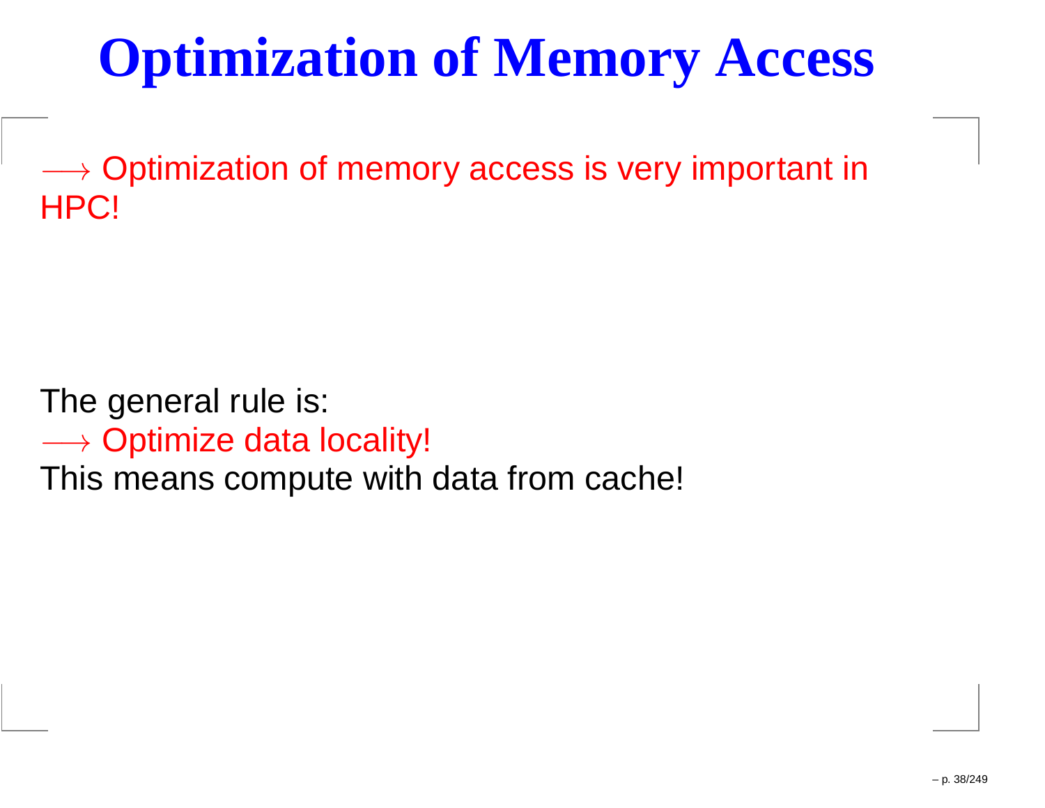# Optimization of Memory Access

$\longrightarrow$ Optimization of memory access is very important in HPC!

The general rule is:
$\longrightarrow$ Optimize data locality!
This means compute with data from cache!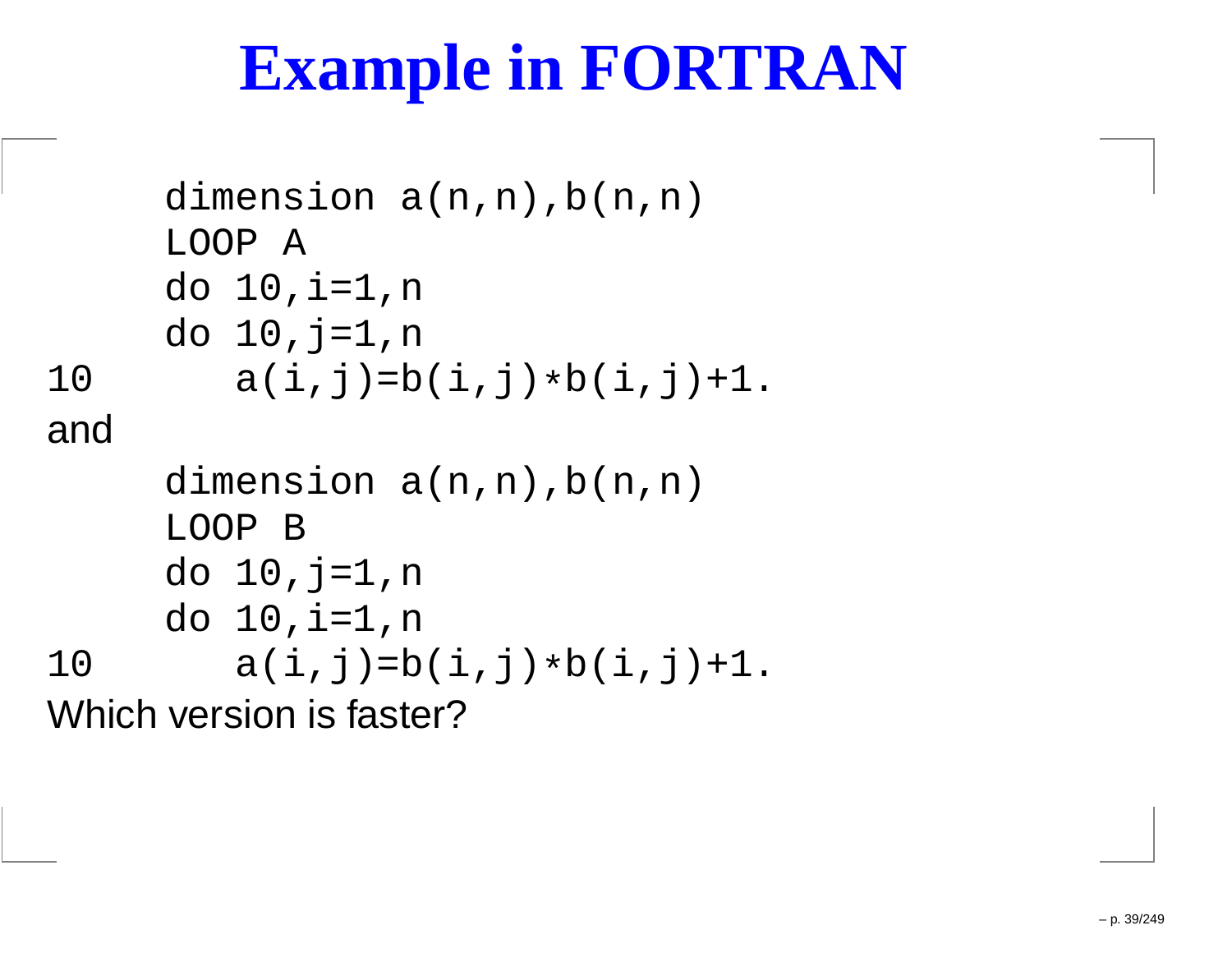# Example in FORTRAN

```
      dimension a(n,n),b(n,n)
      LOOP A
      do 10,i=1,n
      do 10,j=1,n
10       a(i,j)=b(i,j)*b(i,j)+1.
```

and

```
      dimension a(n,n),b(n,n)
      LOOP B
      do 10,j=1,n
      do 10,i=1,n
10       a(i,j)=b(i,j)*b(i,j)+1.
```

Which version is faster?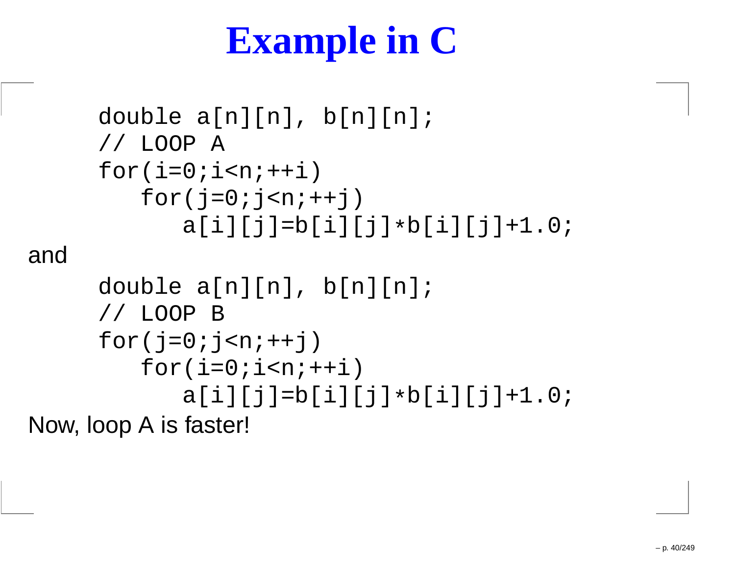# Example in C

```
double a[n][n], b[n][n];
// LOOP A
for(i=0;i<n;++i)
   for(j=0;j<n;++j)
      a[i][j]=b[i][j]*b[i][j]+1.0;
```

and

```
double a[n][n], b[n][n];
// LOOP B
for(j=0;j<n;++j)
   for(i=0;i<n;++i)
      a[i][j]=b[i][j]*b[i][j]+1.0;
```

Now, loop A is faster!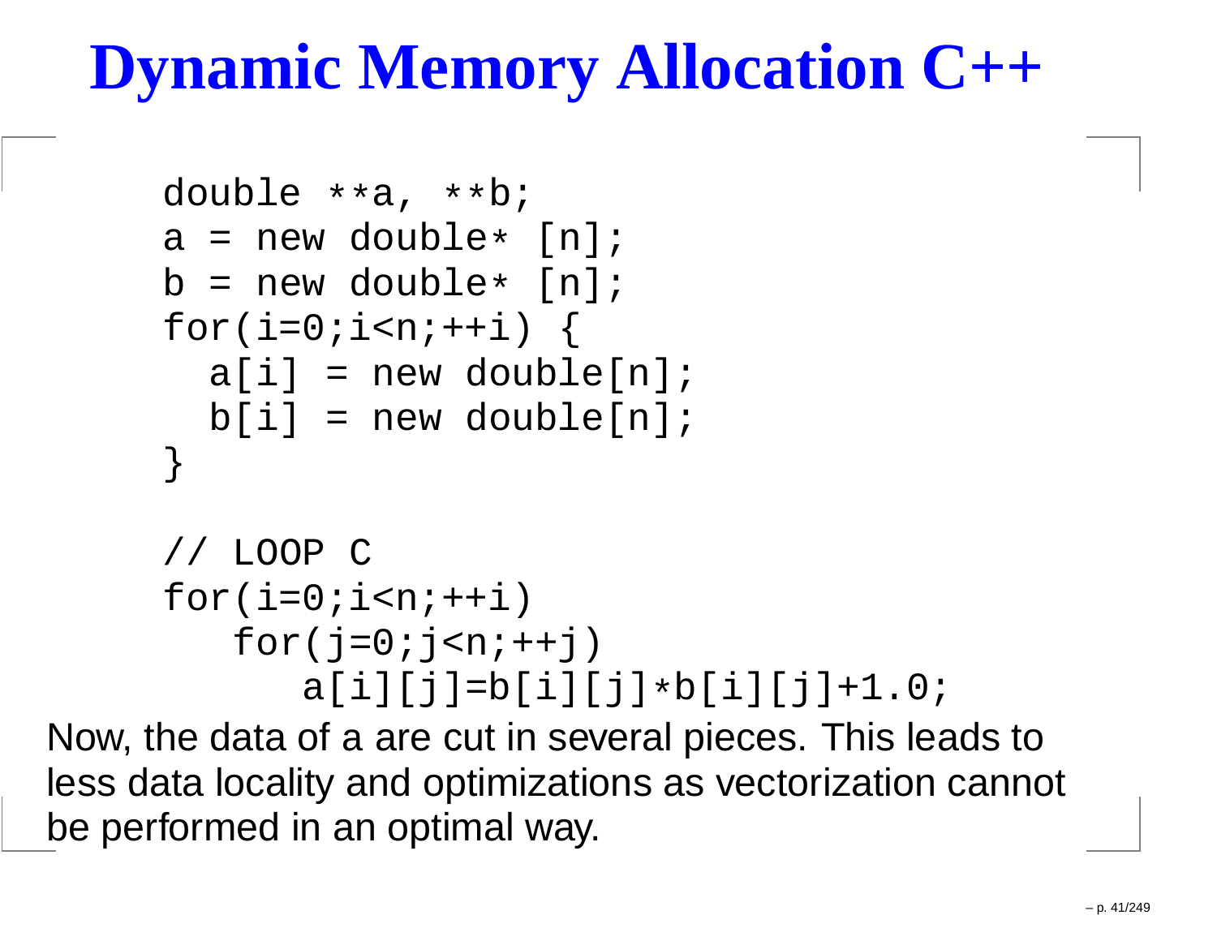# Dynamic Memory Allocation C++

```
double **a, **b;
a = new double* [n];
b = new double* [n];
for(i=0;i<n;++i) {
  a[i] = new double[n];
  b[i] = new double[n];
}

// LOOP C
for(i=0;i<n;++i)
   for(j=0;j<n;++j)
      a[i][j]=b[i][j]*b[i][j]+1.0;
```

Now, the data of a are cut in several pieces. This leads to less data locality and optimizations as vectorization cannot be performed in an optimal way.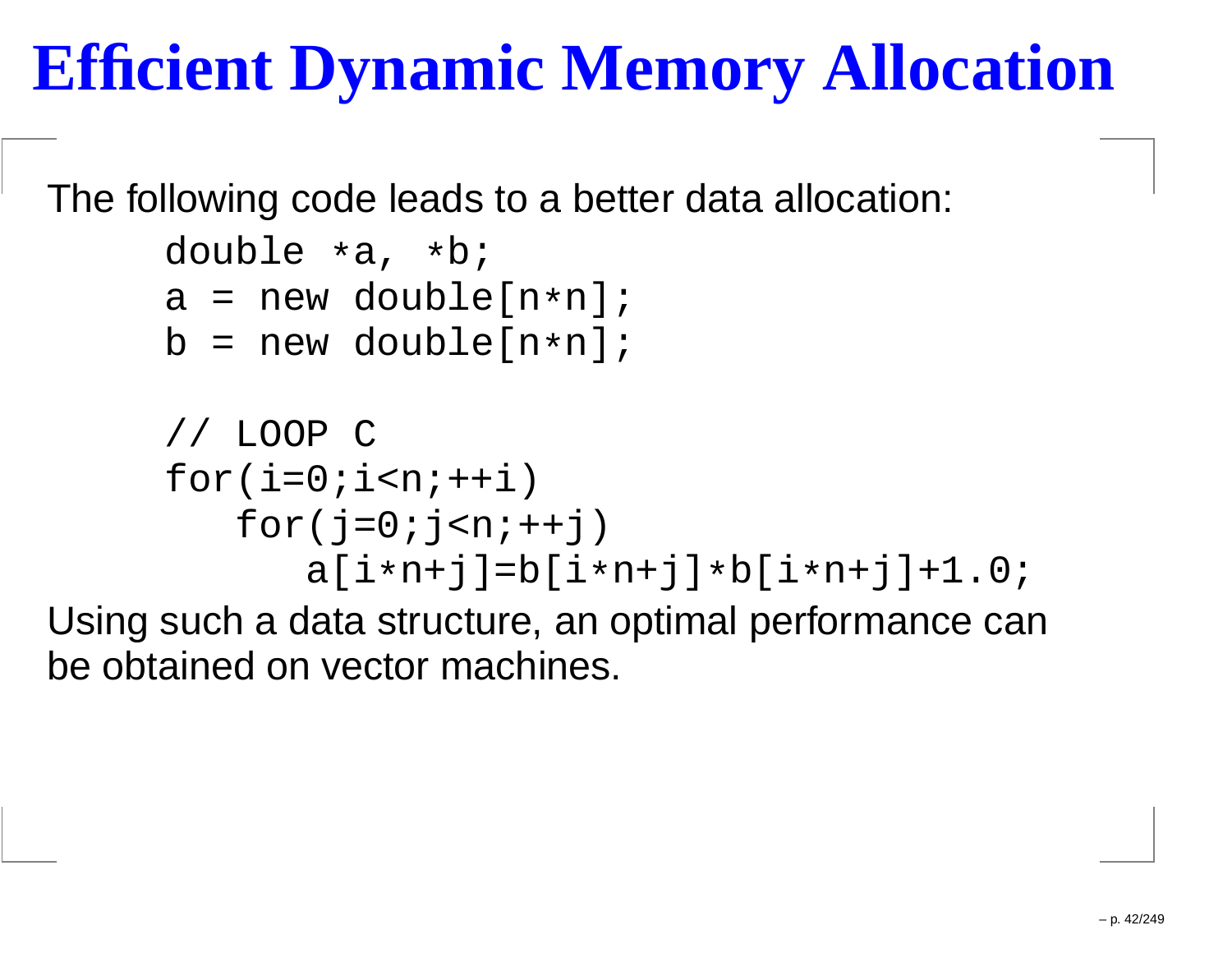# Efficient Dynamic Memory Allocation

The following code leads to a better data allocation:

```
double *a, *b;
a = new double[n*n];
b = new double[n*n];

// LOOP C
for(i=0;i<n;++i)
   for(j=0;j<n;++j)
      a[i*n+j]=b[i*n+j]*b[i*n+j]+1.0;
```

Using such a data structure, an optimal performance can be obtained on vector machines.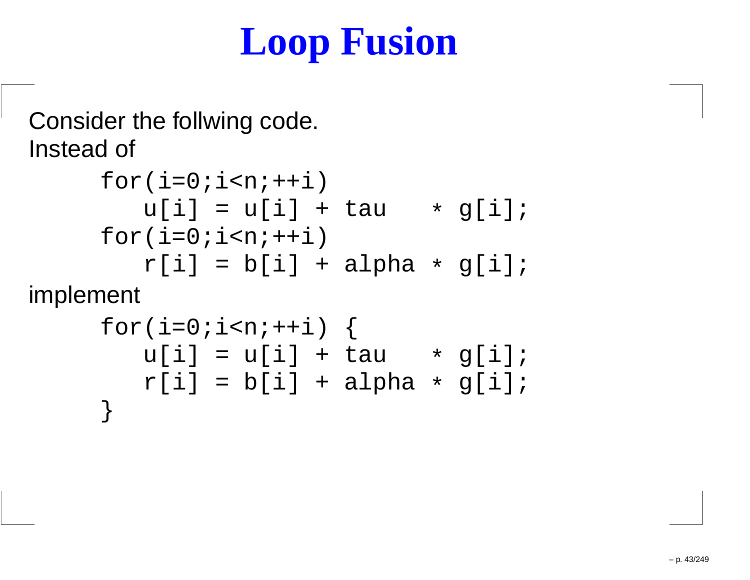# Loop Fusion

Consider the follwing code.
Instead of

```
for(i=0;i<n;++i)
   u[i] = u[i] + tau   * g[i];
for(i=0;i<n;++i)
   r[i] = b[i] + alpha * g[i];
```

implement

```
for(i=0;i<n;++i) {
   u[i] = u[i] + tau   * g[i];
   r[i] = b[i] + alpha * g[i];
}
```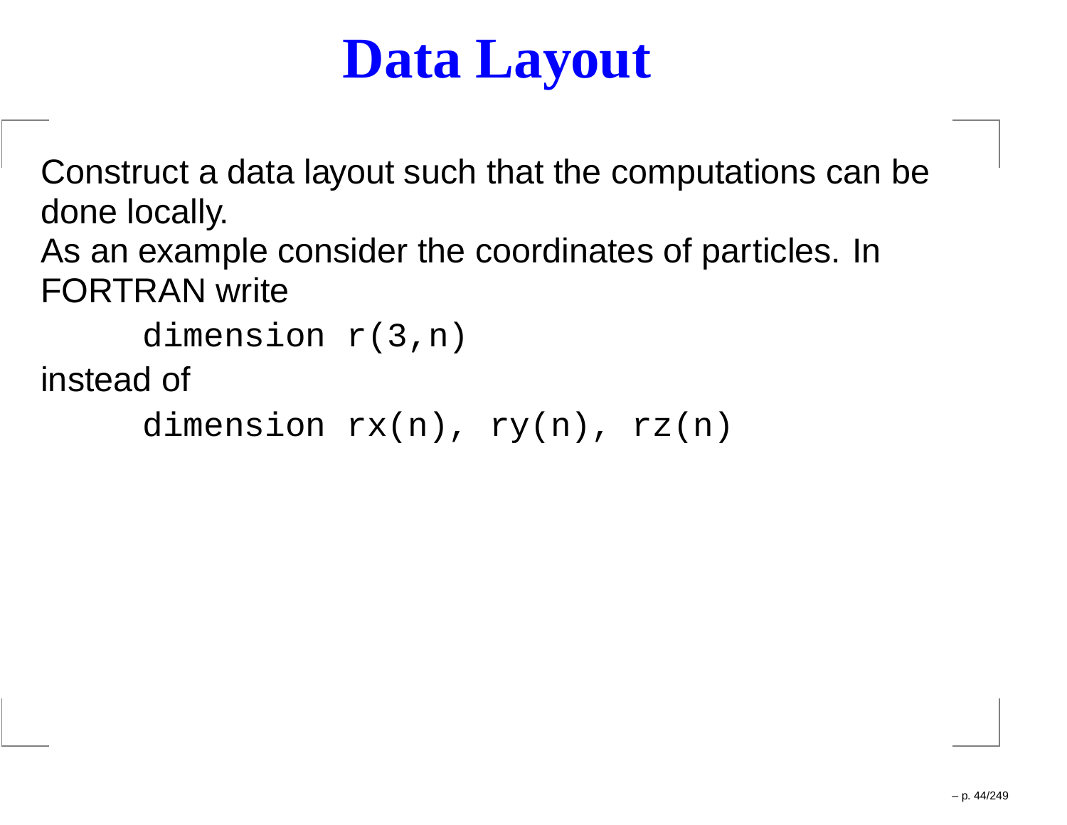# Data Layout

Construct a data layout such that the computations can be done locally.

As an example consider the coordinates of particles. In FORTRAN write

```
dimension r(3,n)
```

instead of

```
dimension rx(n), ry(n), rz(n)
```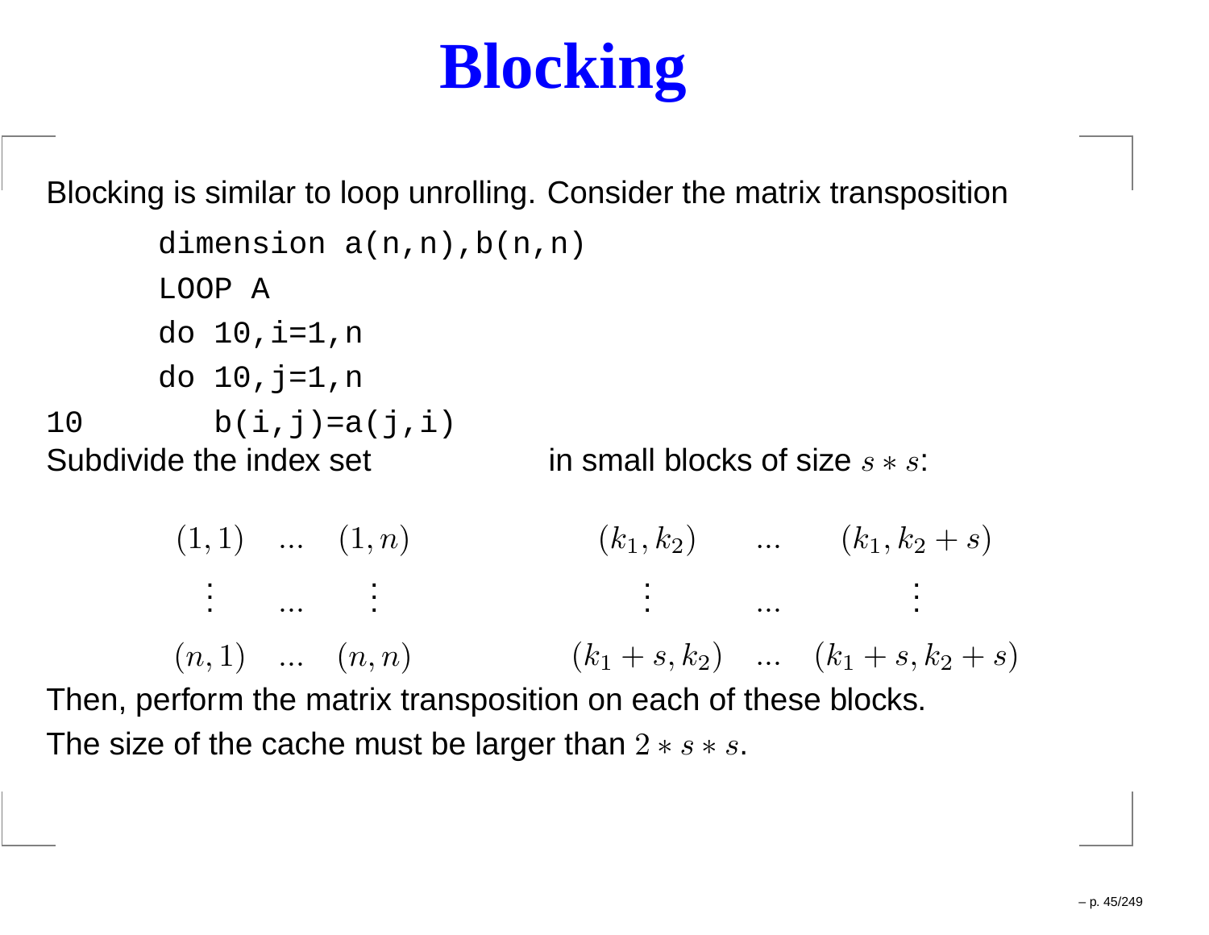# Blocking

Blocking is similar to loop unrolling. Consider the matrix transposition

```
      dimension a(n,n),b(n,n)
      LOOP A
      do 10,i=1,n
      do 10,j=1,n
10       b(i,j)=a(j,i)
```

Subdivide the index set in small blocks of size $s * s$:

$$
\begin{matrix}
(1,1) & ... & (1,n) \\
\vdots & ... & \vdots \\
(n,1) & ... & (n,n)
\end{matrix}
\qquad\qquad
\begin{matrix}
(k_1,k_2) & ... & (k_1,k_2+s) \\
\vdots & ... & \vdots \\
(k_1+s,k_2) & ... & (k_1+s,k_2+s)
\end{matrix}
$$

Then, perform the matrix transposition on each of these blocks.

The size of the cache must be larger than $2 * s * s$.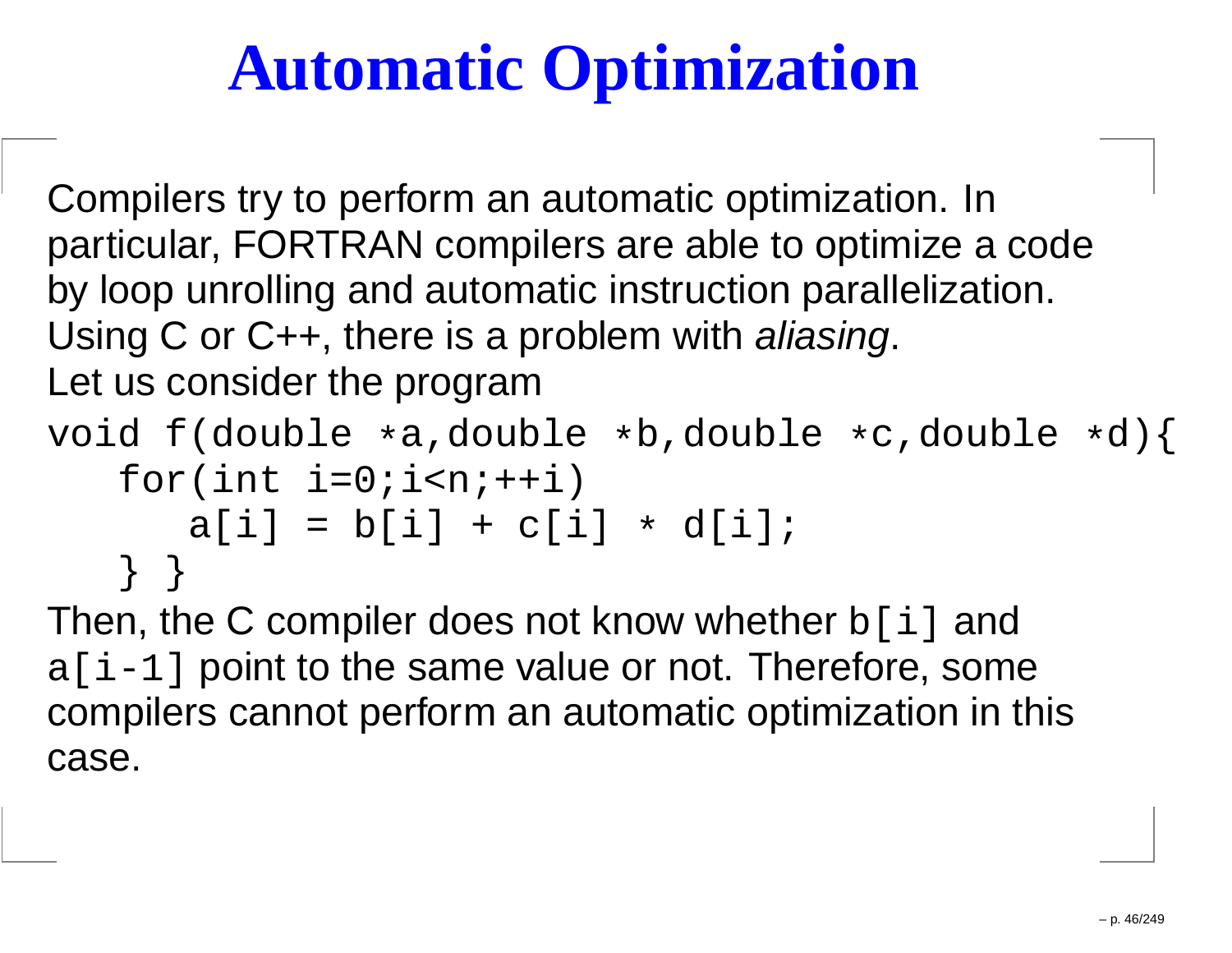# Automatic Optimization

Compilers try to perform an automatic optimization. In particular, FORTRAN compilers are able to optimize a code by loop unrolling and automatic instruction parallelization. Using C or C++, there is a problem with *aliasing*.

Let us consider the program

```
void f(double *a,double *b,double *c,double *d){
   for(int i=0;i<n;++i)
      a[i] = b[i] + c[i] * d[i];
   } }
```

Then, the C compiler does not know whether `b[i]` and `a[i-1]` point to the same value or not. Therefore, some compilers cannot perform an automatic optimization in this case.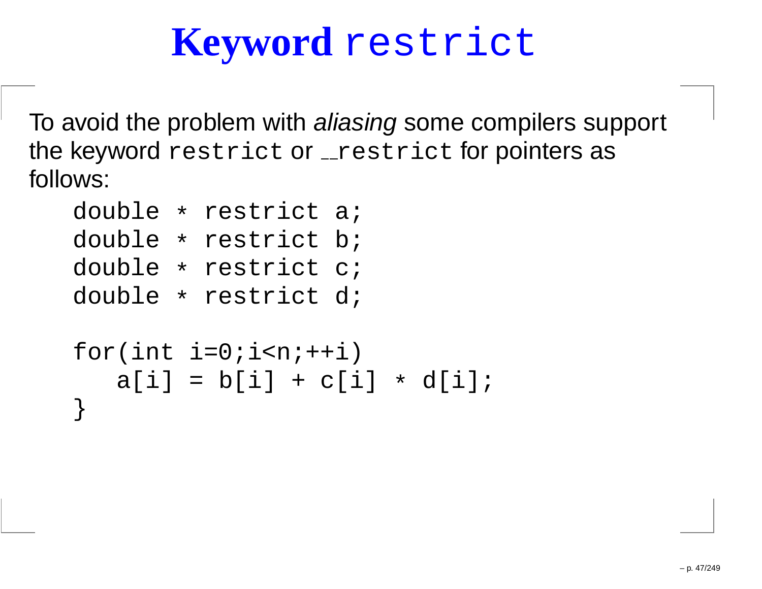# Keyword `restrict`

To avoid the problem with *aliasing* some compilers support the keyword `restrict` or `__restrict` for pointers as follows:

```
double * restrict a;
double * restrict b;
double * restrict c;
double * restrict d;

for(int i=0;i<n;++i)
   a[i] = b[i] + c[i] * d[i];
}
```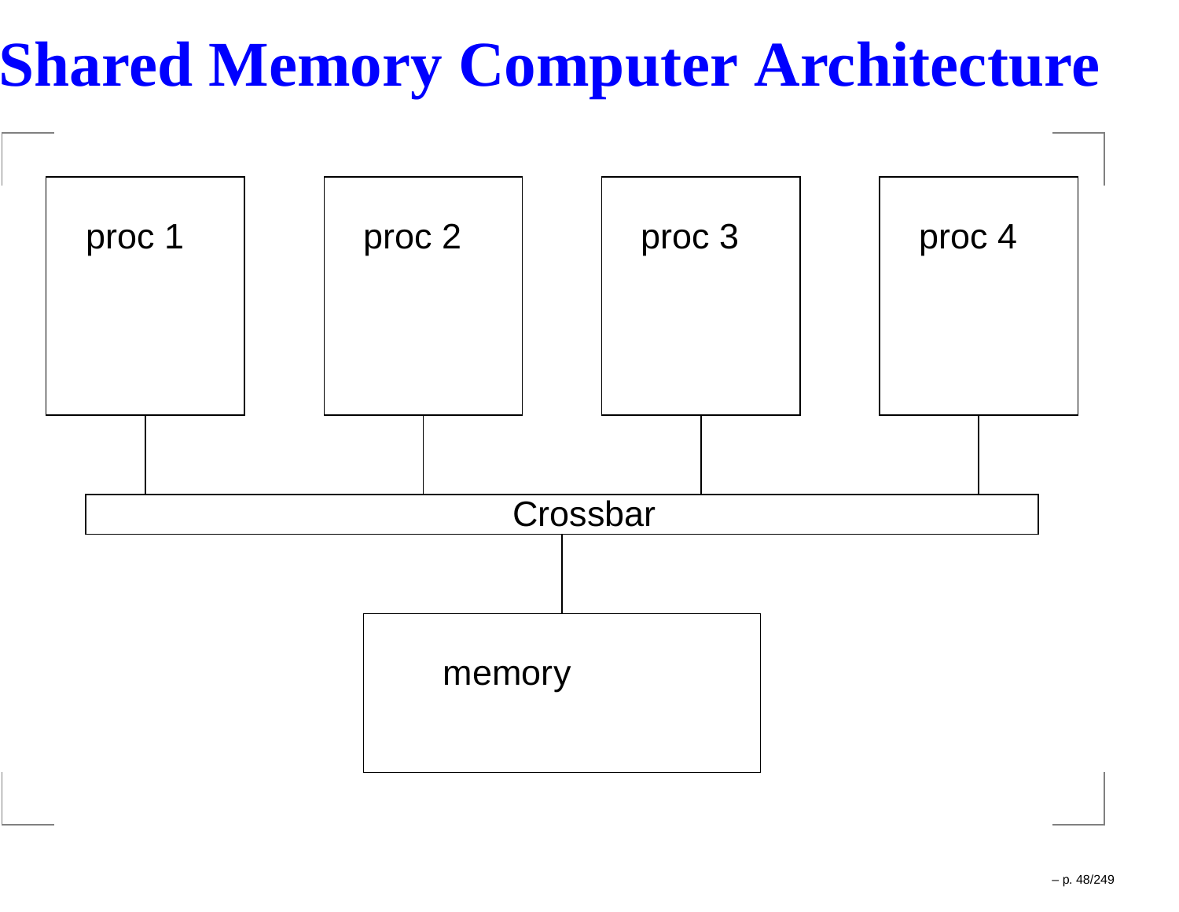# Shared Memory Computer Architecture

proc 1

proc 2

proc 3

proc 4

Crossbar

memory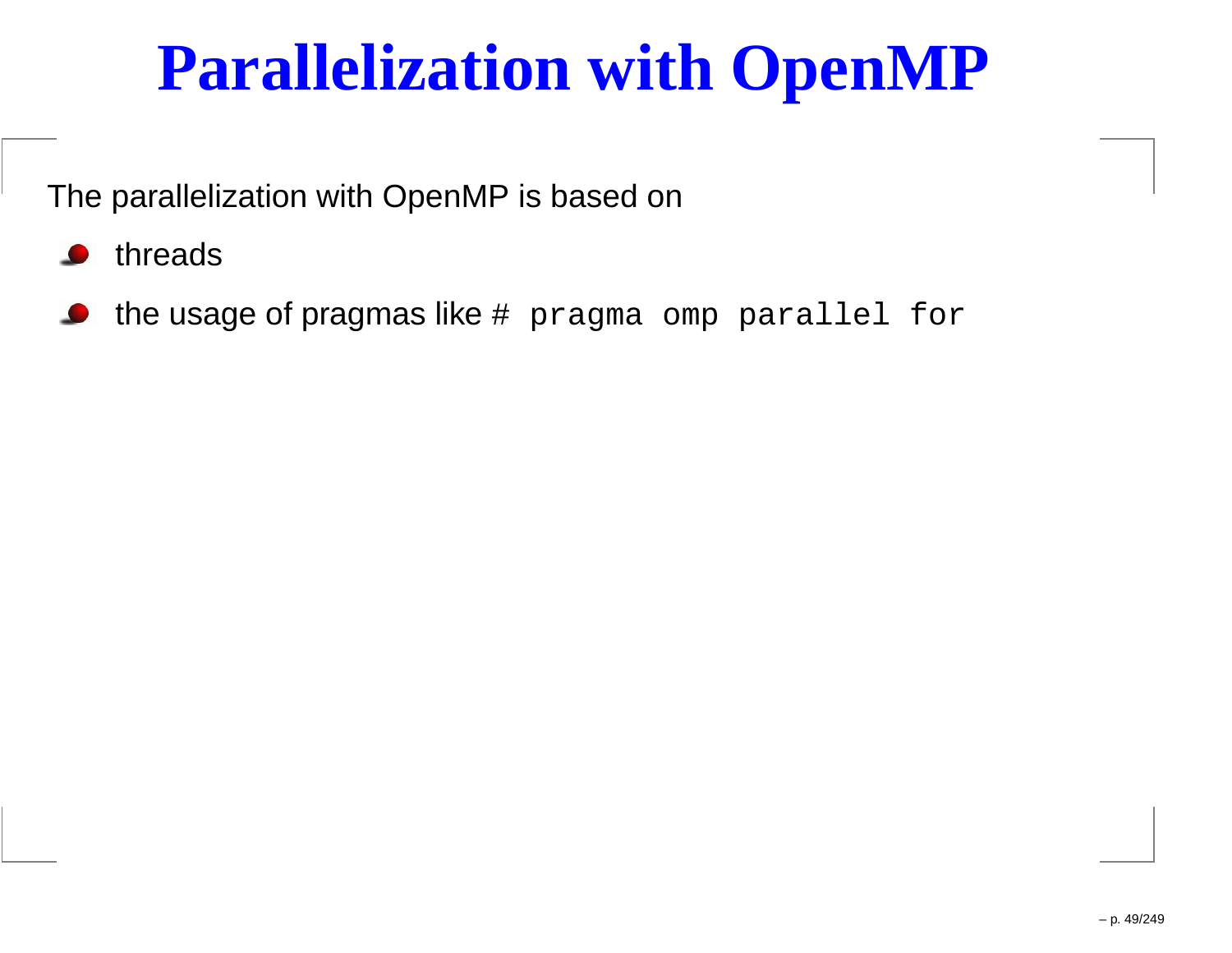# Parallelization with OpenMP

The parallelization with OpenMP is based on

- threads
- the usage of pragmas like `# pragma omp parallel for`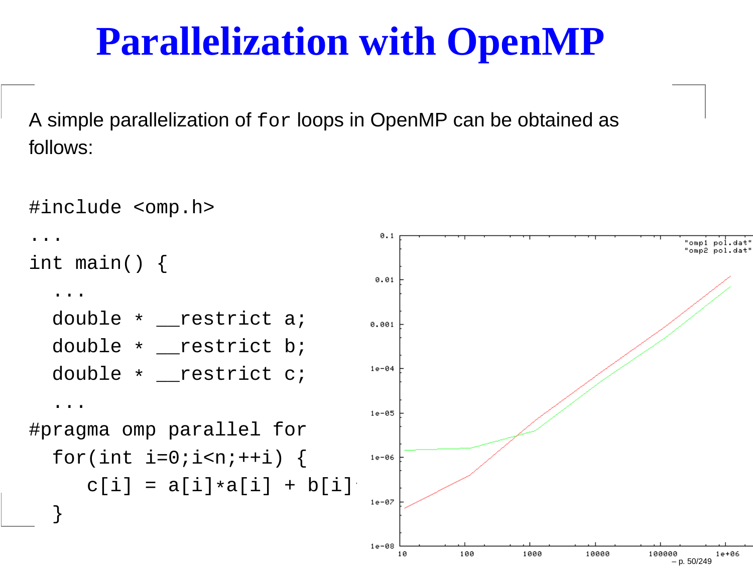# Parallelization with OpenMP

A simple parallelization of `for` loops in OpenMP can be obtained as follows:

```
#include <omp.h>
...
int main() {
  ...
  double * __restrict a;
  double * __restrict b;
  double * __restrict c;
  ...
#pragma omp parallel for
  for(int i=0;i<n;++i) {
     c[i] = a[i]*a[i] + b[i]
  }
```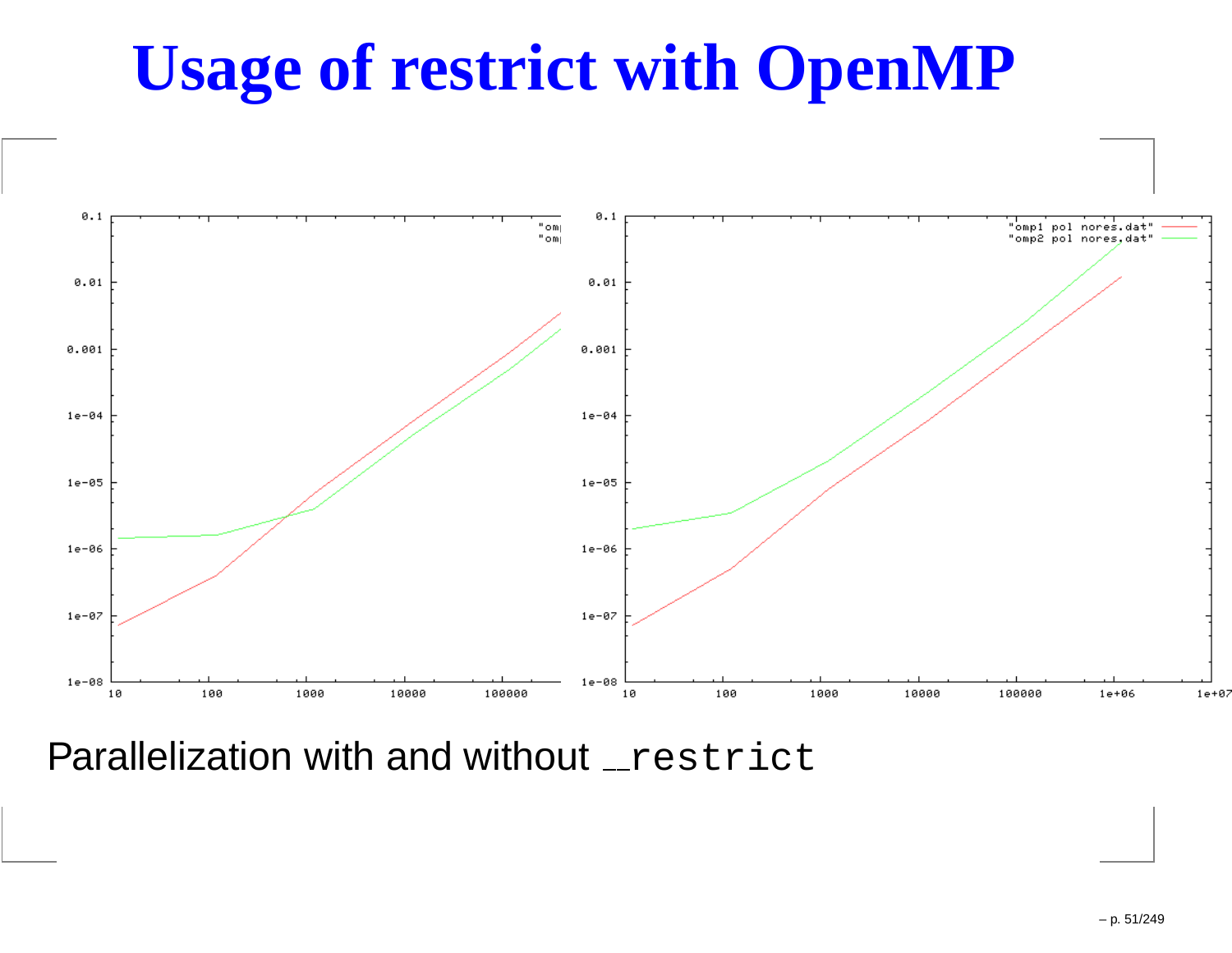# Usage of restrict with OpenMP

Parallelization with and without `__restrict`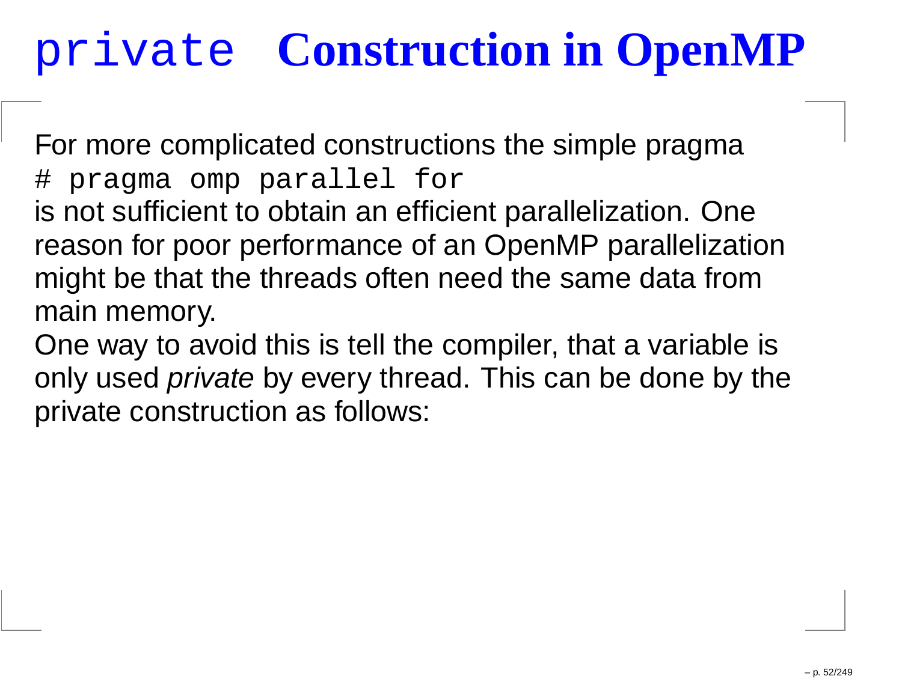# `private` Construction in OpenMP

For more complicated constructions the simple pragma
`# pragma omp parallel for`
is not sufficient to obtain an efficient parallelization. One reason for poor performance of an OpenMP parallelization might be that the threads often need the same data from main memory.

One way to avoid this is tell the compiler, that a variable is only used *private* by every thread. This can be done by the private construction as follows: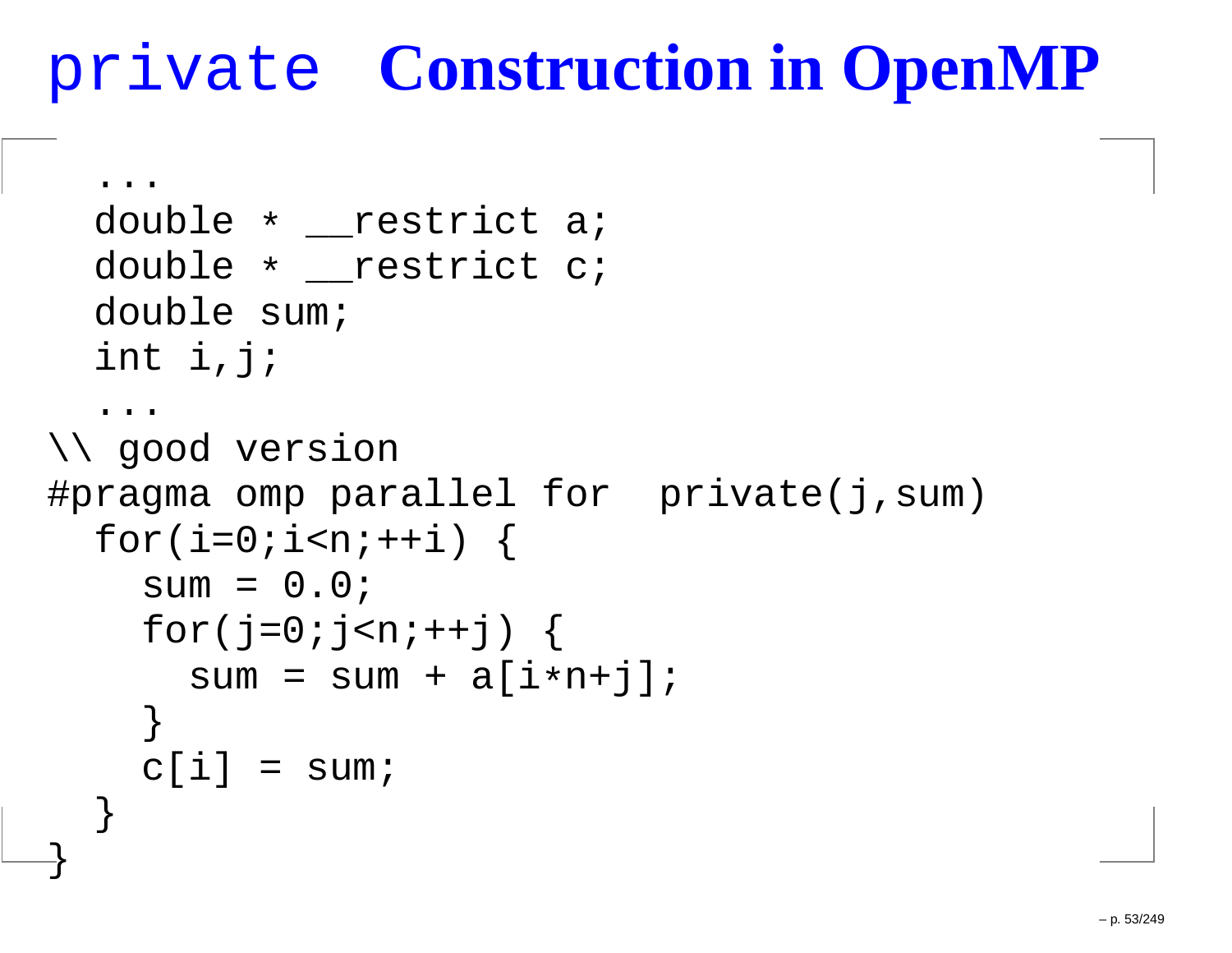# `private` Construction in OpenMP

```
  ...
  double * __restrict a;
  double * __restrict c;
  double sum;
  int i,j;
  ...
\\ good version
#pragma omp parallel for  private(j,sum)
  for(i=0;i<n;++i) {
    sum = 0.0;
    for(j=0;j<n;++j) {
      sum = sum + a[i*n+j];
    }
    c[i] = sum;
  }
}
```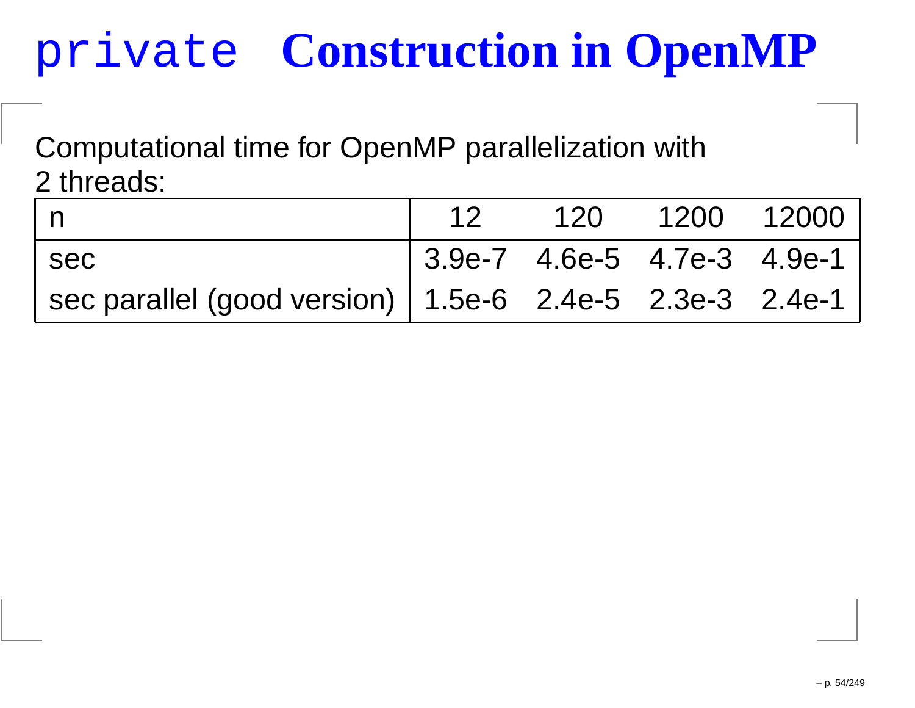# `private` Construction in OpenMP

Computational time for OpenMP parallelization with 2 threads:

| n | 12 | 120 | 1200 | 12000 |
|---|---|---|---|---|
| sec | 3.9e-7 | 4.6e-5 | 4.7e-3 | 4.9e-1 |
| sec parallel (good version) | 1.5e-6 | 2.4e-5 | 2.3e-3 | 2.4e-1 |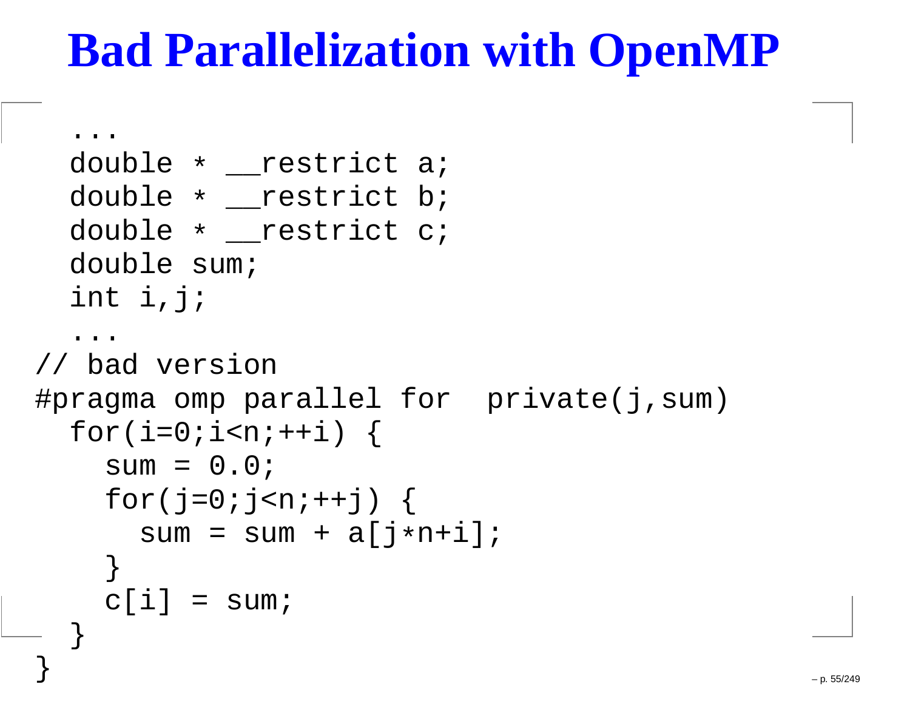# Bad Parallelization with OpenMP

```
  ...
  double * __restrict a;
  double * __restrict b;
  double * __restrict c;
  double sum;
  int i,j;
  ...
// bad version
#pragma omp parallel for  private(j,sum)
  for(i=0;i<n;++i) {
    sum = 0.0;
    for(j=0;j<n;++j) {
      sum = sum + a[j*n+i];
    }
    c[i] = sum;
  }
}
```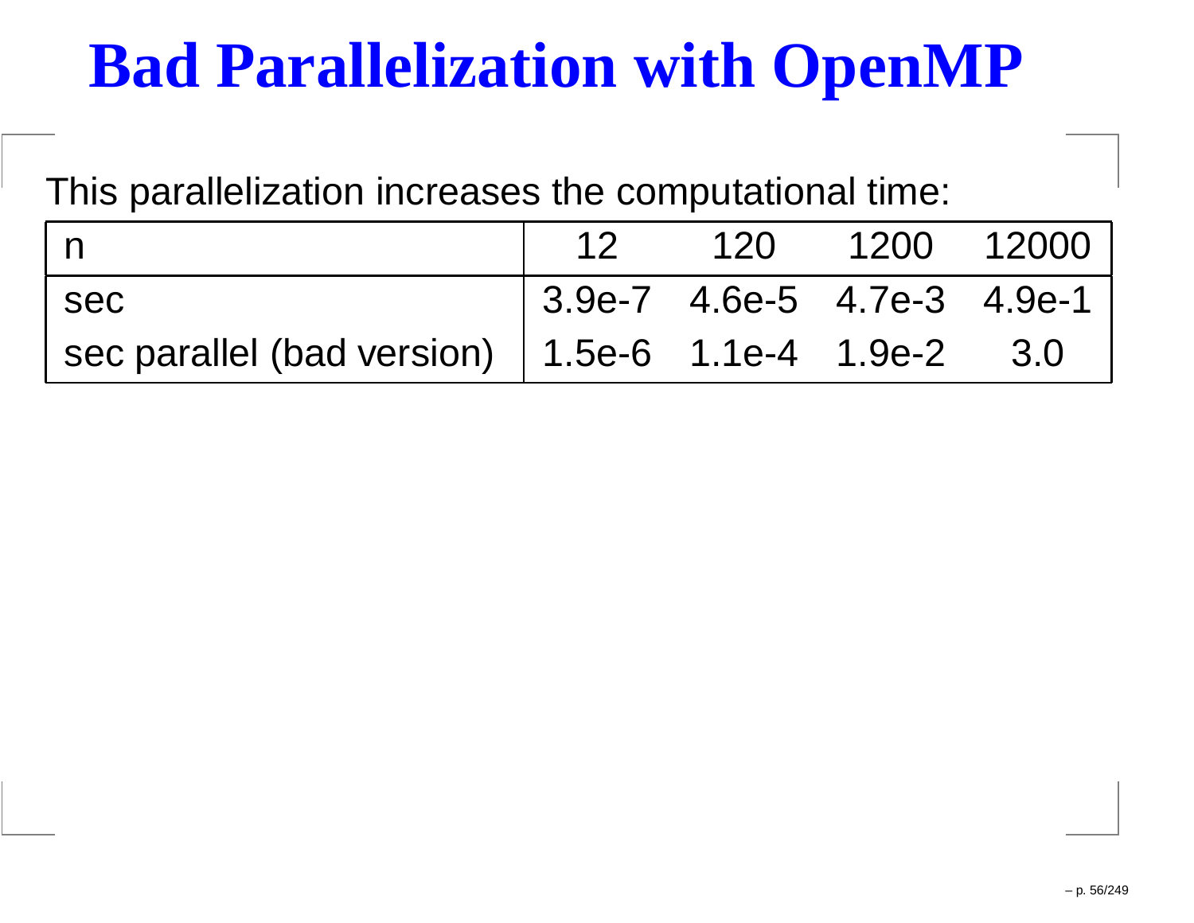# Bad Parallelization with OpenMP

This parallelization increases the computational time:

| n | 12 | 120 | 1200 | 12000 |
|---|---|---|---|---|
| sec | 3.9e-7 | 4.6e-5 | 4.7e-3 | 4.9e-1 |
| sec parallel (bad version) | 1.5e-6 | 1.1e-4 | 1.9e-2 | 3.0 |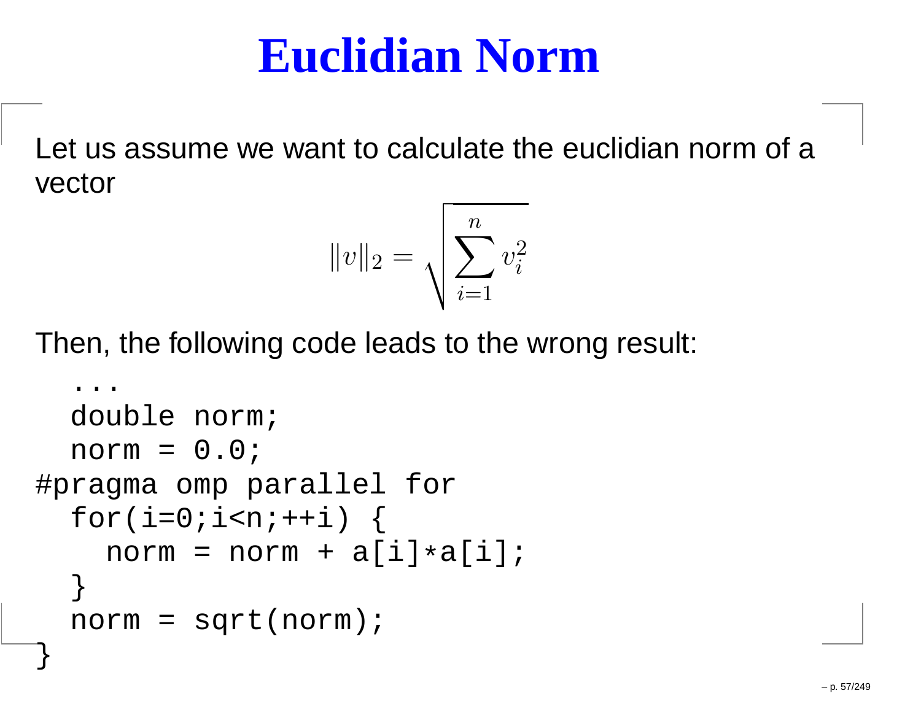# Euclidian Norm

Let us assume we want to calculate the euclidian norm of a vector

$$\|v\|_2 = \sqrt{\sum_{i=1}^{n} v_i^2}$$

Then, the following code leads to the wrong result:

```
  ...
  double norm;
  norm = 0.0;
#pragma omp parallel for
  for(i=0;i<n;++i) {
    norm = norm + a[i]*a[i];
  }
  norm = sqrt(norm);
}
```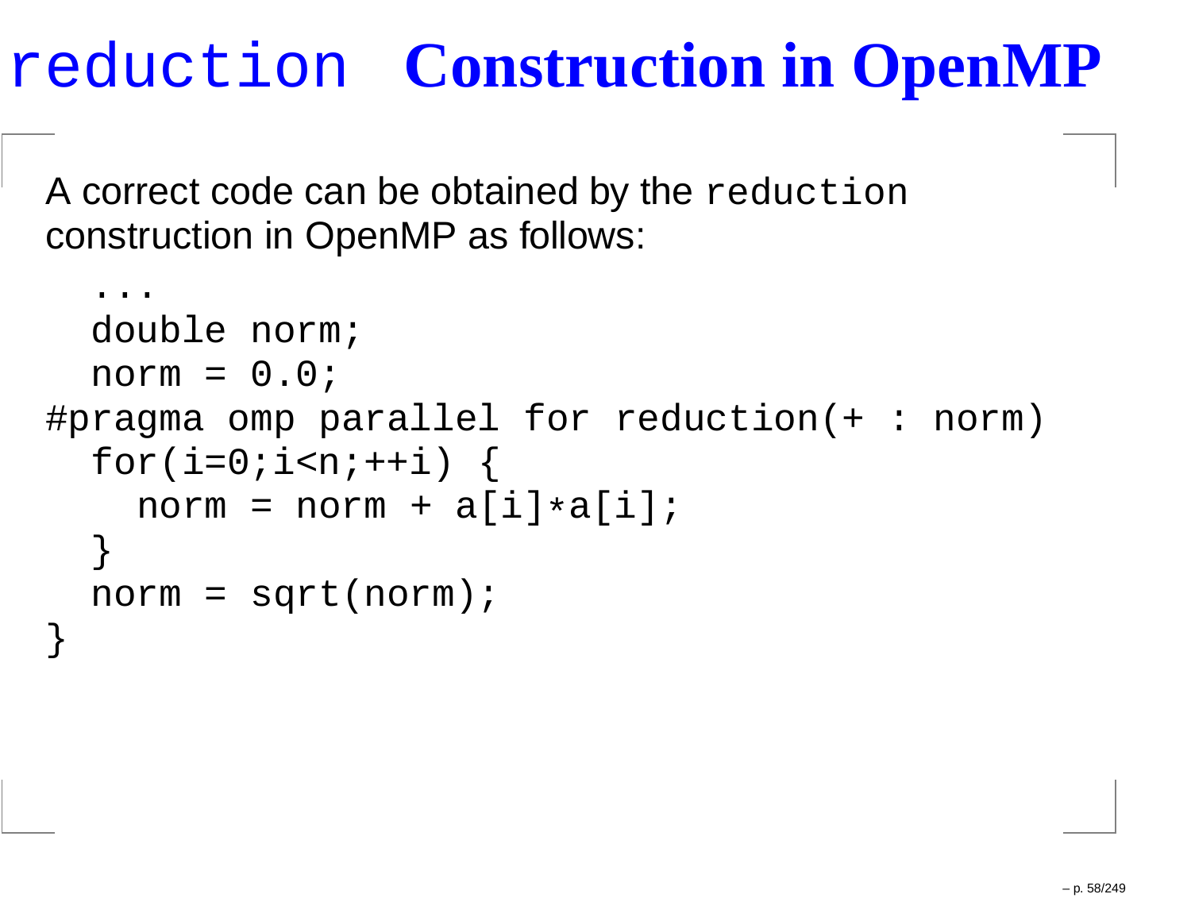# `reduction` Construction in OpenMP

A correct code can be obtained by the `reduction` construction in OpenMP as follows:

```
  ...
  double norm;
  norm = 0.0;
#pragma omp parallel for reduction(+ : norm)
  for(i=0;i<n;++i) {
    norm = norm + a[i]*a[i];
  }
  norm = sqrt(norm);
}
```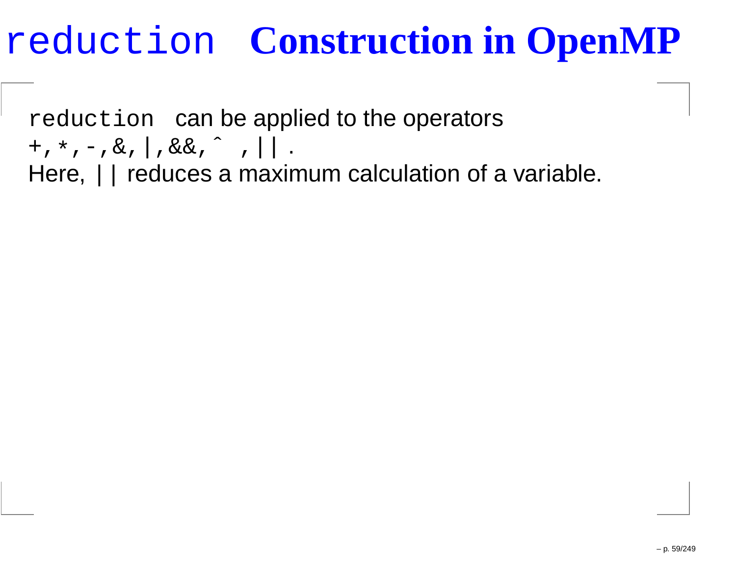# `reduction` Construction in OpenMP

`reduction` can be applied to the operators `+,*,-,&,|,&&,^ ,||` .
Here, `||` reduces a maximum calculation of a variable.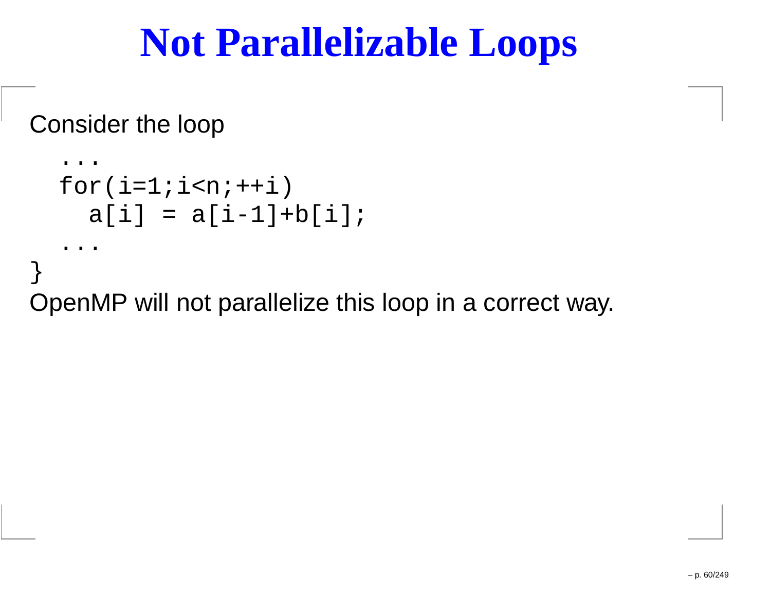# Not Parallelizable Loops

Consider the loop

```
  ...
  for(i=1;i<n;++i)
    a[i] = a[i-1]+b[i];
  ...
}
```

OpenMP will not parallelize this loop in a correct way.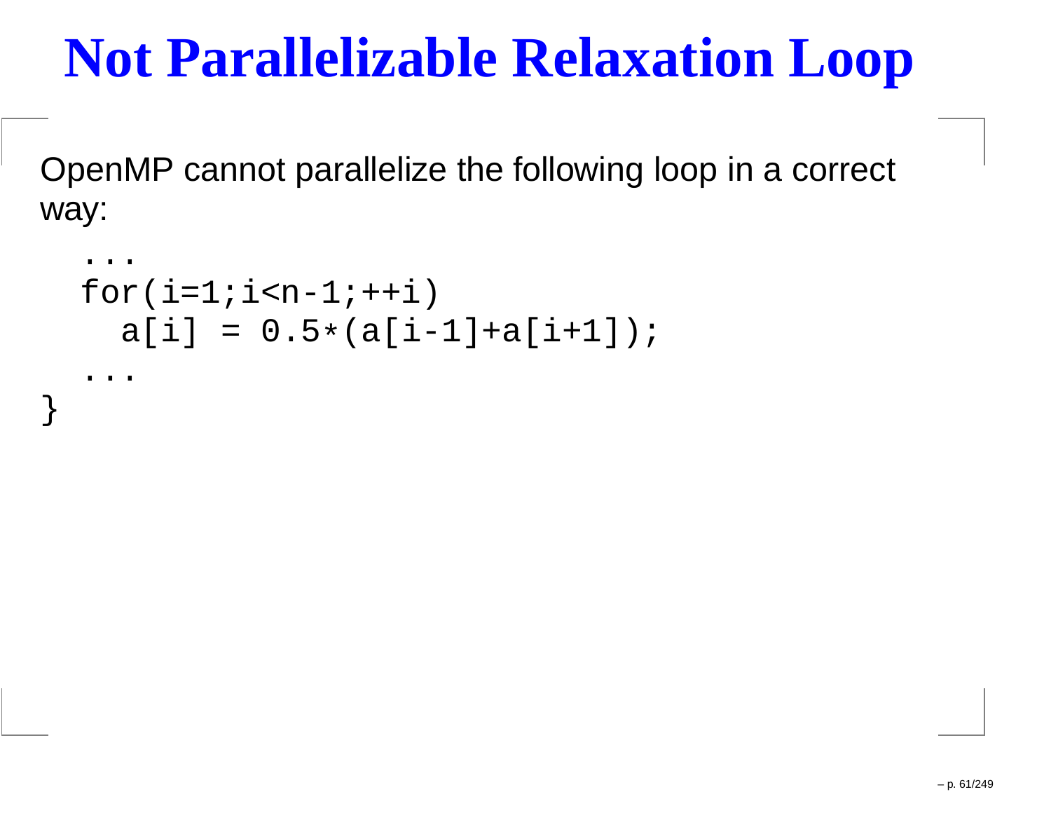# Not Parallelizable Relaxation Loop

OpenMP cannot parallelize the following loop in a correct way:

```
  ...
  for(i=1;i<n-1;++i)
    a[i] = 0.5*(a[i-1]+a[i+1]);
  ...
}
```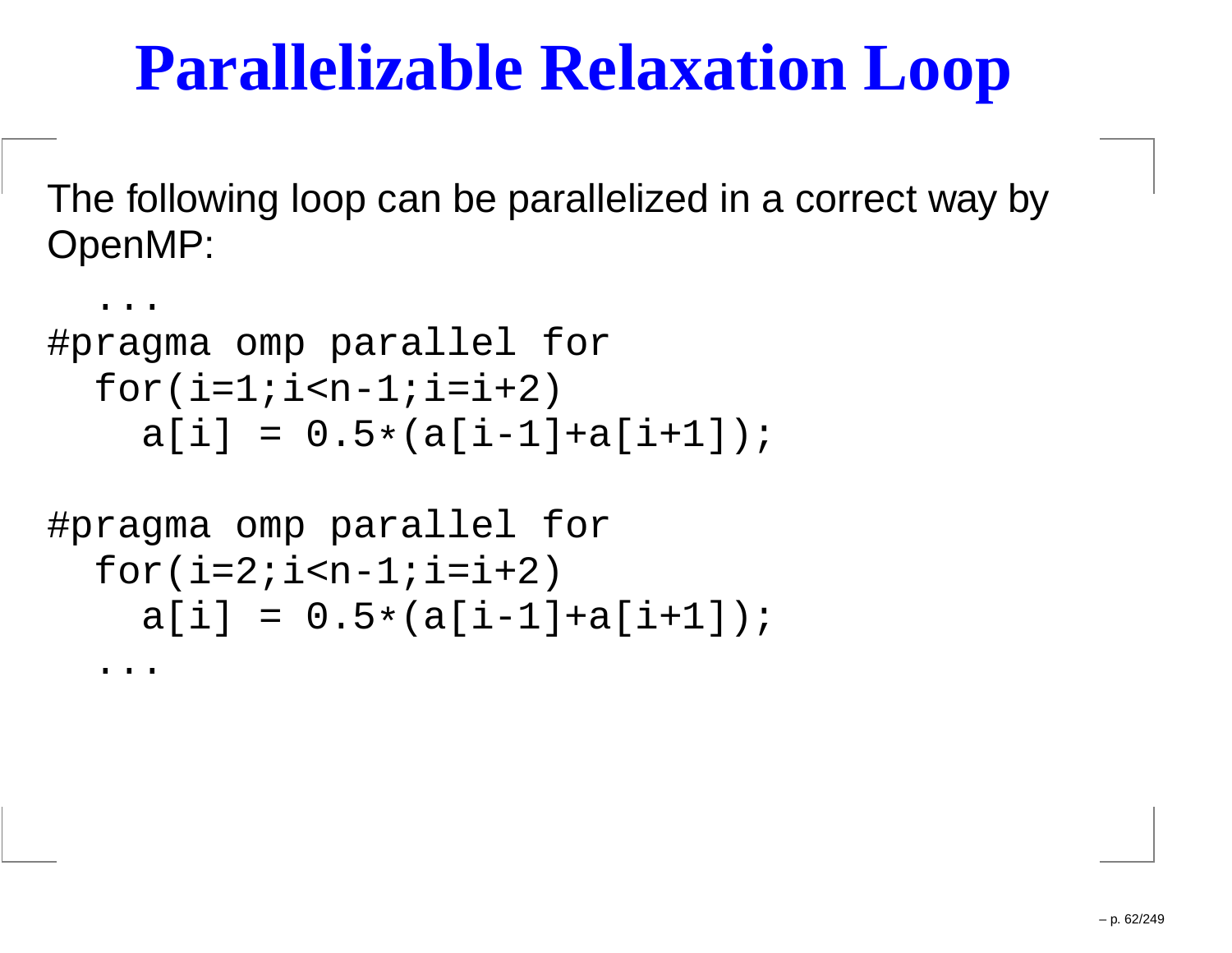# Parallelizable Relaxation Loop

The following loop can be parallelized in a correct way by OpenMP:

```
  ...
#pragma omp parallel for
  for(i=1;i<n-1;i=i+2)
    a[i] = 0.5*(a[i-1]+a[i+1]);

#pragma omp parallel for
  for(i=2;i<n-1;i=i+2)
    a[i] = 0.5*(a[i-1]+a[i+1]);
  ...
```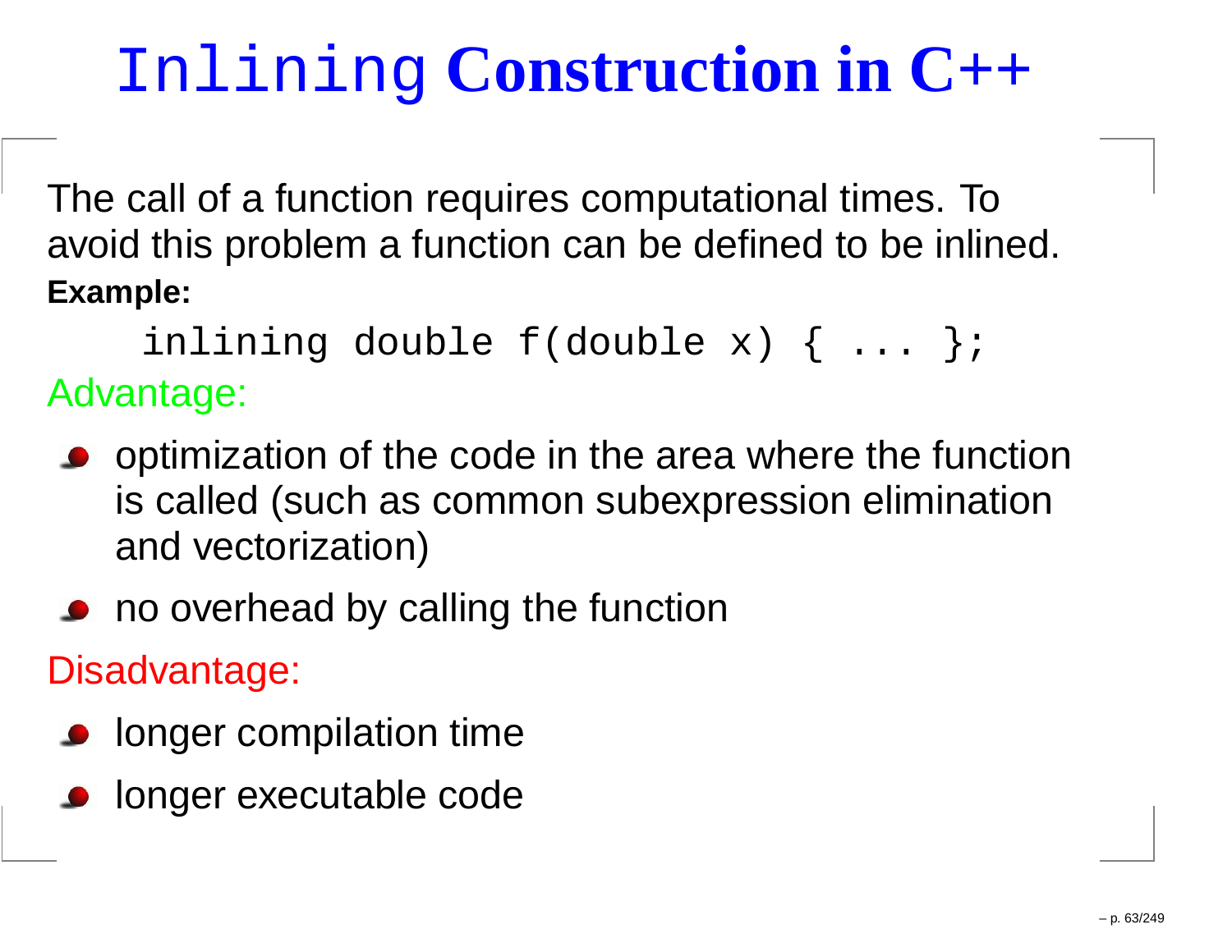# `Inlining` Construction in C++

The call of a function requires computational times. To avoid this problem a function can be defined to be inlined.

**Example:**

```
inlining double f(double x) { ... };
```

Advantage:

- optimization of the code in the area where the function is called (such as common subexpression elimination and vectorization)
- no overhead by calling the function

Disadvantage:

- longer compilation time
- longer executable code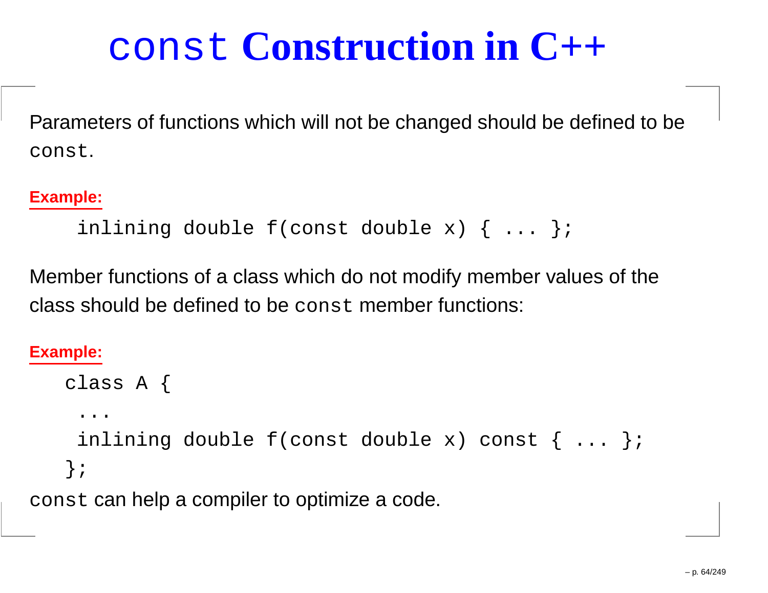# `const` Construction in C++

Parameters of functions which will not be changed should be defined to be `const`.

**Example:**

```
inlining double f(const double x) { ... };
```

Member functions of a class which do not modify member values of the class should be defined to be `const` member functions:

**Example:**

```
class A {
  ...
  inlining double f(const double x) const { ... };
};
```

`const` can help a compiler to optimize a code.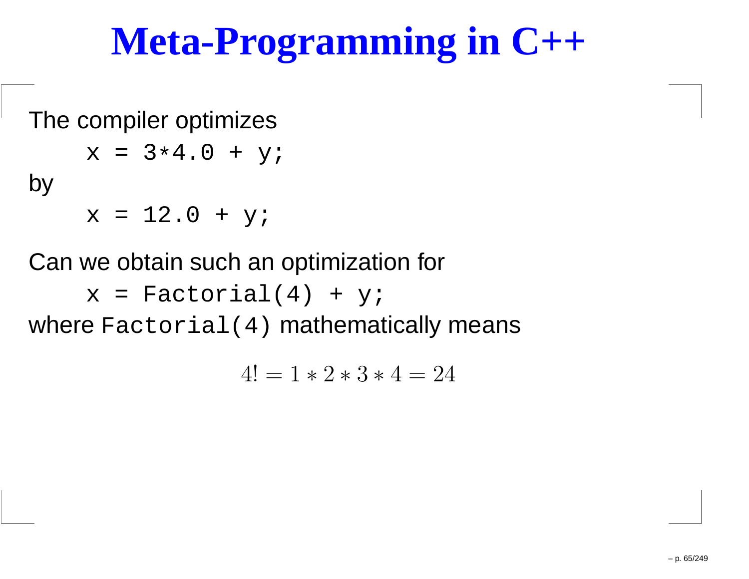# Meta-Programming in C++

The compiler optimizes

```
x = 3*4.0 + y;
```

by

```
x = 12.0 + y;
```

Can we obtain such an optimization for

```
x = Factorial(4) + y;
```

where `Factorial(4)` mathematically means

$$4! = 1 * 2 * 3 * 4 = 24$$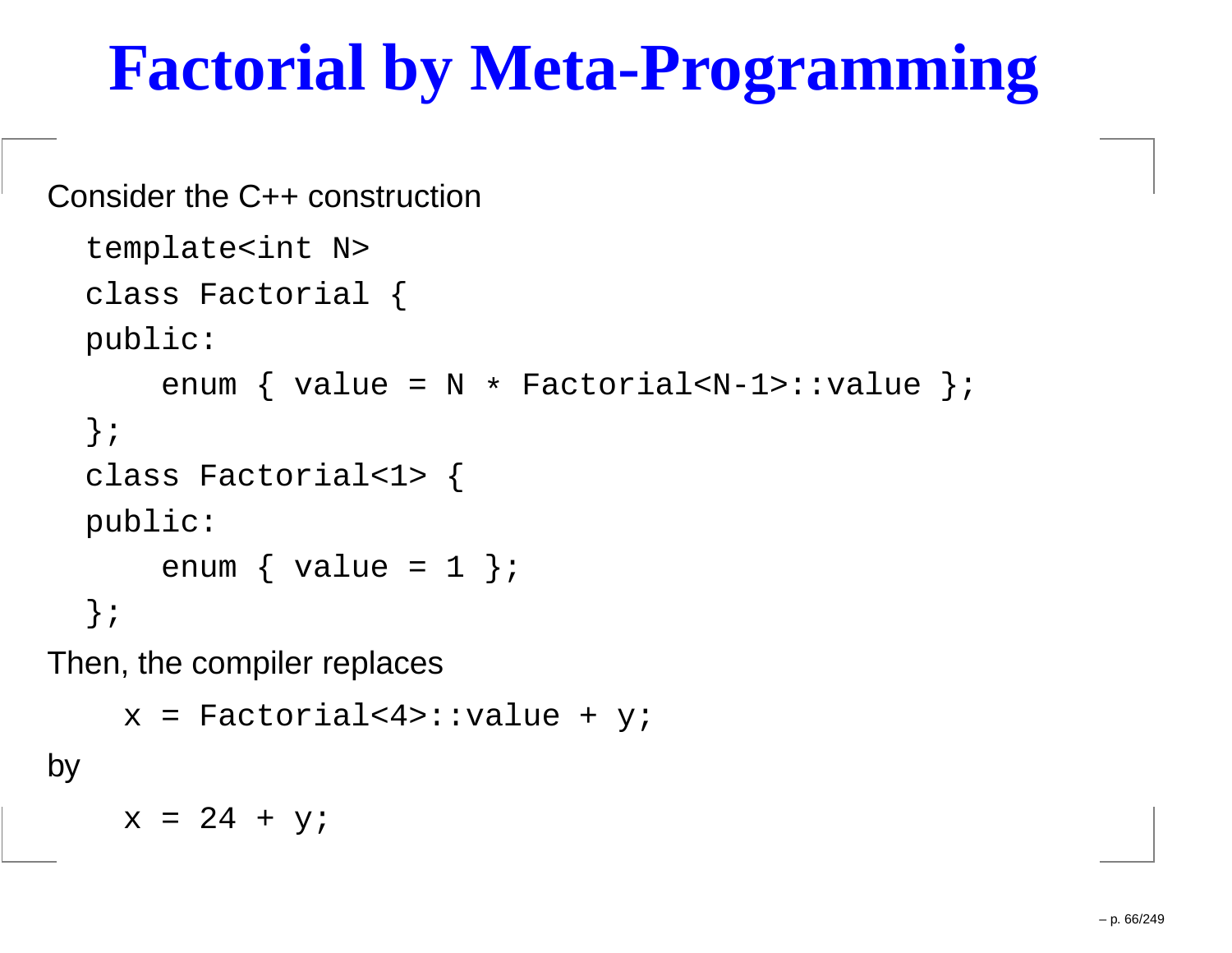# Factorial by Meta-Programming

Consider the C++ construction

```
template<int N>
class Factorial {
public:
    enum { value = N * Factorial<N-1>::value };
};
class Factorial<1> {
public:
    enum { value = 1 };
};
```

Then, the compiler replaces

```
x = Factorial<4>::value + y;
```

by

```
x = 24 + y;
```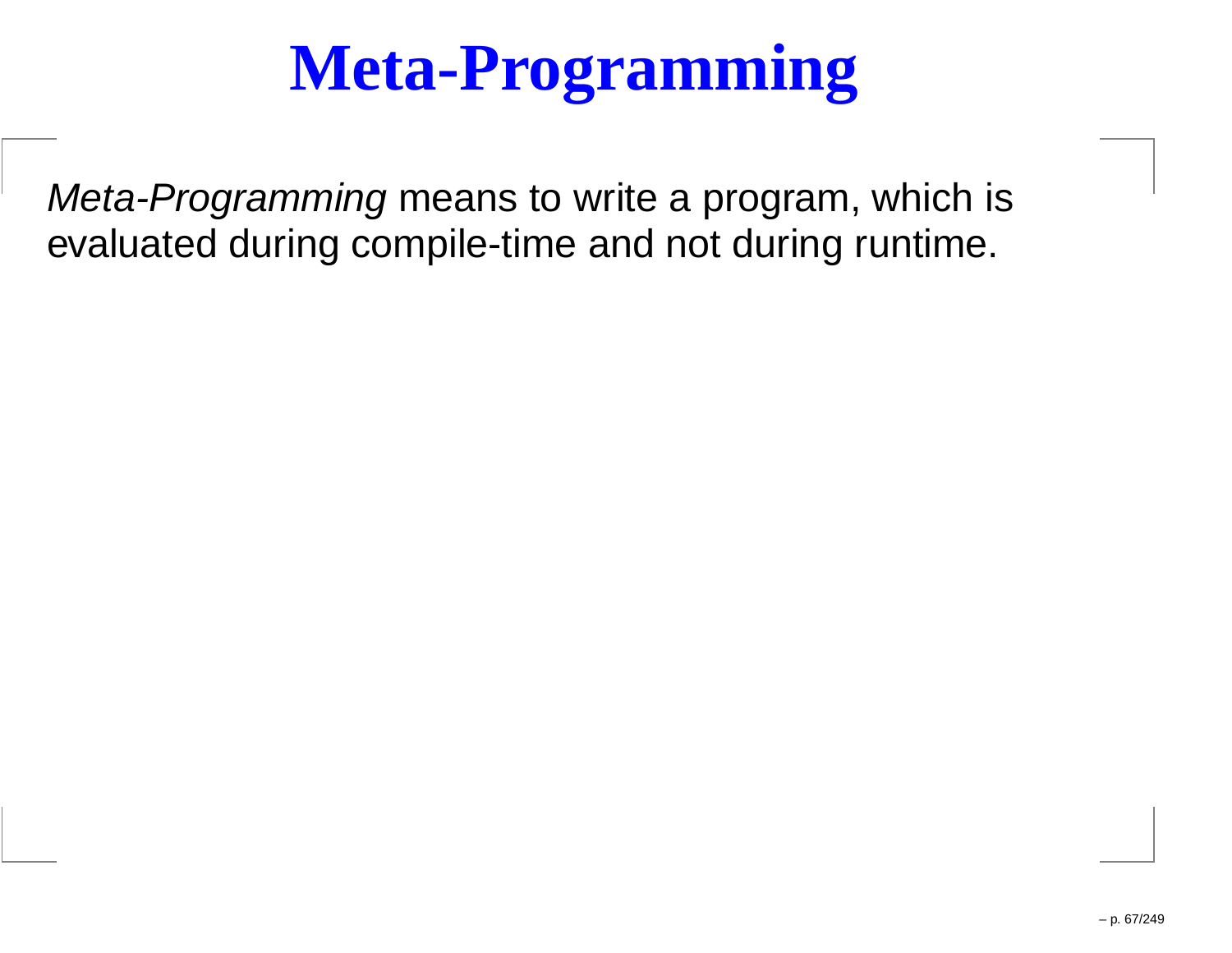# Meta-Programming

*Meta-Programming* means to write a program, which is evaluated during compile-time and not during runtime.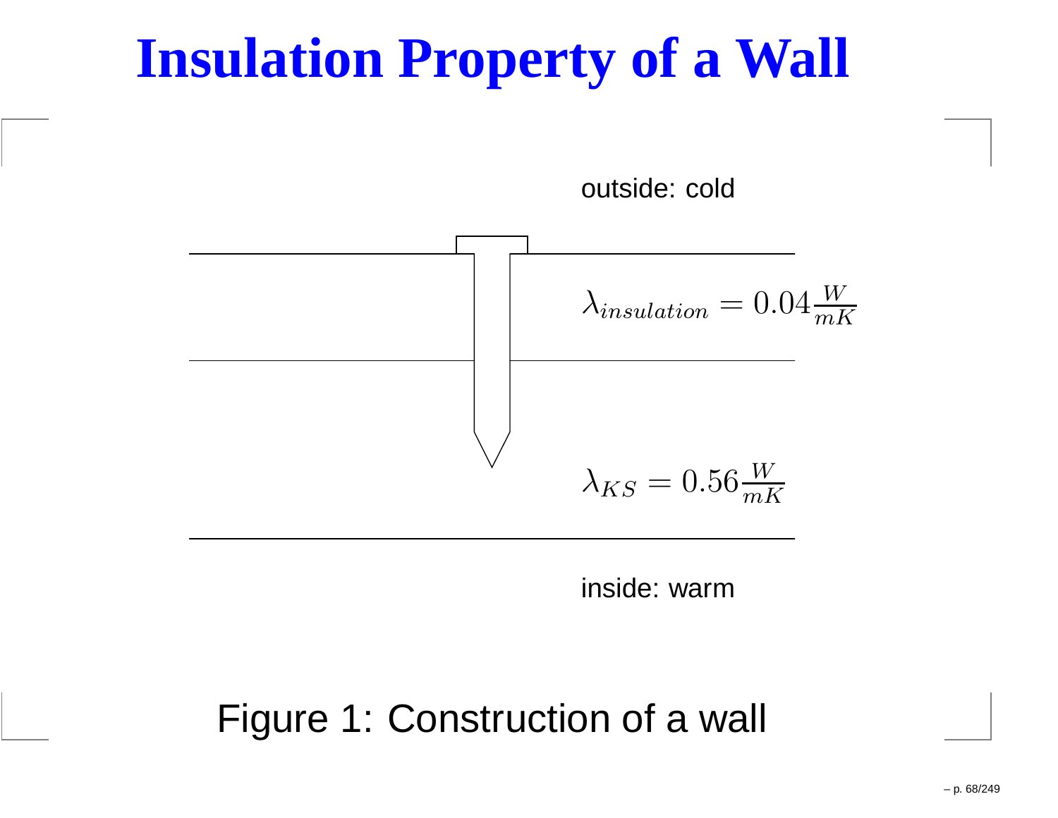# Insulation Property of a Wall

outside: cold

$$\lambda_{insulation} = 0.04\frac{W}{mK}$$

$$\lambda_{KS} = 0.56\frac{W}{mK}$$

inside: warm

Figure 1: Construction of a wall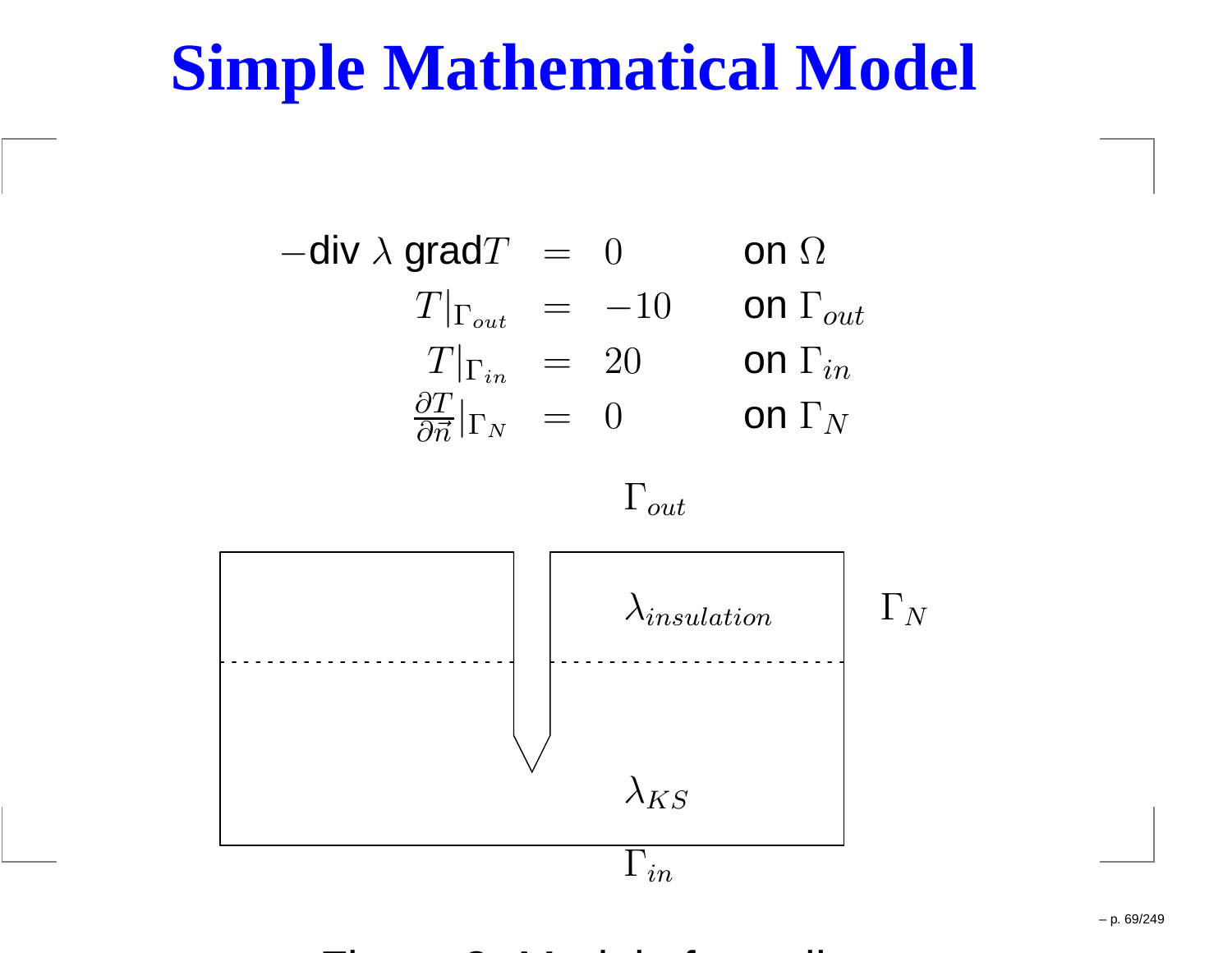# Simple Mathematical Model

$$
\begin{aligned}
-\text{div}\, \lambda\, \text{grad} T &= 0 && \text{on } \Omega \\
T|_{\Gamma_{out}} &= -10 && \text{on } \Gamma_{out} \\
T|_{\Gamma_{in}} &= 20 && \text{on } \Gamma_{in} \\
\frac{\partial T}{\partial \vec{n}}|_{\Gamma_N} &= 0 && \text{on } \Gamma_N
\end{aligned}
$$

$\Gamma_{out}$

$\lambda_{insulation}$

$\Gamma_N$

$\lambda_{KS}$

$\Gamma_{in}$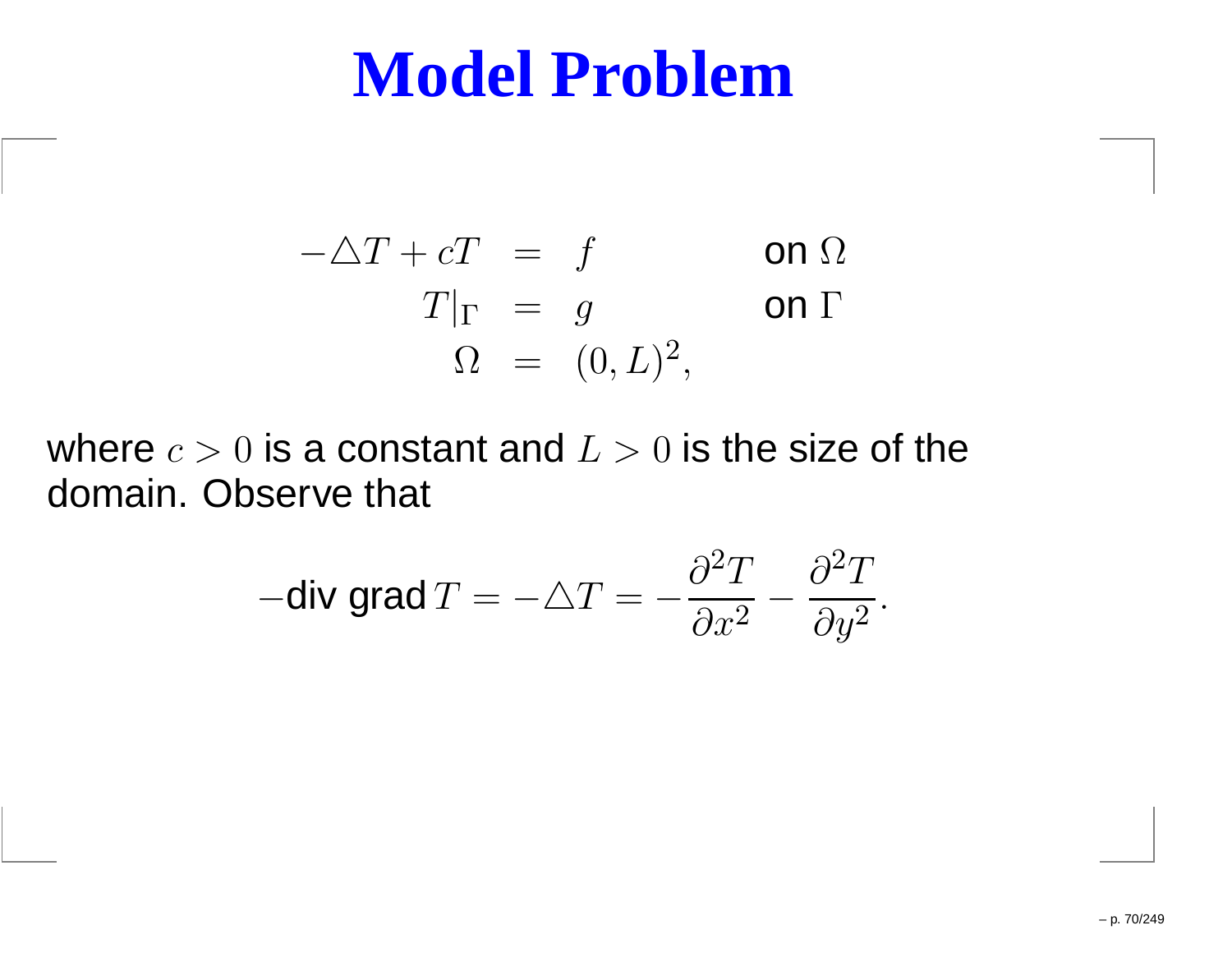# Model Problem

$$
\begin{aligned}
-\triangle T + cT &= f & \text{on } \Omega \\
T|_\Gamma &= g & \text{on } \Gamma \\
\Omega &= (0, L)^2,
\end{aligned}
$$

where $c > 0$ is a constant and $L > 0$ is the size of the domain. Observe that

$$
-\text{div grad}\, T = -\triangle T = -\frac{\partial^2 T}{\partial x^2} - \frac{\partial^2 T}{\partial y^2}.
$$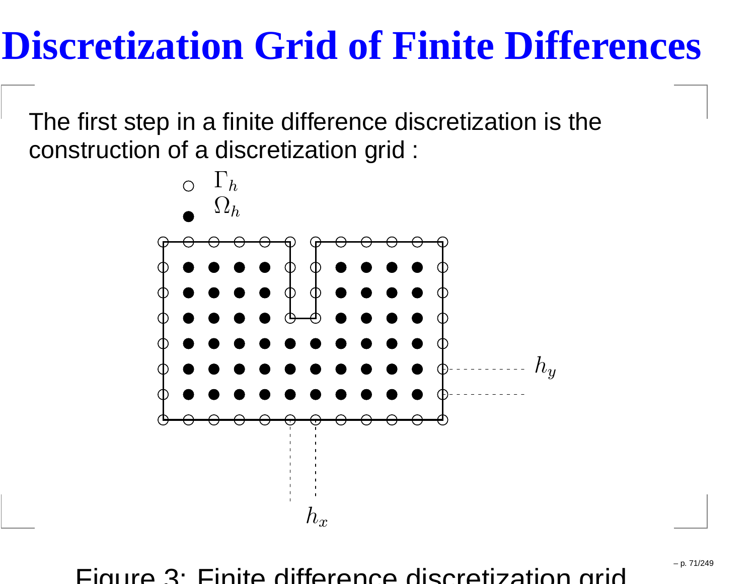# Discretization Grid of Finite Differences

The first step in a finite difference discretization is the construction of a discretization grid :

Figure 3: Finite difference discretization grid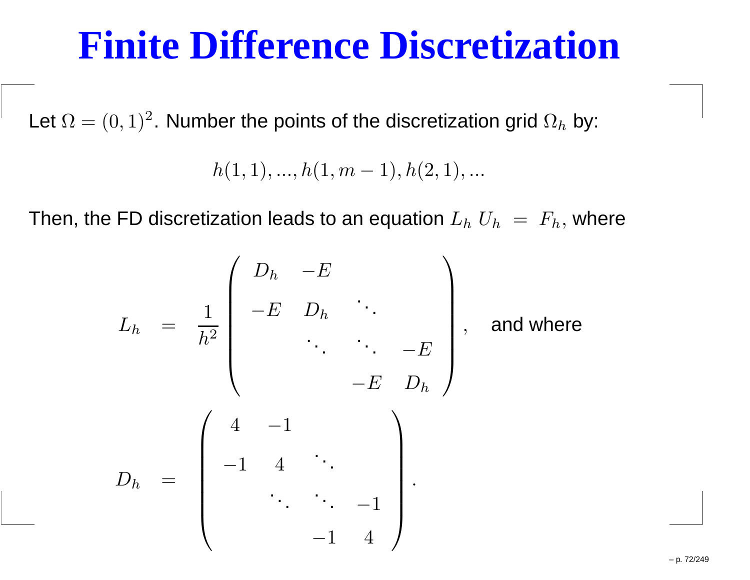# Finite Difference Discretization

Let $\Omega = (0,1)^2$. Number the points of the discretization grid $\Omega_h$ by:

$$h(1,1), ..., h(1,m-1), h(2,1), ...$$

Then, the FD discretization leads to an equation $L_h \, U_h \; = \; F_h$, where

$$L_h \;=\; \frac{1}{h^2} \begin{pmatrix} D_h & -E & & \\ -E & D_h & \ddots & \\ & \ddots & \ddots & -E \\ & & -E & D_h \end{pmatrix}, \quad \text{and where}$$

$$D_h \;=\; \begin{pmatrix} 4 & -1 & & \\ -1 & 4 & \ddots & \\ & \ddots & \ddots & -1 \\ & & -1 & 4 \end{pmatrix}.$$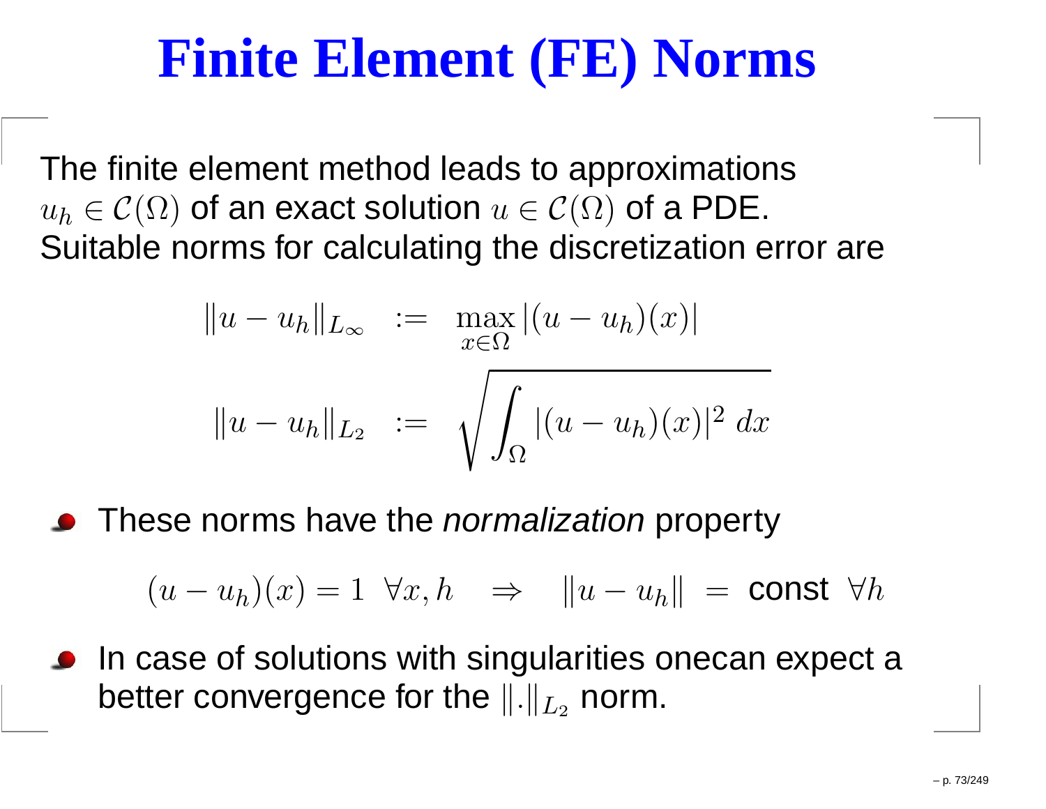# Finite Element (FE) Norms

The finite element method leads to approximations $u_h \in \mathcal{C}(\Omega)$ of an exact solution $u \in \mathcal{C}(\Omega)$ of a PDE. Suitable norms for calculating the discretization error are

$$
\begin{aligned}
\|u - u_h\|_{L_\infty} &:= \max_{x \in \Omega} |(u - u_h)(x)| \\
\|u - u_h\|_{L_2} &:= \sqrt{\int_\Omega |(u - u_h)(x)|^2 \, dx}
\end{aligned}
$$

- These norms have the *normalization* property

$$
(u - u_h)(x) = 1 \;\; \forall x, h \quad \Rightarrow \quad \|u - u_h\| \; = \; \text{const} \;\; \forall h
$$

- In case of solutions with singularities onecan expect a better convergence for the $\|.\|_{L_2}$ norm.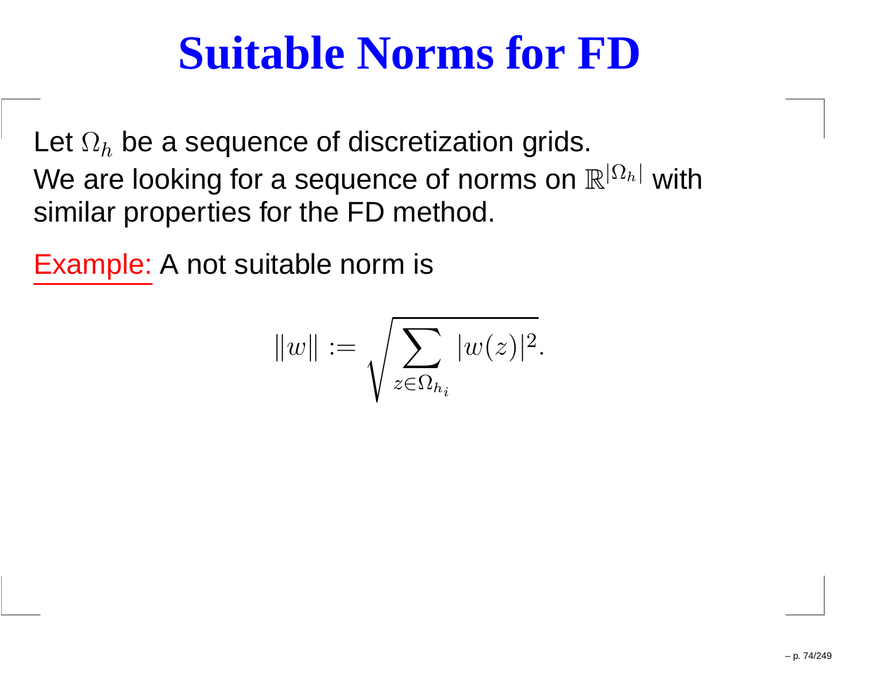# Suitable Norms for FD

Let $\Omega_h$ be a sequence of discretization grids.
We are looking for a sequence of norms on $\mathbb{R}^{|\Omega_h|}$ with similar properties for the FD method.

Example: A not suitable norm is

$$\|w\| := \sqrt{\sum_{z \in \Omega_{h_i}} |w(z)|^2}.$$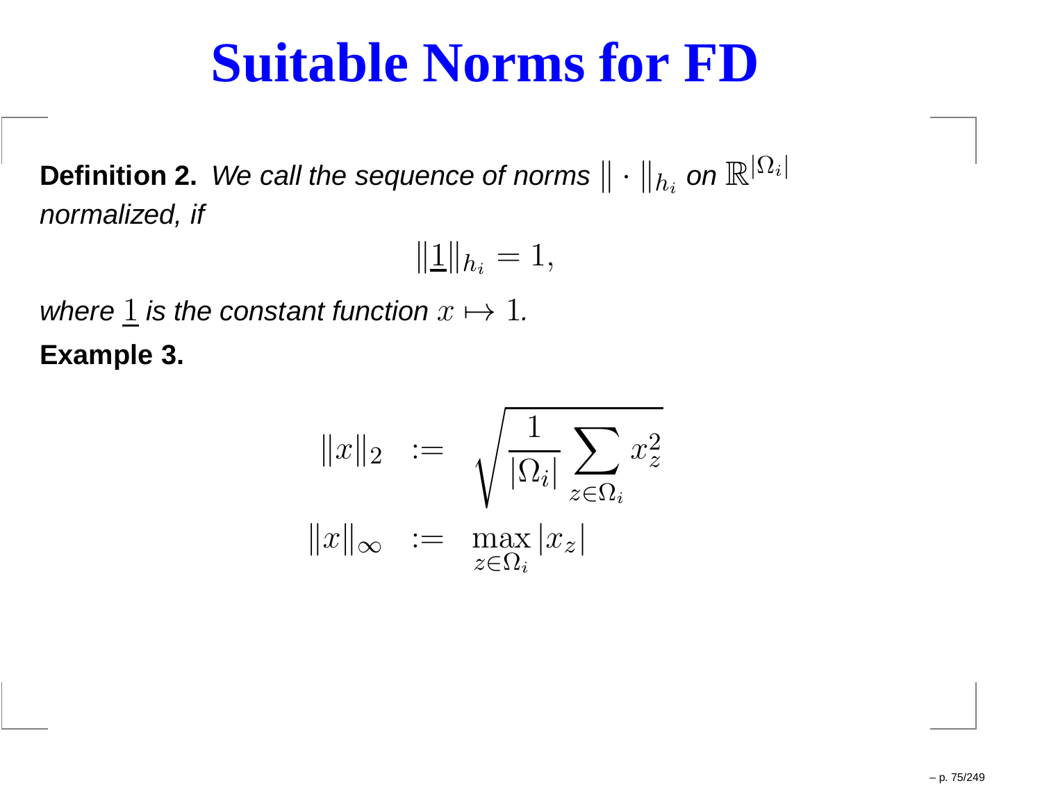# Suitable Norms for FD

**Definition 2.** *We call the sequence of norms* $\| \cdot \|_{h_i}$ *on* $\mathbb{R}^{|\Omega_i|}$ *normalized, if*

$$\|\underline{1}\|_{h_i} = 1,$$

*where* $\underline{1}$ *is the constant function* $x \mapsto 1$*.*

**Example 3.**

$$\|x\|_2 := \sqrt{\frac{1}{|\Omega_i|} \sum_{z \in \Omega_i} x_z^2}$$

$$\|x\|_\infty := \max_{z \in \Omega_i} |x_z|$$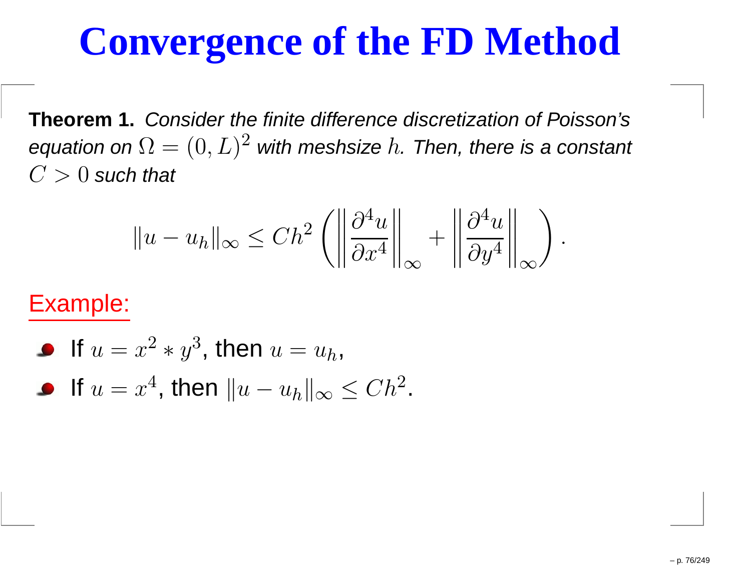# Convergence of the FD Method

**Theorem 1.** *Consider the finite difference discretization of Poisson's equation on $\Omega = (0, L)^2$ with meshsize $h$. Then, there is a constant $C > 0$ such that*

$$\|u - u_h\|_\infty \leq Ch^2 \left( \left\| \frac{\partial^4 u}{\partial x^4} \right\|_\infty + \left\| \frac{\partial^4 u}{\partial y^4} \right\|_\infty \right).$$

Example:

- If $u = x^2 * y^3$, then $u = u_h$,
- If $u = x^4$, then $\|u - u_h\|_\infty \leq Ch^2$.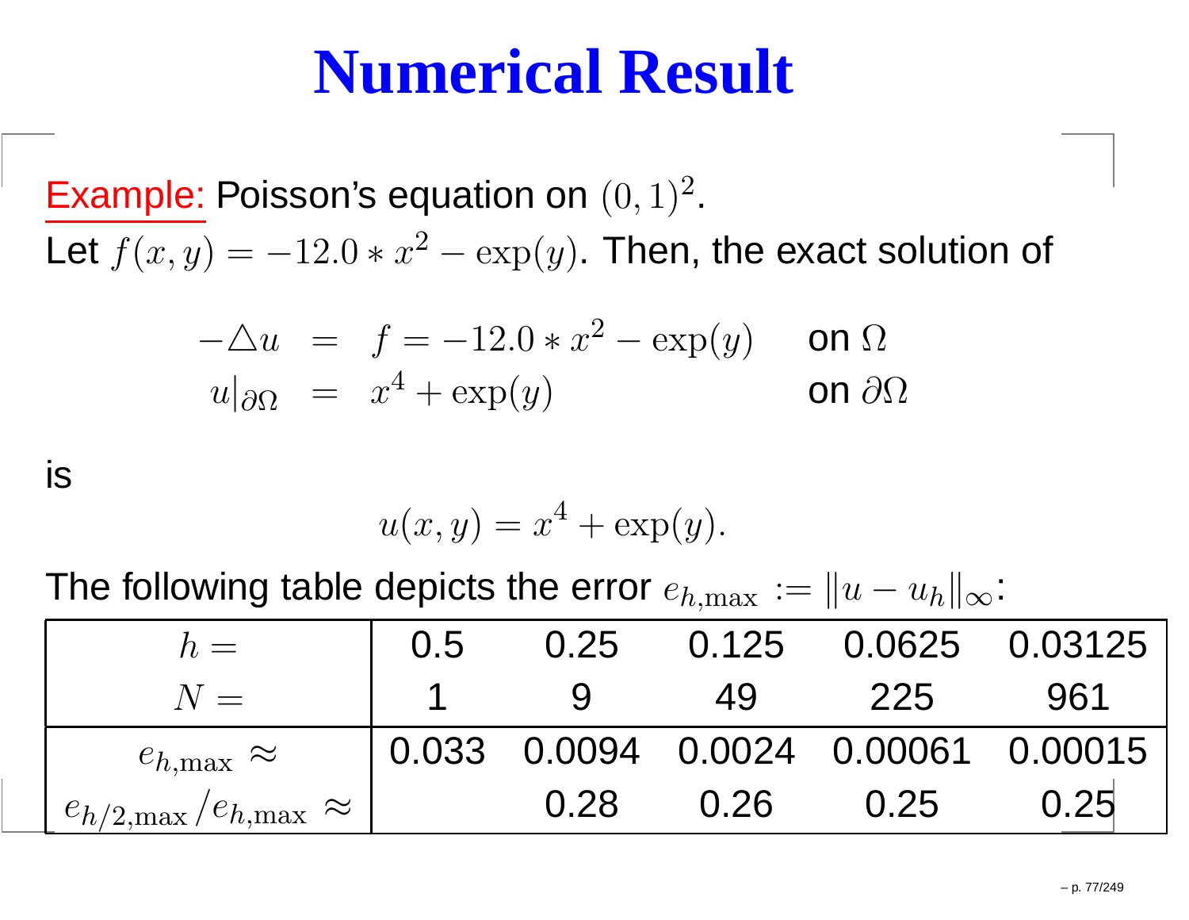# Numerical Result

Example: Poisson's equation on $(0,1)^2$.

Let $f(x,y) = -12.0 * x^2 - \exp(y)$. Then, the exact solution of

$$
\begin{aligned}
-\triangle u &= f = -12.0 * x^2 - \exp(y) && \text{on } \Omega \\
u|_{\partial\Omega} &= x^4 + \exp(y) && \text{on } \partial\Omega
\end{aligned}
$$

is

$$u(x,y) = x^4 + \exp(y).$$

The following table depicts the error $e_{h,\max} := \|u - u_h\|_\infty$:

| $h =$ | 0.5 | 0.25 | 0.125 | 0.0625 | 0.03125 |
|---|---|---|---|---|---|
| $N =$ | 1 | 9 | 49 | 225 | 961 |
| $e_{h,\max} \approx$ | 0.033 | 0.0094 | 0.0024 | 0.00061 | 0.00015 |
| $e_{h/2,\max}/e_{h,\max} \approx$ | | 0.28 | 0.26 | 0.25 | 0.25 |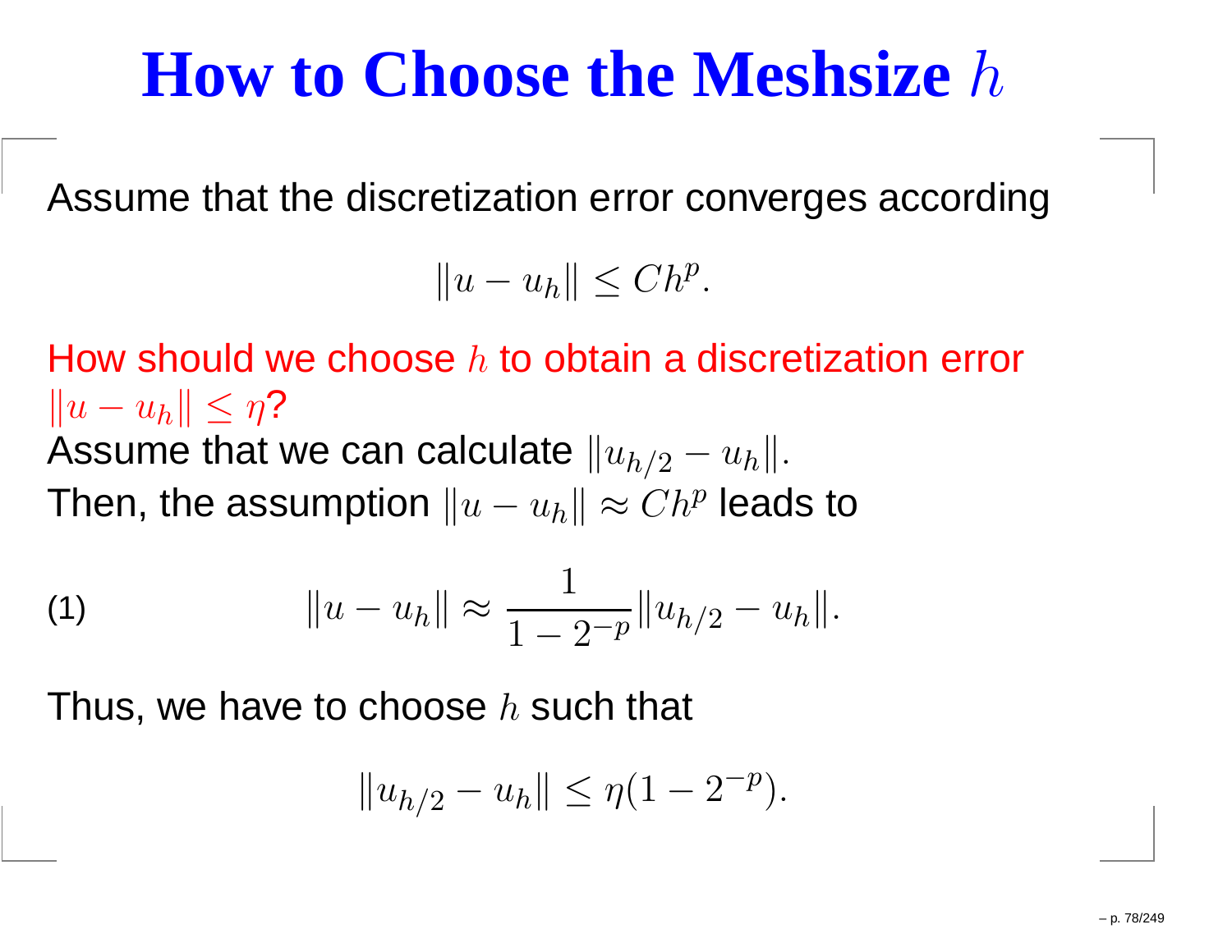# How to Choose the Meshsize $h$

Assume that the discretization error converges according

$$\|u - u_h\| \leq Ch^p.$$

How should we choose $h$ to obtain a discretization error $\|u - u_h\| \leq \eta$?
Assume that we can calculate $\|u_{h/2} - u_h\|$.
Then, the assumption $\|u - u_h\| \approx Ch^p$ leads to

$$\|u - u_h\| \approx \frac{1}{1 - 2^{-p}} \|u_{h/2} - u_h\|. \tag{1}$$

Thus, we have to choose $h$ such that

$$\|u_{h/2} - u_h\| \leq \eta(1 - 2^{-p}).$$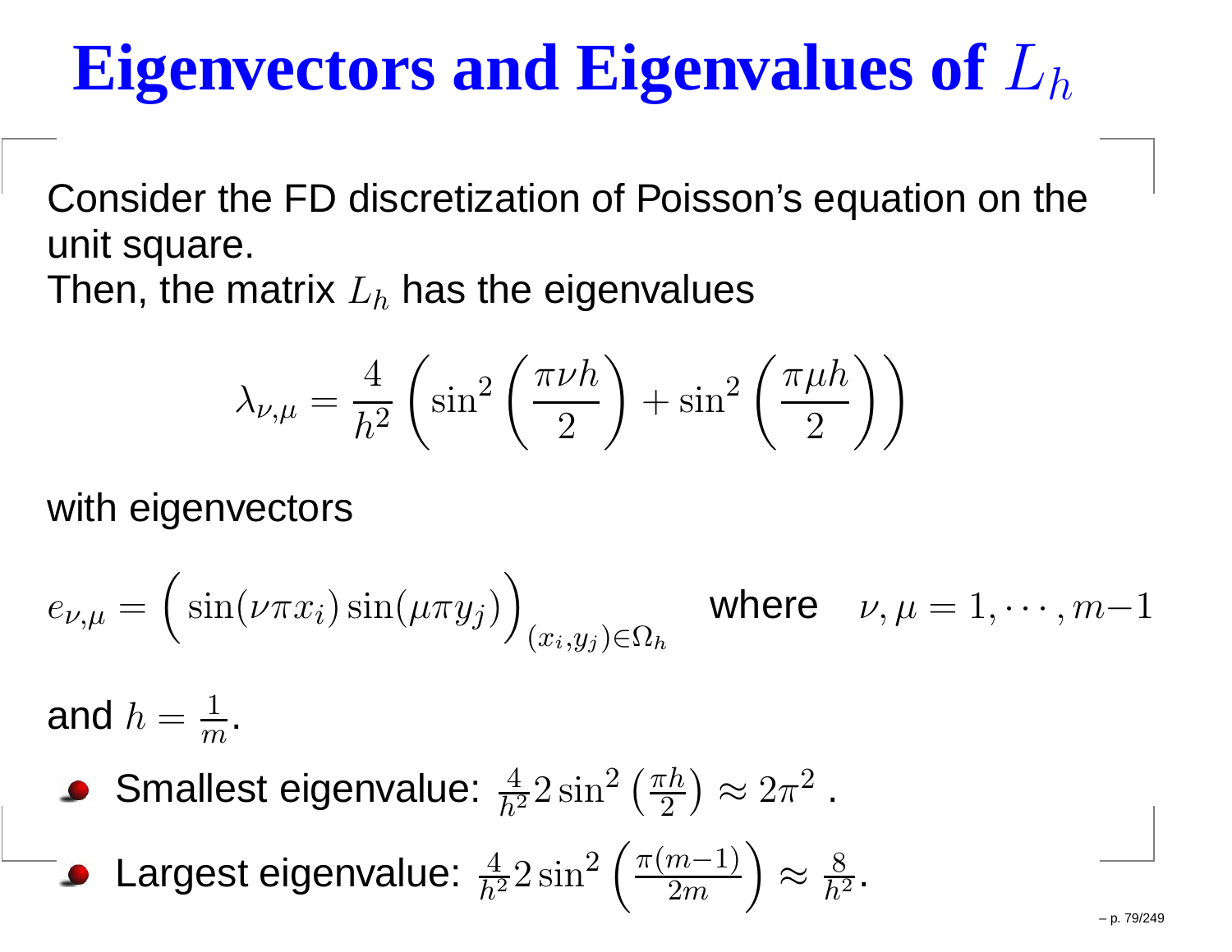# Eigenvectors and Eigenvalues of $L_h$

Consider the FD discretization of Poisson's equation on the unit square.
Then, the matrix $L_h$ has the eigenvalues

$$\lambda_{\nu,\mu} = \frac{4}{h^2}\left(\sin^2\left(\frac{\pi\nu h}{2}\right) + \sin^2\left(\frac{\pi\mu h}{2}\right)\right)$$

with eigenvectors

$$e_{\nu,\mu} = \Big(\sin(\nu\pi x_i)\sin(\mu\pi y_j)\Big)_{(x_i,y_j)\in\Omega_h} \quad \text{where} \quad \nu,\mu = 1,\cdots,m-1$$

and $h = \frac{1}{m}$.

- Smallest eigenvalue: $\frac{4}{h^2}2\sin^2\left(\frac{\pi h}{2}\right) \approx 2\pi^2$ .
- Largest eigenvalue: $\frac{4}{h^2}2\sin^2\left(\frac{\pi(m-1)}{2m}\right) \approx \frac{8}{h^2}$.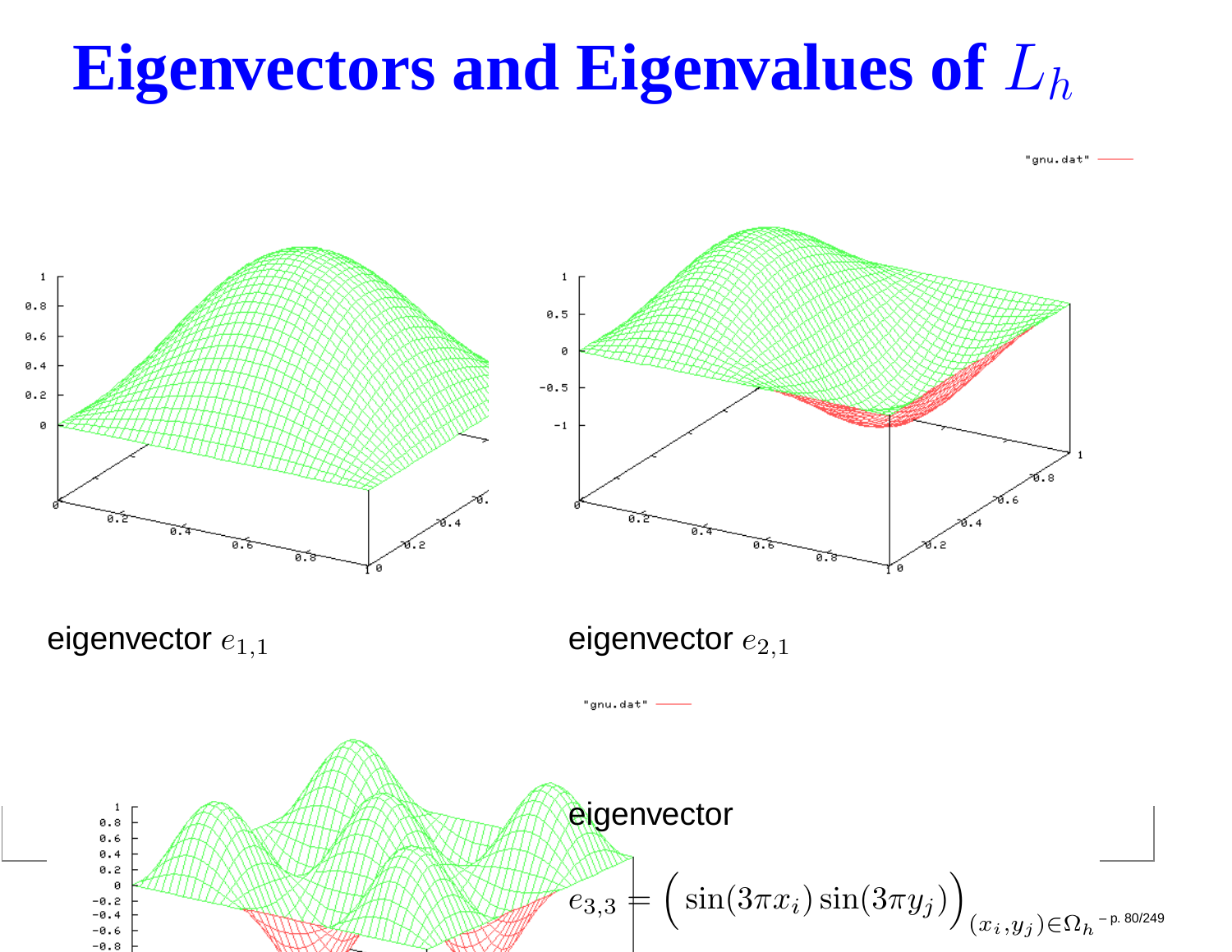# Eigenvectors and Eigenvalues of $L_h$

eigenvector $e_{1,1}$

eigenvector $e_{2,1}$

eigenvector

$e_{3,3} = \Big( \sin(3\pi x_i) \sin(3\pi y_j) \Big)_{(x_i, y_j) \in \Omega_h}$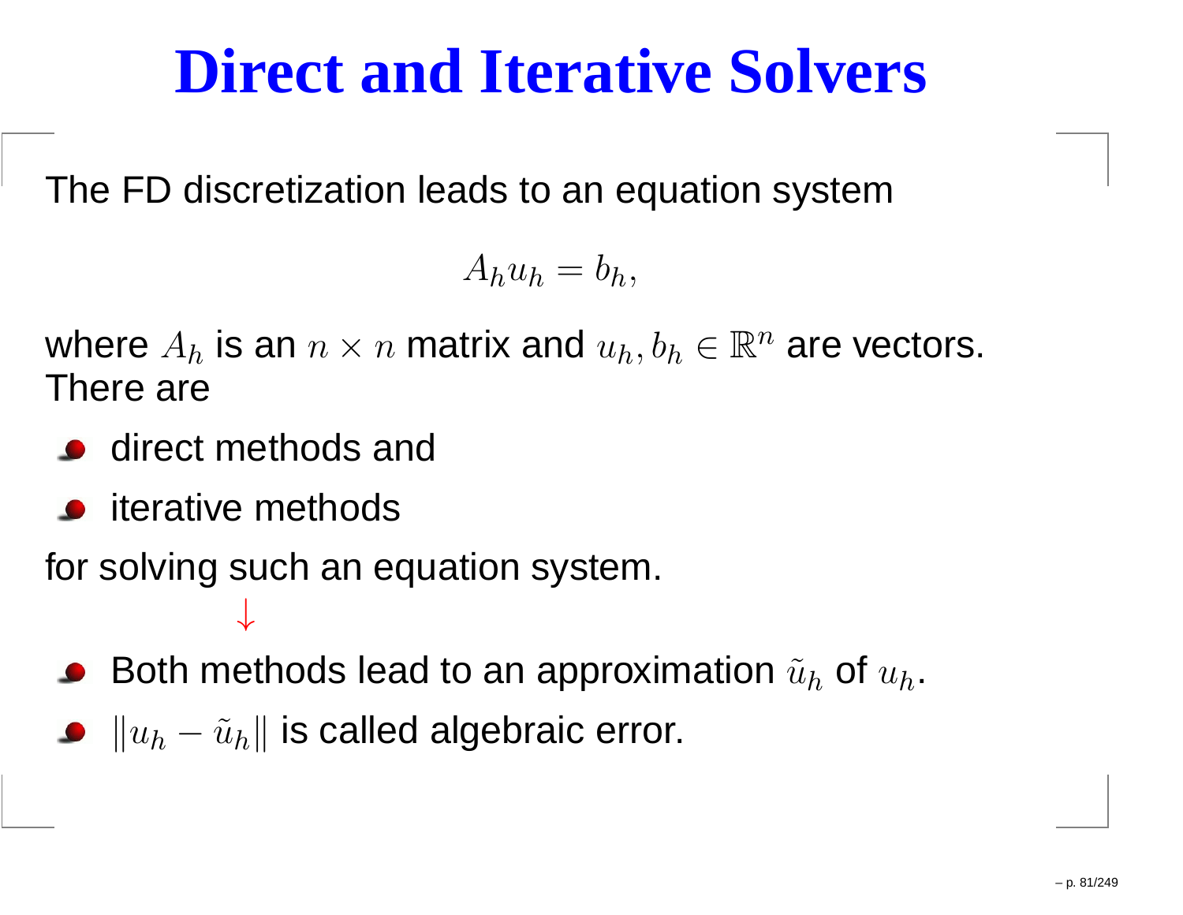# Direct and Iterative Solvers

The FD discretization leads to an equation system

$$A_h u_h = b_h,$$

where $A_h$ is an $n \times n$ matrix and $u_h, b_h \in \mathbb{R}^n$ are vectors. There are

- direct methods and
- iterative methods

for solving such an equation system.

$\downarrow$

- Both methods lead to an approximation $\tilde{u}_h$ of $u_h$.
- $\|u_h - \tilde{u}_h\|$ is called algebraic error.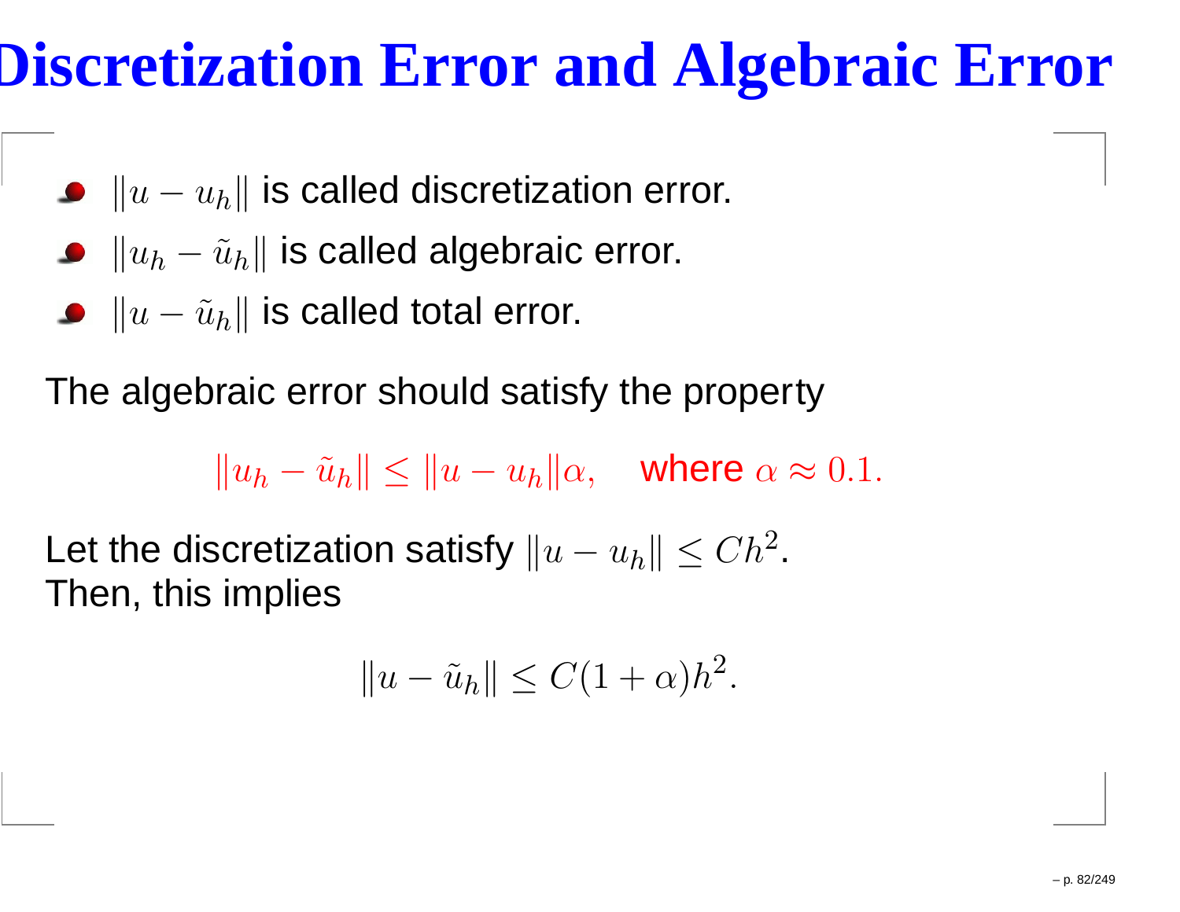# Discretization Error and Algebraic Error

- $\|u - u_h\|$ is called discretization error.
- $\|u_h - \tilde{u}_h\|$ is called algebraic error.
- $\|u - \tilde{u}_h\|$ is called total error.

The algebraic error should satisfy the property

$$\|u_h - \tilde{u}_h\| \leq \|u - u_h\|\alpha, \quad \text{where } \alpha \approx 0.1.$$

Let the discretization satisfy $\|u - u_h\| \leq Ch^2$.
Then, this implies

$$\|u - \tilde{u}_h\| \leq C(1 + \alpha)h^2.$$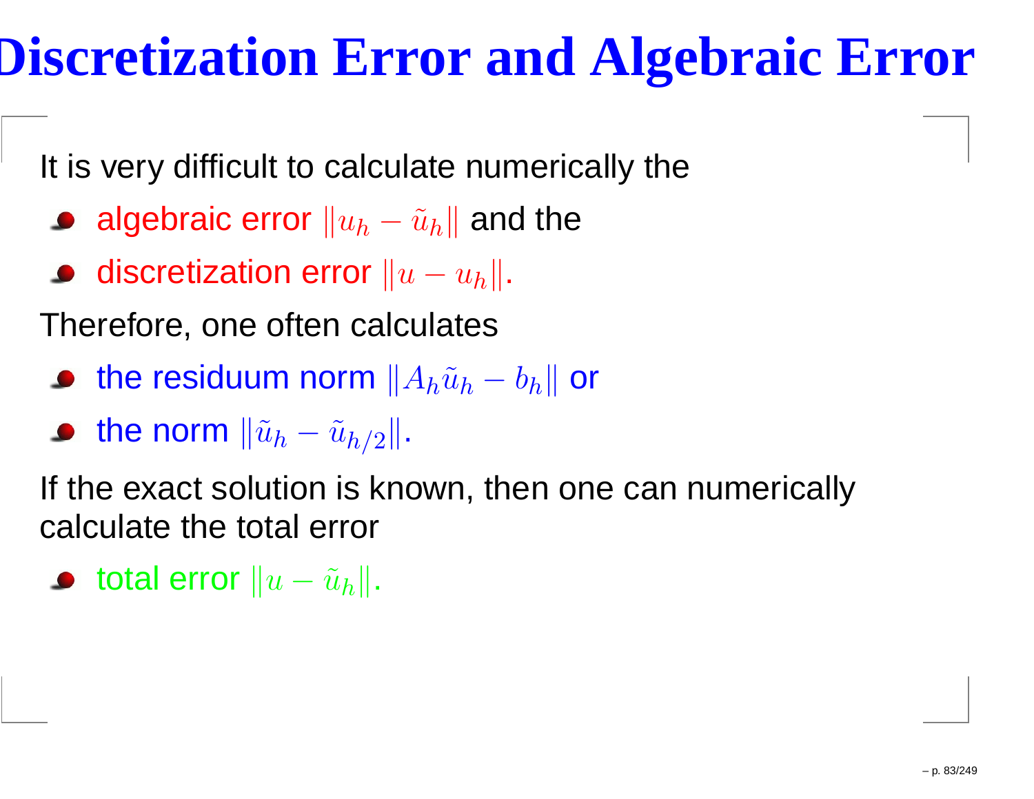# Discretization Error and Algebraic Error

It is very difficult to calculate numerically the

- algebraic error $\|u_h - \tilde{u}_h\|$ and the
- discretization error $\|u - u_h\|$.

Therefore, one often calculates

- the residuum norm $\|A_h \tilde{u}_h - b_h\|$ or
- the norm $\|\tilde{u}_h - \tilde{u}_{h/2}\|$.

If the exact solution is known, then one can numerically calculate the total error

- total error $\|u - \tilde{u}_h\|$.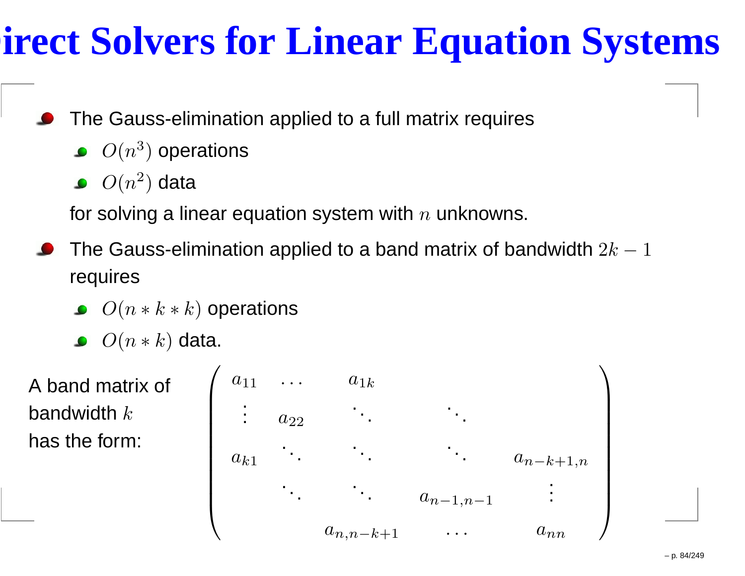# Direct Solvers for Linear Equation Systems

- The Gauss-elimination applied to a full matrix requires
  - $O(n^3)$ operations
  - $O(n^2)$ data

  for solving a linear equation system with $n$ unknowns.
- The Gauss-elimination applied to a band matrix of bandwidth $2k-1$ requires
  - $O(n*k*k)$ operations
  - $O(n*k)$ data.

A band matrix of bandwidth $k$ has the form:

$$
\begin{pmatrix}
a_{11} & \cdots & a_{1k} & & \\
\vdots & a_{22} & \ddots & \ddots & \\
a_{k1} & \ddots & \ddots & \ddots & a_{n-k+1,n} \\
 & \ddots & \ddots & a_{n-1,n-1} & \vdots \\
 & & a_{n,n-k+1} & \cdots & a_{nn}
\end{pmatrix}
$$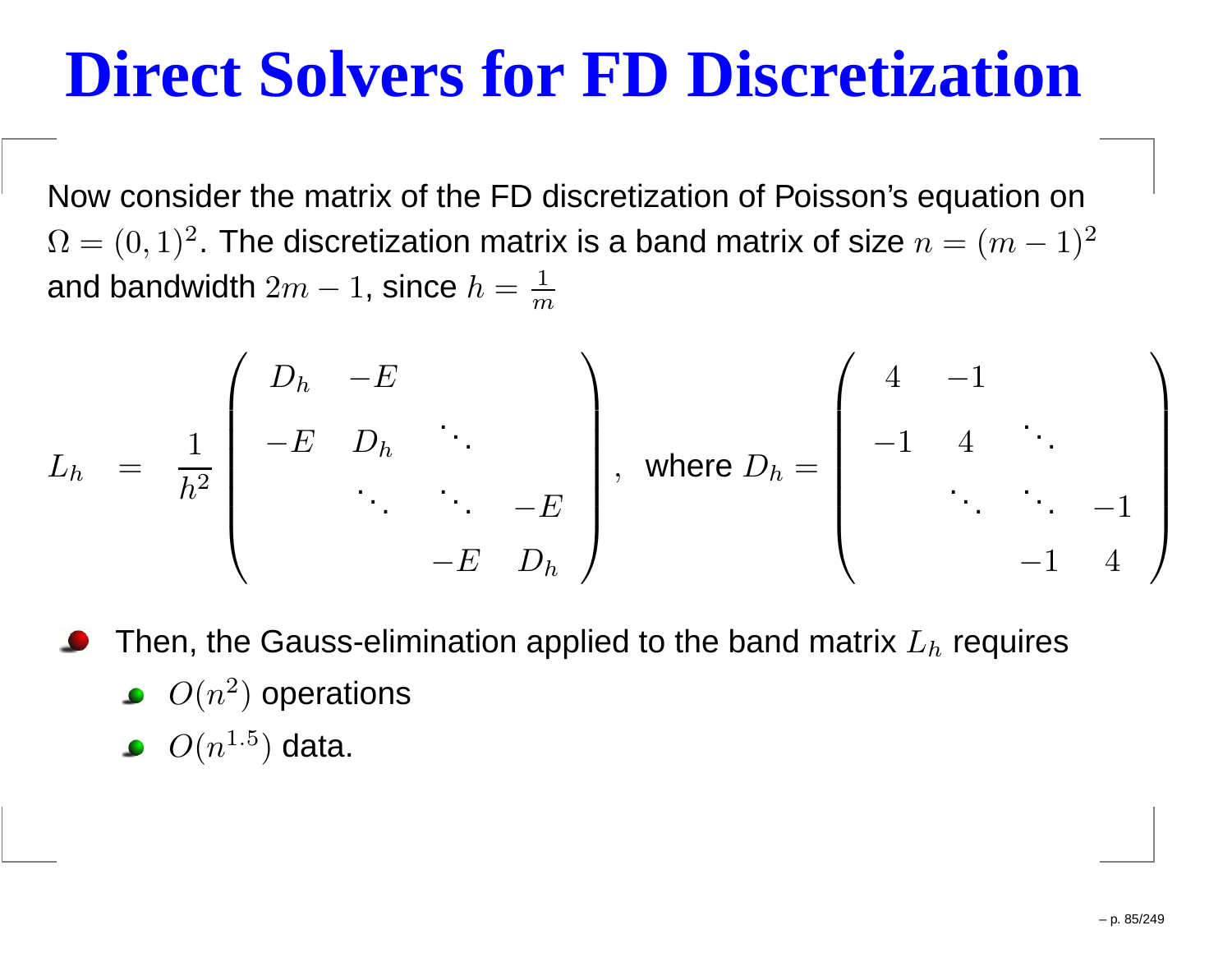# Direct Solvers for FD Discretization

Now consider the matrix of the FD discretization of Poisson's equation on $\Omega = (0,1)^2$. The discretization matrix is a band matrix of size $n = (m-1)^2$ and bandwidth $2m-1$, since $h = \frac{1}{m}$

$$
L_h \;=\; \frac{1}{h^2} \begin{pmatrix} D_h & -E & & \\ -E & D_h & \ddots & \\ & \ddots & \ddots & -E \\ & & -E & D_h \end{pmatrix}, \quad \text{where } D_h = \begin{pmatrix} 4 & -1 & & \\ -1 & 4 & \ddots & \\ & \ddots & \ddots & -1 \\ & & -1 & 4 \end{pmatrix}
$$

- Then, the Gauss-elimination applied to the band matrix $L_h$ requires
  - $O(n^2)$ operations
  - $O(n^{1.5})$ data.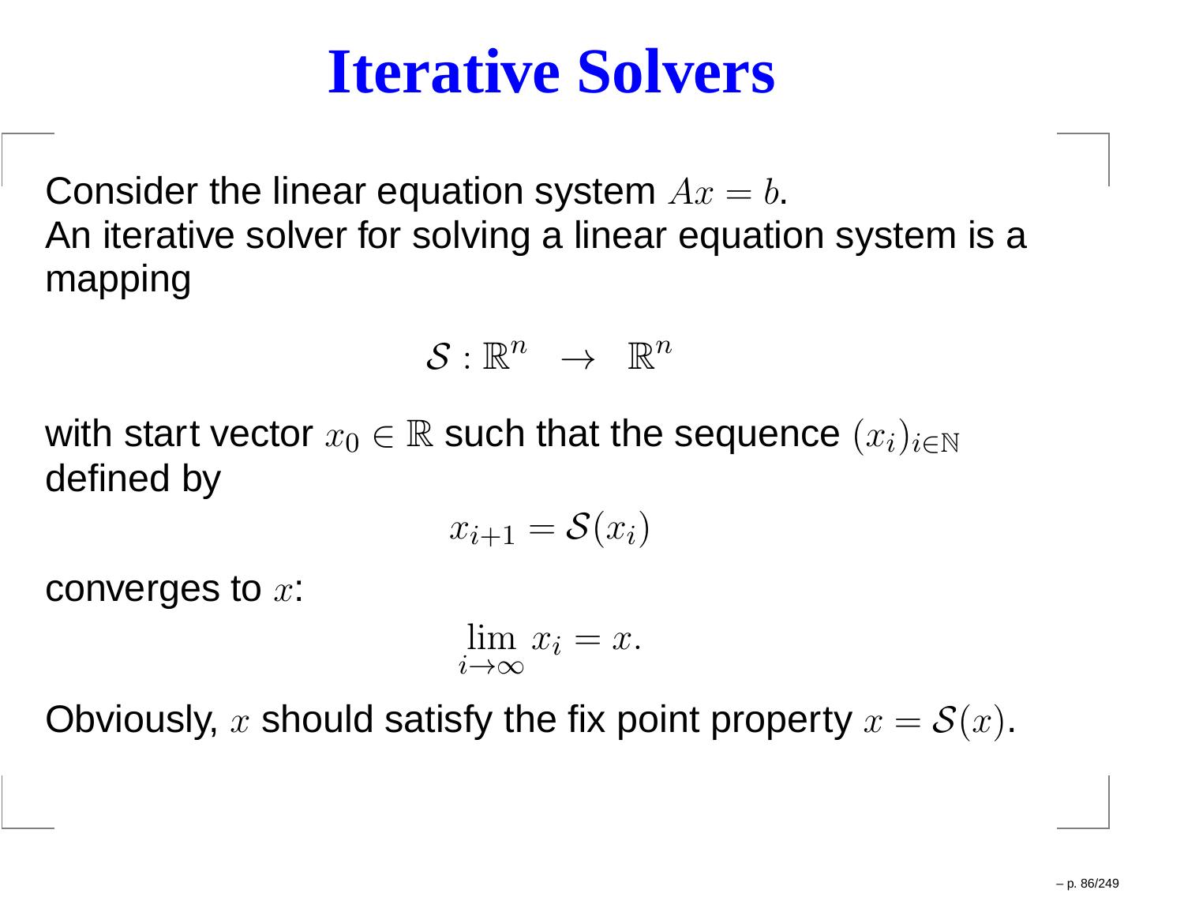# Iterative Solvers

Consider the linear equation system $Ax = b$.
An iterative solver for solving a linear equation system is a mapping

$$\mathcal{S} : \mathbb{R}^n \;\; \rightarrow \;\; \mathbb{R}^n$$

with start vector $x_0 \in \mathbb{R}$ such that the sequence $(x_i)_{i \in \mathbb{N}}$ defined by

$$x_{i+1} = \mathcal{S}(x_i)$$

converges to $x$:

$$\lim_{i \to \infty} x_i = x.$$

Obviously, $x$ should satisfy the fix point property $x = \mathcal{S}(x)$.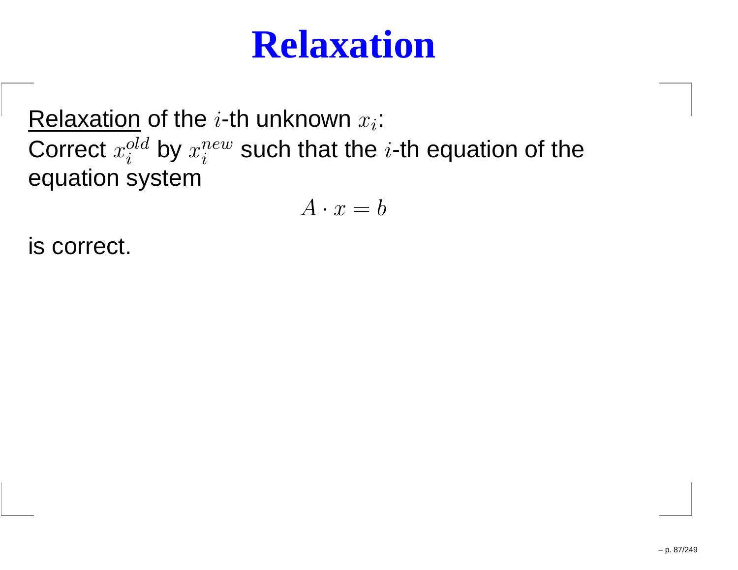# Relaxation

Relaxation of the $i$-th unknown $x_i$:
Correct $x_i^{old}$ by $x_i^{new}$ such that the $i$-th equation of the equation system

$$A \cdot x = b$$

is correct.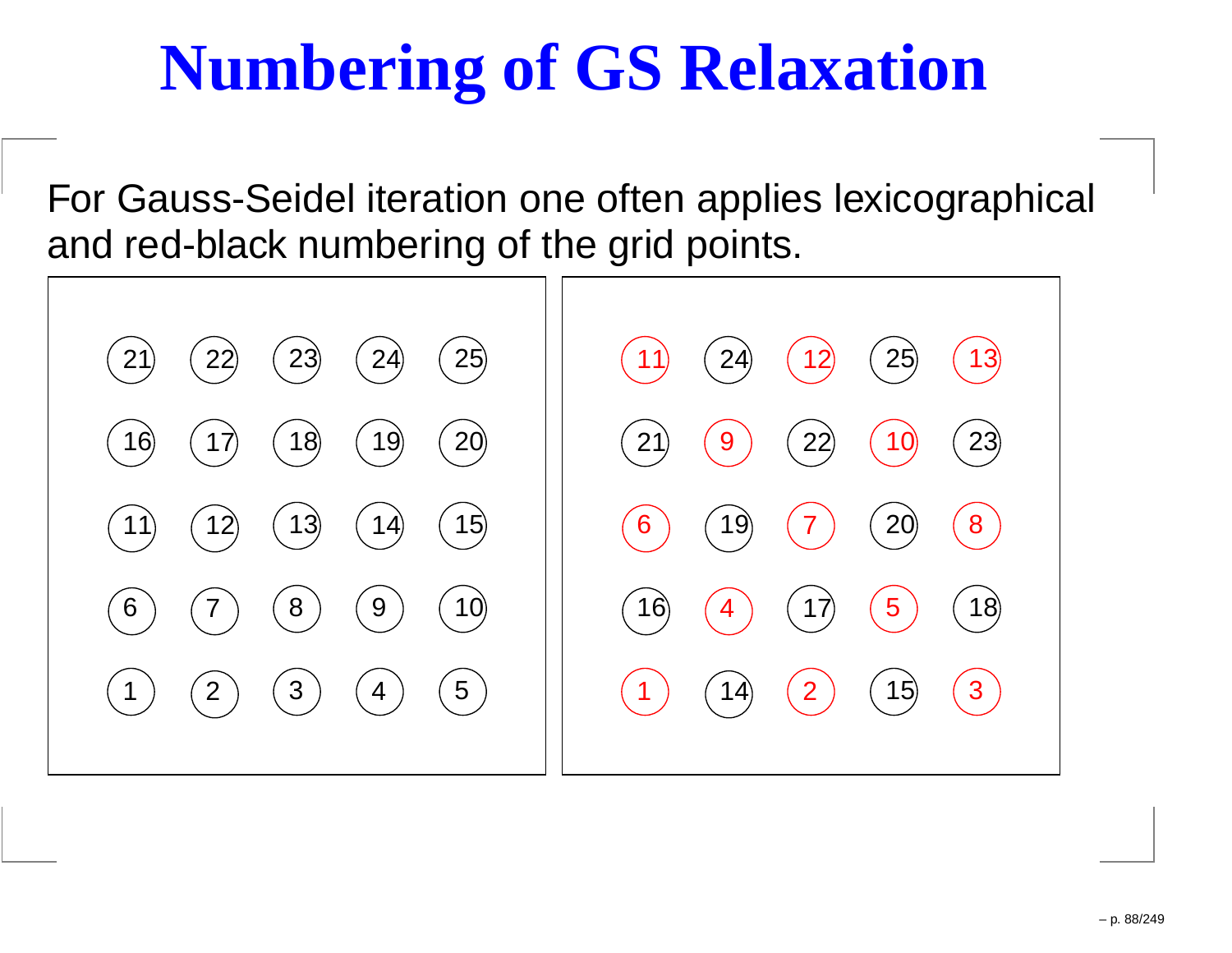# Numbering of GS Relaxation

For Gauss-Seidel iteration one often applies lexicographical and red-black numbering of the grid points.

**Lexicographical numbering:**

| | | | | |
|---|---|---|---|---|
| 21 | 22 | 23 | 24 | 25 |
| 16 | 17 | 18 | 19 | 20 |
| 11 | 12 | 13 | 14 | 15 |
| 6 | 7 | 8 | 9 | 10 |
| 1 | 2 | 3 | 4 | 5 |

**Red-black numbering** (red points: 1–13, black points: 14–25):

| | | | | |
|---|---|---|---|---|
| 11 | 24 | 12 | 25 | 13 |
| 21 | 9 | 22 | 10 | 23 |
| 6 | 19 | 7 | 20 | 8 |
| 16 | 4 | 17 | 5 | 18 |
| 1 | 14 | 2 | 15 | 3 |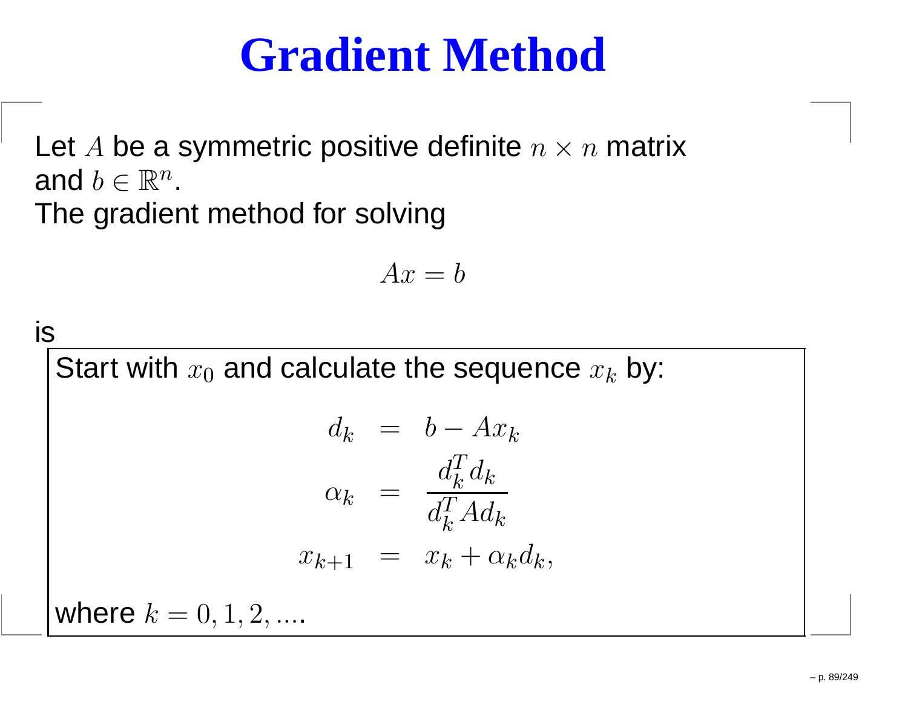# Gradient Method

Let $A$ be a symmetric positive definite $n \times n$ matrix and $b \in \mathbb{R}^n$.
The gradient method for solving

$$Ax = b$$

is

Start with $x_0$ and calculate the sequence $x_k$ by:

$$
\begin{aligned}
d_k &= b - Ax_k \\
\alpha_k &= \frac{d_k^T d_k}{d_k^T A d_k} \\
x_{k+1} &= x_k + \alpha_k d_k,
\end{aligned}
$$

where $k = 0, 1, 2, ....$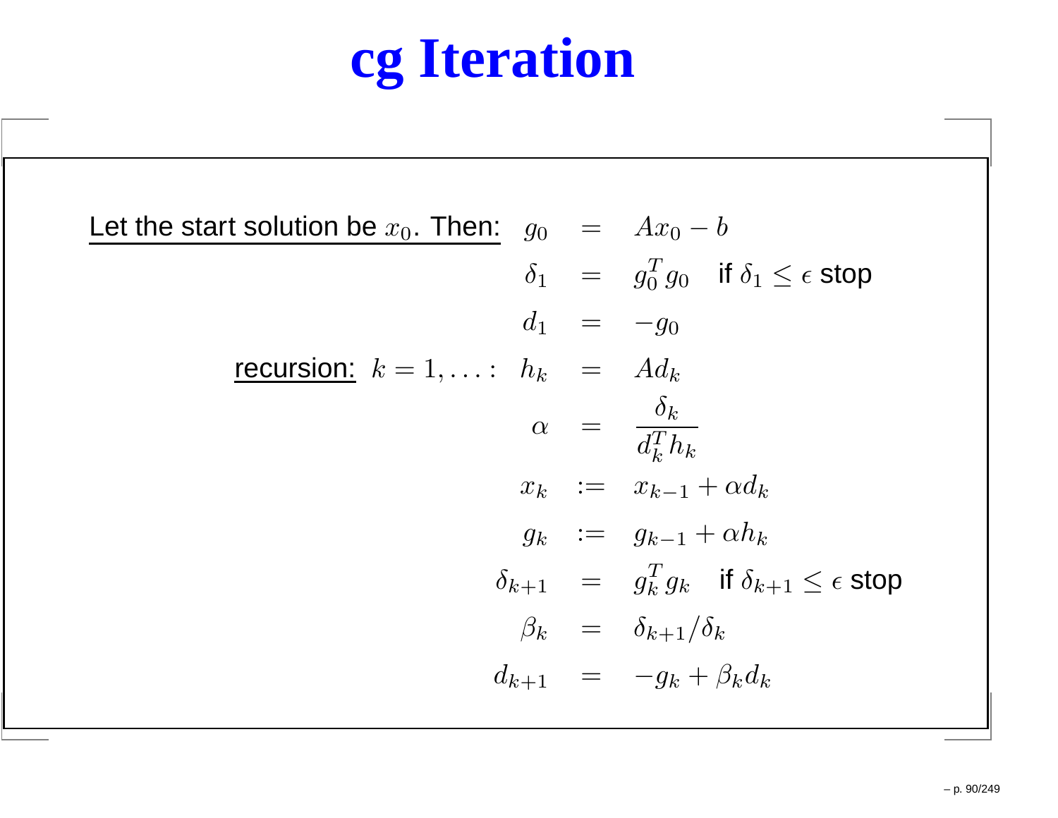# cg Iteration

<u>Let the start solution be $x_0$. Then:</u>

$$
\begin{aligned}
g_0 &= Ax_0 - b \\
\delta_1 &= g_0^T g_0 \quad \text{if } \delta_1 \le \epsilon \text{ stop} \\
d_1 &= -g_0
\end{aligned}
$$

<u>recursion:</u> $k = 1, \ldots :$

$$
\begin{aligned}
h_k &= Ad_k \\
\alpha &= \frac{\delta_k}{d_k^T h_k} \\
x_k &:= x_{k-1} + \alpha d_k \\
g_k &:= g_{k-1} + \alpha h_k \\
\delta_{k+1} &= g_k^T g_k \quad \text{if } \delta_{k+1} \le \epsilon \text{ stop} \\
\beta_k &= \delta_{k+1} / \delta_k \\
d_{k+1} &= -g_k + \beta_k d_k
\end{aligned}
$$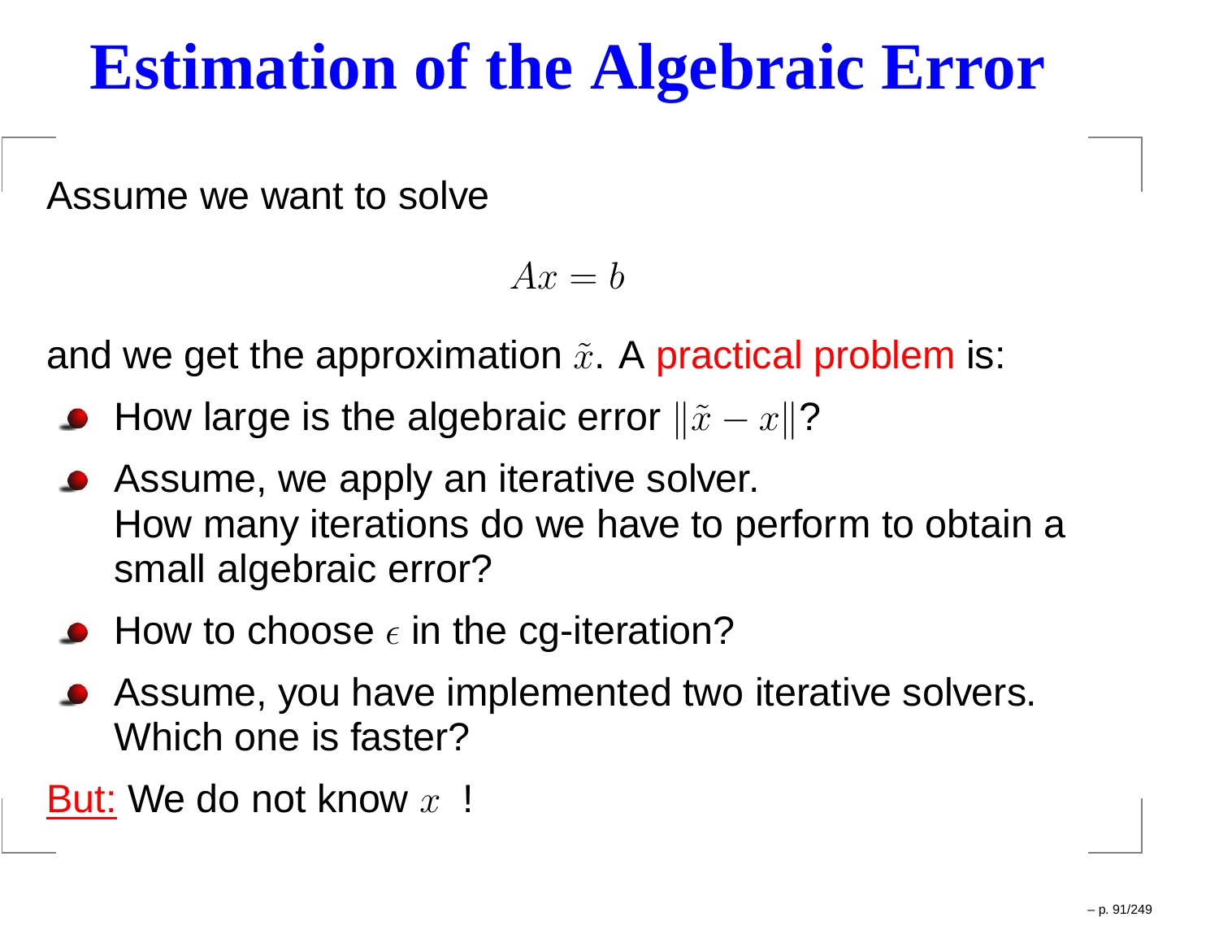# Estimation of the Algebraic Error

Assume we want to solve

$$Ax = b$$

and we get the approximation $\tilde{x}$. A practical problem is:

- How large is the algebraic error $\|\tilde{x} - x\|$?
- Assume, we apply an iterative solver.
  How many iterations do we have to perform to obtain a small algebraic error?
- How to choose $\epsilon$ in the cg-iteration?
- Assume, you have implemented two iterative solvers.
  Which one is faster?

<u>But:</u> We do not know $x$ !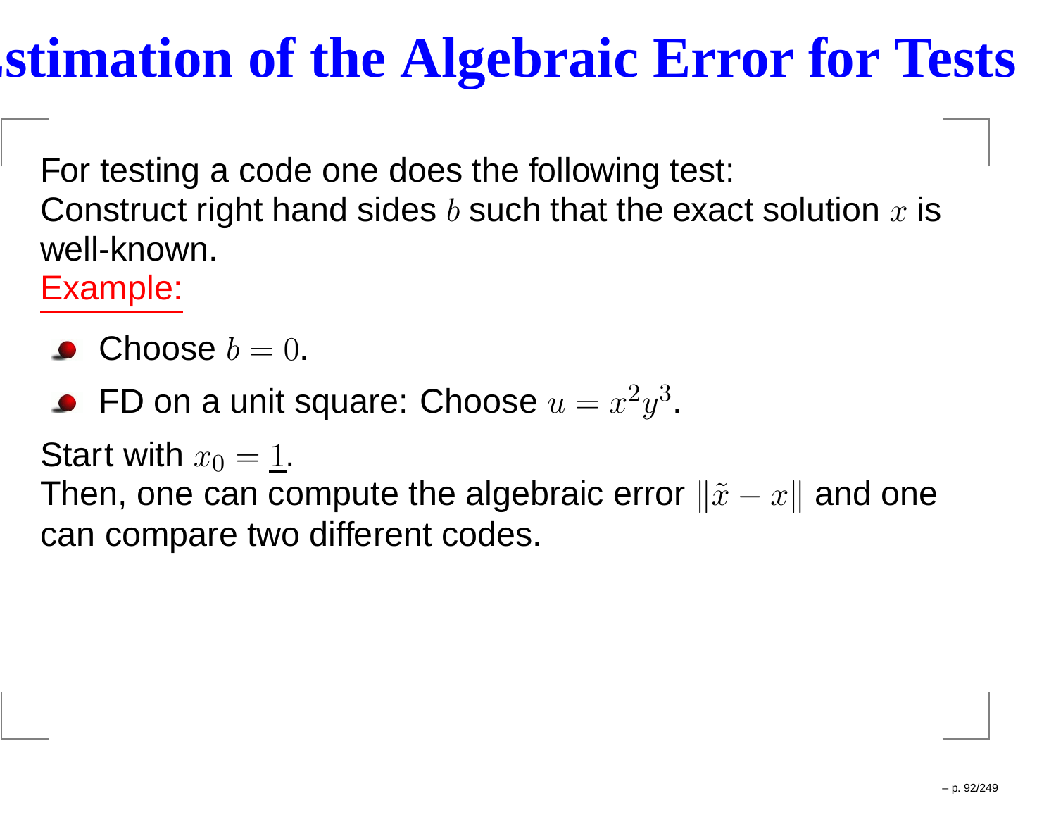# Estimation of the Algebraic Error for Tests

For testing a code one does the following test:
Construct right hand sides $b$ such that the exact solution $x$ is well-known.
Example:

- Choose $b = 0$.
- FD on a unit square: Choose $u = x^2 y^3$.

Start with $x_0 = \underline{1}$.
Then, one can compute the algebraic error $\|\tilde{x} - x\|$ and one can compare two different codes.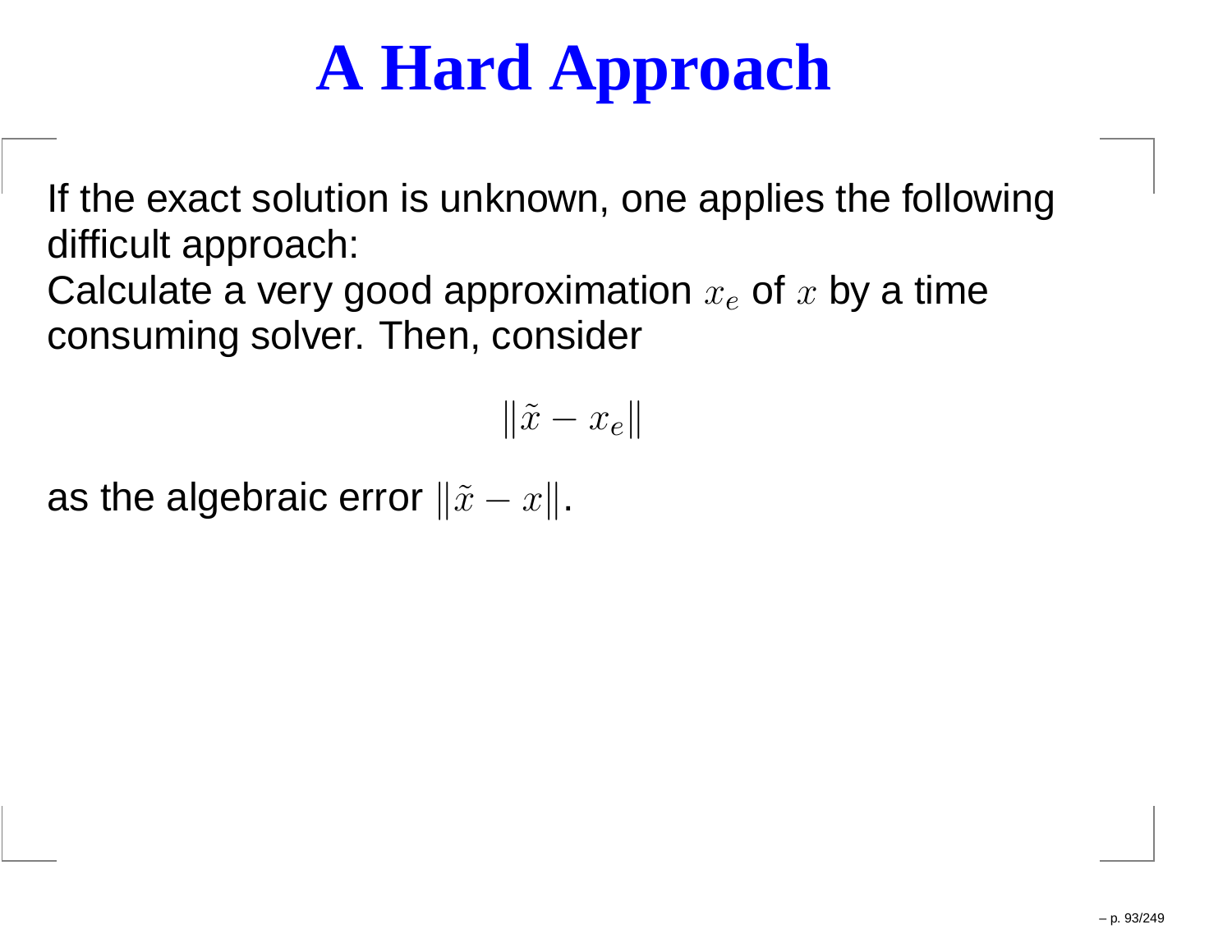# A Hard Approach

If the exact solution is unknown, one applies the following difficult approach:
Calculate a very good approximation $x_e$ of $x$ by a time consuming solver. Then, consider

$$\|\tilde{x} - x_e\|$$

as the algebraic error $\|\tilde{x} - x\|$.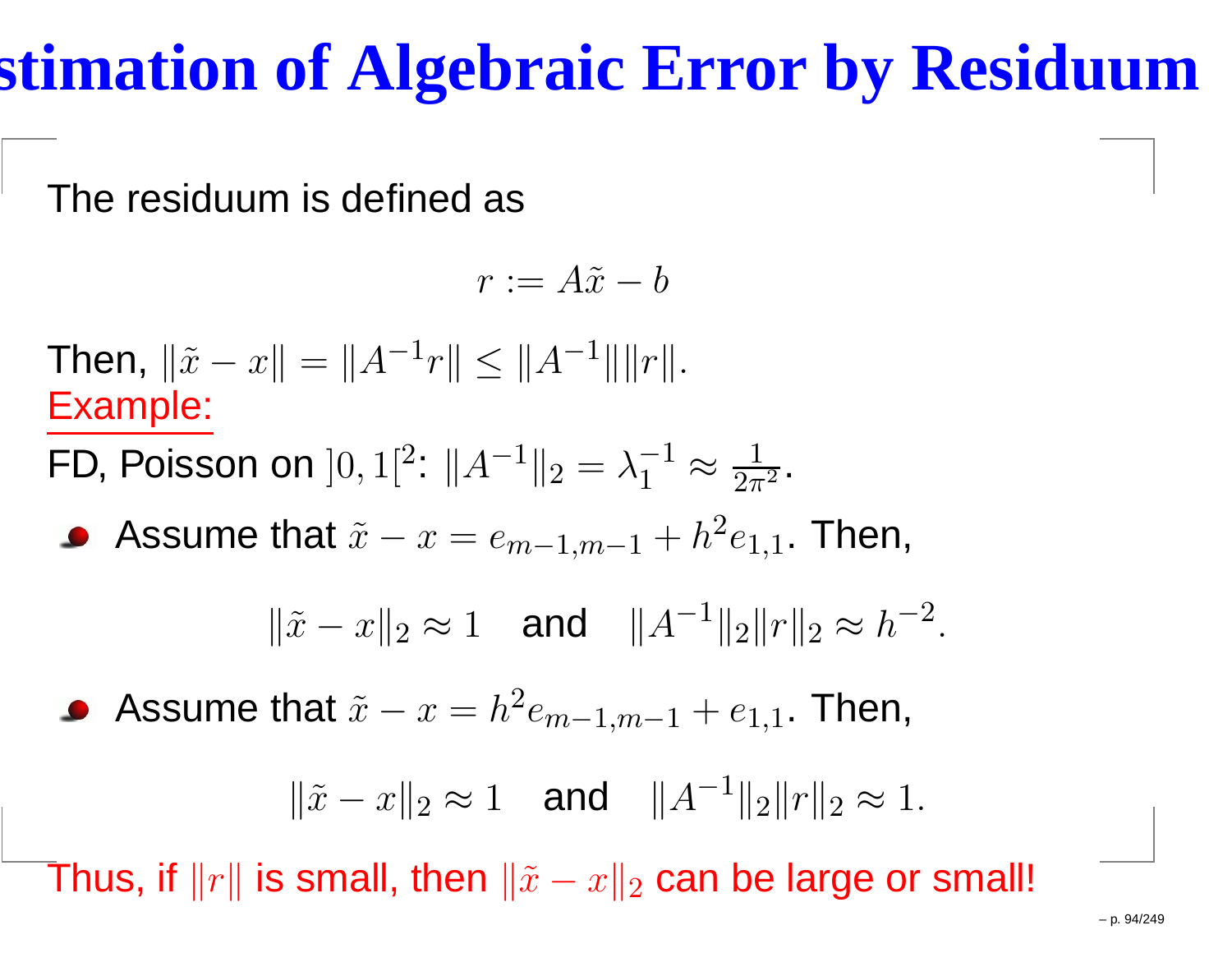# Estimation of Algebraic Error by Residuum

The residuum is defined as

$$r := A\tilde{x} - b$$

Then, $\|\tilde{x} - x\| = \|A^{-1}r\| \leq \|A^{-1}\|\|r\|$.

Example:

FD, Poisson on $]0,1[^2$: $\|A^{-1}\|_2 = \lambda_1^{-1} \approx \frac{1}{2\pi^2}$.

- Assume that $\tilde{x} - x = e_{m-1,m-1} + h^2 e_{1,1}$. Then,

$$\|\tilde{x} - x\|_2 \approx 1 \quad \text{and} \quad \|A^{-1}\|_2 \|r\|_2 \approx h^{-2}.$$

- Assume that $\tilde{x} - x = h^2 e_{m-1,m-1} + e_{1,1}$. Then,

$$\|\tilde{x} - x\|_2 \approx 1 \quad \text{and} \quad \|A^{-1}\|_2 \|r\|_2 \approx 1.$$

Thus, if $\|r\|$ is small, then $\|\tilde{x} - x\|_2$ can be large or small!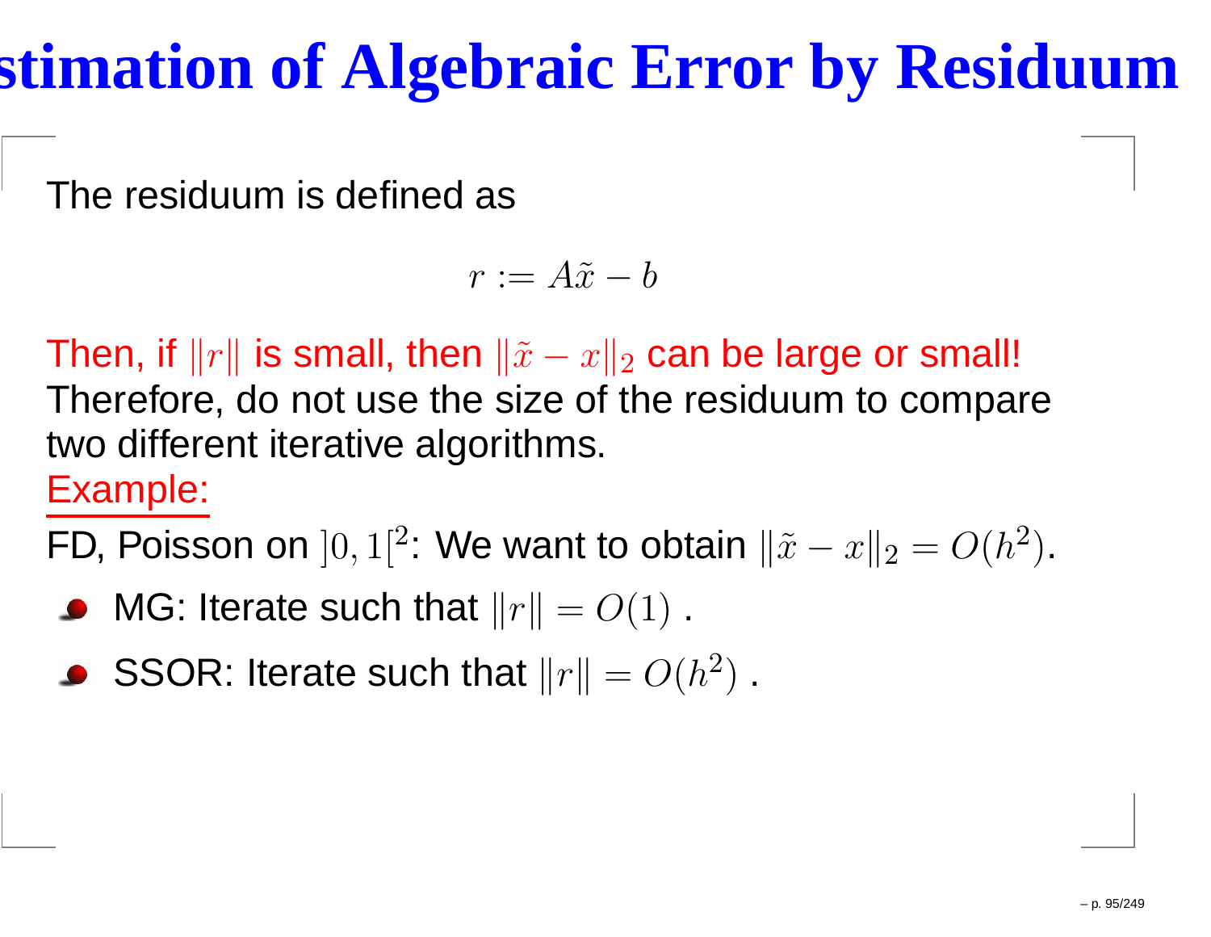# Estimation of Algebraic Error by Residuum

The residuum is defined as

$$r := A\tilde{x} - b$$

Then, if $\|r\|$ is small, then $\|\tilde{x} - x\|_2$ can be large or small!
Therefore, do not use the size of the residuum to compare two different iterative algorithms.
Example:

FD, Poisson on $]0,1[^2$: We want to obtain $\|\tilde{x} - x\|_2 = O(h^2)$.

- MG: Iterate such that $\|r\| = O(1)$ .
- SSOR: Iterate such that $\|r\| = O(h^2)$ .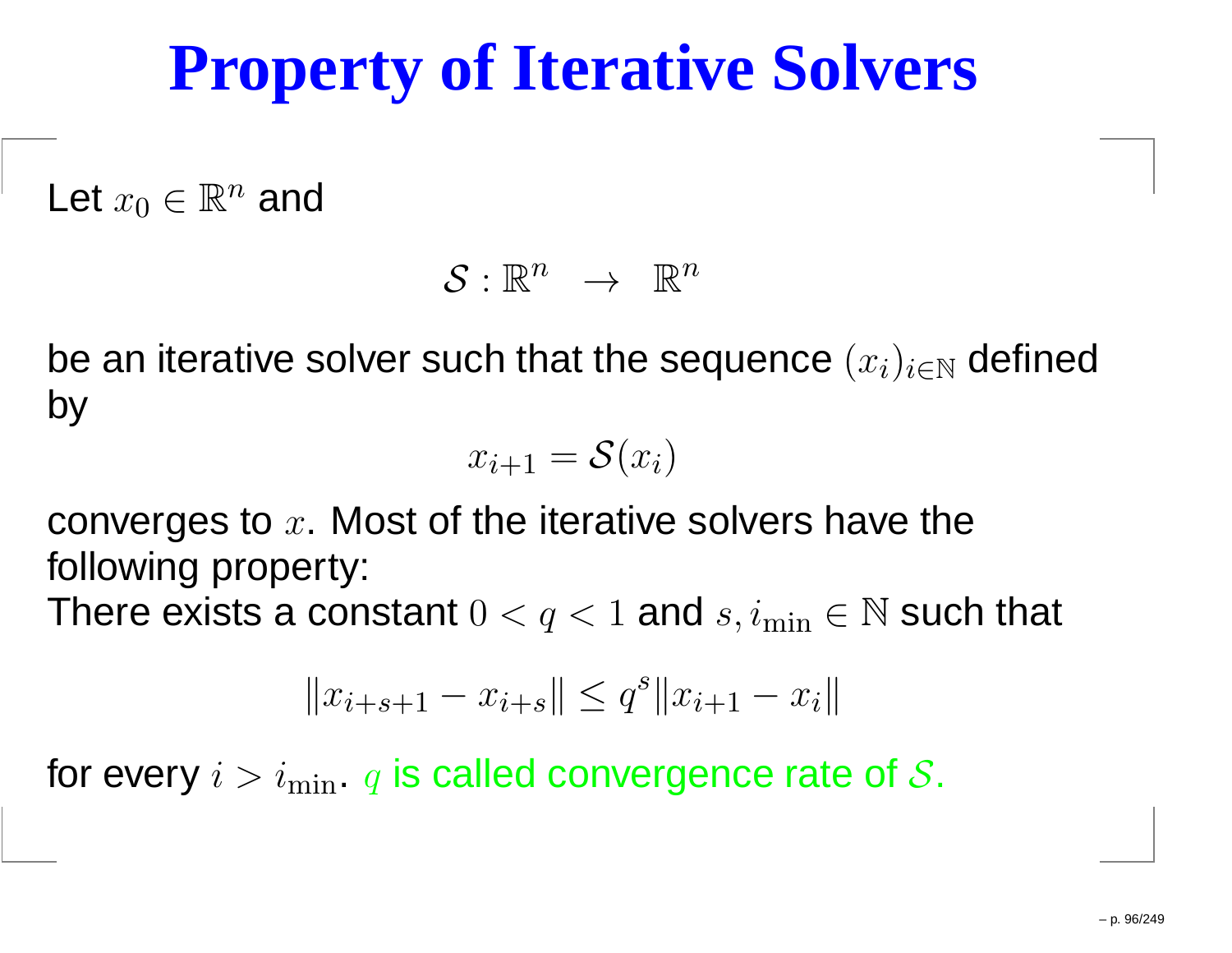# Property of Iterative Solvers

Let $x_0 \in \mathbb{R}^n$ and

$$\mathcal{S} : \mathbb{R}^n \rightarrow \mathbb{R}^n$$

be an iterative solver such that the sequence $(x_i)_{i \in \mathbb{N}}$ defined by

$$x_{i+1} = \mathcal{S}(x_i)$$

converges to $x$. Most of the iterative solvers have the following property:
There exists a constant $0 < q < 1$ and $s, i_{\min} \in \mathbb{N}$ such that

$$\|x_{i+s+1} - x_{i+s}\| \leq q^s \|x_{i+1} - x_i\|$$

for every $i > i_{\min}$. $q$ is called convergence rate of $\mathcal{S}$.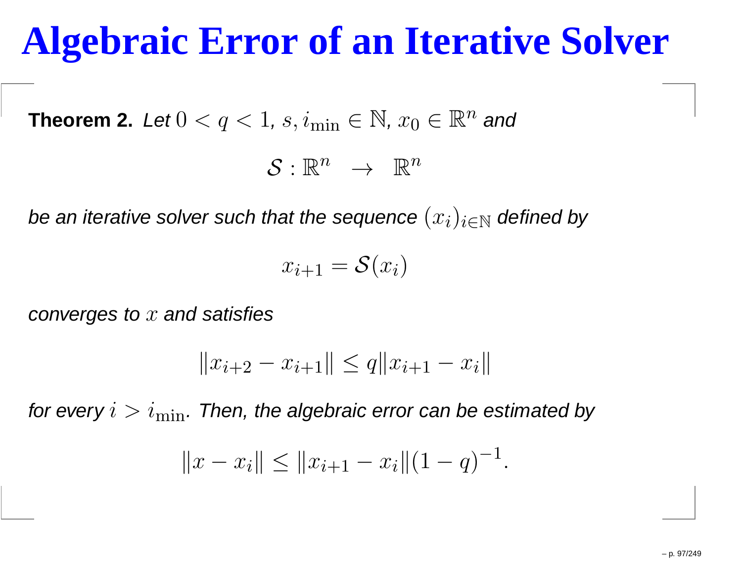# Algebraic Error of an Iterative Solver

**Theorem 2.** *Let* $0 < q < 1$, $s, i_{\min} \in \mathbb{N}$, $x_0 \in \mathbb{R}^n$ *and*

$$\mathcal{S} : \mathbb{R}^n \;\; \rightarrow \;\; \mathbb{R}^n$$

*be an iterative solver such that the sequence* $(x_i)_{i \in \mathbb{N}}$ *defined by*

$$x_{i+1} = \mathcal{S}(x_i)$$

*converges to* $x$ *and satisfies*

$$\|x_{i+2} - x_{i+1}\| \leq q \|x_{i+1} - x_i\|$$

*for every* $i > i_{\min}$. *Then, the algebraic error can be estimated by*

$$\|x - x_i\| \leq \|x_{i+1} - x_i\| (1 - q)^{-1}.$$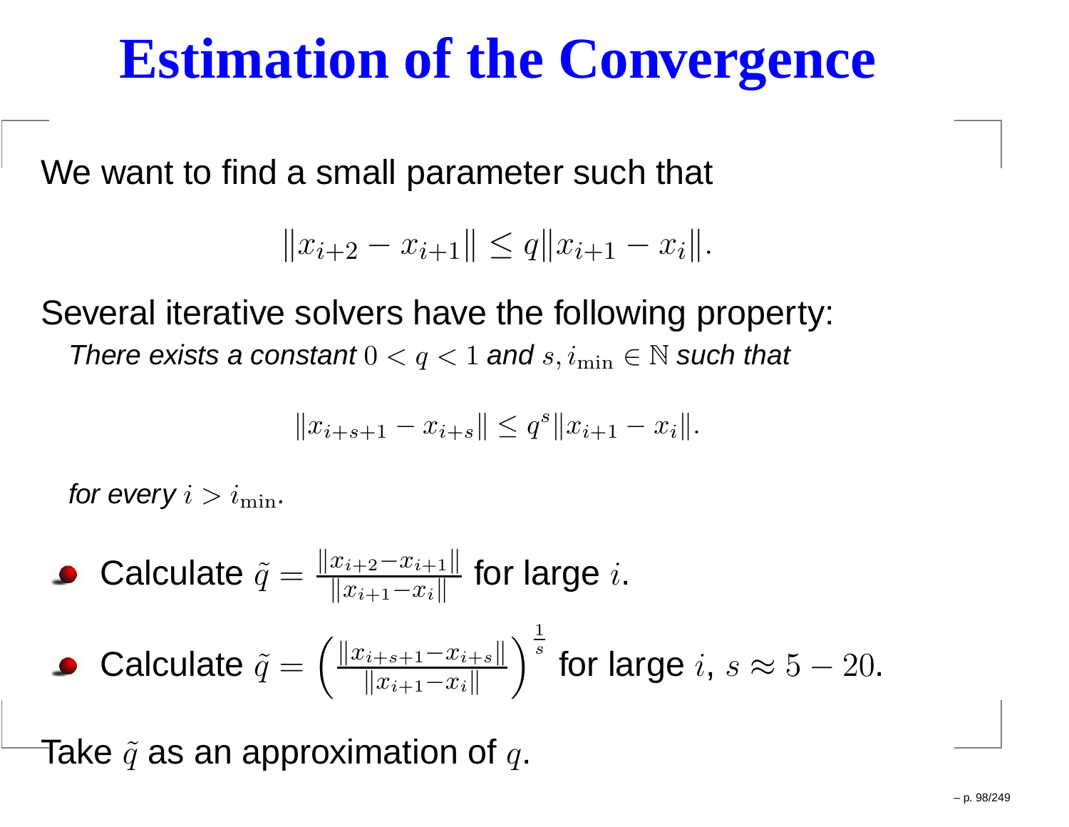# Estimation of the Convergence

We want to find a small parameter such that

$$\|x_{i+2} - x_{i+1}\| \leq q\|x_{i+1} - x_i\|.$$

Several iterative solvers have the following property:

*There exists a constant $0 < q < 1$ and $s, i_{\min} \in \mathbb{N}$ such that*

$$\|x_{i+s+1} - x_{i+s}\| \leq q^s \|x_{i+1} - x_i\|.$$

*for every $i > i_{\min}$.*

- Calculate $\tilde{q} = \frac{\|x_{i+2}-x_{i+1}\|}{\|x_{i+1}-x_i\|}$ for large $i$.
- Calculate $\tilde{q} = \left(\frac{\|x_{i+s+1}-x_{i+s}\|}{\|x_{i+1}-x_i\|}\right)^{\frac{1}{s}}$ for large $i$, $s \approx 5 - 20$.

Take $\tilde{q}$ as an approximation of $q$.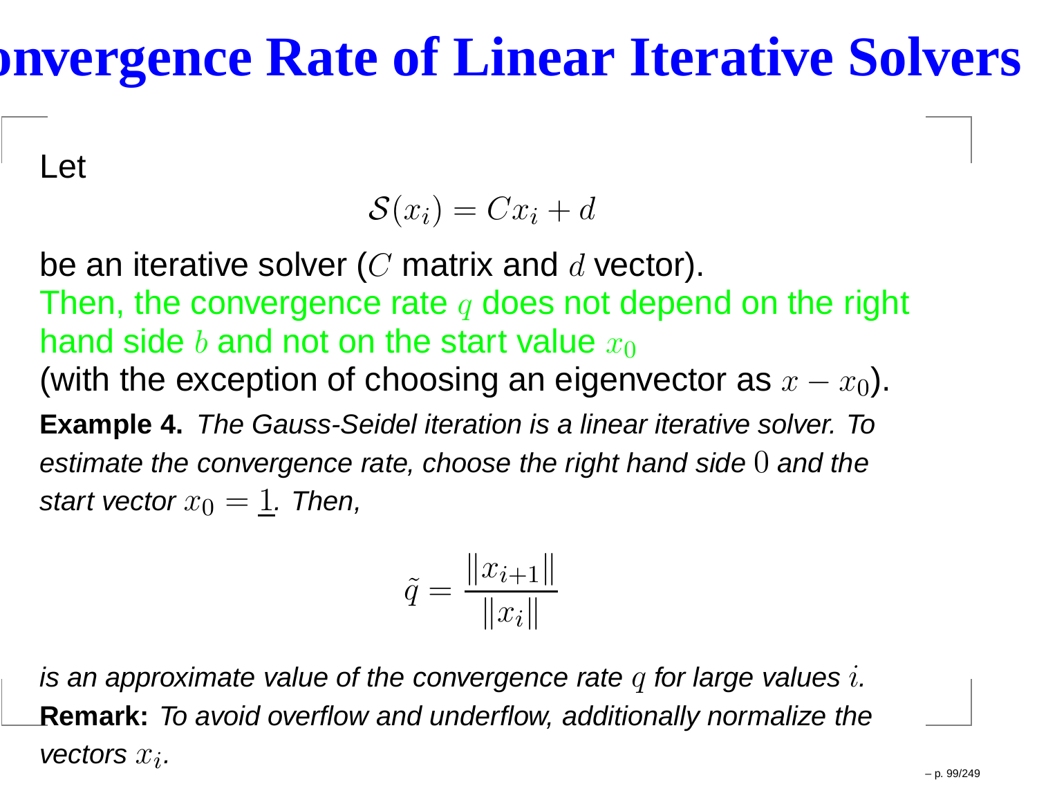# Convergence Rate of Linear Iterative Solvers

Let

$$\mathcal{S}(x_i) = Cx_i + d$$

be an iterative solver ($C$ matrix and $d$ vector).
Then, the convergence rate $q$ does not depend on the right hand side $b$ and not on the start value $x_0$
(with the exception of choosing an eigenvector as $x - x_0$).

**Example 4.** *The Gauss-Seidel iteration is a linear iterative solver. To estimate the convergence rate, choose the right hand side* $0$ *and the start vector* $x_0 = \underline{1}$*. Then,*

$$\tilde{q} = \frac{\|x_{i+1}\|}{\|x_i\|}$$

*is an approximate value of the convergence rate* $q$ *for large values* $i$*.*

**Remark:** *To avoid overflow and underflow, additionally normalize the vectors* $x_i$*.*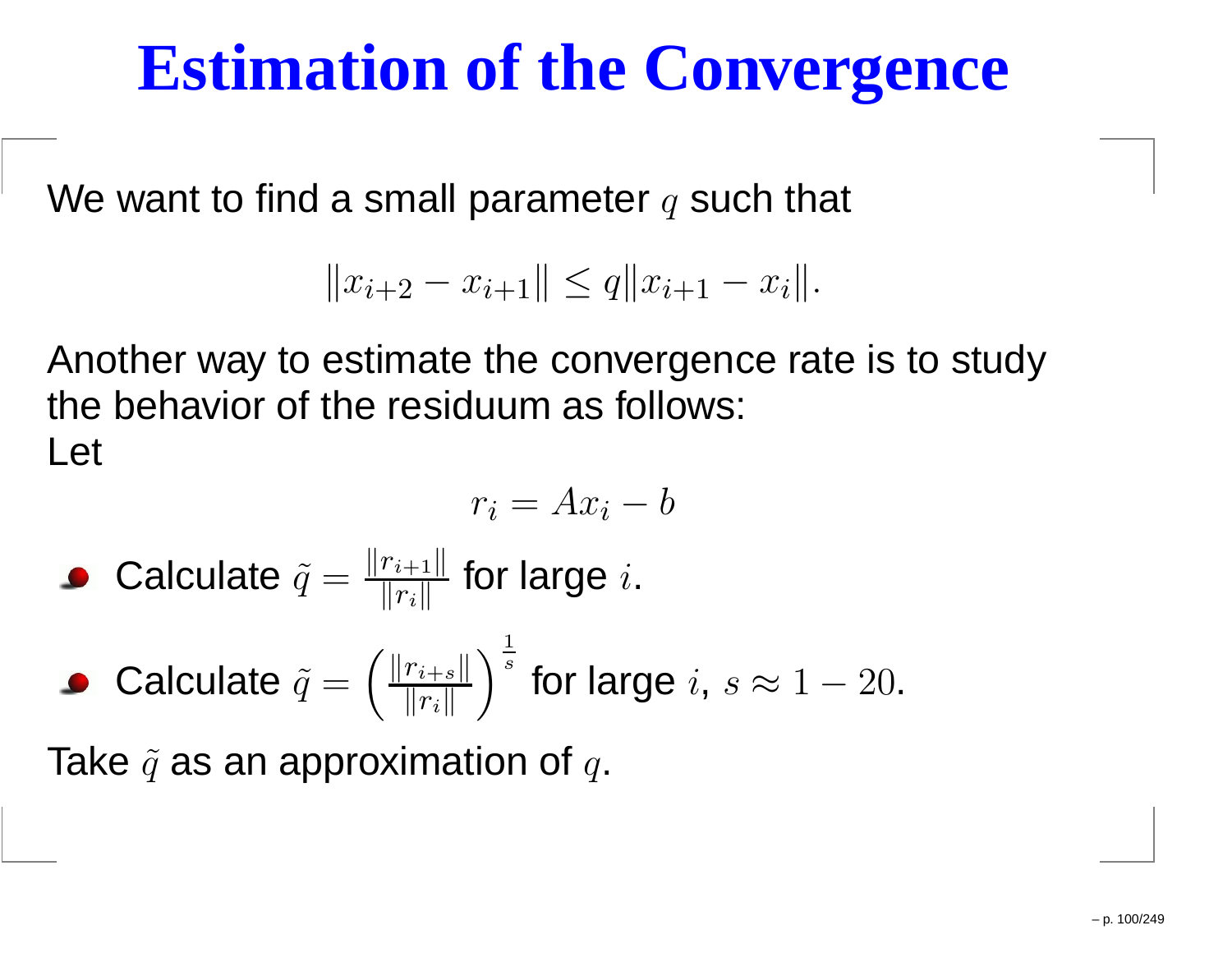# Estimation of the Convergence

We want to find a small parameter $q$ such that

$$\|x_{i+2} - x_{i+1}\| \leq q\|x_{i+1} - x_i\|.$$

Another way to estimate the convergence rate is to study the behavior of the residuum as follows:
Let

$$r_i = Ax_i - b$$

- Calculate $\tilde{q} = \frac{\|r_{i+1}\|}{\|r_i\|}$ for large $i$.
- Calculate $\tilde{q} = \left(\frac{\|r_{i+s}\|}{\|r_i\|}\right)^{\frac{1}{s}}$ for large $i$, $s \approx 1 - 20$.

Take $\tilde{q}$ as an approximation of $q$.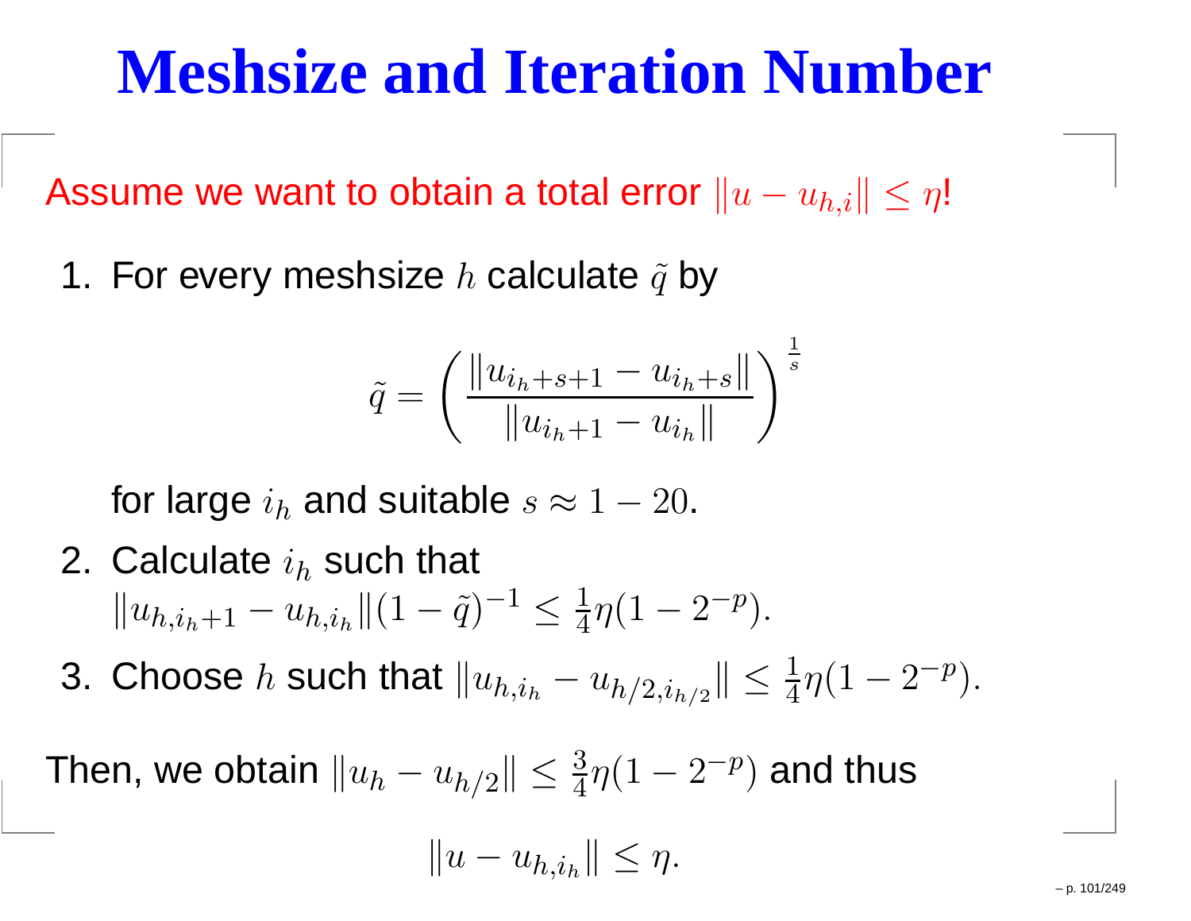# Meshsize and Iteration Number

Assume we want to obtain a total error $\|u - u_{h,i}\| \leq \eta$!

1. For every meshsize $h$ calculate $\tilde{q}$ by

$$\tilde{q} = \left( \frac{\|u_{i_h+s+1} - u_{i_h+s}\|}{\|u_{i_h+1} - u_{i_h}\|} \right)^{\frac{1}{s}}$$

   for large $i_h$ and suitable $s \approx 1 - 20$.

2. Calculate $i_h$ such that
   $\|u_{h,i_h+1} - u_{h,i_h}\|(1 - \tilde{q})^{-1} \leq \frac{1}{4}\eta(1 - 2^{-p})$.
3. Choose $h$ such that $\|u_{h,i_h} - u_{h/2,i_{h/2}}\| \leq \frac{1}{4}\eta(1 - 2^{-p})$.

Then, we obtain $\|u_h - u_{h/2}\| \leq \frac{3}{4}\eta(1 - 2^{-p})$ and thus

$$\|u - u_{h,i_h}\| \leq \eta.$$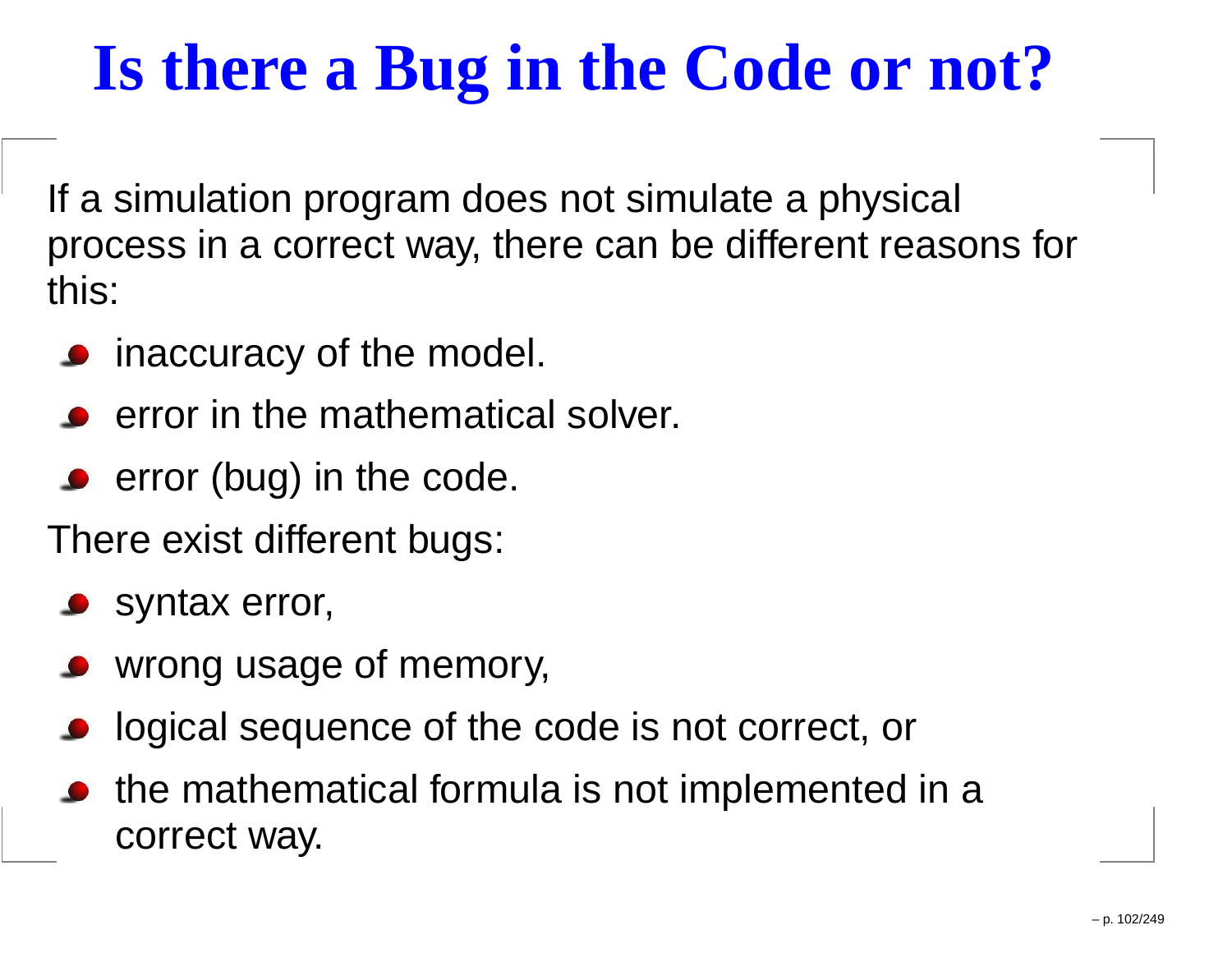# Is there a Bug in the Code or not?

If a simulation program does not simulate a physical process in a correct way, there can be different reasons for this:

- inaccuracy of the model.
- error in the mathematical solver.
- error (bug) in the code.

There exist different bugs:

- syntax error,
- wrong usage of memory,
- logical sequence of the code is not correct, or
- the mathematical formula is not implemented in a correct way.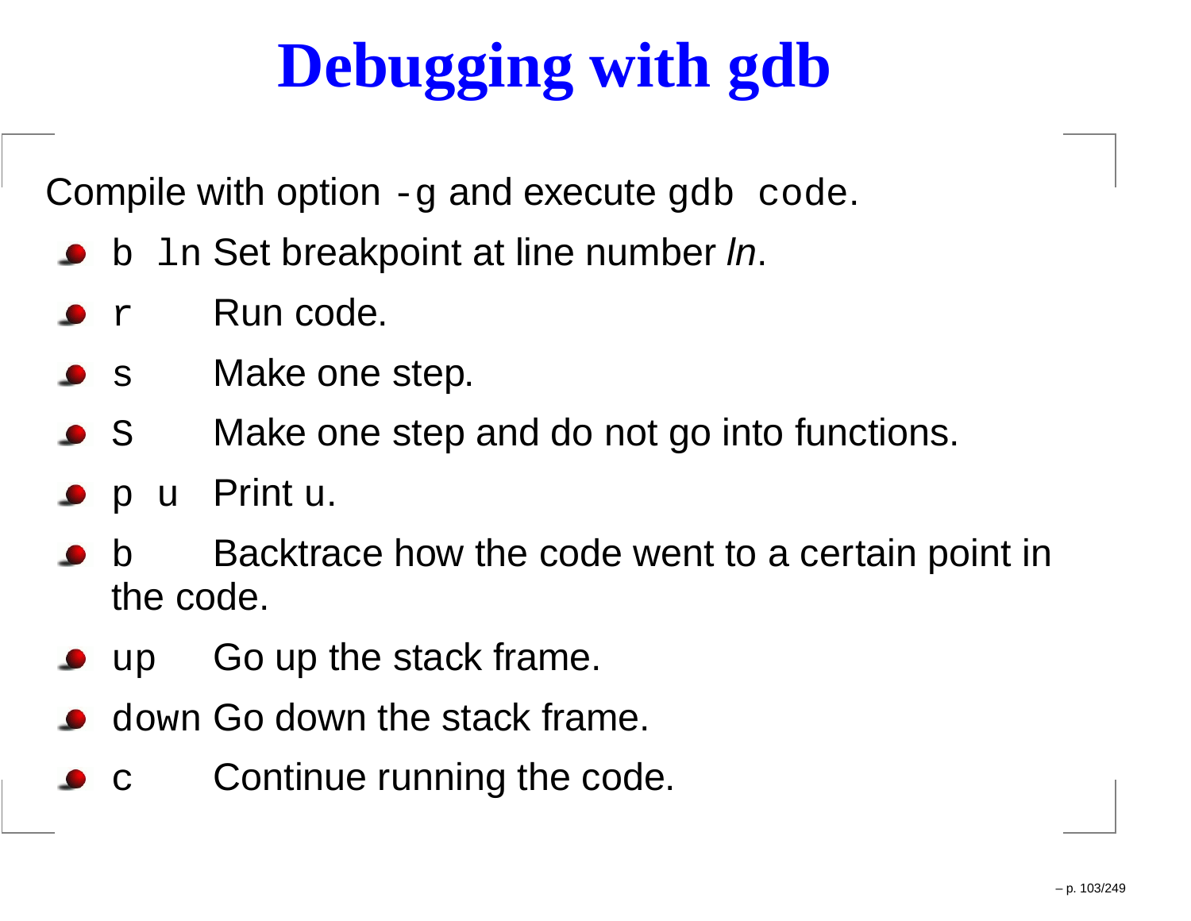# Debugging with gdb

Compile with option `-g` and execute `gdb code`.

- `b ln` Set breakpoint at line number *ln*.
- `r` Run code.
- `s` Make one step.
- `S` Make one step and do not go into functions.
- `p u` Print u.
- `b` Backtrace how the code went to a certain point in the code.
- `up` Go up the stack frame.
- `down` Go down the stack frame.
- `c` Continue running the code.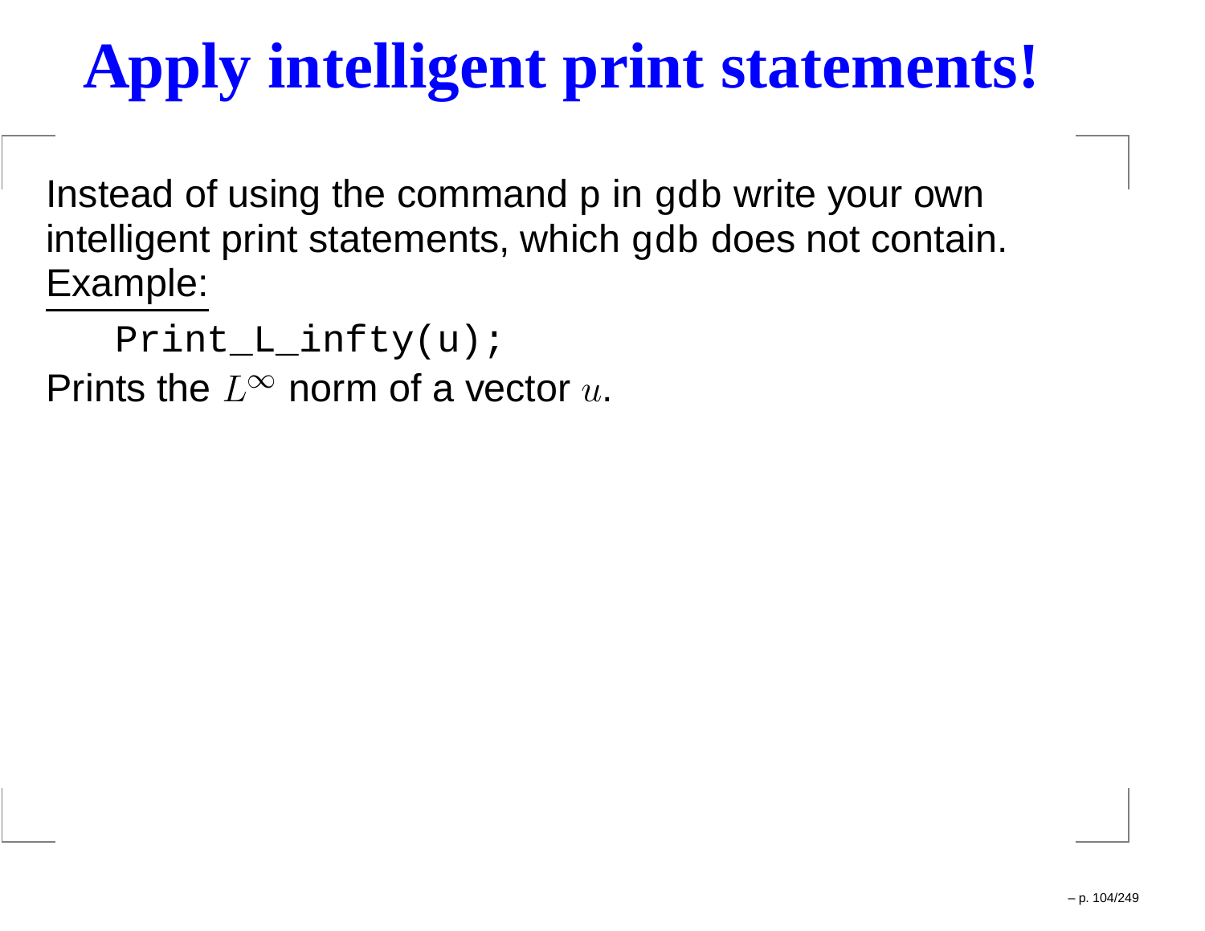# Apply intelligent print statements!

Instead of using the command `p` in `gdb` write your own intelligent print statements, which `gdb` does not contain.

Example:

```
Print_L_infty(u);
```

Prints the $L^{\infty}$ norm of a vector $u$.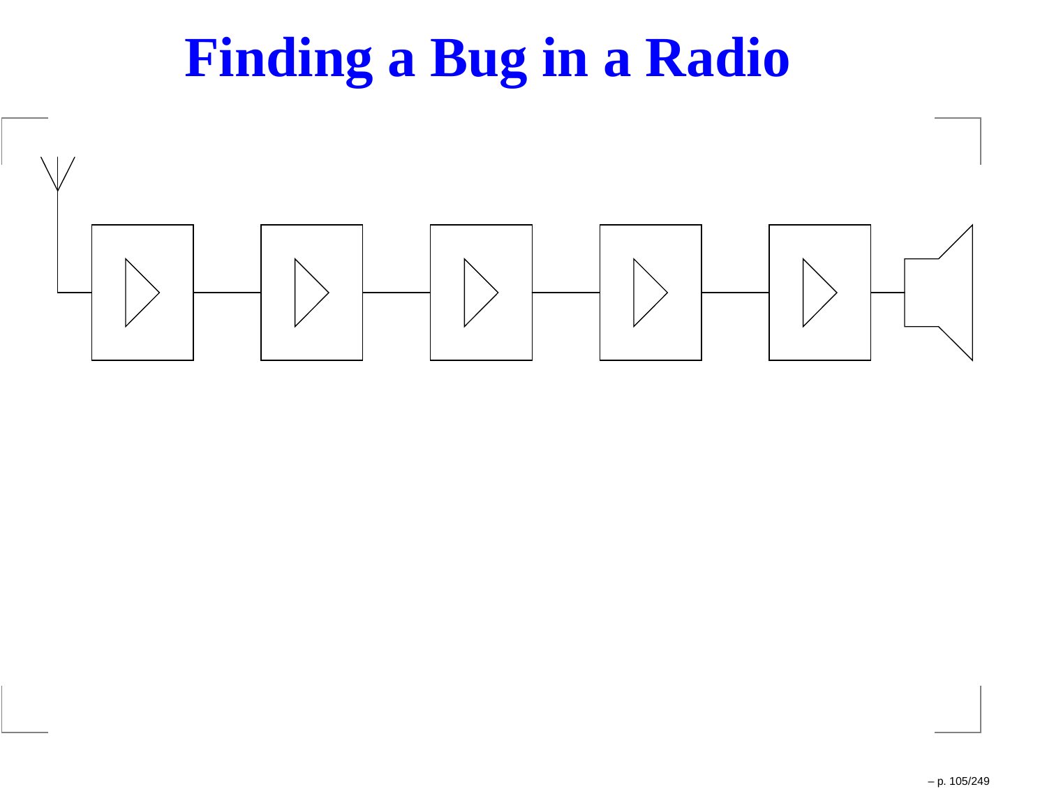# Finding a Bug in a Radio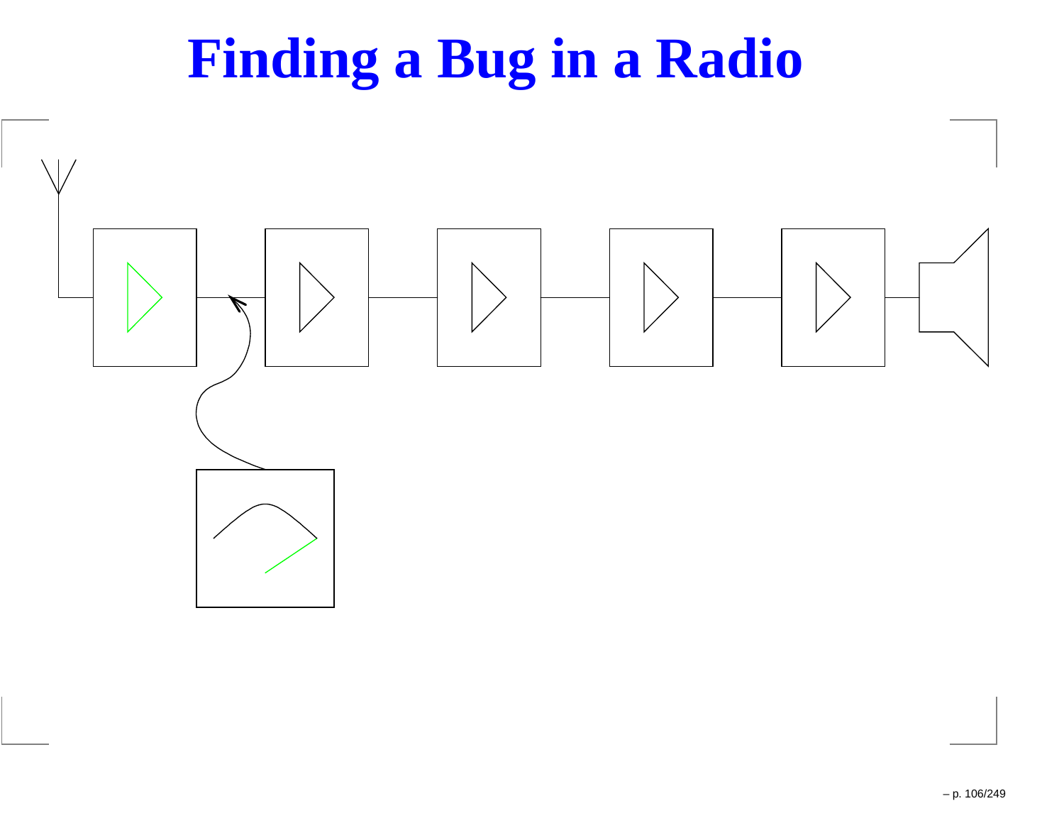# Finding a Bug in a Radio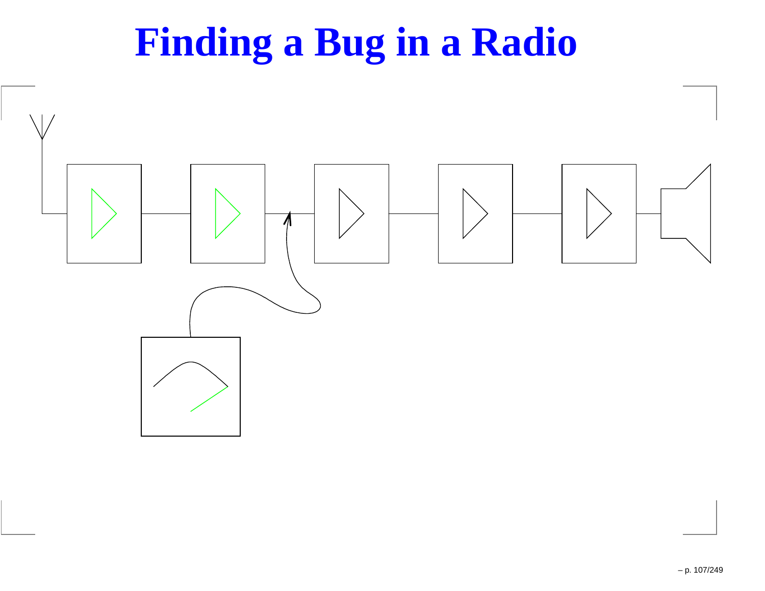# Finding a Bug in a Radio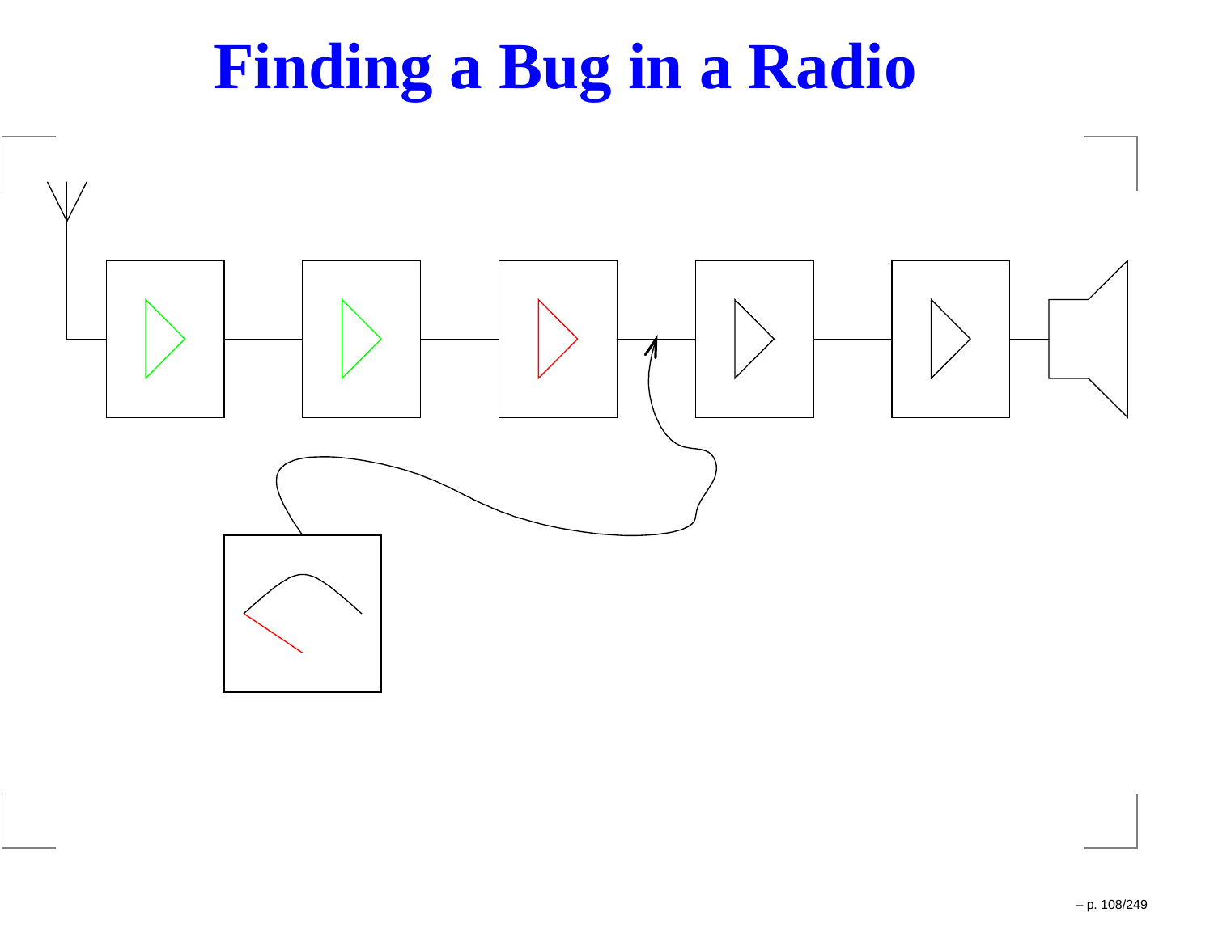# Finding a Bug in a Radio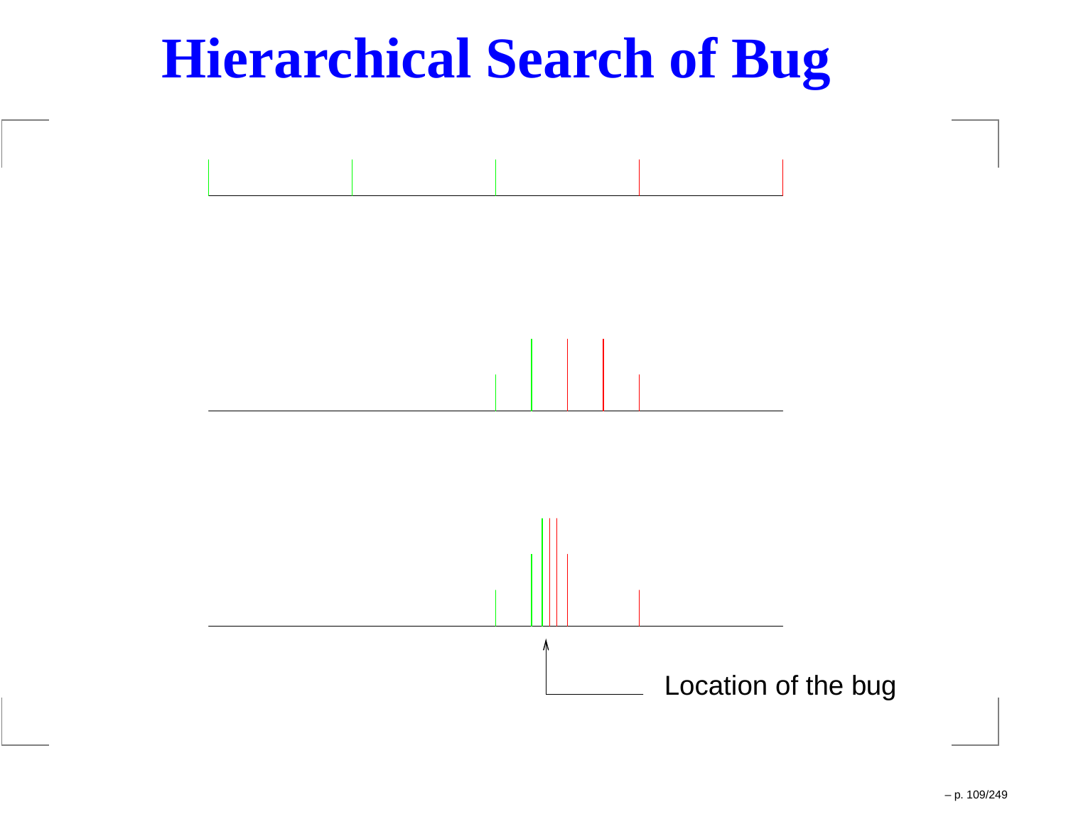# Hierarchical Search of Bug

Location of the bug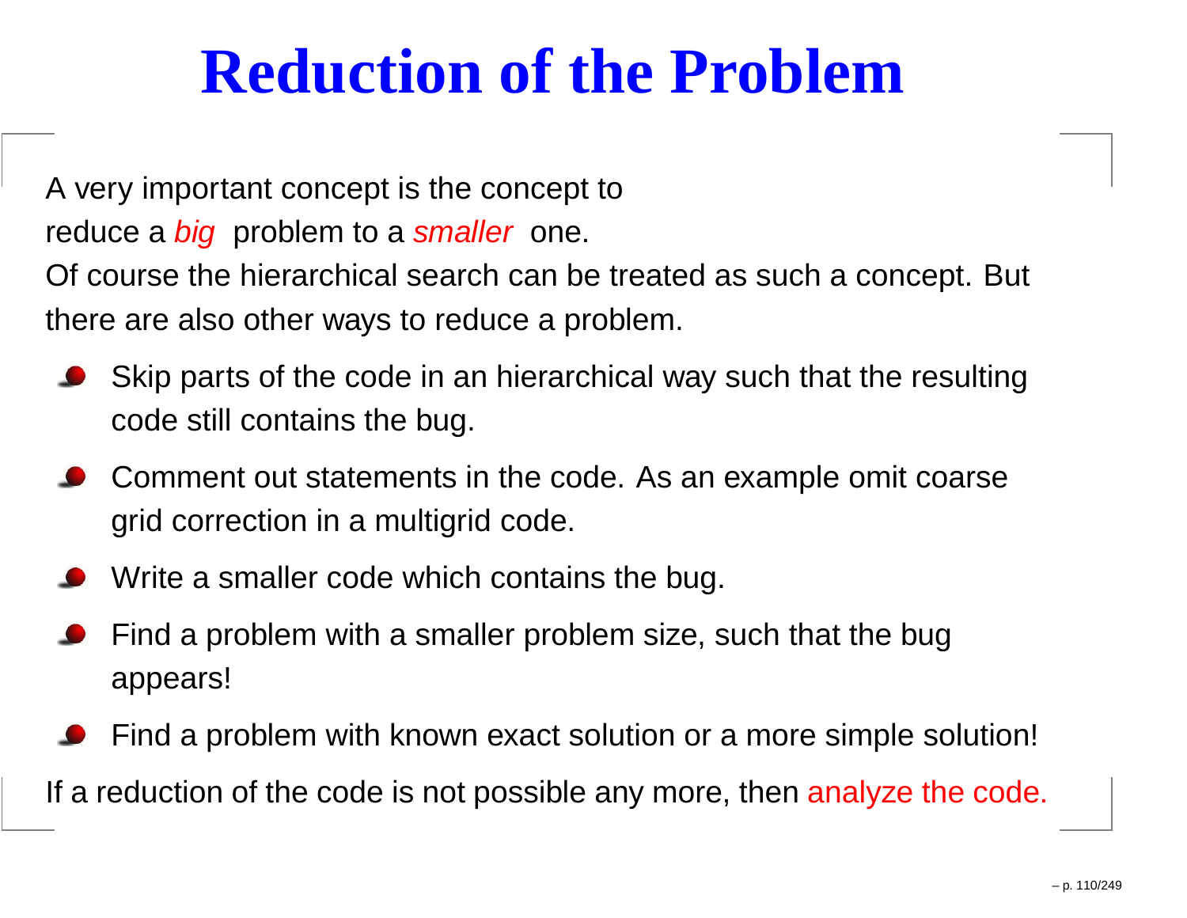# Reduction of the Problem

A very important concept is the concept to reduce a *big* problem to a *smaller* one.
Of course the hierarchical search can be treated as such a concept. But there are also other ways to reduce a problem.

- Skip parts of the code in an hierarchical way such that the resulting code still contains the bug.
- Comment out statements in the code. As an example omit coarse grid correction in a multigrid code.
- Write a smaller code which contains the bug.
- Find a problem with a smaller problem size, such that the bug appears!
- Find a problem with known exact solution or a more simple solution!

If a reduction of the code is not possible any more, then analyze the code.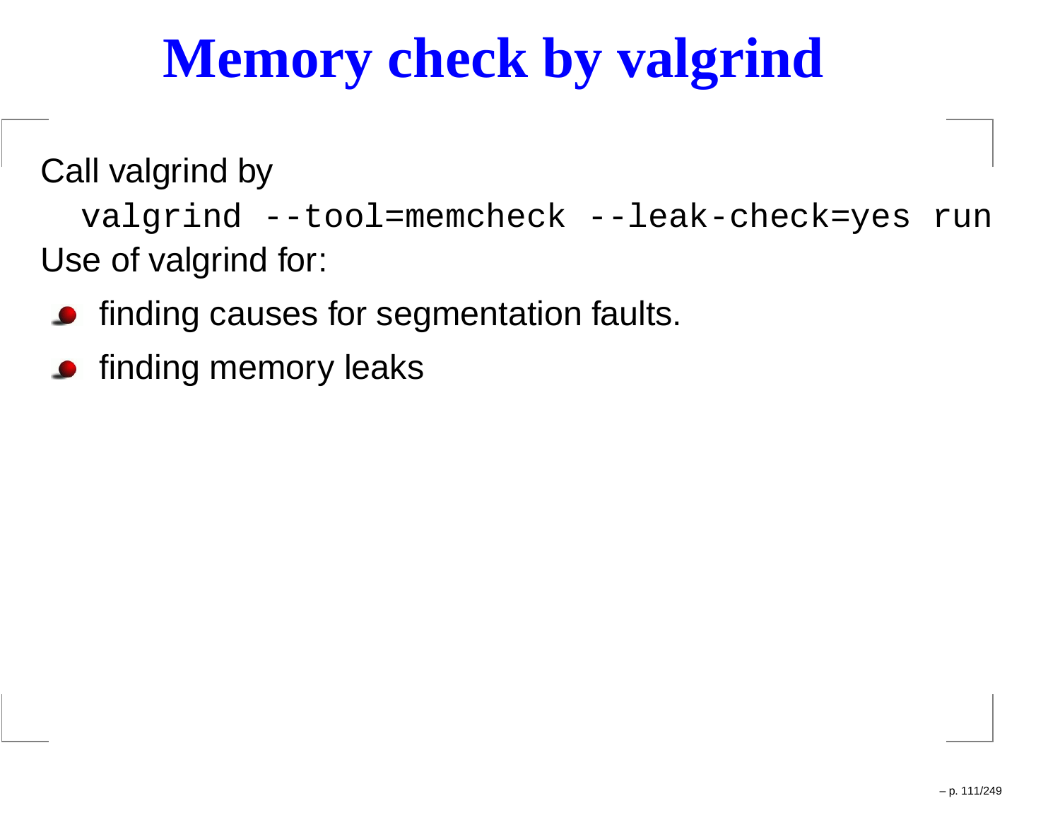# Memory check by valgrind

Call valgrind by

```
valgrind --tool=memcheck --leak-check=yes run
```

Use of valgrind for:

- finding causes for segmentation faults.
- finding memory leaks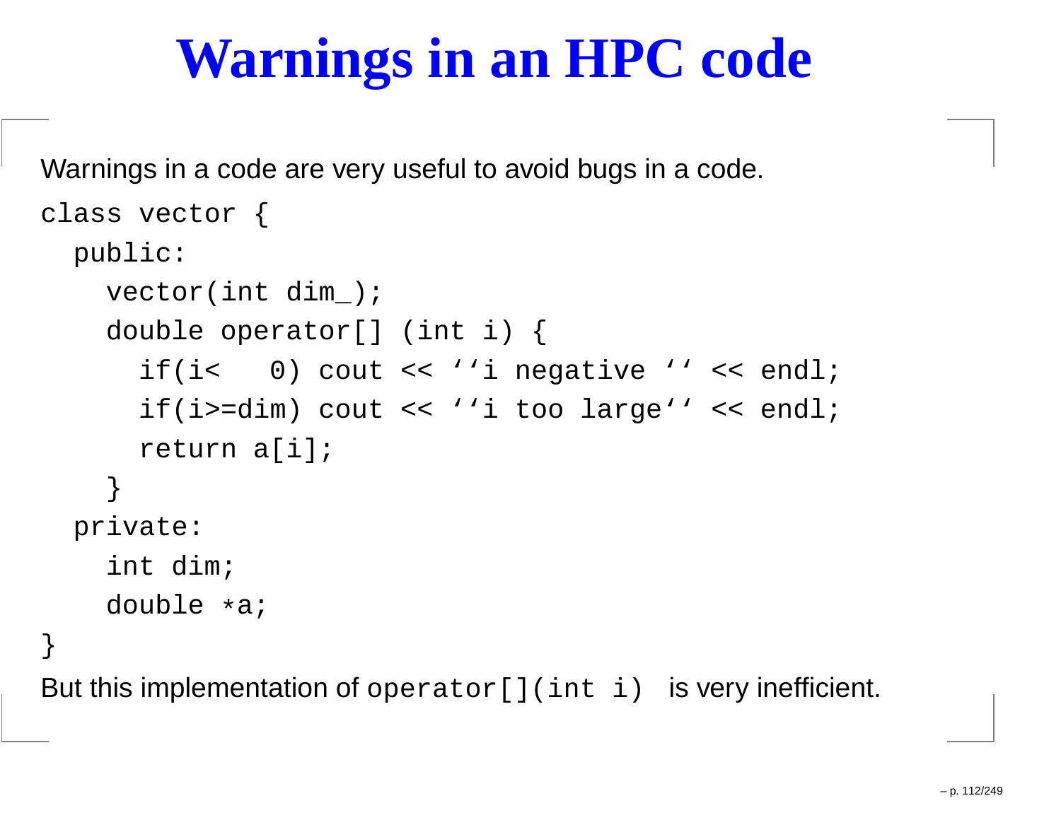# Warnings in an HPC code

Warnings in a code are very useful to avoid bugs in a code.

```
class vector {
  public:
    vector(int dim_);
    double operator[] (int i) {
      if(i<   0) cout << ‘‘i negative ‘‘ << endl;
      if(i>=dim) cout << ‘‘i too large‘‘ << endl;
      return a[i];
    }
  private:
    int dim;
    double *a;
}
```

But this implementation of `operator[](int i)` is very inefficient.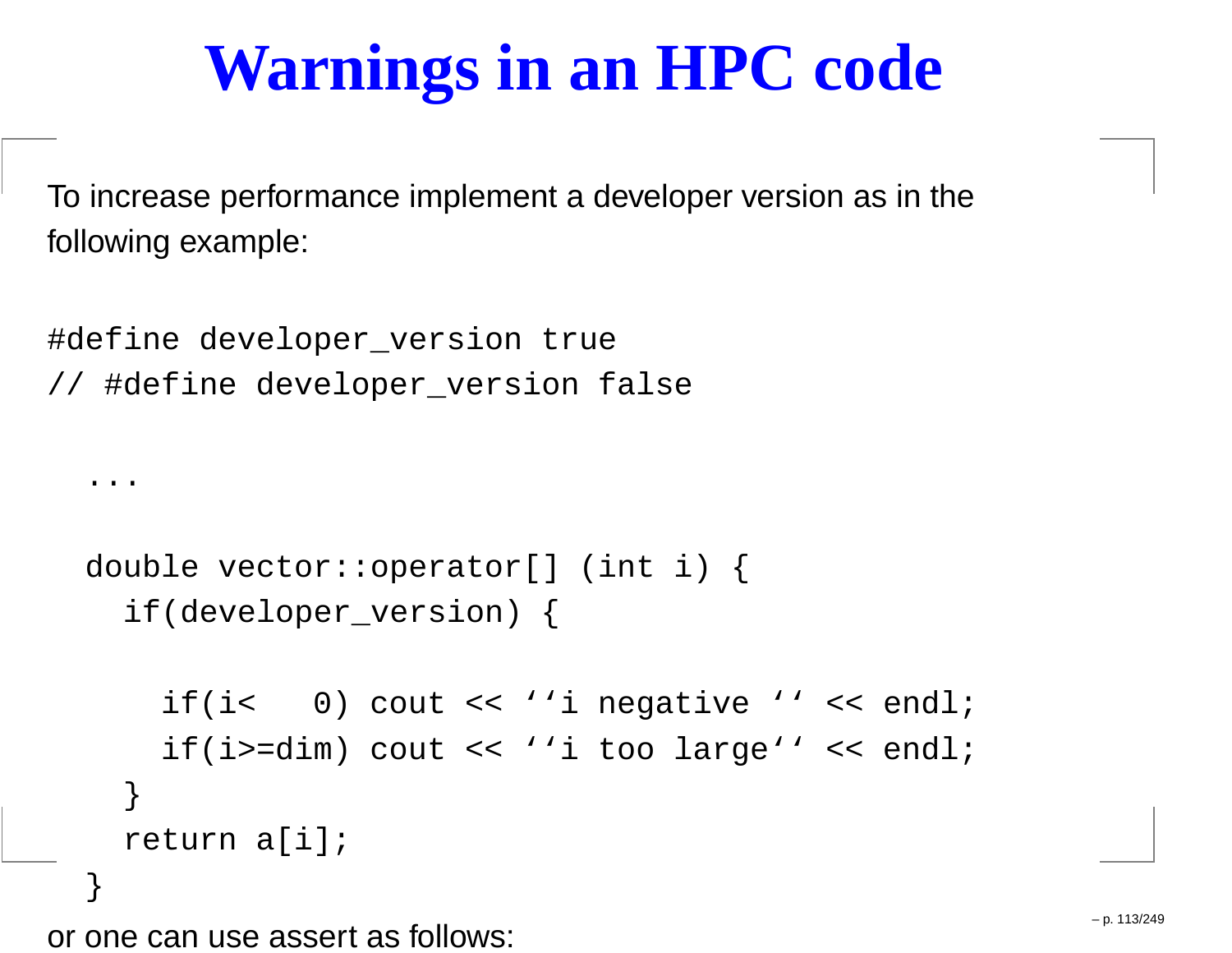# Warnings in an HPC code

To increase performance implement a developer version as in the following example:

```
#define developer_version true
// #define developer_version false

  ...

  double vector::operator[] (int i) {
    if(developer_version) {

      if(i<   0) cout << ''i negative '' << endl;
      if(i>=dim) cout << ''i too large'' << endl;
    }
    return a[i];
  }
```

or one can use assert as follows: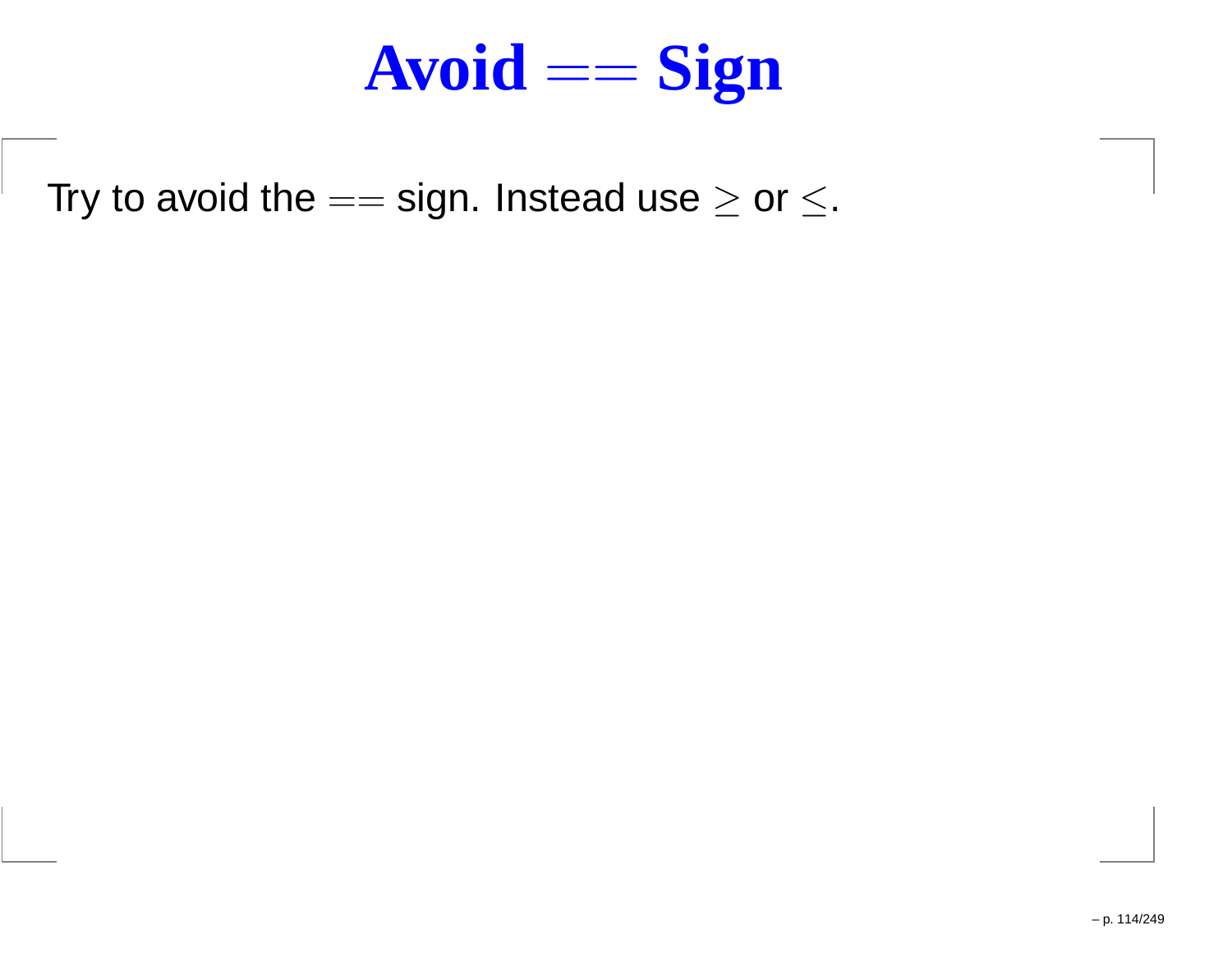# Avoid $==$ Sign

Try to avoid the $==$ sign. Instead use $\geq$ or $\leq$.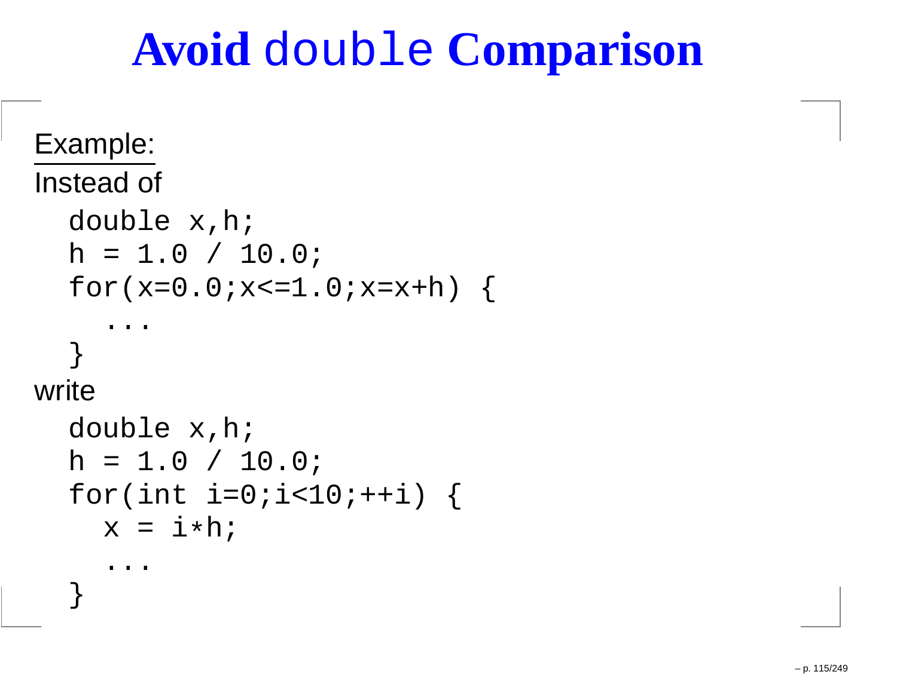# Avoid `double` Comparison

Example:

Instead of

```
double x,h;
h = 1.0 / 10.0;
for(x=0.0;x<=1.0;x=x+h) {
  ...
}
```

write

```
double x,h;
h = 1.0 / 10.0;
for(int i=0;i<10;++i) {
  x = i*h;
  ...
}
```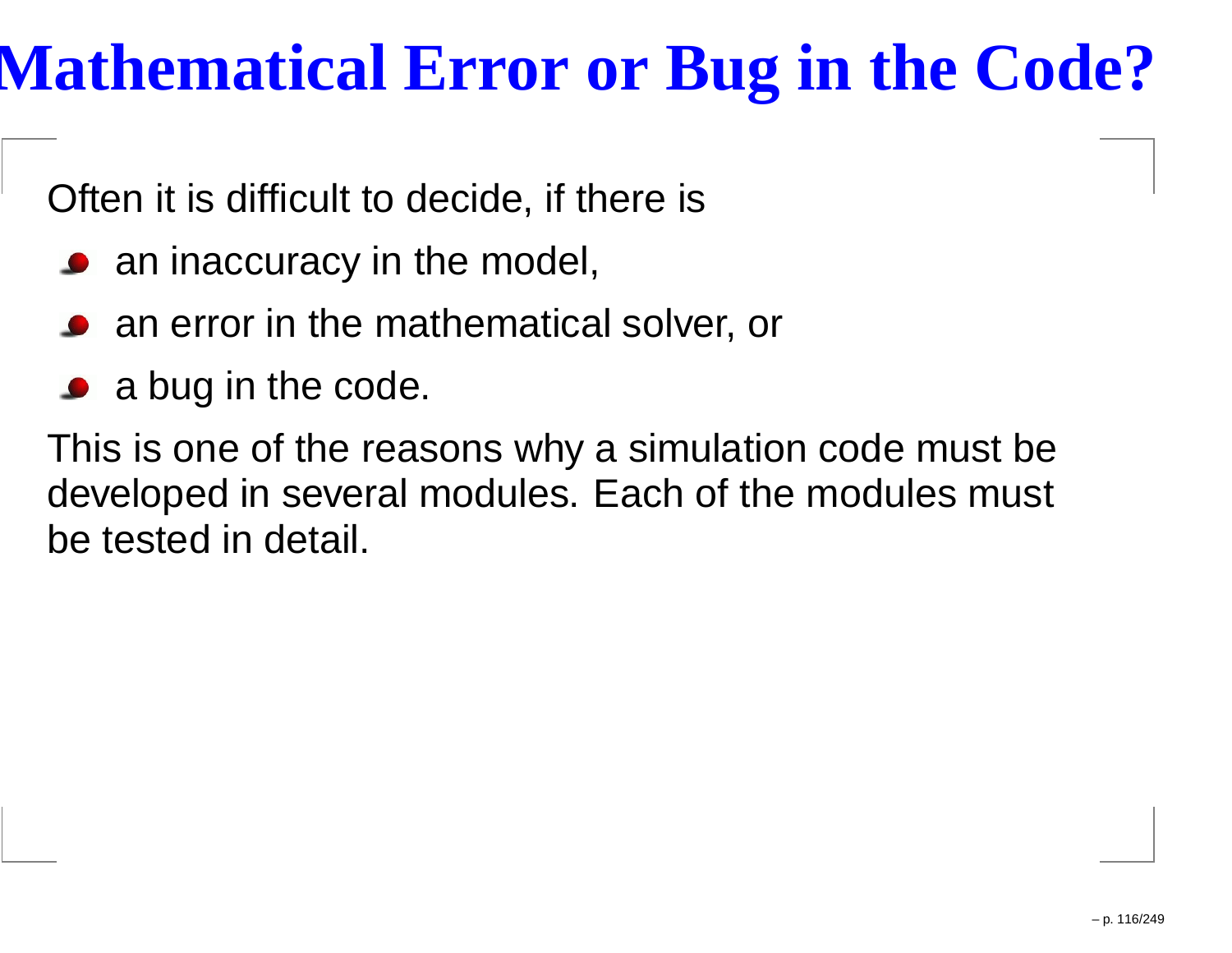# Mathematical Error or Bug in the Code?

Often it is difficult to decide, if there is

- an inaccuracy in the model,
- an error in the mathematical solver, or
- a bug in the code.

This is one of the reasons why a simulation code must be developed in several modules. Each of the modules must be tested in detail.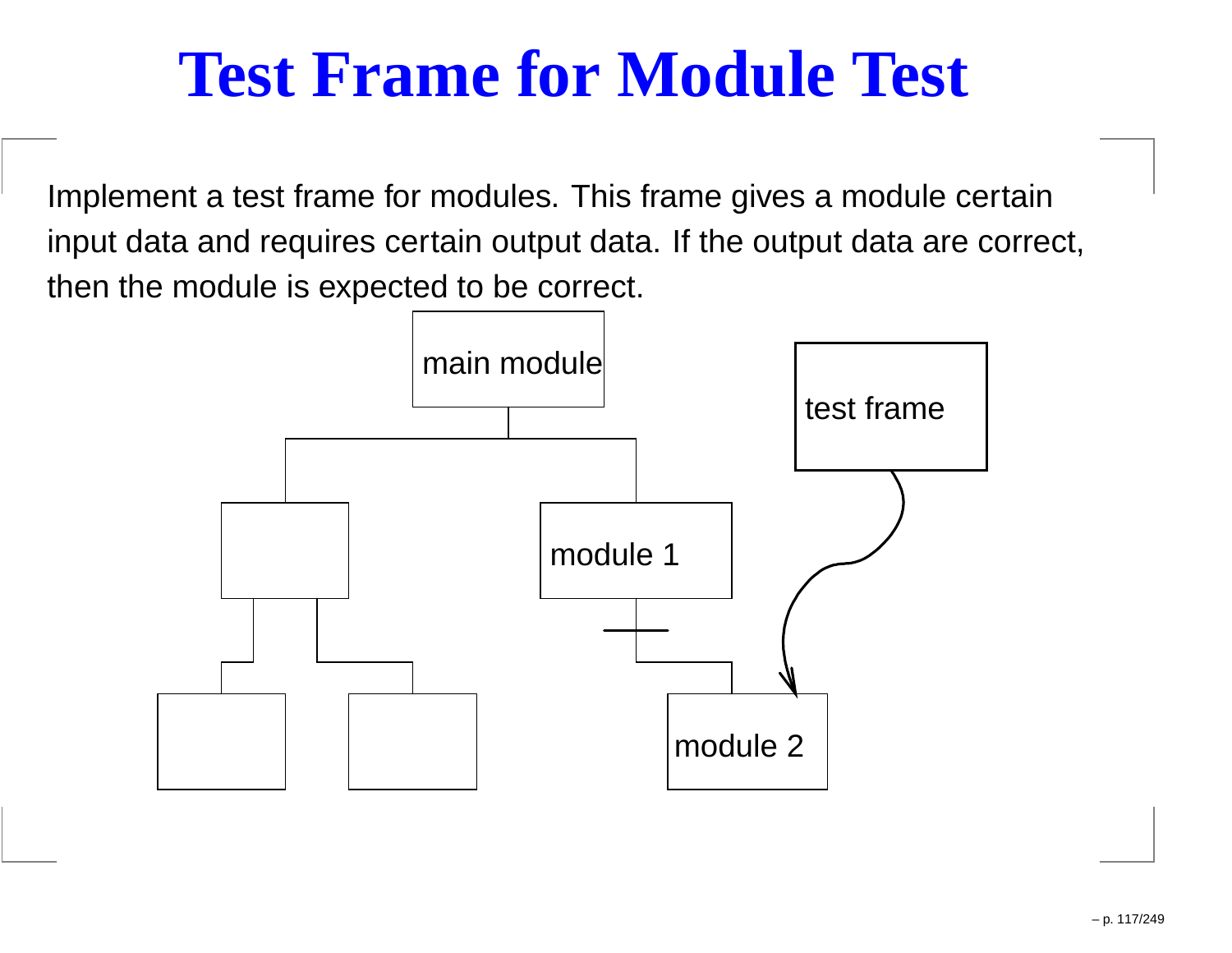# Test Frame for Module Test

Implement a test frame for modules. This frame gives a module certain input data and requires certain output data. If the output data are correct, then the module is expected to be correct.

main module

test frame

module 1

module 2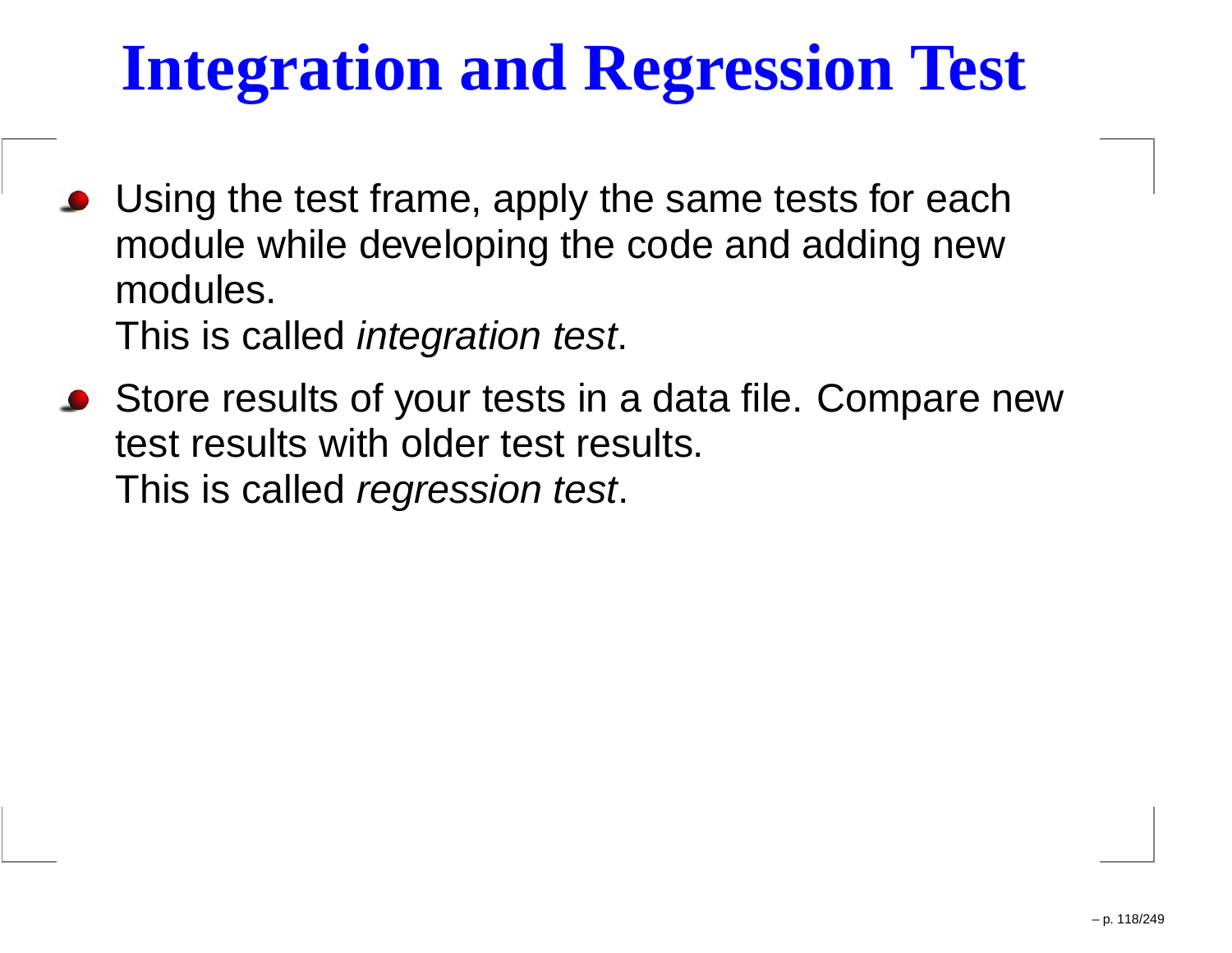# Integration and Regression Test

- Using the test frame, apply the same tests for each module while developing the code and adding new modules.
  This is called *integration test*.
- Store results of your tests in a data file. Compare new test results with older test results.
  This is called *regression test*.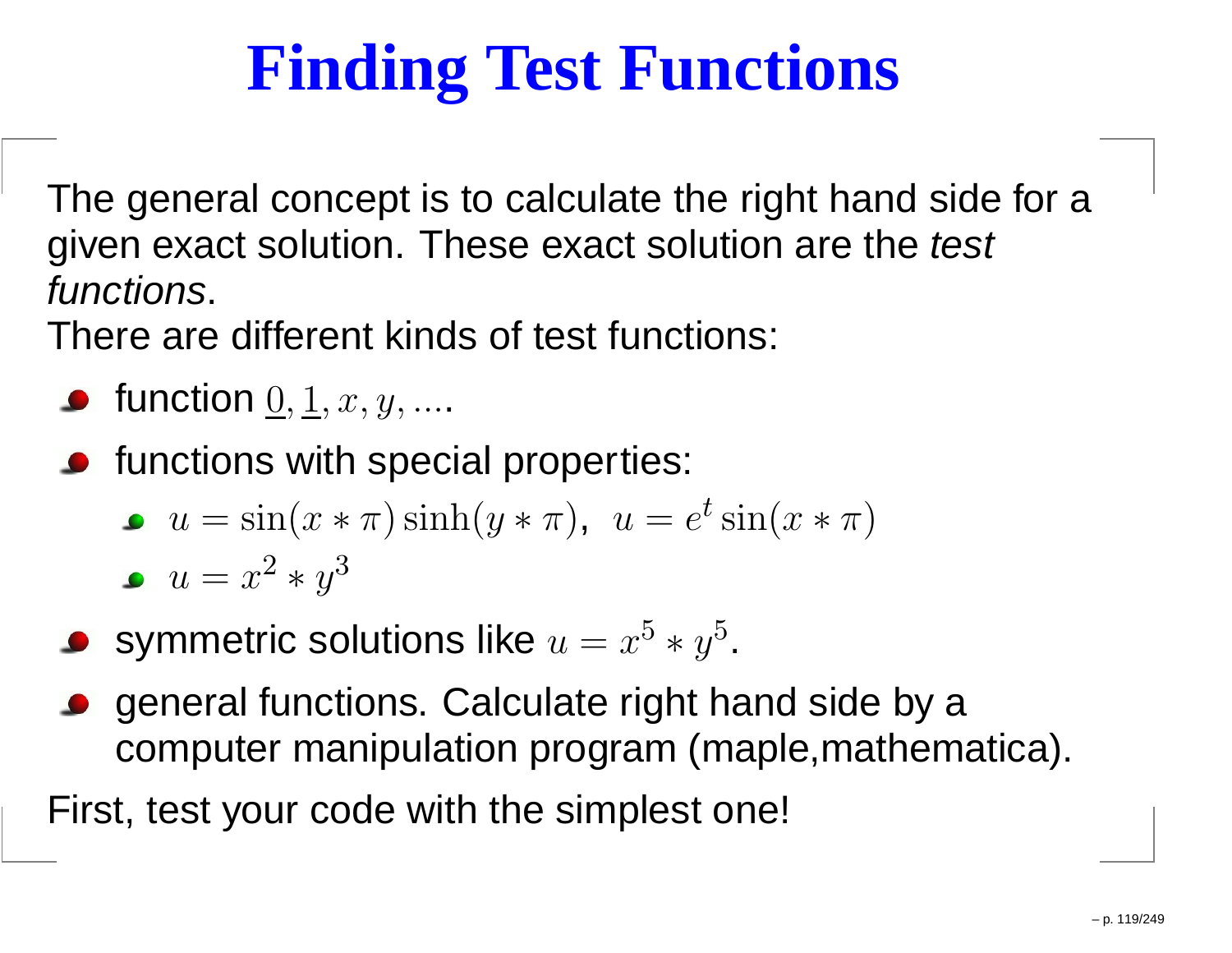# Finding Test Functions

The general concept is to calculate the right hand side for a given exact solution. These exact solution are the *test functions*.

There are different kinds of test functions:

- function $\underline{0}, \underline{1}, x, y, ....$
- functions with special properties:
  - $u = \sin(x * \pi) \sinh(y * \pi)$, $u = e^t \sin(x * \pi)$
  - $u = x^2 * y^3$
- symmetric solutions like $u = x^5 * y^5$.
- general functions. Calculate right hand side by a computer manipulation program (maple,mathematica).

First, test your code with the simplest one!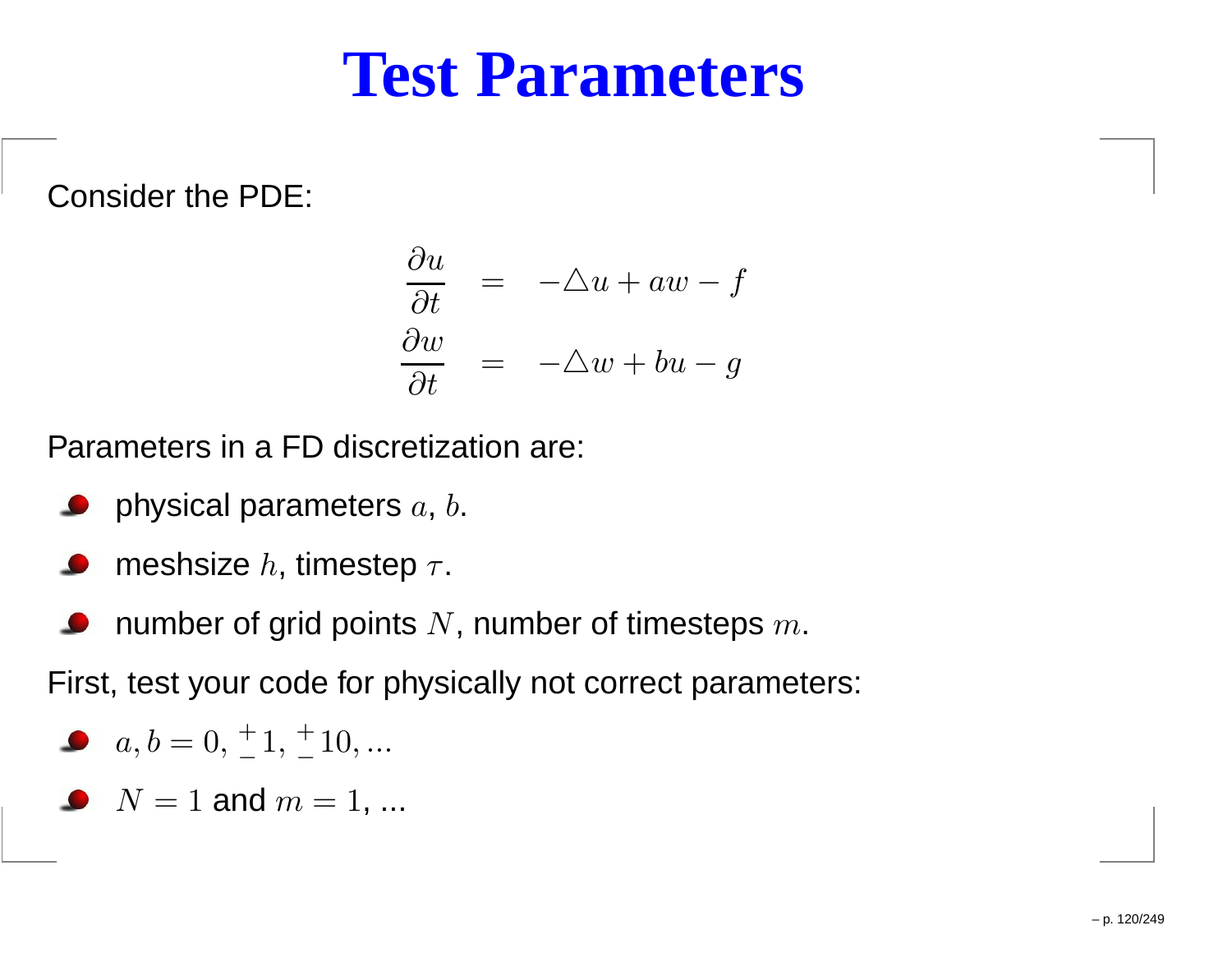# Test Parameters

Consider the PDE:

$$
\begin{aligned}
\frac{\partial u}{\partial t} &= -\triangle u + aw - f \\
\frac{\partial w}{\partial t} &= -\triangle w + bu - g
\end{aligned}
$$

Parameters in a FD discretization are:

- physical parameters $a$, $b$.
- meshsize $h$, timestep $\tau$.
- number of grid points $N$, number of timesteps $m$.

First, test your code for physically not correct parameters:

- $a, b = 0, \pm 1, \pm 10, ...$
- $N = 1$ and $m = 1$, ...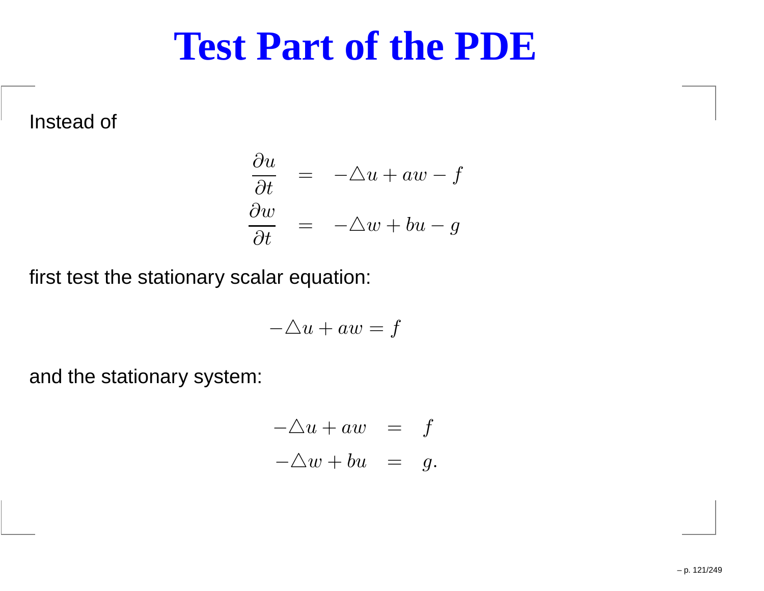# Test Part of the PDE

Instead of

$$
\begin{aligned}
\frac{\partial u}{\partial t} &= -\triangle u + aw - f \\
\frac{\partial w}{\partial t} &= -\triangle w + bu - g
\end{aligned}
$$

first test the stationary scalar equation:

$$
-\triangle u + aw = f
$$

and the stationary system:

$$
\begin{aligned}
-\triangle u + aw &= f \\
-\triangle w + bu &= g.
\end{aligned}
$$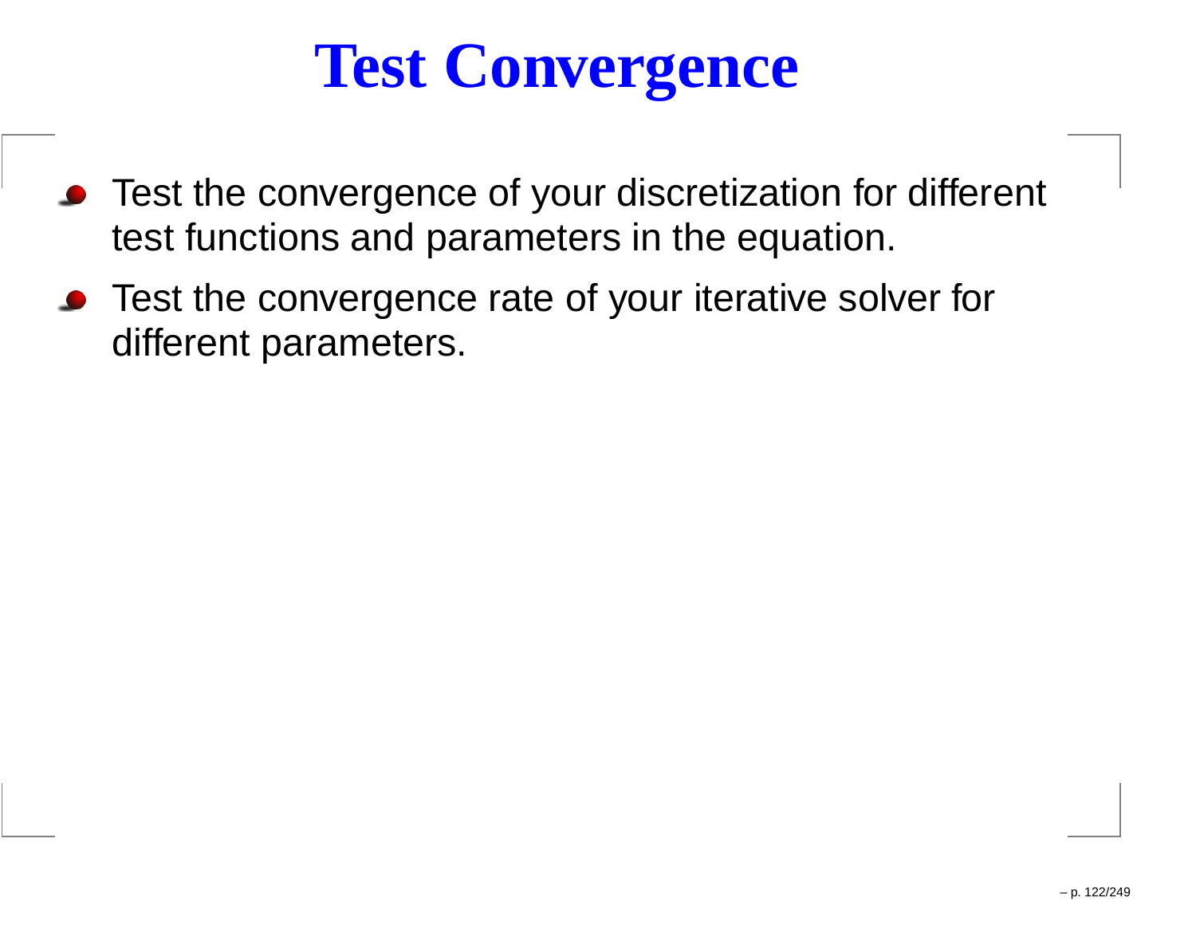# Test Convergence

- Test the convergence of your discretization for different test functions and parameters in the equation.
- Test the convergence rate of your iterative solver for different parameters.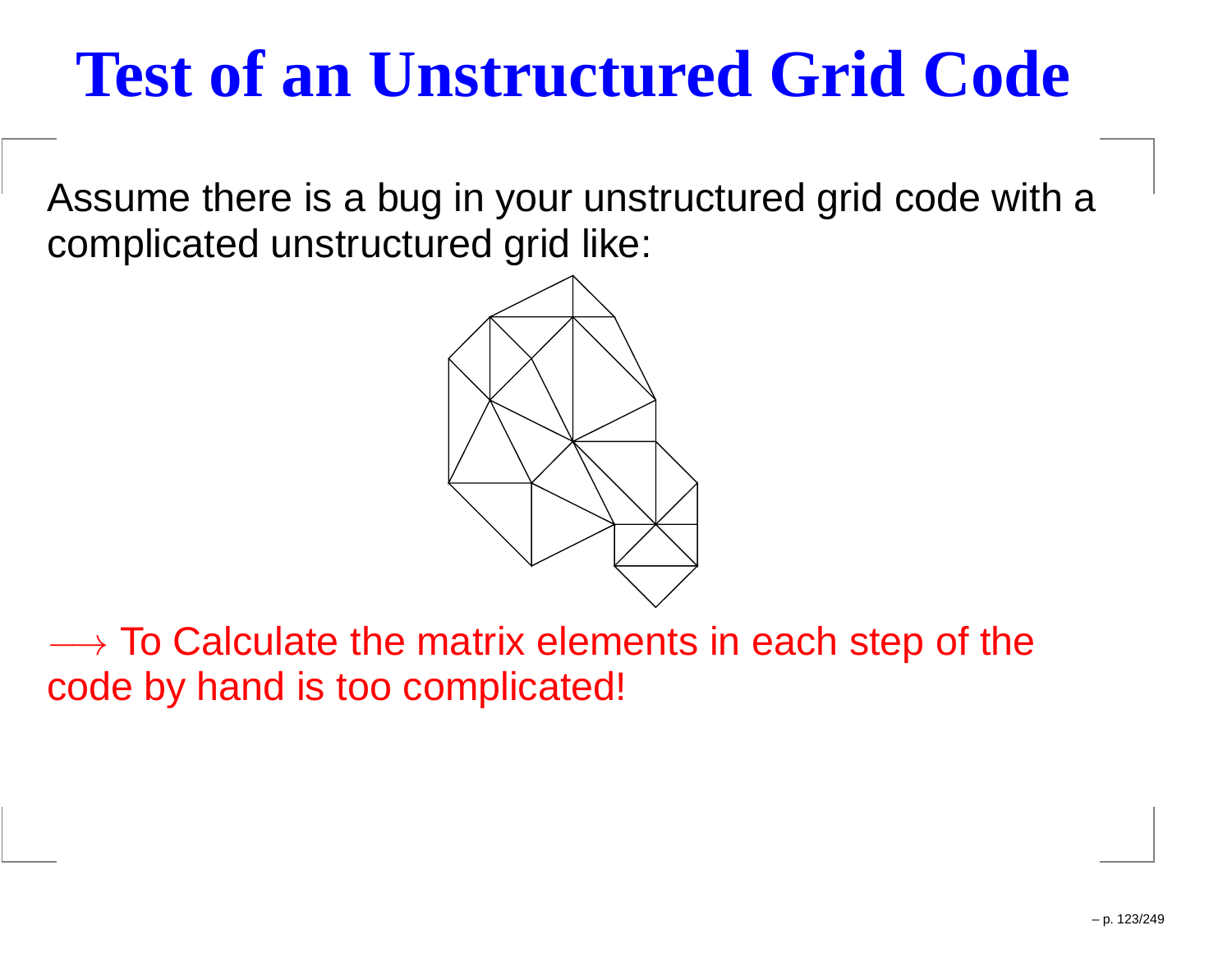# Test of an Unstructured Grid Code

Assume there is a bug in your unstructured grid code with a complicated unstructured grid like:

$\longrightarrow$ To Calculate the matrix elements in each step of the code by hand is too complicated!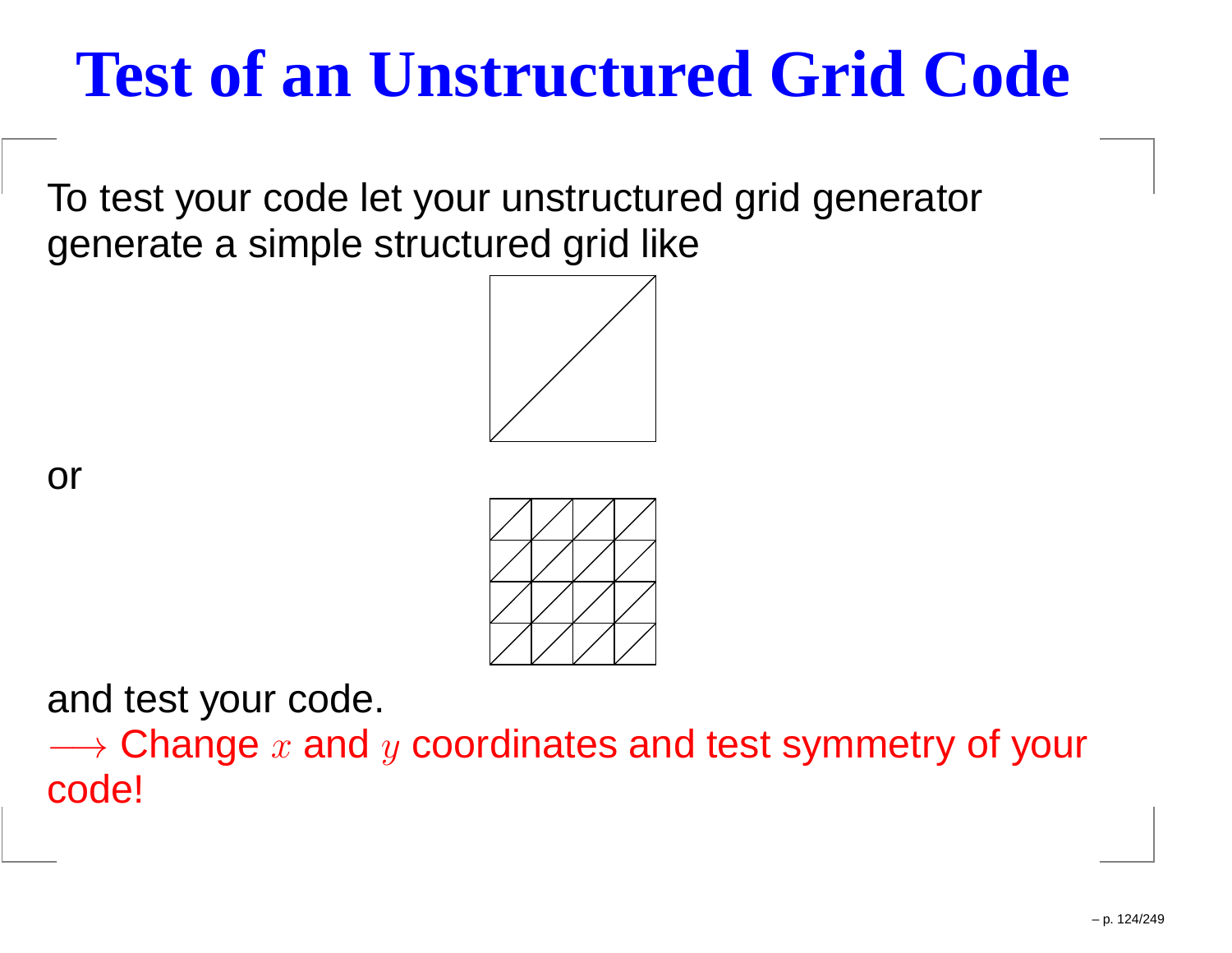# Test of an Unstructured Grid Code

To test your code let your unstructured grid generator generate a simple structured grid like

or

and test your code.

$\longrightarrow$ Change $x$ and $y$ coordinates and test symmetry of your code!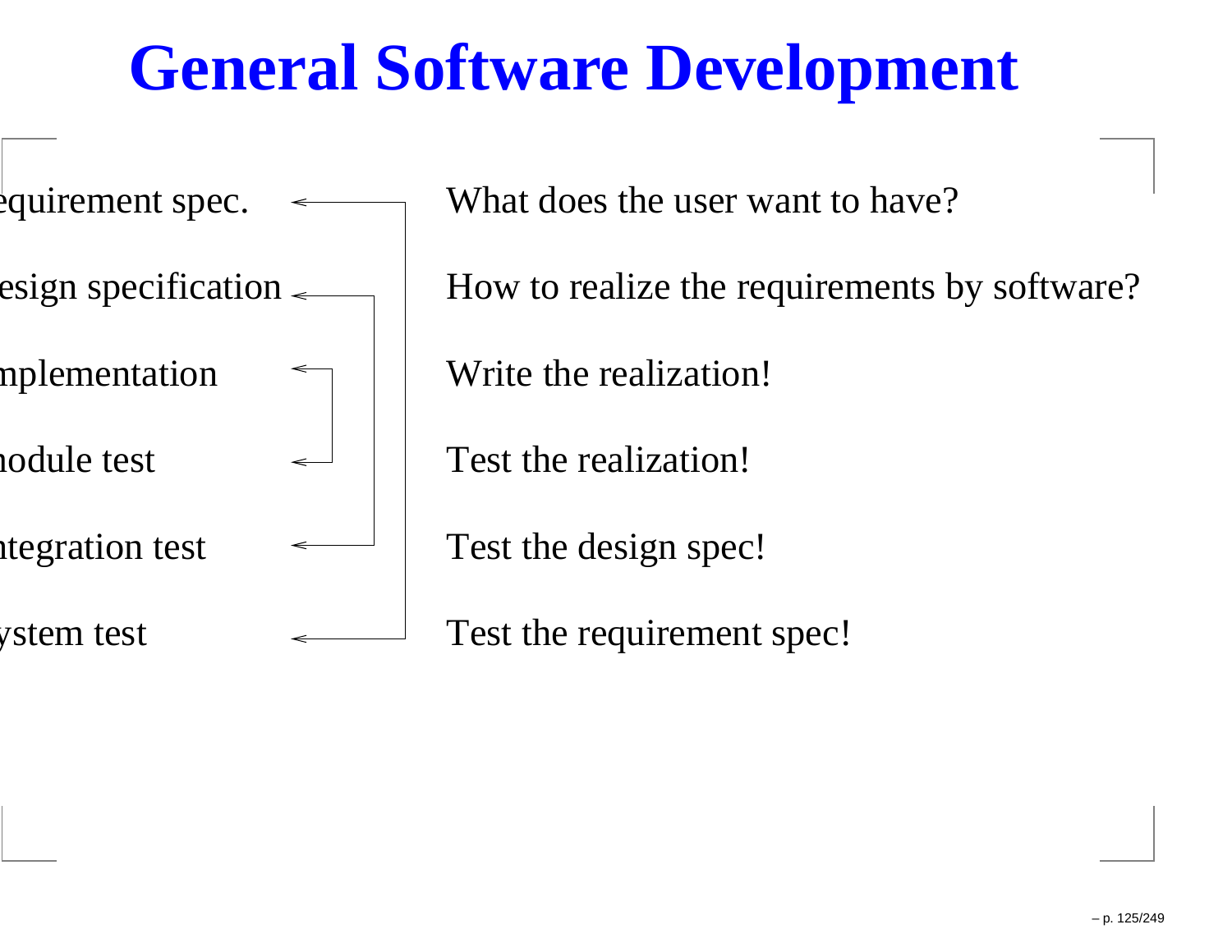# General Software Development

| Phase | Description |
|---|---|
| equirement spec. | What does the user want to have? |
| esign specification | How to realize the requirements by software? |
| nplementation | Write the realization! |
| nodule test | Test the realization! |
| ntegration test | Test the design spec! |
| ystem test | Test the requirement spec! |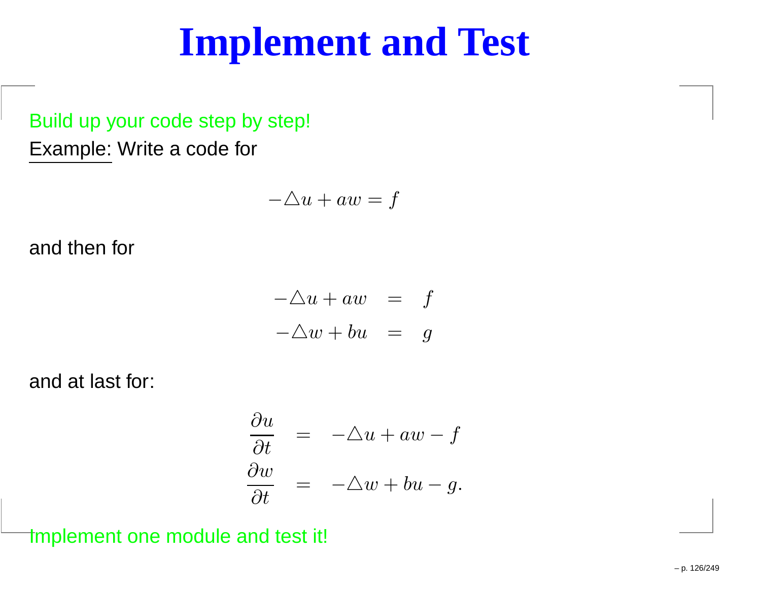# Implement and Test

Build up your code step by step!

Example: Write a code for

$$-\triangle u + aw = f$$

and then for

$$\begin{aligned} -\triangle u + aw &= f \\ -\triangle w + bu &= g \end{aligned}$$

and at last for:

$$\begin{aligned} \frac{\partial u}{\partial t} &= -\triangle u + aw - f \\ \frac{\partial w}{\partial t} &= -\triangle w + bu - g. \end{aligned}$$

Implement one module and test it!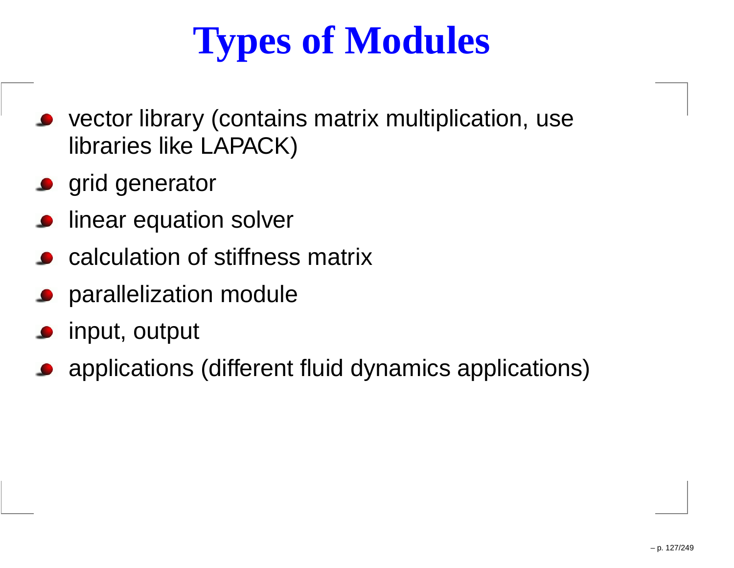# Types of Modules

- vector library (contains matrix multiplication, use libraries like LAPACK)
- grid generator
- linear equation solver
- calculation of stiffness matrix
- parallelization module
- input, output
- applications (different fluid dynamics applications)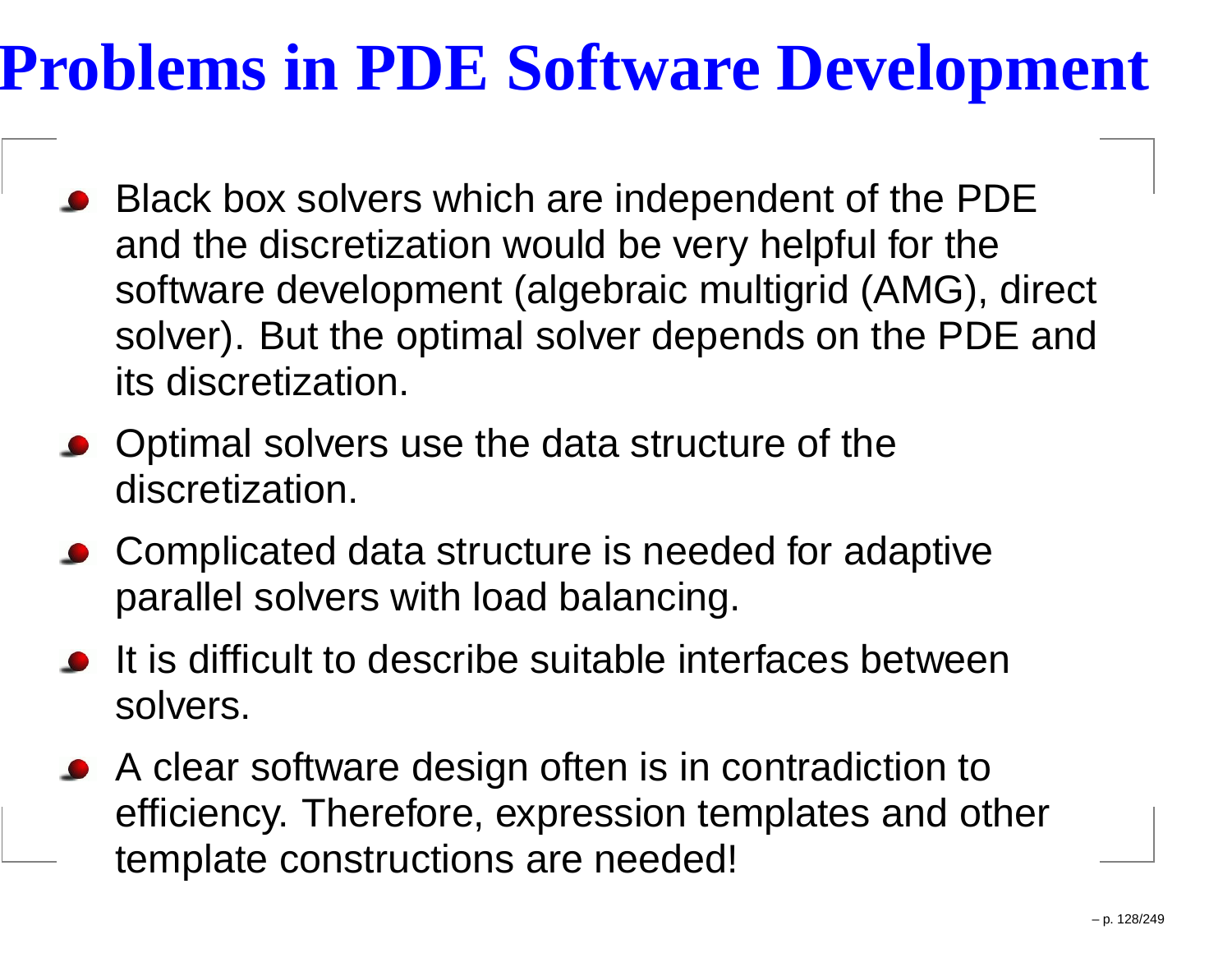# Problems in PDE Software Development

- Black box solvers which are independent of the PDE and the discretization would be very helpful for the software development (algebraic multigrid (AMG), direct solver). But the optimal solver depends on the PDE and its discretization.
- Optimal solvers use the data structure of the discretization.
- Complicated data structure is needed for adaptive parallel solvers with load balancing.
- It is difficult to describe suitable interfaces between solvers.
- A clear software design often is in contradiction to efficiency. Therefore, expression templates and other template constructions are needed!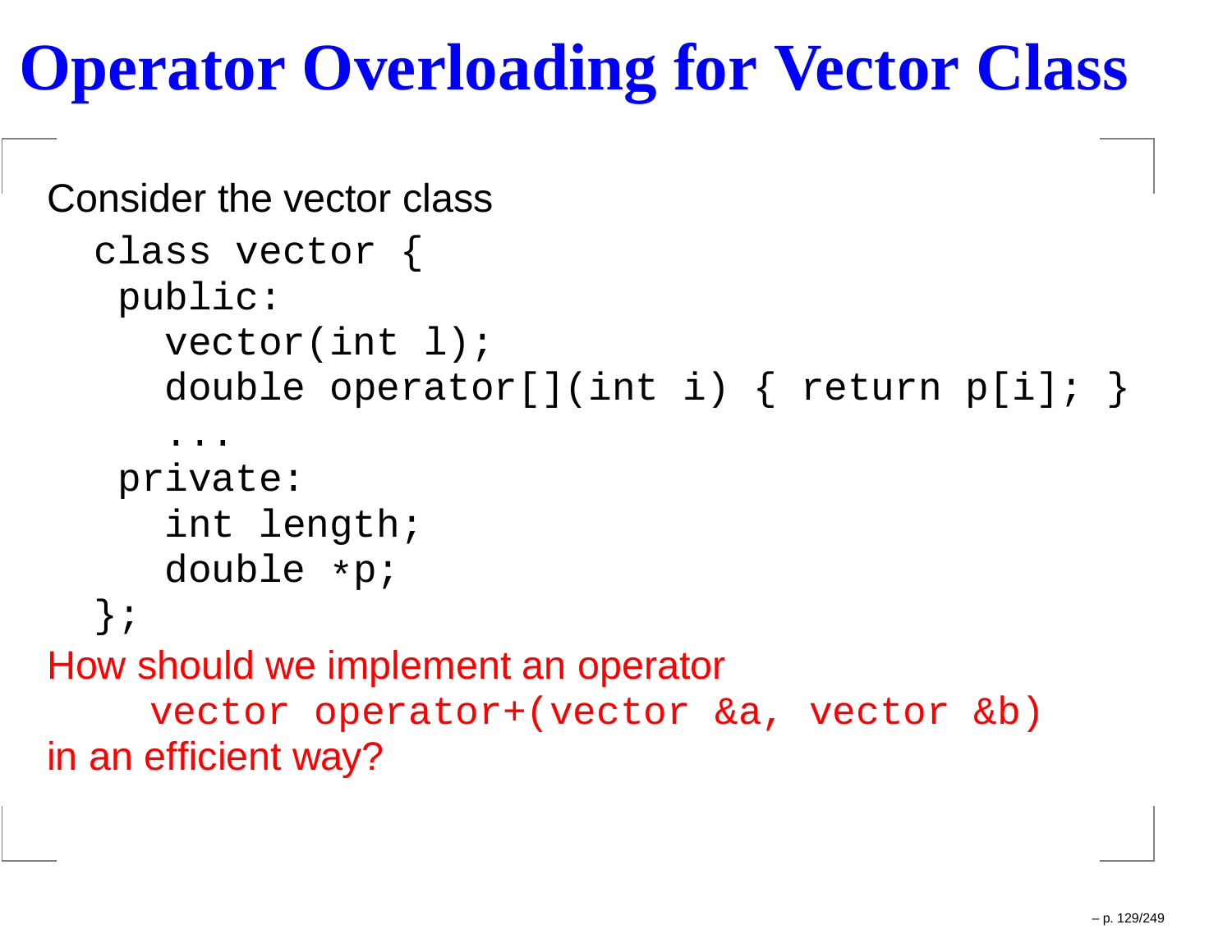# Operator Overloading for Vector Class

Consider the vector class

```
class vector {
 public:
   vector(int l);
   double operator[](int i) { return p[i]; }
   ...
 private:
   int length;
   double *p;
};
```

How should we implement an operator

```
vector operator+(vector &a, vector &b)
```

in an efficient way?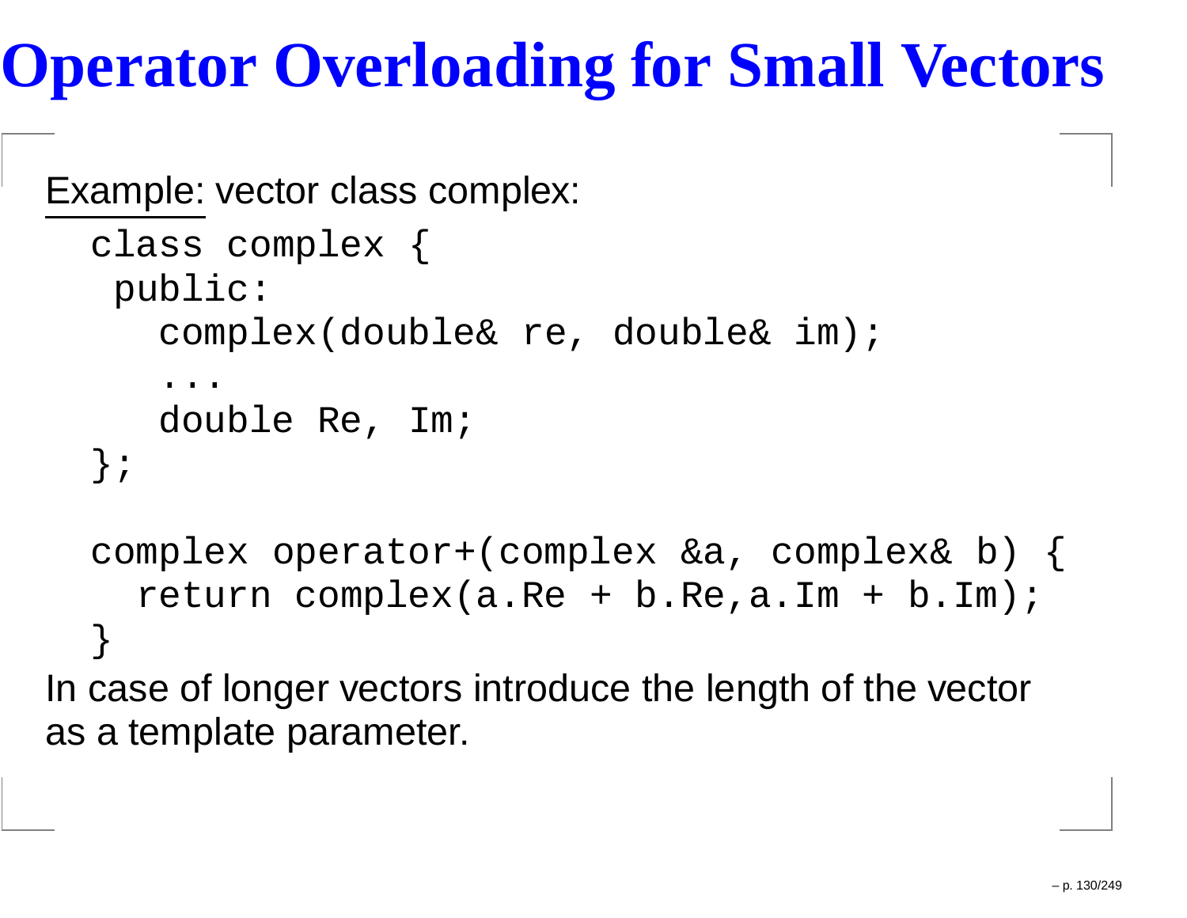# Operator Overloading for Small Vectors

<u>Example:</u> vector class complex:

```
class complex {
 public:
   complex(double& re, double& im);
   ...
   double Re, Im;
};

complex operator+(complex &a, complex& b) {
  return complex(a.Re + b.Re,a.Im + b.Im);
}
```

In case of longer vectors introduce the length of the vector as a template parameter.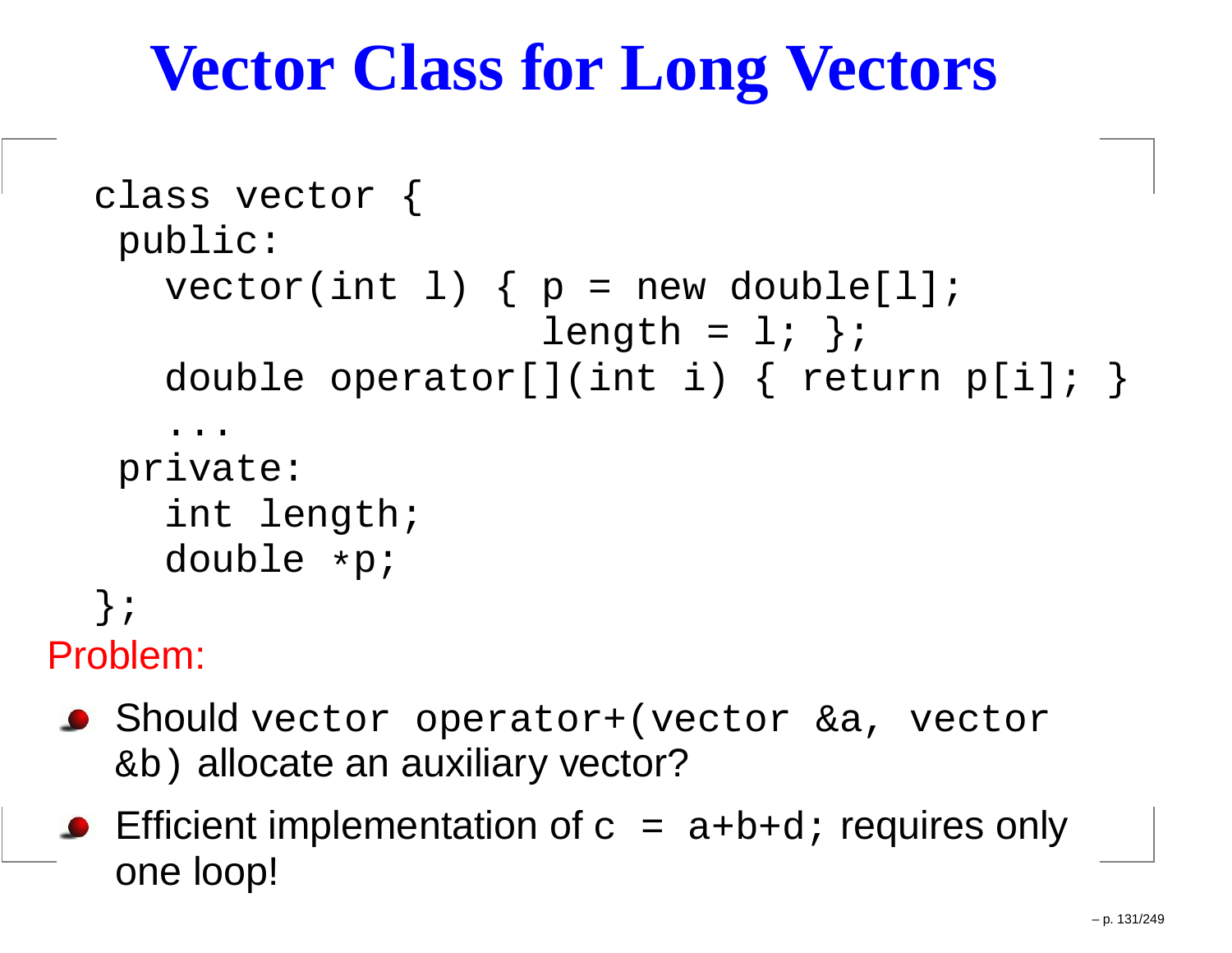# Vector Class for Long Vectors

```
class vector {
 public:
   vector(int l) { p = new double[l];
                   length = l; };
   double operator[](int i) { return p[i]; }
   ...
 private:
   int length;
   double *p;
};
```

Problem:

- Should `vector operator+(vector &a, vector &b)` allocate an auxiliary vector?
- Efficient implementation of `c = a+b+d;` requires only one loop!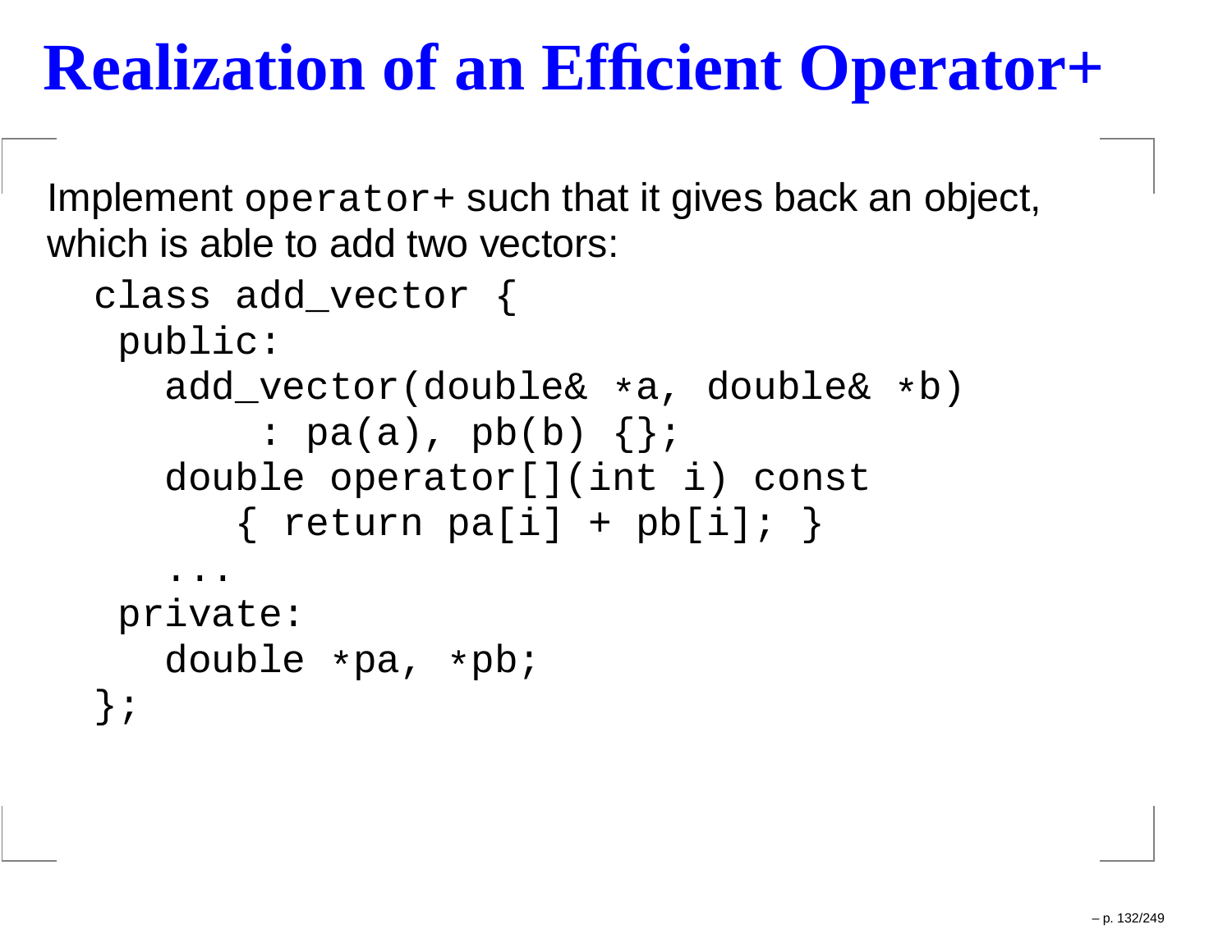# Realization of an Efficient Operator+

Implement `operator+` such that it gives back an object, which is able to add two vectors:

```
class add_vector {
 public:
   add_vector(double& *a, double& *b)
       : pa(a), pb(b) {};
   double operator[](int i) const
      { return pa[i] + pb[i]; }
   ...
 private:
   double *pa, *pb;
};
```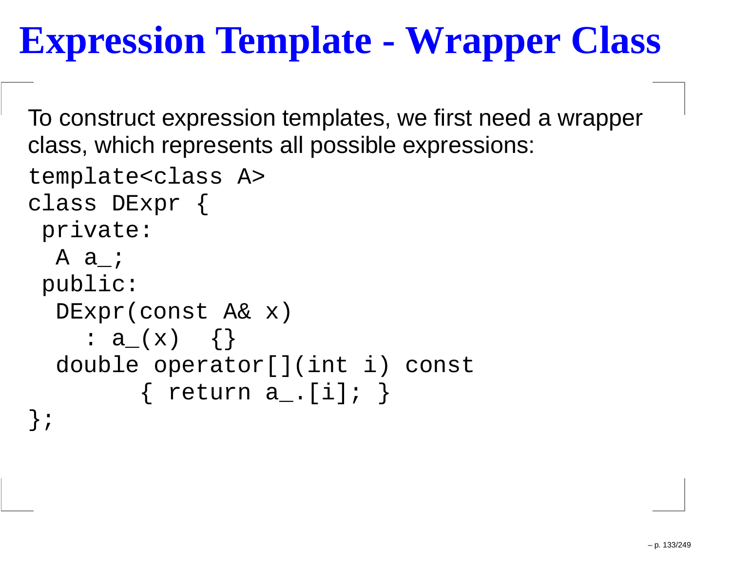# Expression Template - Wrapper Class

To construct expression templates, we first need a wrapper class, which represents all possible expressions:

```
template<class A>
class DExpr {
 private:
  A a_;
 public:
  DExpr(const A& x)
    : a_(x)  {}
  double operator[](int i) const
        { return a_.[i]; }
};
```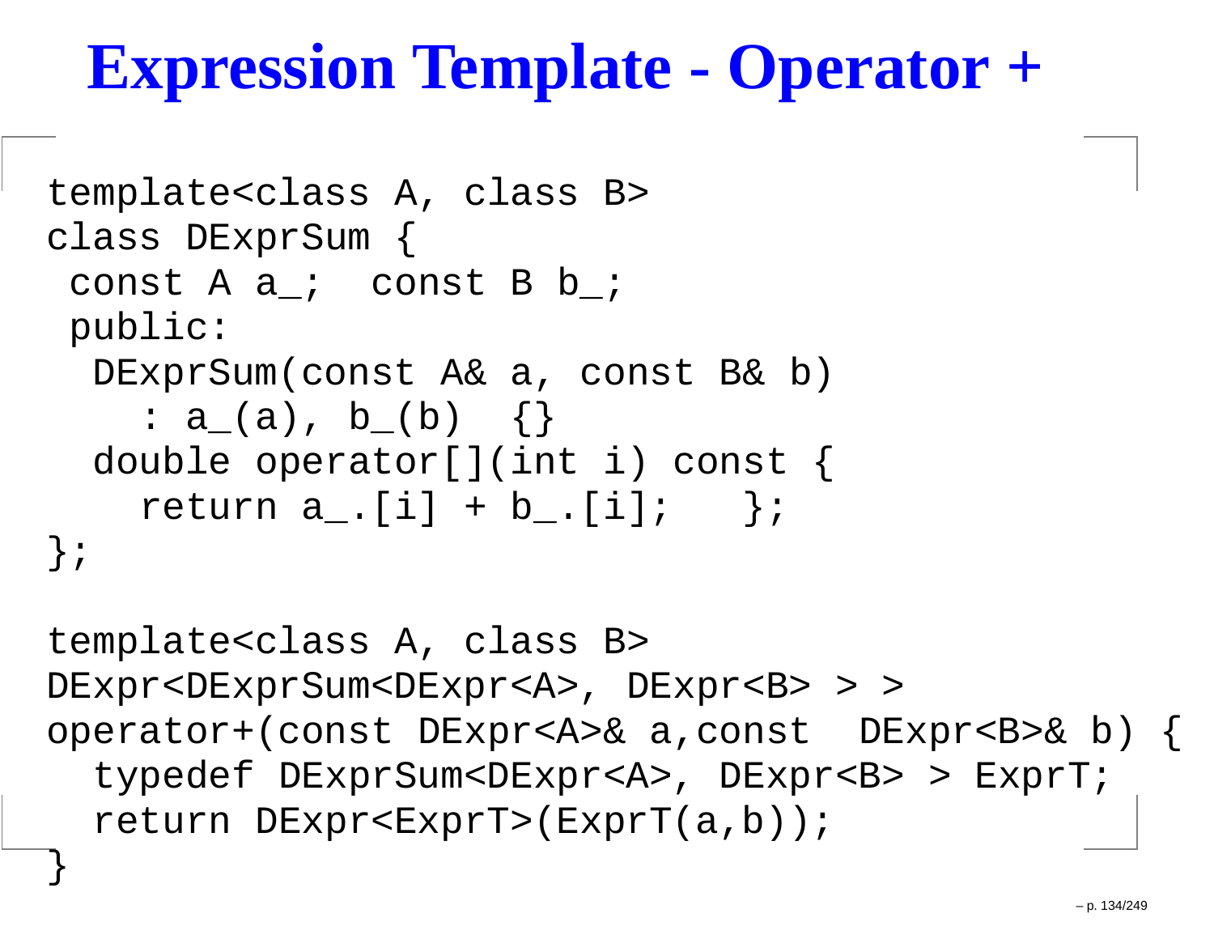# Expression Template - Operator +

```
template<class A, class B>
class DExprSum {
 const A a_;  const B b_;
 public:
  DExprSum(const A& a, const B& b)
    : a_(a), b_(b)  {}
  double operator[](int i) const {
    return a_.[i] + b_.[i];   };
};

template<class A, class B>
DExpr<DExprSum<DExpr<A>, DExpr<B> > >
operator+(const DExpr<A>& a,const  DExpr<B>& b) {
  typedef DExprSum<DExpr<A>, DExpr<B> > ExprT;
  return DExpr<ExprT>(ExprT(a,b));
}
```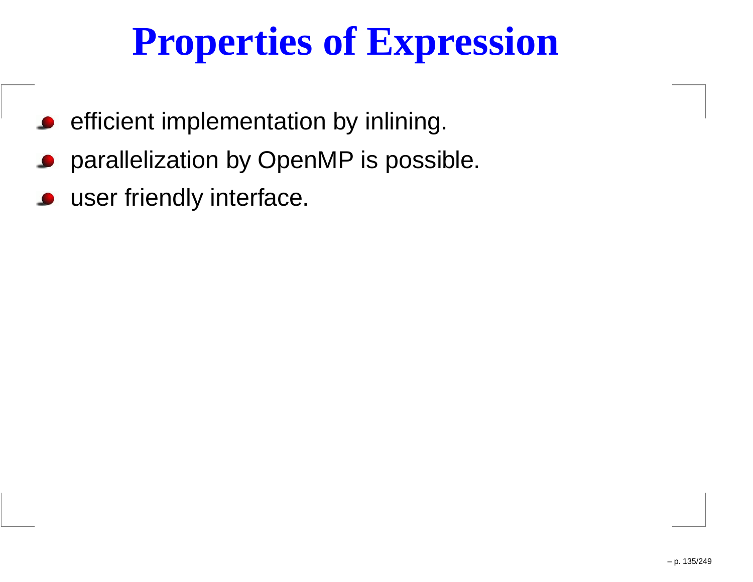# Properties of Expression

- efficient implementation by inlining.
- parallelization by OpenMP is possible.
- user friendly interface.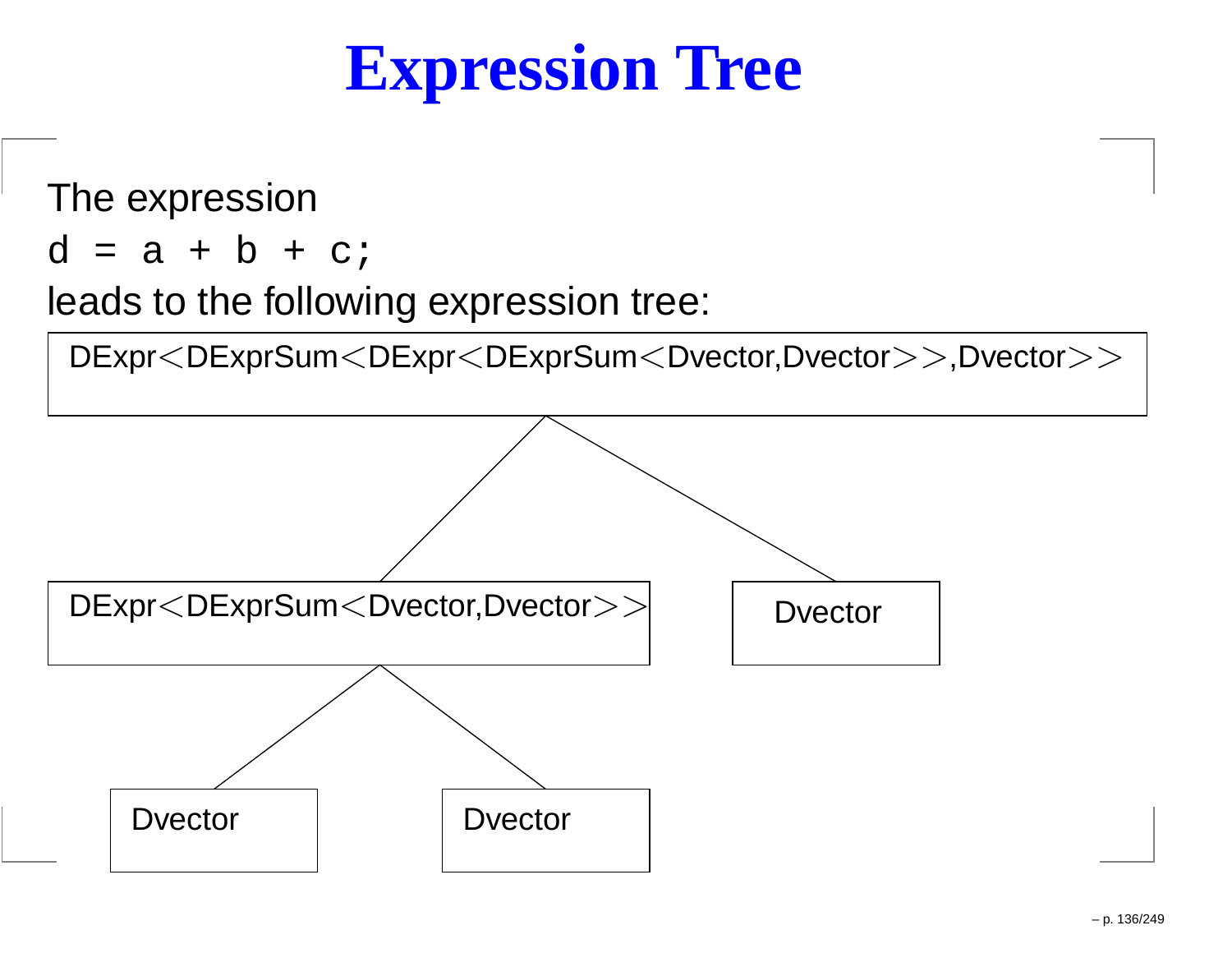# Expression Tree

The expression

```
d = a + b + c;
```

leads to the following expression tree:

DExpr<DExprSum<DExpr<DExprSum<Dvector,Dvector>>,Dvector>>

DExpr<DExprSum<Dvector,Dvector>>

Dvector

Dvector

Dvector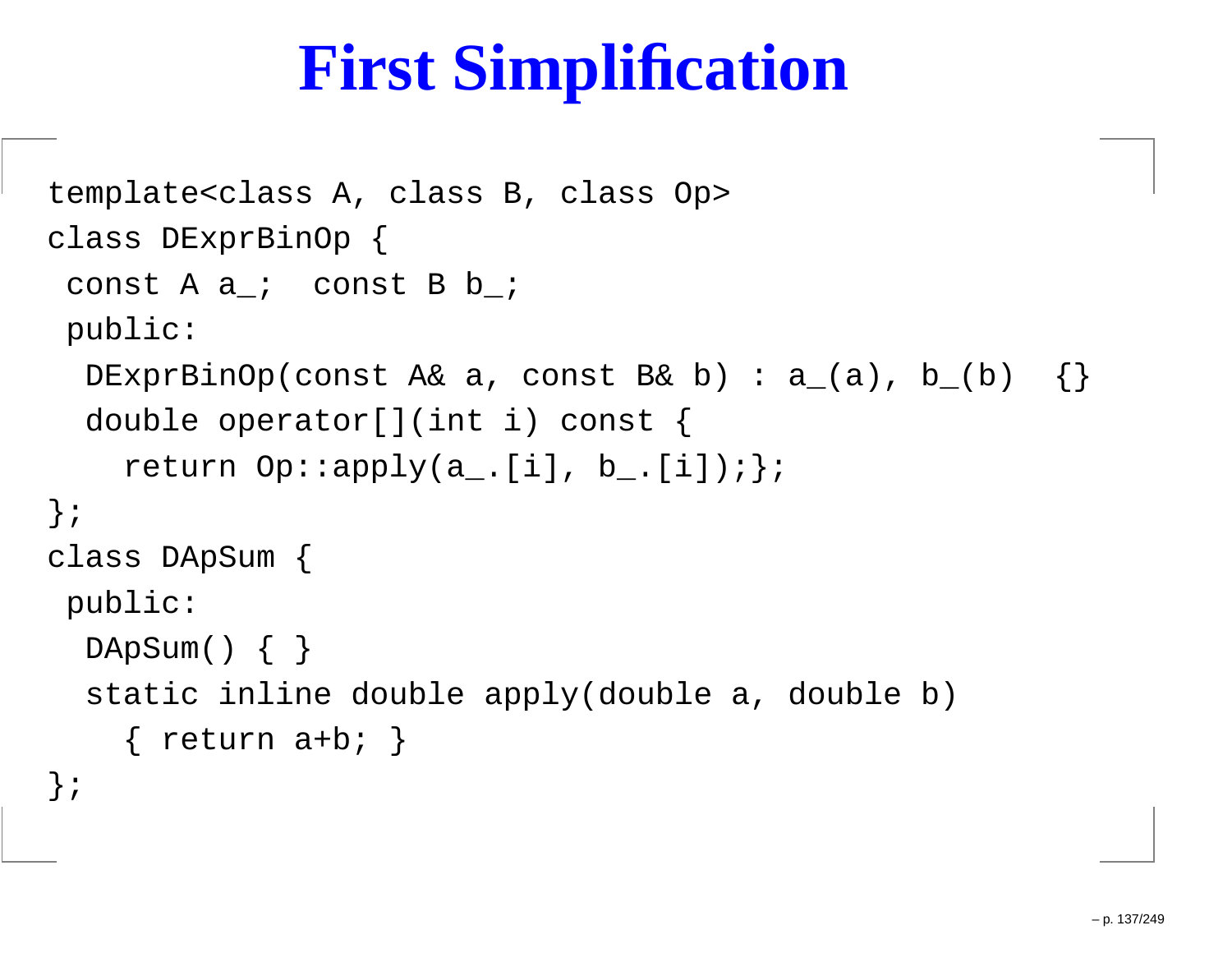# First Simplification

```
template<class A, class B, class Op>
class DExprBinOp {
 const A a_;  const B b_;
 public:
  DExprBinOp(const A& a, const B& b) : a_(a), b_(b)  {}
  double operator[](int i) const {
    return Op::apply(a_.[i], b_.[i]);};
};
class DApSum {
 public:
  DApSum() { }
  static inline double apply(double a, double b)
    { return a+b; }
};
```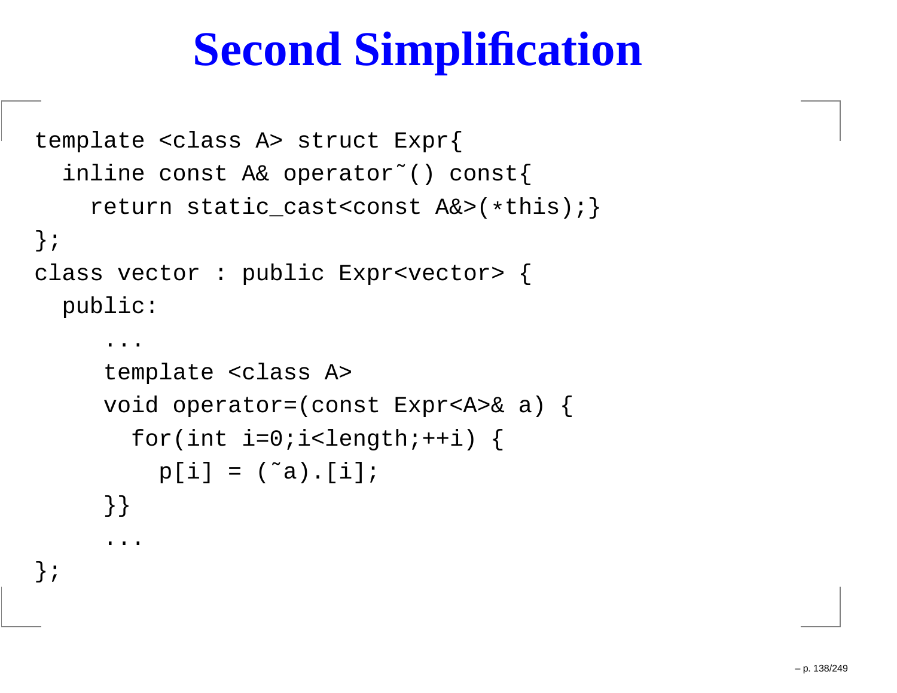# Second Simplification

```
template <class A> struct Expr{
  inline const A& operator~() const{
    return static_cast<const A&>(*this);}
};
class vector : public Expr<vector> {
  public:
     ...
     template <class A>
     void operator=(const Expr<A>& a) {
       for(int i=0;i<length;++i) {
         p[i] = (~a).[i];
     }}
     ...
};
```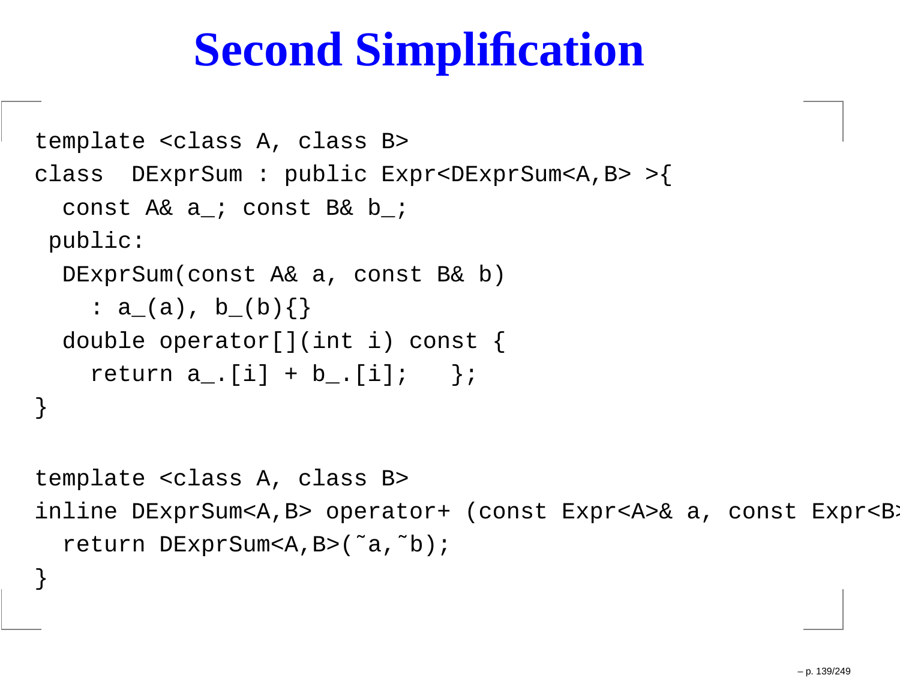# Second Simplification

```
template <class A, class B>
class  DExprSum : public Expr<DExprSum<A,B> >{
  const A& a_; const B& b_;
 public:
  DExprSum(const A& a, const B& b)
    : a_(a), b_(b){}
  double operator[](int i) const {
    return a_.[i] + b_.[i];   };
}

template <class A, class B>
inline DExprSum<A,B> operator+ (const Expr<A>& a, const Expr<B
  return DExprSum<A,B>(˜a,˜b);
}
```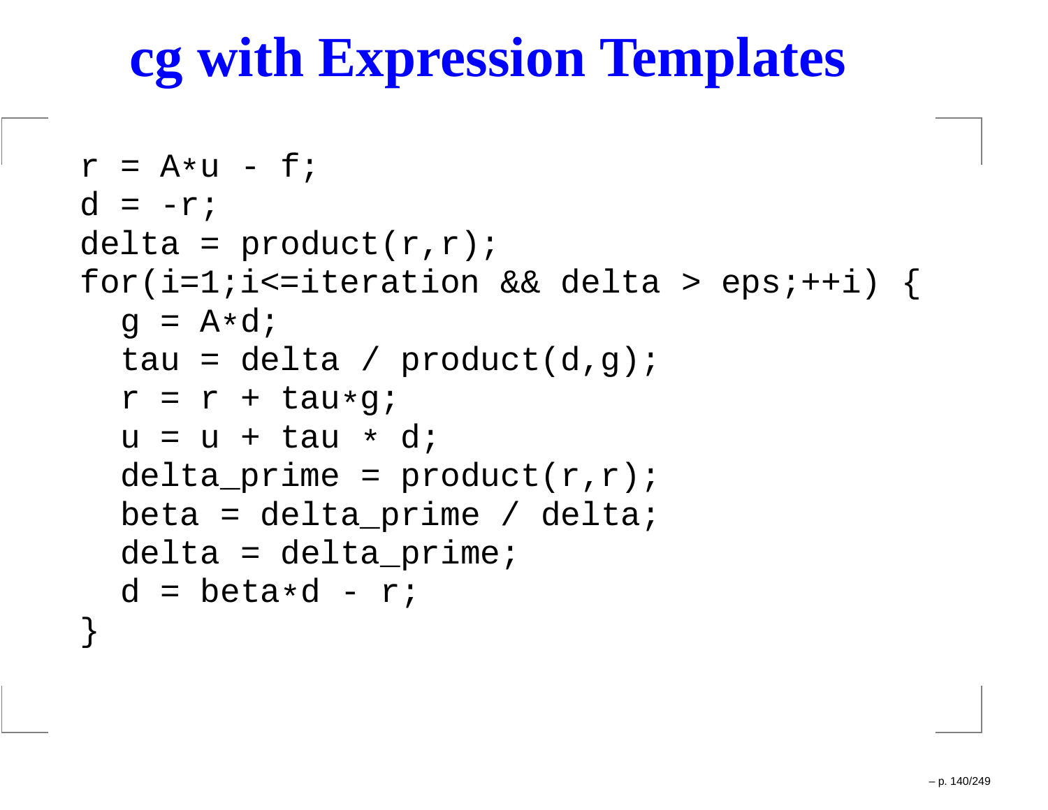# cg with Expression Templates

```
r = A*u - f;
d = -r;
delta = product(r,r);
for(i=1;i<=iteration && delta > eps;++i) {
  g = A*d;
  tau = delta / product(d,g);
  r = r + tau*g;
  u = u + tau * d;
  delta_prime = product(r,r);
  beta = delta_prime / delta;
  delta = delta_prime;
  d = beta*d - r;
}
```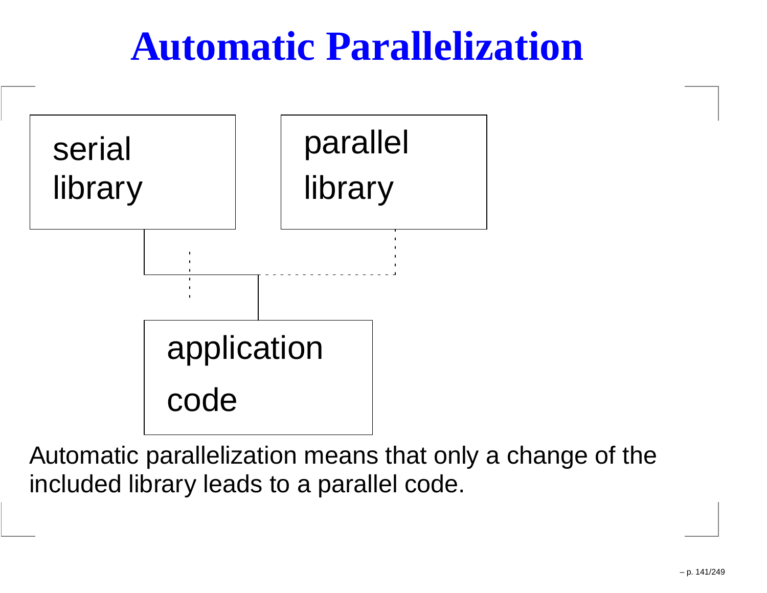# Automatic Parallelization

serial library

parallel library

application code

Automatic parallelization means that only a change of the included library leads to a parallel code.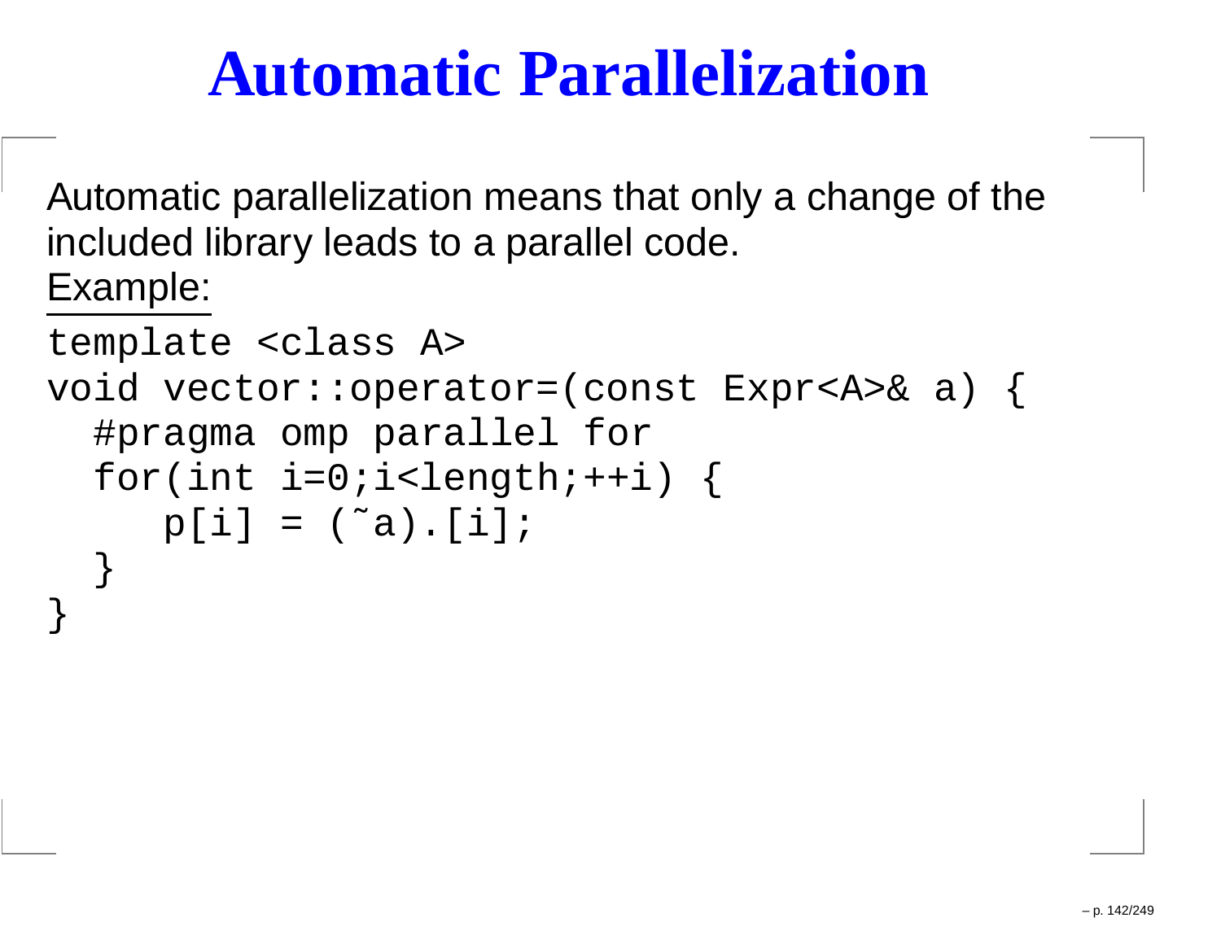# Automatic Parallelization

Automatic parallelization means that only a change of the included library leads to a parallel code.

Example:

```
template <class A>
void vector::operator=(const Expr<A>& a) {
  #pragma omp parallel for
  for(int i=0;i<length;++i) {
     p[i] = (˜a).[i];
  }
}
```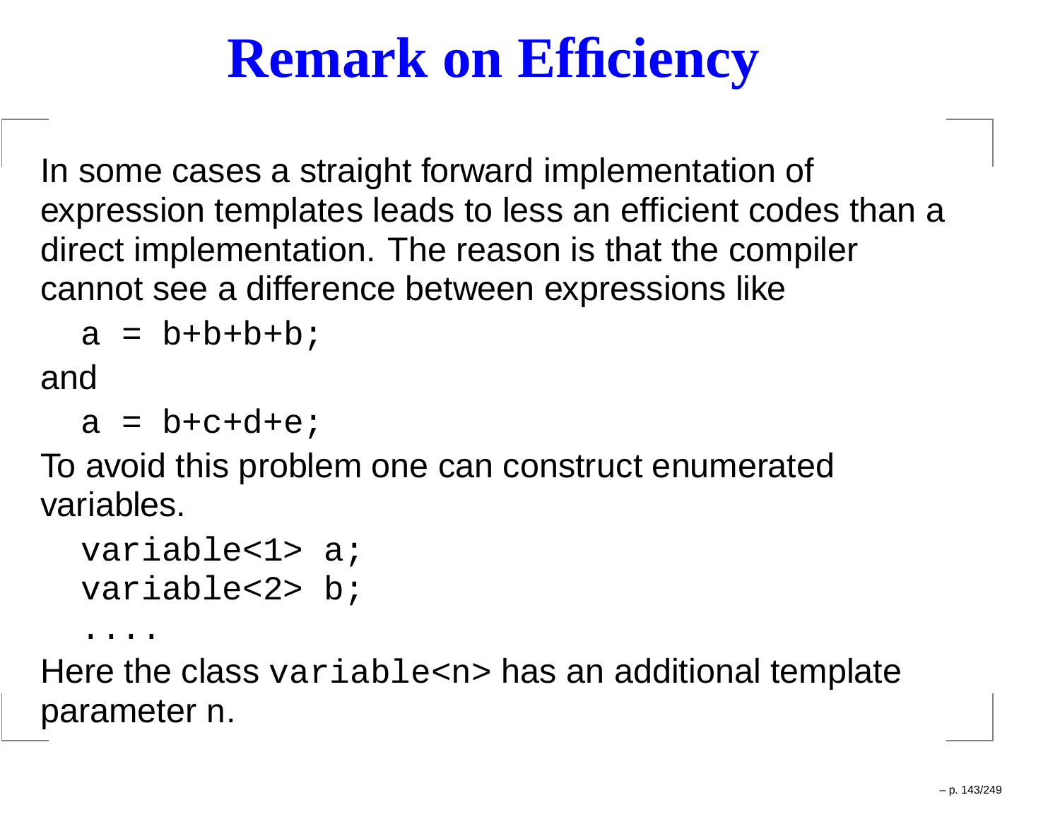# Remark on Efficiency

In some cases a straight forward implementation of expression templates leads to less an efficient codes than a direct implementation. The reason is that the compiler cannot see a difference between expressions like

```
a = b+b+b+b;
```

and

```
a = b+c+d+e;
```

To avoid this problem one can construct enumerated variables.

```
variable<1> a;
variable<2> b;
....
```

Here the class `variable<n>` has an additional template parameter n.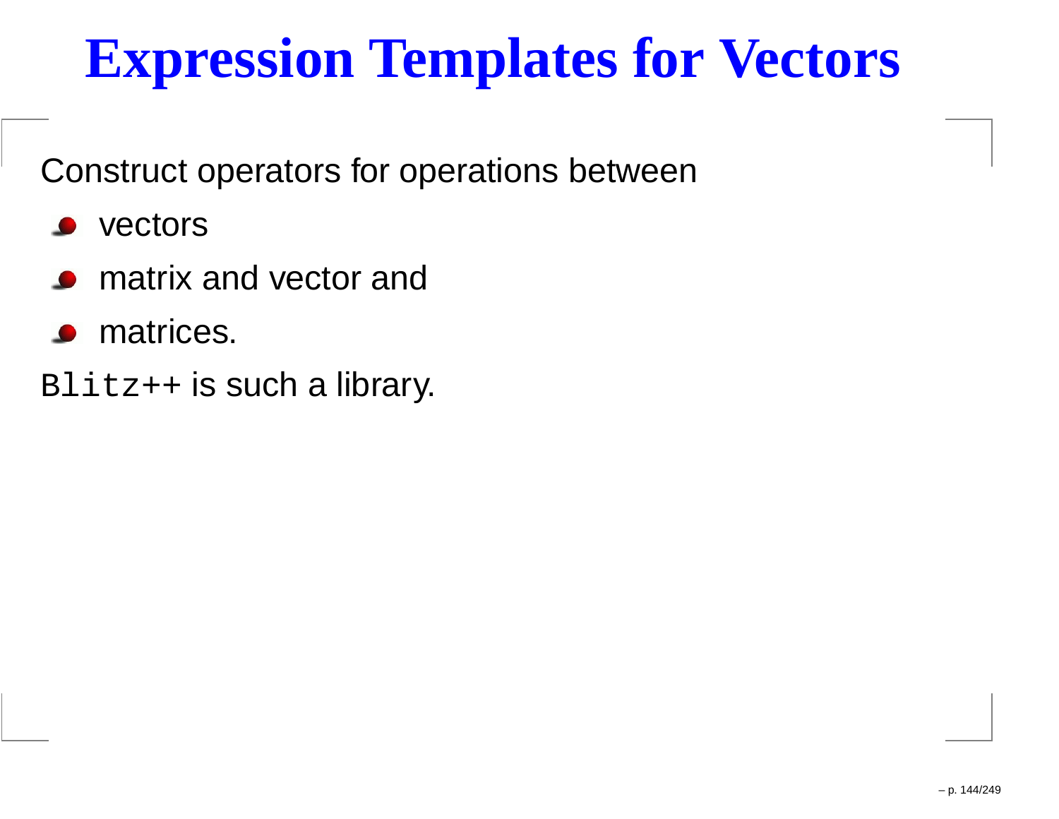# Expression Templates for Vectors

Construct operators for operations between

- vectors
- matrix and vector and
- matrices.

`Blitz++` is such a library.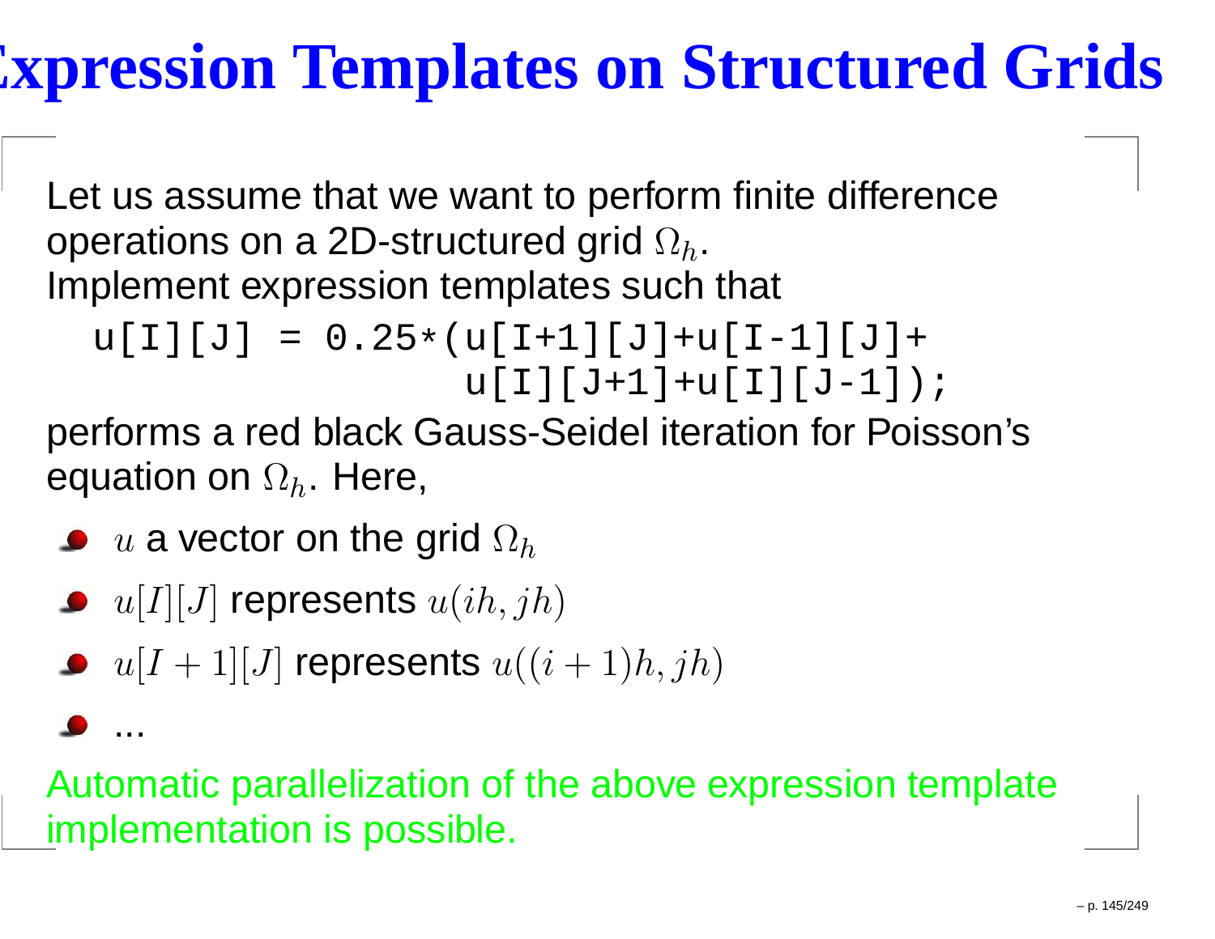# Expression Templates on Structured Grids

Let us assume that we want to perform finite difference operations on a 2D-structured grid $\Omega_h$.
Implement expression templates such that

```
u[I][J] = 0.25*(u[I+1][J]+u[I-1][J]+
                u[I][J+1]+u[I][J-1]);
```

performs a red black Gauss-Seidel iteration for Poisson's equation on $\Omega_h$. Here,

- $u$ a vector on the grid $\Omega_h$
- $u[I][J]$ represents $u(ih, jh)$
- $u[I+1][J]$ represents $u((i+1)h, jh)$
- ...

Automatic parallelization of the above expression template implementation is possible.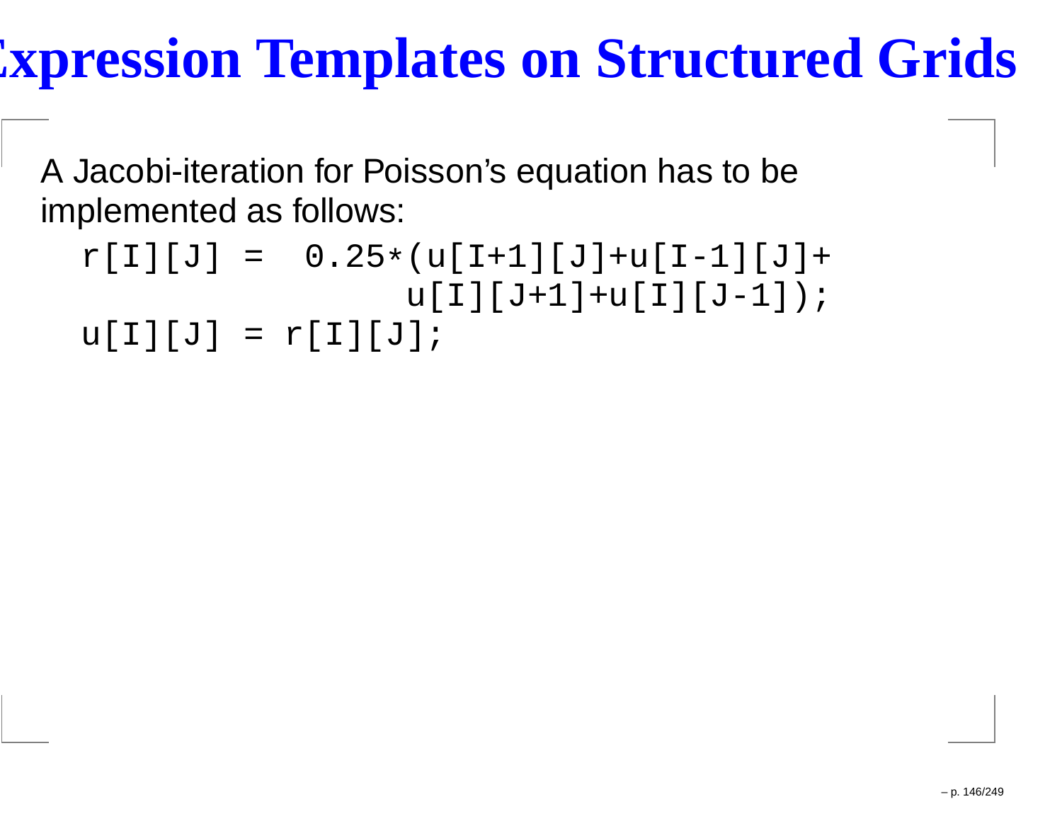# Expression Templates on Structured Grids

A Jacobi-iteration for Poisson's equation has to be implemented as follows:

```
r[I][J] =  0.25*(u[I+1][J]+u[I-1][J]+
                 u[I][J+1]+u[I][J-1]);
u[I][J] = r[I][J];
```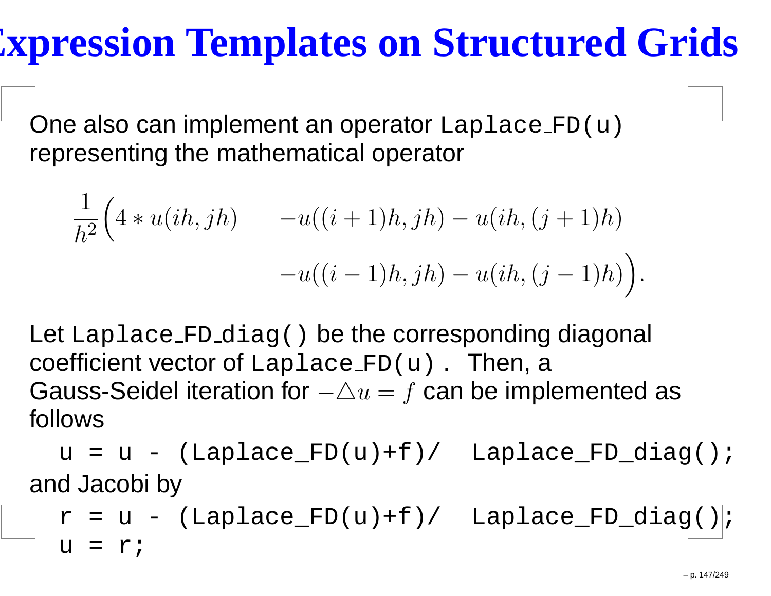# Expression Templates on Structured Grids

One also can implement an operator `Laplace_FD(u)` representing the mathematical operator

$$\frac{1}{h^2}\Big(4 * u(ih,jh) \qquad -u((i+1)h,jh) - u(ih,(j+1)h) \\ -u((i-1)h,jh) - u(ih,(j-1)h)\Big).$$

Let `Laplace_FD_diag()` be the corresponding diagonal coefficient vector of `Laplace_FD(u)`. Then, a Gauss-Seidel iteration for $-\triangle u = f$ can be implemented as follows

```
u = u - (Laplace_FD(u)+f)/  Laplace_FD_diag();
```

and Jacobi by

```
r = u - (Laplace_FD(u)+f)/  Laplace_FD_diag();
u = r;
```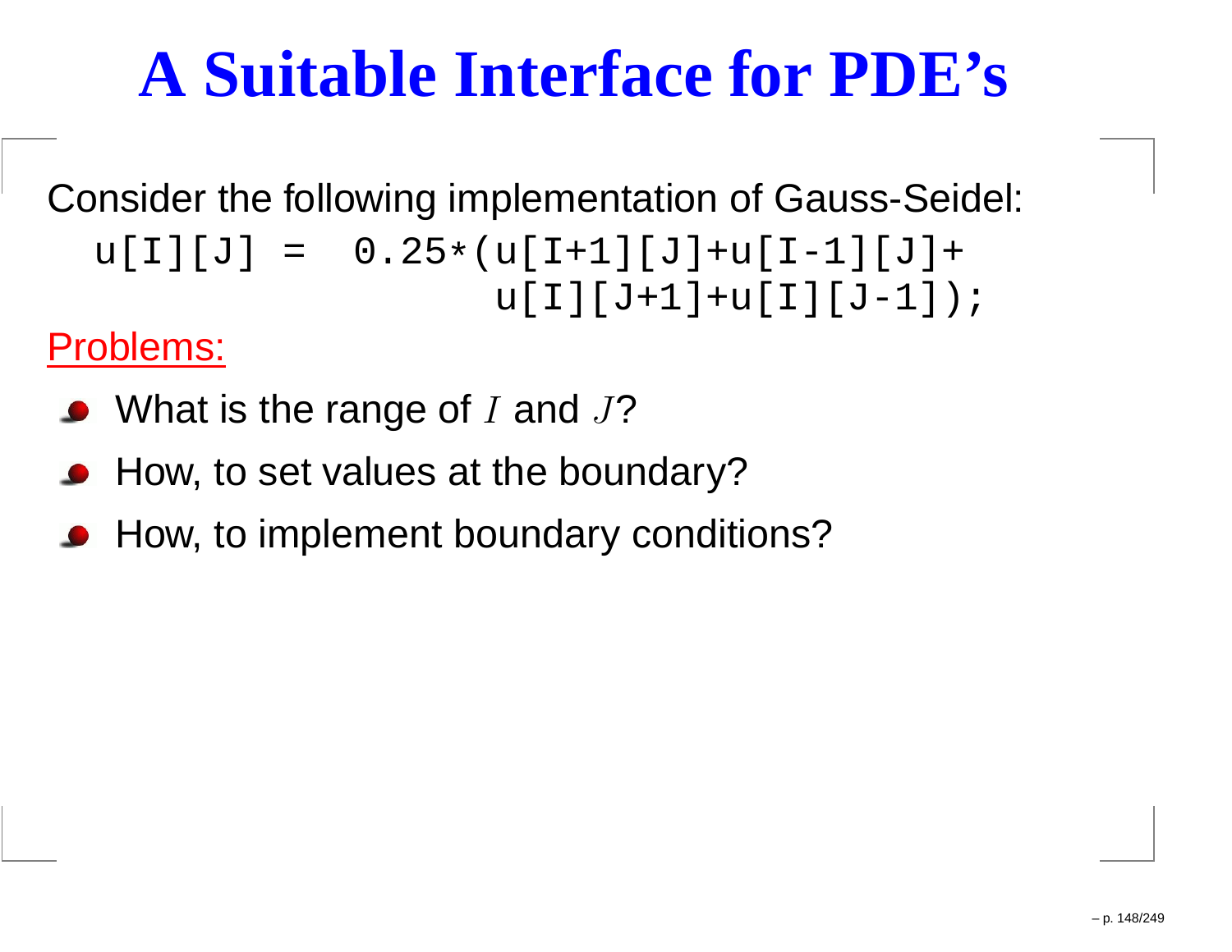# A Suitable Interface for PDE's

Consider the following implementation of Gauss-Seidel:

```
u[I][J] =  0.25*(u[I+1][J]+u[I-1][J]+
                 u[I][J+1]+u[I][J-1]);
```

Problems:

- What is the range of $I$ and $J$?
- How, to set values at the boundary?
- How, to implement boundary conditions?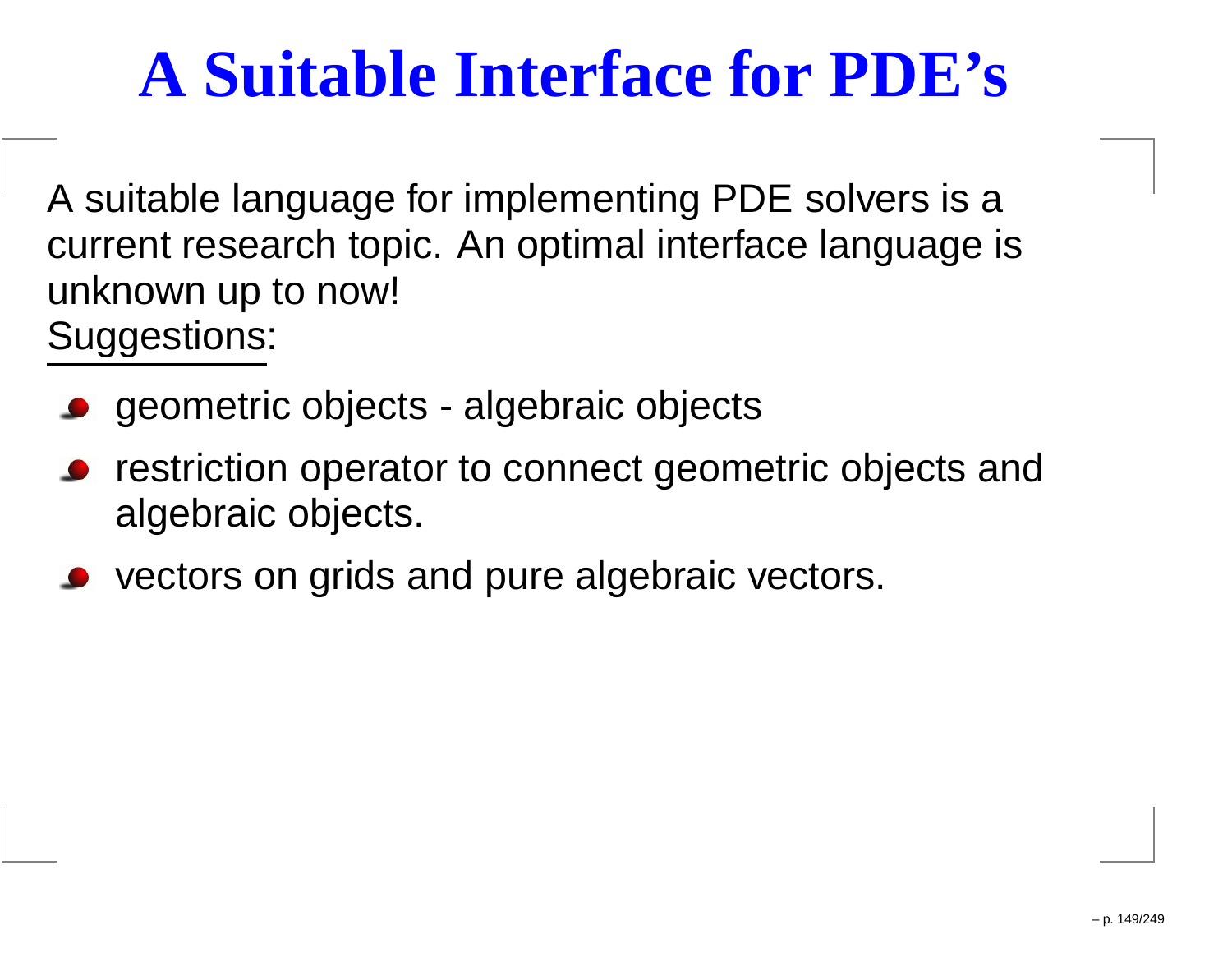# A Suitable Interface for PDE's

A suitable language for implementing PDE solvers is a current research topic. An optimal interface language is unknown up to now!

Suggestions:

- geometric objects - algebraic objects
- restriction operator to connect geometric objects and algebraic objects.
- vectors on grids and pure algebraic vectors.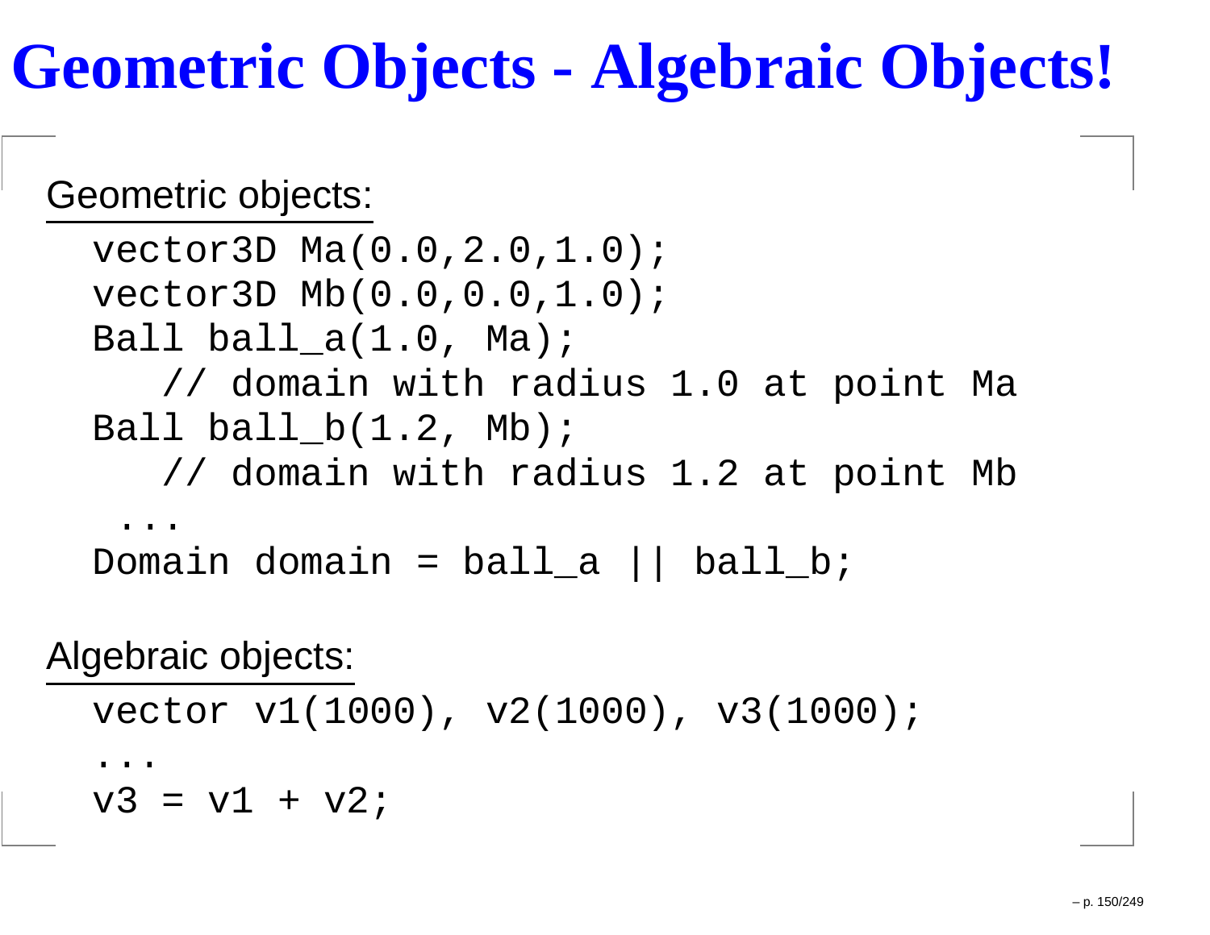# Geometric Objects - Algebraic Objects!

Geometric objects:

```
vector3D Ma(0.0,2.0,1.0);
vector3D Mb(0.0,0.0,1.0);
Ball ball_a(1.0, Ma);
   // domain with radius 1.0 at point Ma
Ball ball_b(1.2, Mb);
   // domain with radius 1.2 at point Mb
 ...
Domain domain = ball_a || ball_b;
```

Algebraic objects:

```
vector v1(1000), v2(1000), v3(1000);
...
v3 = v1 + v2;
```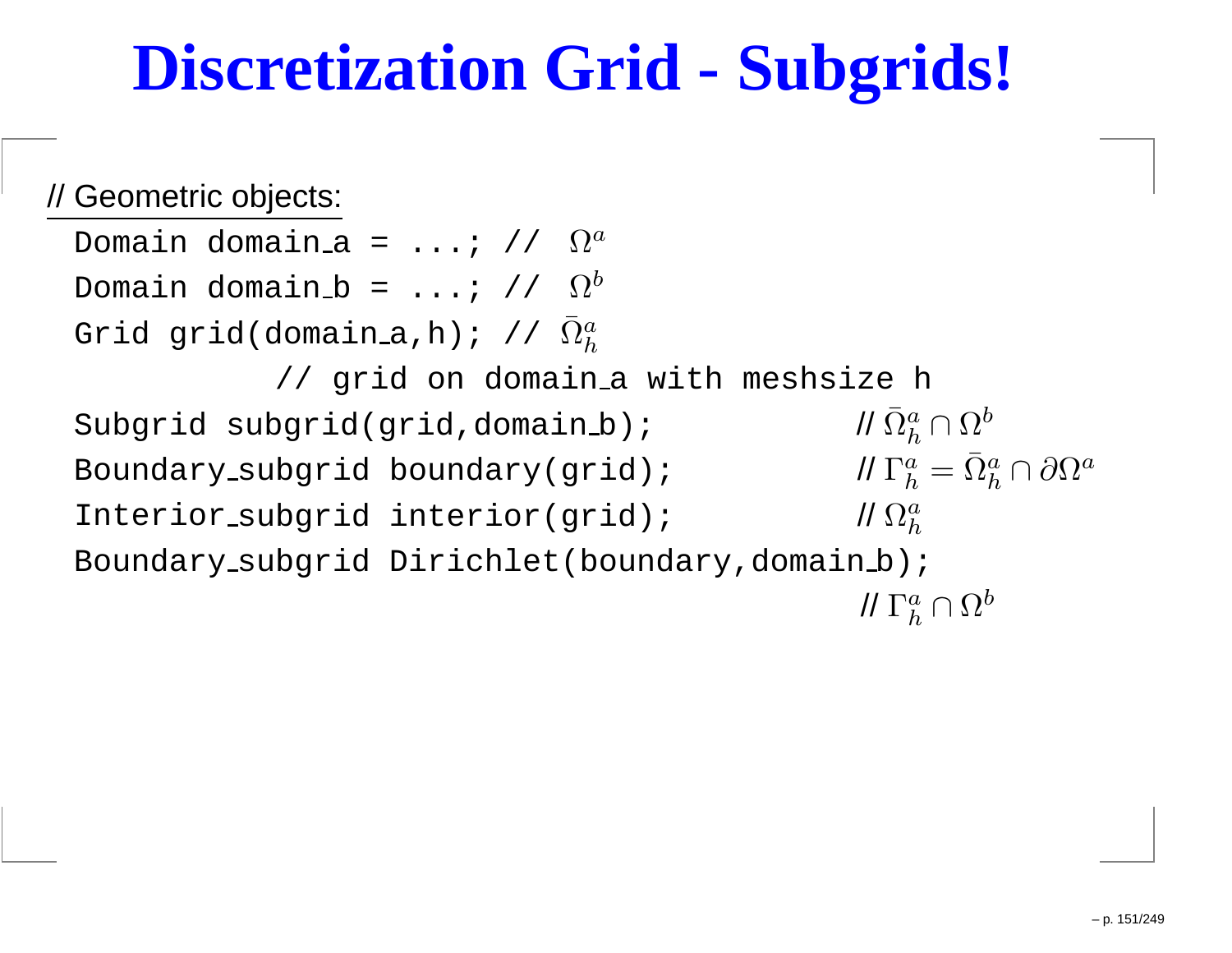# Discretization Grid - Subgrids!

// Geometric objects:

```
Domain domain_a = ...; //  Ω^a
Domain domain_b = ...; //  Ω^b
Grid grid(domain_a,h); // Ω̄_h^a
          // grid on domain_a with meshsize h
Subgrid subgrid(grid,domain_b);            // Ω̄_h^a ∩ Ω^b
Boundary_subgrid boundary(grid);           // Γ_h^a = Ω̄_h^a ∩ ∂Ω^a
Interior_subgrid interior(grid);           // Ω_h^a
Boundary_subgrid Dirichlet(boundary,domain_b);
                                           // Γ_h^a ∩ Ω^b
```

Comments in mathematical notation:

- `domain_a`: $\Omega^a$
- `domain_b`: $\Omega^b$
- `grid`: $\bar{\Omega}_h^a$
- `subgrid`: $\bar{\Omega}_h^a \cap \Omega^b$
- `boundary`: $\Gamma_h^a = \bar{\Omega}_h^a \cap \partial\Omega^a$
- `interior`: $\Omega_h^a$
- `Dirichlet`: $\Gamma_h^a \cap \Omega^b$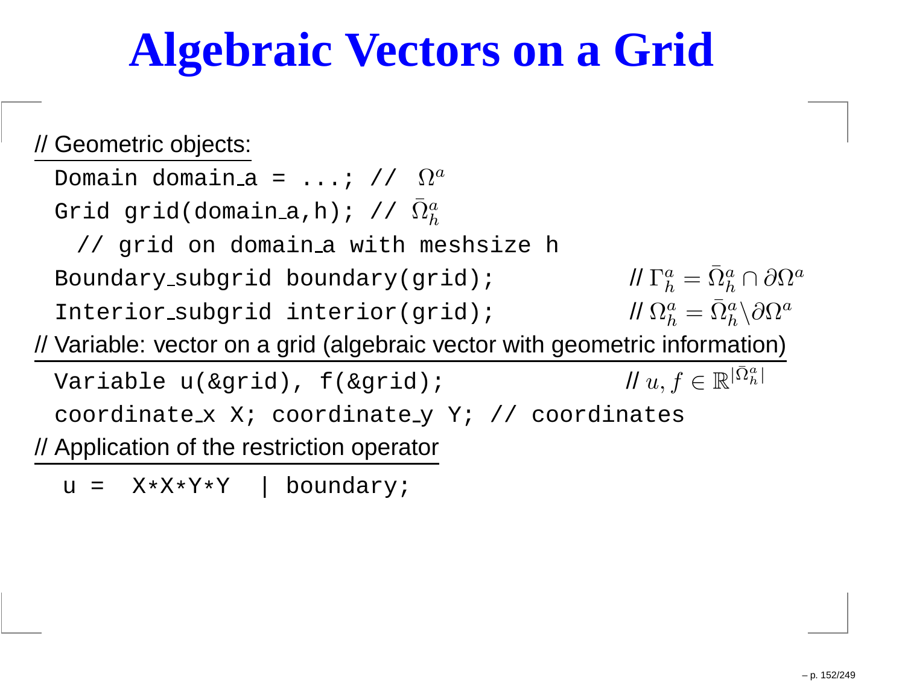# Algebraic Vectors on a Grid

// Geometric objects:

```
Domain domain_a = ...; //  Ω^a
Grid grid(domain_a,h); // Ω̄_h^a
  // grid on domain_a with meshsize h
Boundary_subgrid boundary(grid);
Interior_subgrid interior(grid);
```

// $\Gamma_h^a = \bar{\Omega}_h^a \cap \partial\Omega^a$

// $\Omega_h^a = \bar{\Omega}_h^a \backslash \partial\Omega^a$

// Variable: vector on a grid (algebraic vector with geometric information)

```
Variable u(&grid), f(&grid);
coordinate_x X; coordinate_y Y; // coordinates
```

// $u, f \in \mathbb{R}^{|\bar{\Omega}_h^a|}$

// Application of the restriction operator

```
u =  X*X*Y*Y  | boundary;
```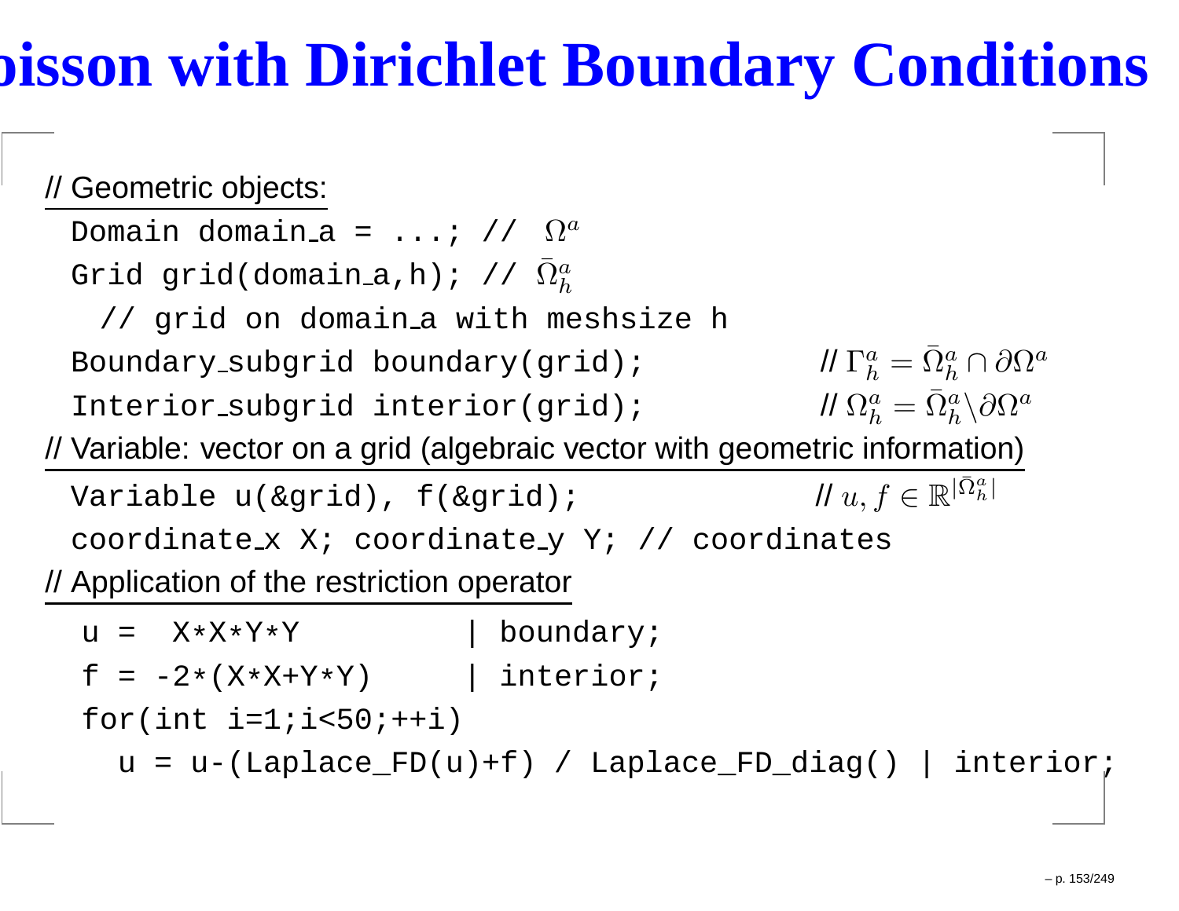# Poisson with Dirichlet Boundary Conditions

// Geometric objects:

```
Domain domain_a = ...; //  Ω^a
Grid grid(domain_a,h); // Ω̄_h^a
  // grid on domain_a with meshsize h
Boundary_subgrid boundary(grid);
Interior_subgrid interior(grid);
```

// $\Gamma_h^a = \bar{\Omega}_h^a \cap \partial\Omega^a$

// $\Omega_h^a = \bar{\Omega}_h^a \backslash \partial\Omega^a$

// Variable: vector on a grid (algebraic vector with geometric information)

```
Variable u(&grid), f(&grid);
coordinate_x X; coordinate_y Y; // coordinates
```

// $u, f \in \mathbb{R}^{|\bar{\Omega}_h^a|}$

// Application of the restriction operator

```
u =  X*X*Y*Y          | boundary;
f = -2*(X*X+Y*Y)      | interior;
for(int i=1;i<50;++i)
  u = u-(Laplace_FD(u)+f) / Laplace_FD_diag() | interior;
```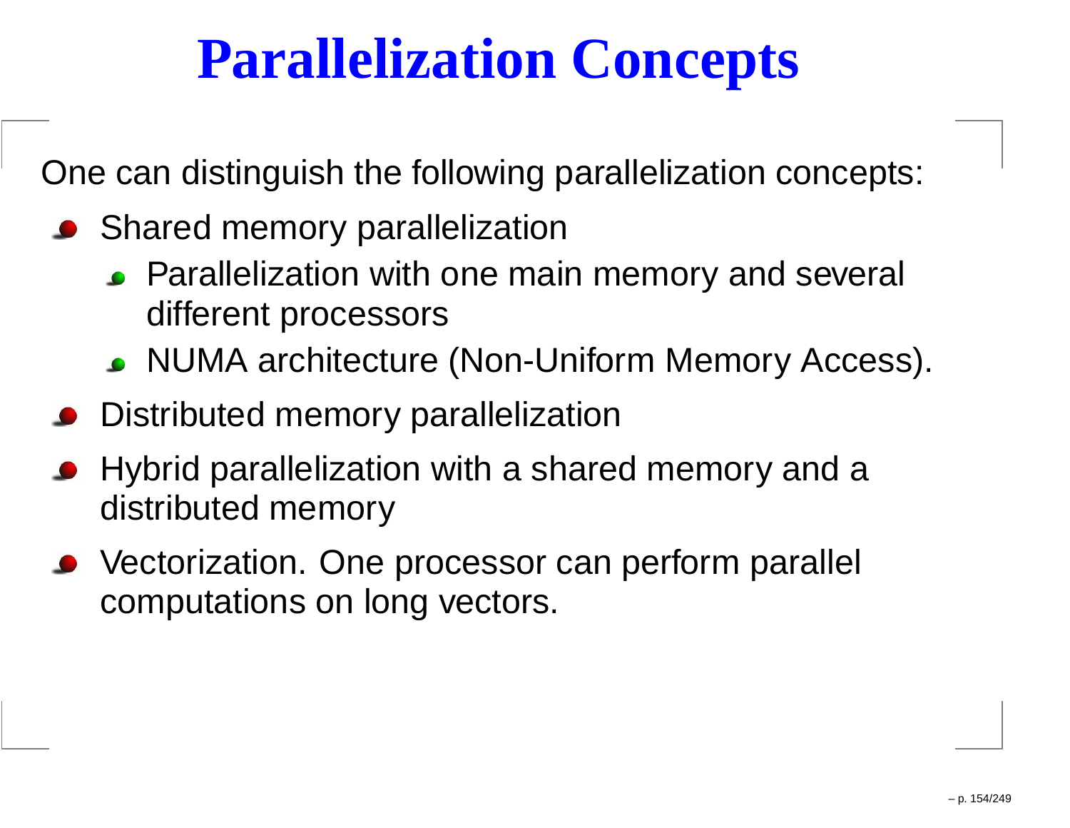# Parallelization Concepts

One can distinguish the following parallelization concepts:

- Shared memory parallelization
  - Parallelization with one main memory and several different processors
  - NUMA architecture (Non-Uniform Memory Access).
- Distributed memory parallelization
- Hybrid parallelization with a shared memory and a distributed memory
- Vectorization. One processor can perform parallel computations on long vectors.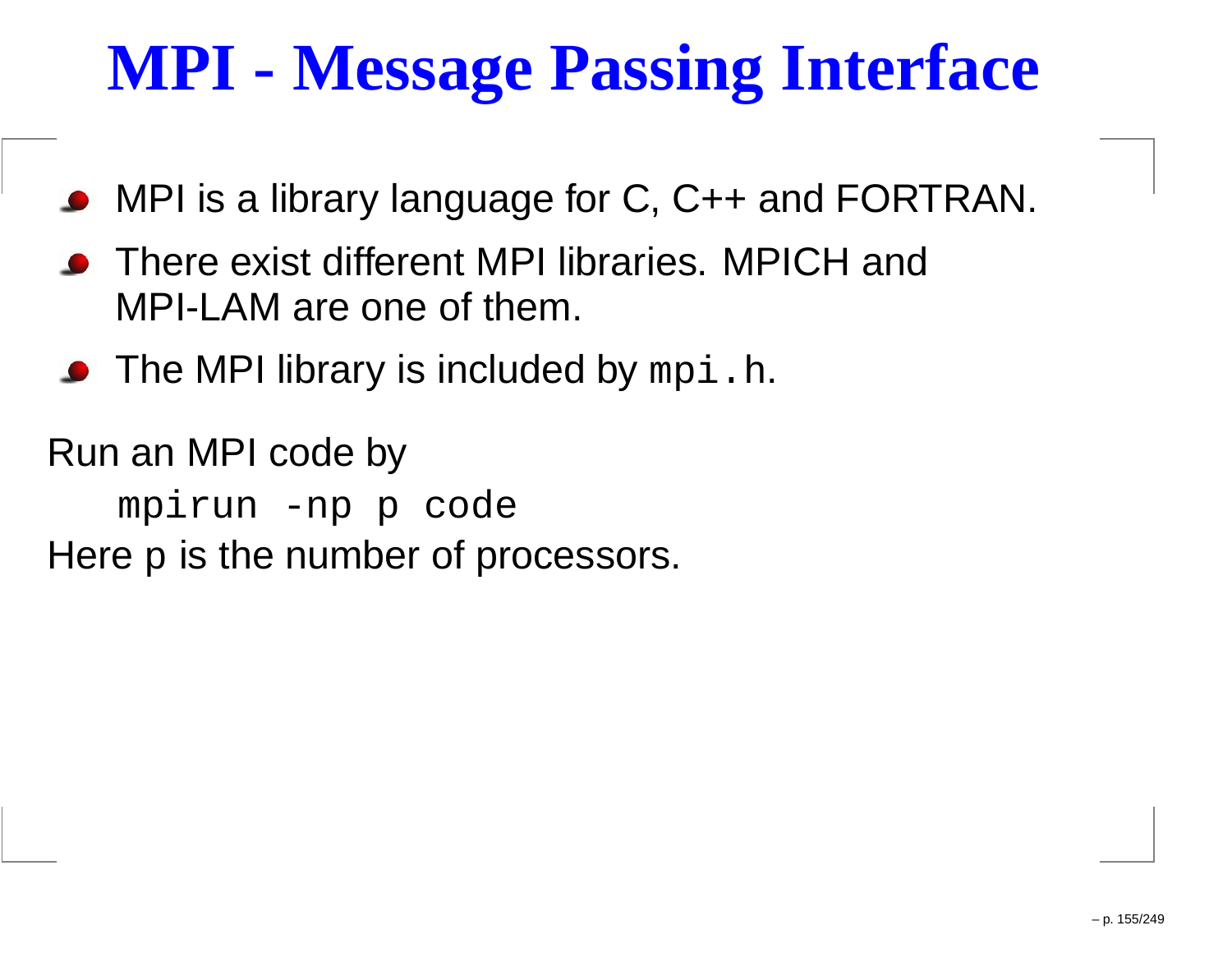# MPI - Message Passing Interface

- MPI is a library language for C, C++ and FORTRAN.
- There exist different MPI libraries. MPICH and MPI-LAM are one of them.
- The MPI library is included by `mpi.h`.

Run an MPI code by

```
mpirun -np p code
```

Here p is the number of processors.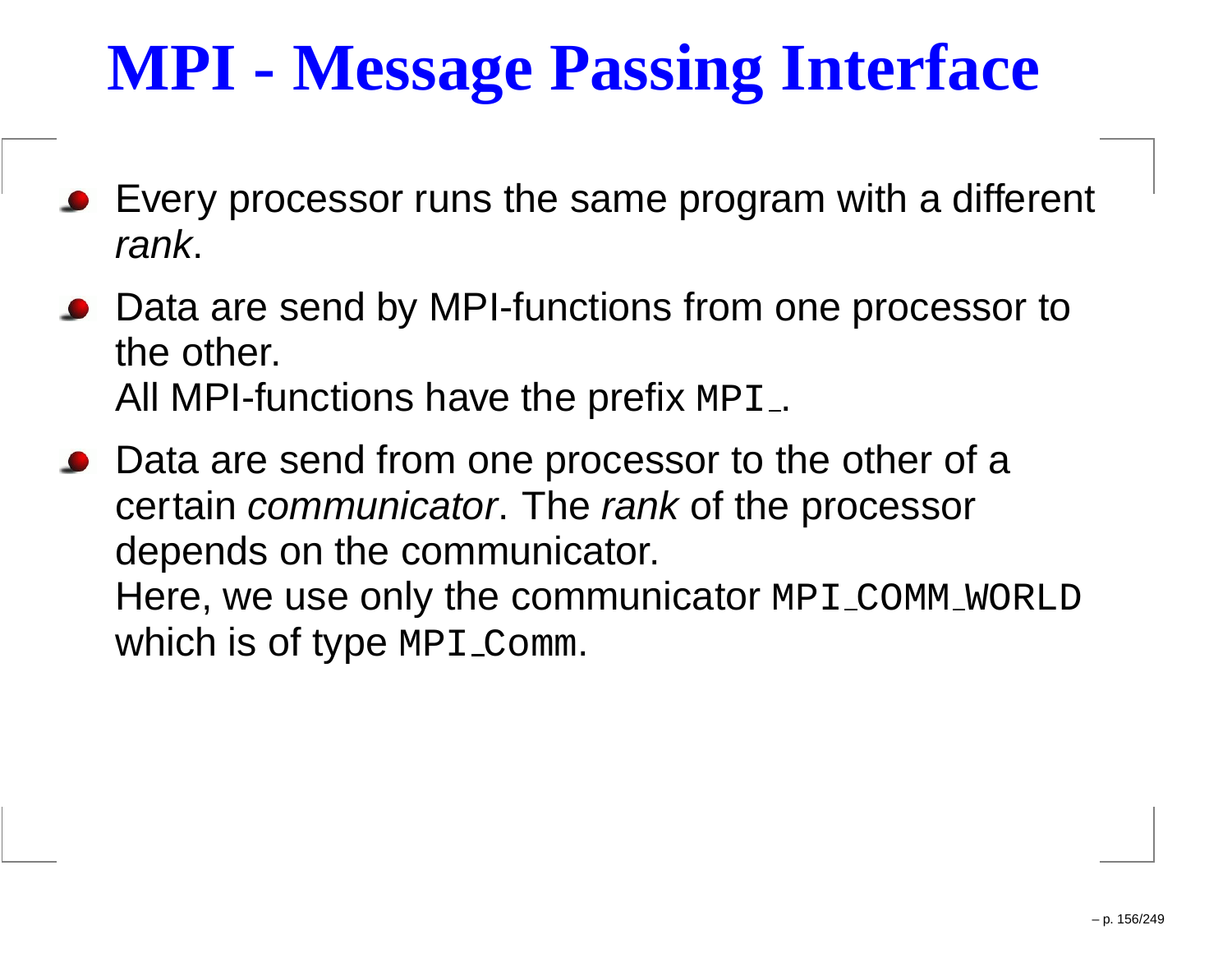# MPI - Message Passing Interface

- Every processor runs the same program with a different *rank*.
- Data are send by MPI-functions from one processor to the other.
  All MPI-functions have the prefix `MPI_`.
- Data are send from one processor to the other of a certain *communicator*. The *rank* of the processor depends on the communicator.
  Here, we use only the communicator `MPI_COMM_WORLD` which is of type `MPI_Comm`.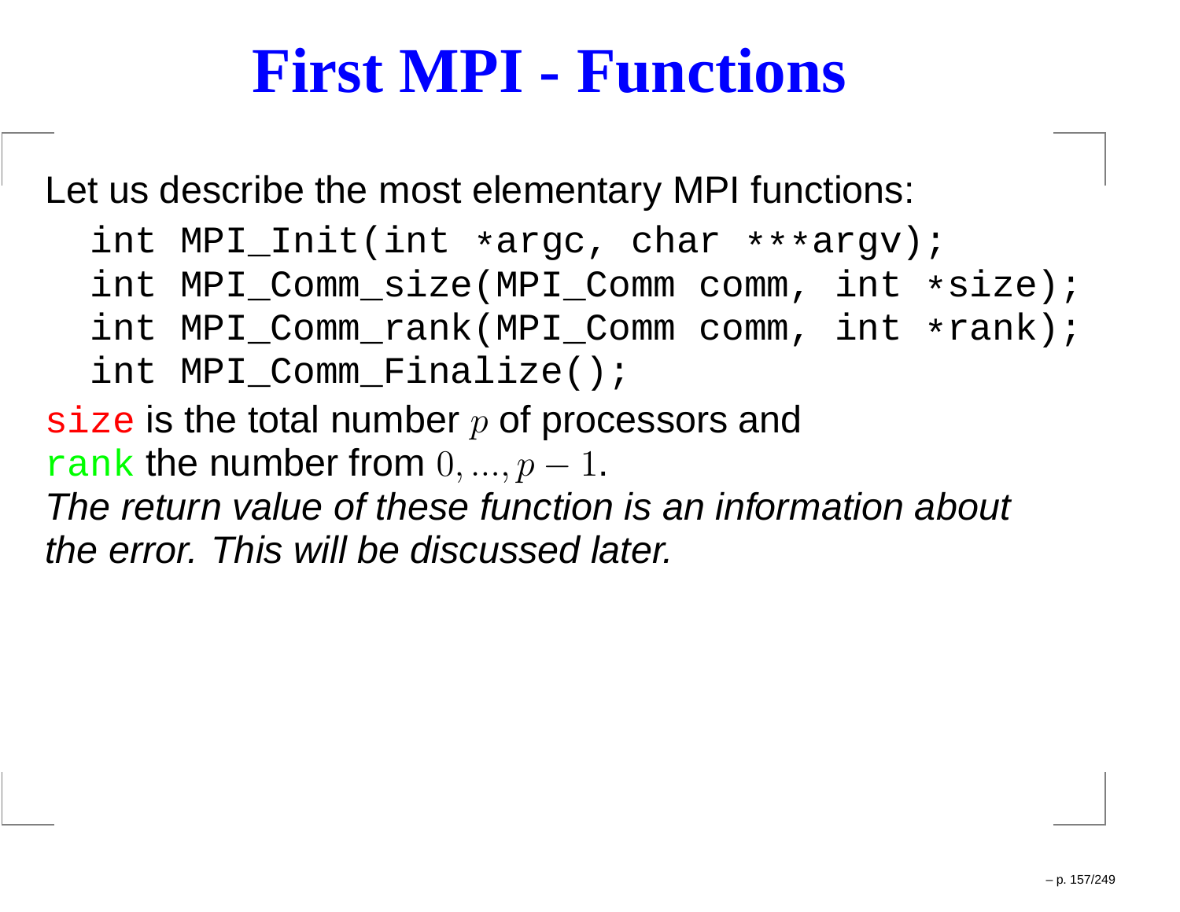# First MPI - Functions

Let us describe the most elementary MPI functions:

```
int MPI_Init(int *argc, char ***argv);
int MPI_Comm_size(MPI_Comm comm, int *size);
int MPI_Comm_rank(MPI_Comm comm, int *rank);
int MPI_Comm_Finalize();
```

`size` is the total number $p$ of processors and
`rank` the number from $0, ..., p-1$.
*The return value of these function is an information about the error. This will be discussed later.*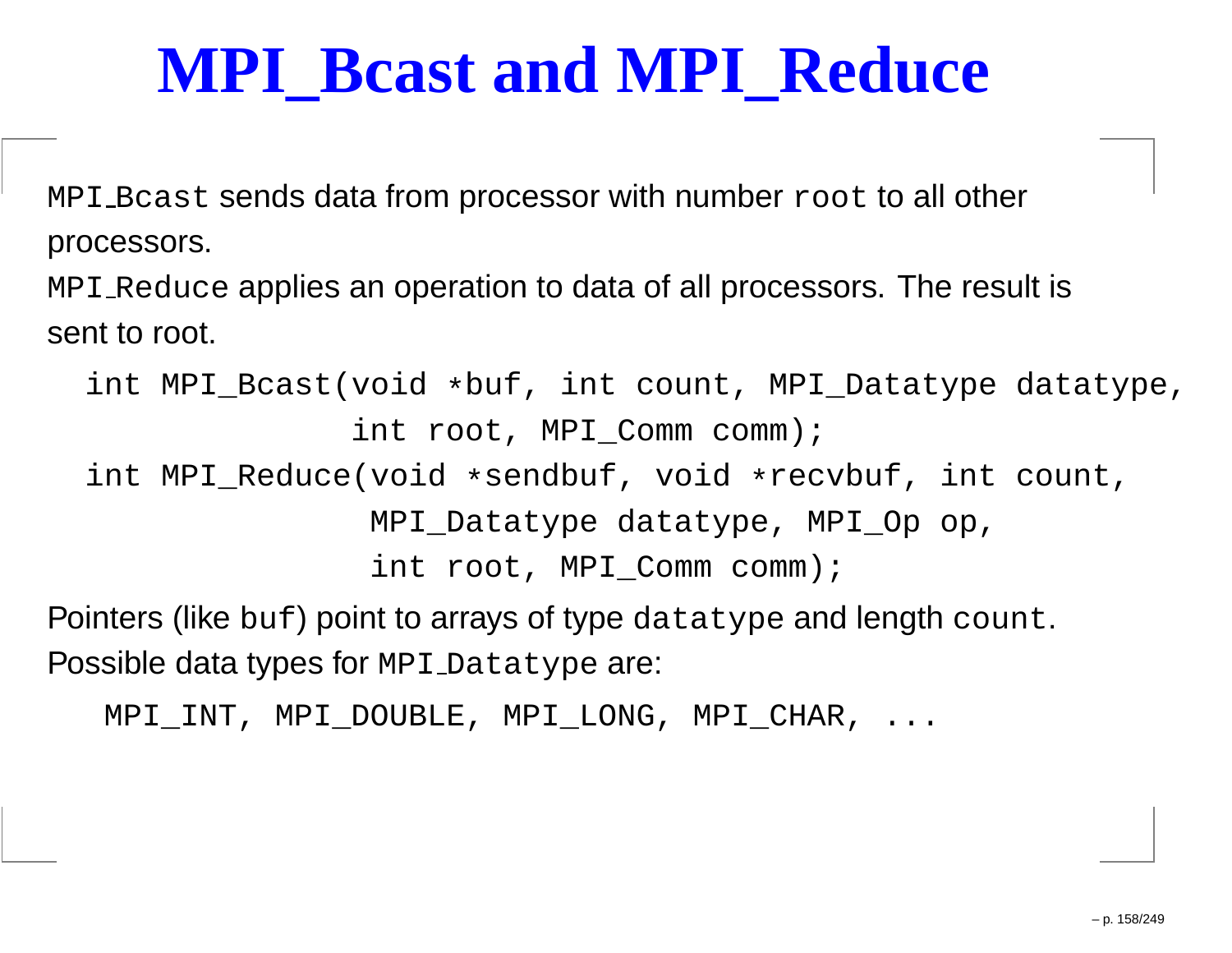# MPI_Bcast and MPI_Reduce

`MPI_Bcast` sends data from processor with number `root` to all other processors.

`MPI_Reduce` applies an operation to data of all processors. The result is sent to root.

```
int MPI_Bcast(void *buf, int count, MPI_Datatype datatype,
              int root, MPI_Comm comm);
int MPI_Reduce(void *sendbuf, void *recvbuf, int count,
               MPI_Datatype datatype, MPI_Op op,
               int root, MPI_Comm comm);
```

Pointers (like `buf`) point to arrays of type `datatype` and length `count`.
Possible data types for `MPI_Datatype` are:

```
MPI_INT, MPI_DOUBLE, MPI_LONG, MPI_CHAR, ...
```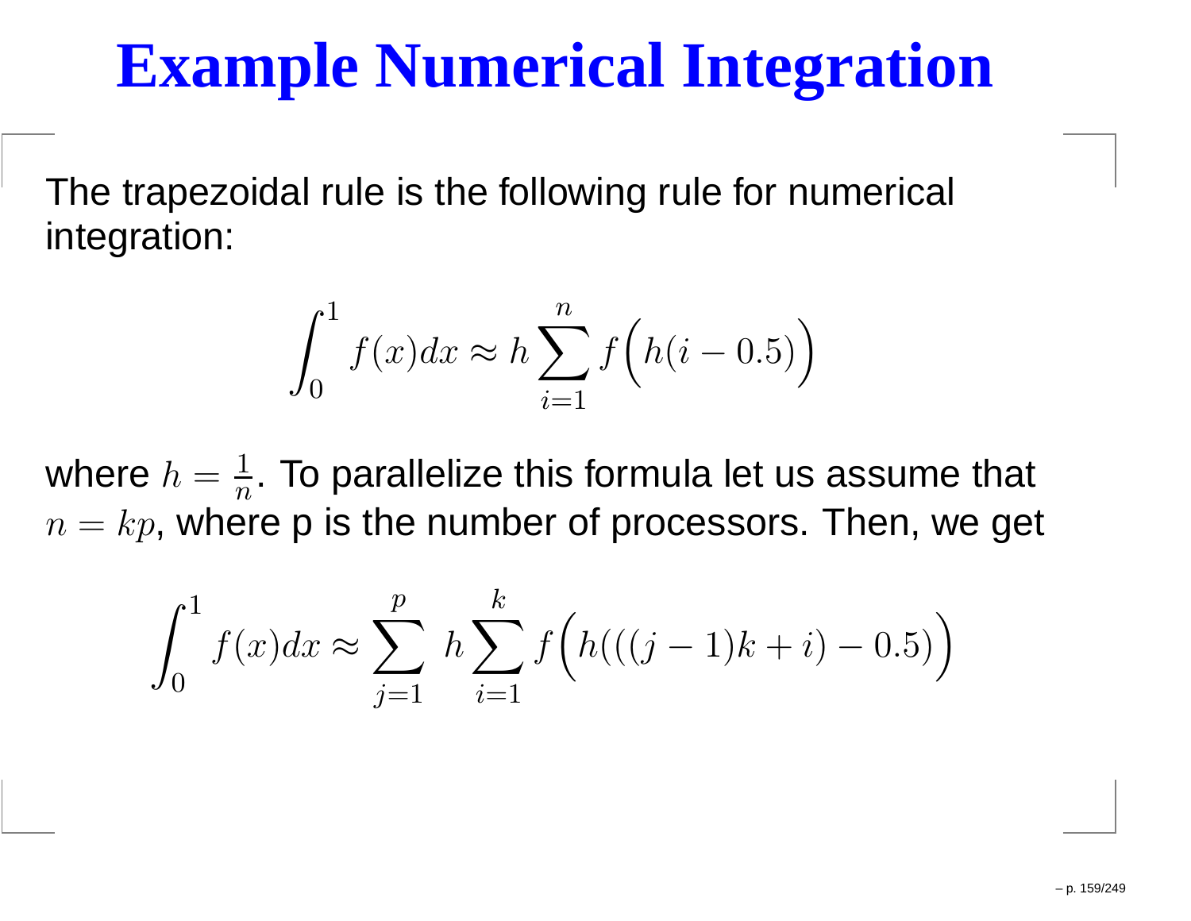# Example Numerical Integration

The trapezoidal rule is the following rule for numerical integration:

$$\int_0^1 f(x)dx \approx h \sum_{i=1}^{n} f\Big(h(i - 0.5)\Big)$$

where $h = \frac{1}{n}$. To parallelize this formula let us assume that $n = kp$, where p is the number of processors. Then, we get

$$\int_0^1 f(x)dx \approx \sum_{j=1}^{p} \; h \sum_{i=1}^{k} f\Big(h(((j - 1)k + i) - 0.5)\Big)$$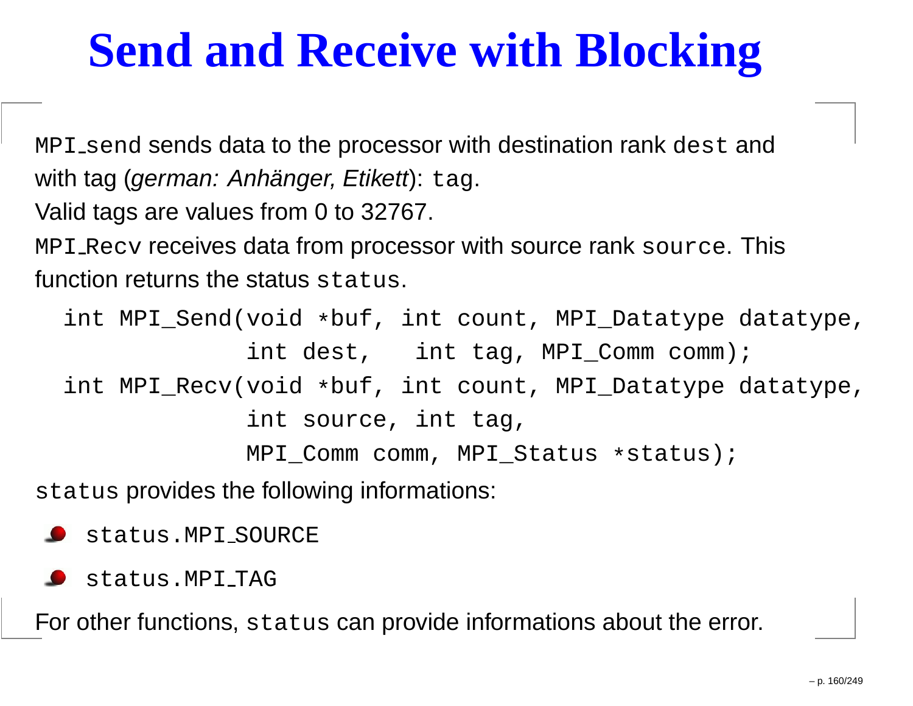# Send and Receive with Blocking

`MPI_send` sends data to the processor with destination rank `dest` and with tag (*german: Anhänger, Etikett*): `tag`.

Valid tags are values from 0 to 32767.

`MPI_Recv` receives data from processor with source rank `source`. This function returns the status `status`.

```
int MPI_Send(void *buf, int count, MPI_Datatype datatype,
             int dest,   int tag, MPI_Comm comm);
int MPI_Recv(void *buf, int count, MPI_Datatype datatype,
             int source, int tag,
             MPI_Comm comm, MPI_Status *status);
```

`status` provides the following informations:

- `status.MPI_SOURCE`
- `status.MPI_TAG`

For other functions, `status` can provide informations about the error.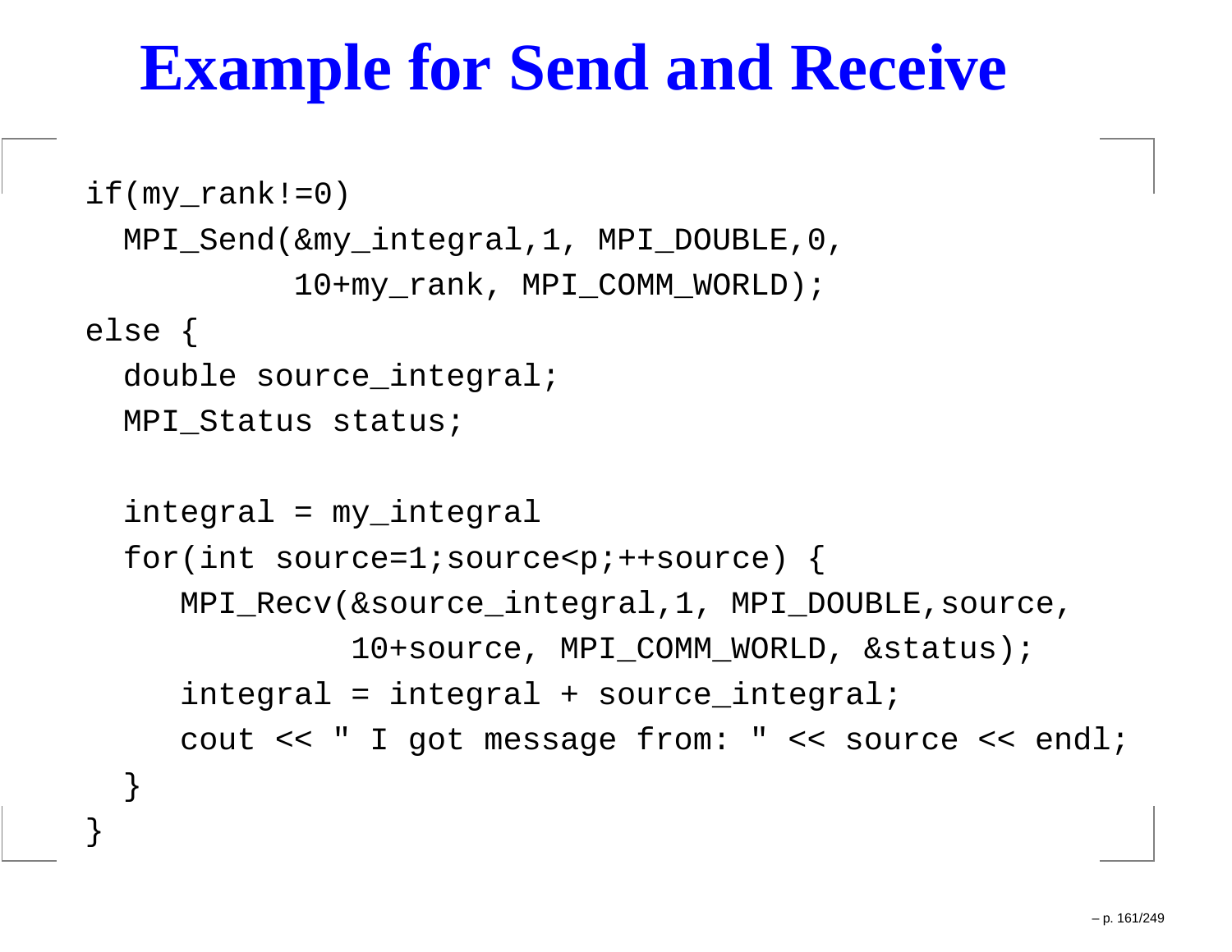# Example for Send and Receive

```
if(my_rank!=0)
  MPI_Send(&my_integral,1, MPI_DOUBLE,0,
           10+my_rank, MPI_COMM_WORLD);
else {
  double source_integral;
  MPI_Status status;

  integral = my_integral
  for(int source=1;source<p;++source) {
     MPI_Recv(&source_integral,1, MPI_DOUBLE,source,
              10+source, MPI_COMM_WORLD, &status);
     integral = integral + source_integral;
     cout << " I got message from: " << source << endl;
  }
}
```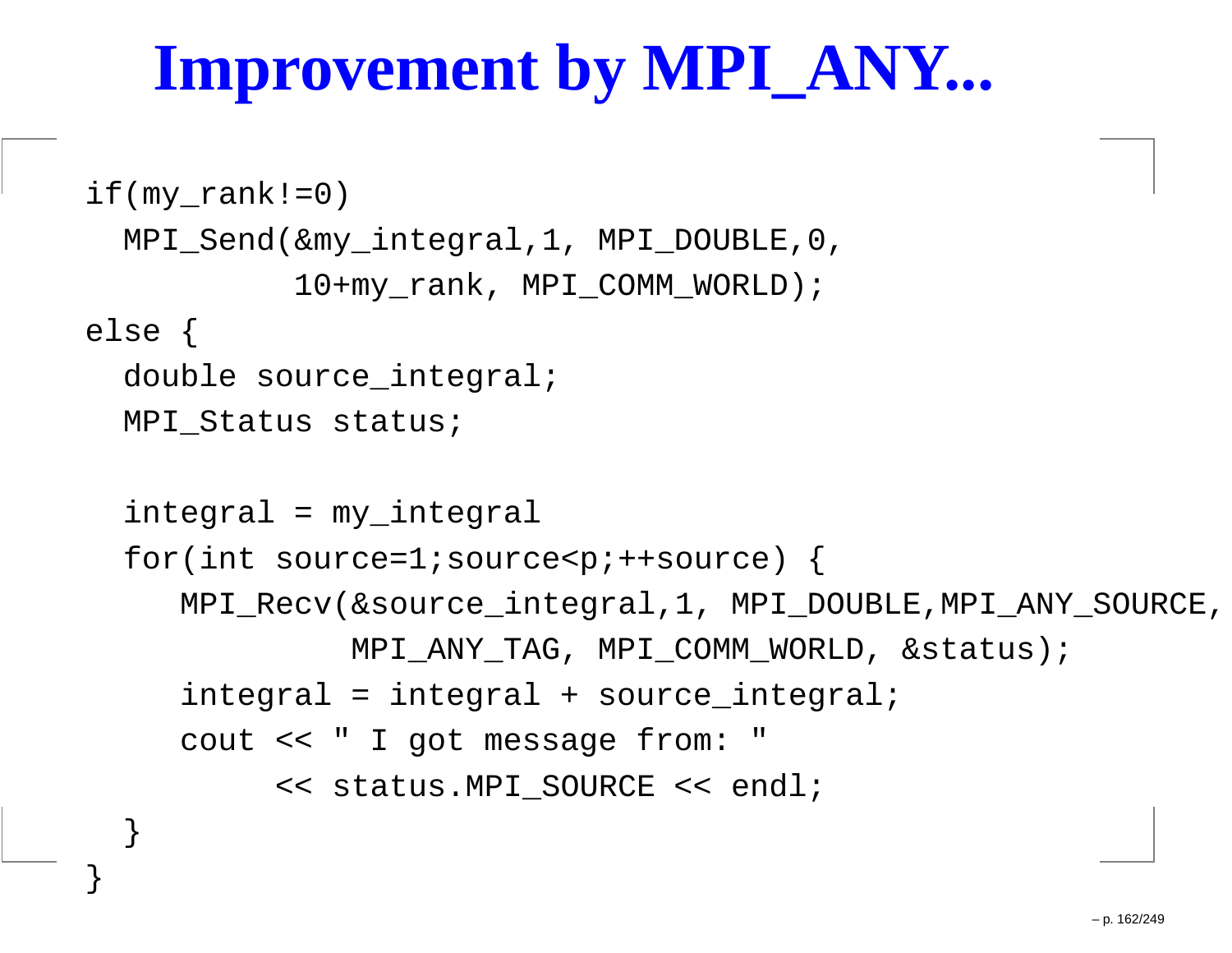# Improvement by MPI_ANY...

```
if(my_rank!=0)
  MPI_Send(&my_integral,1, MPI_DOUBLE,0,
           10+my_rank, MPI_COMM_WORLD);
else {
  double source_integral;
  MPI_Status status;

  integral = my_integral
  for(int source=1;source<p;++source) {
     MPI_Recv(&source_integral,1, MPI_DOUBLE,MPI_ANY_SOURCE,
              MPI_ANY_TAG, MPI_COMM_WORLD, &status);
     integral = integral + source_integral;
     cout << " I got message from: "
          << status.MPI_SOURCE << endl;
  }
}
```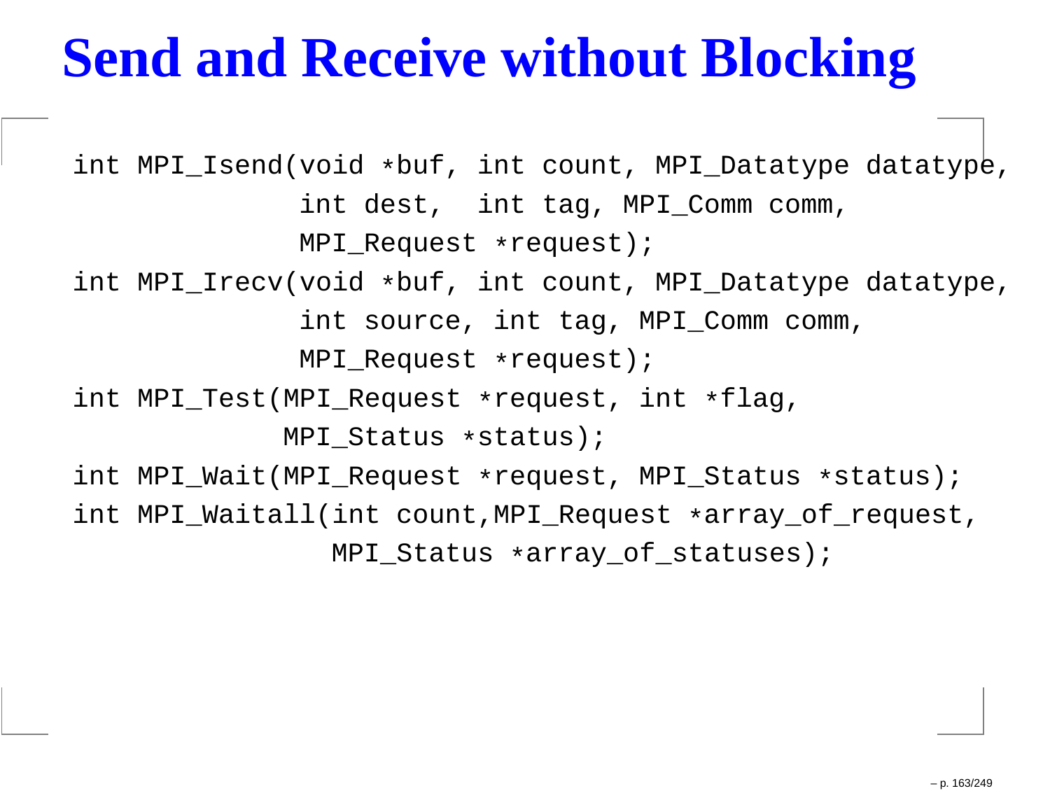# Send and Receive without Blocking

```
int MPI_Isend(void *buf, int count, MPI_Datatype datatype,
              int dest,  int tag, MPI_Comm comm,
              MPI_Request *request);
int MPI_Irecv(void *buf, int count, MPI_Datatype datatype,
              int source, int tag, MPI_Comm comm,
              MPI_Request *request);
int MPI_Test(MPI_Request *request, int *flag,
             MPI_Status *status);
int MPI_Wait(MPI_Request *request, MPI_Status *status);
int MPI_Waitall(int count,MPI_Request *array_of_request,
                MPI_Status *array_of_statuses);
```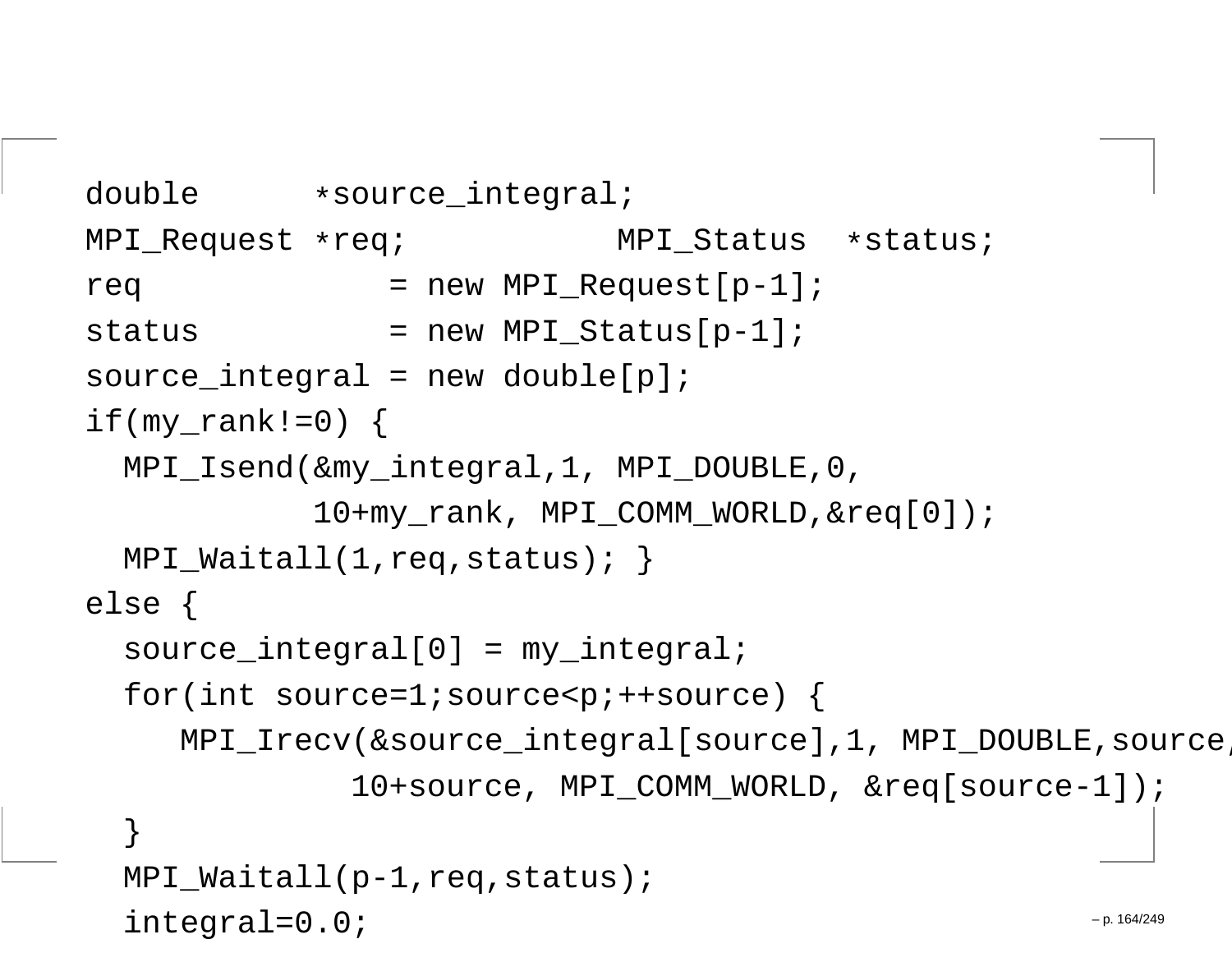```
double      *source_integral;
MPI_Request *req;          MPI_Status  *status;
req             = new MPI_Request[p-1];
status          = new MPI_Status[p-1];
source_integral = new double[p];
if(my_rank!=0) {
  MPI_Isend(&my_integral,1, MPI_DOUBLE,0,
            10+my_rank, MPI_COMM_WORLD,&req[0]);
  MPI_Waitall(1,req,status); }
else {
  source_integral[0] = my_integral;
  for(int source=1;source<p;++source) {
     MPI_Irecv(&source_integral[source],1, MPI_DOUBLE,source,
              10+source, MPI_COMM_WORLD, &req[source-1]);
  }
  MPI_Waitall(p-1,req,status);
  integral=0.0;
```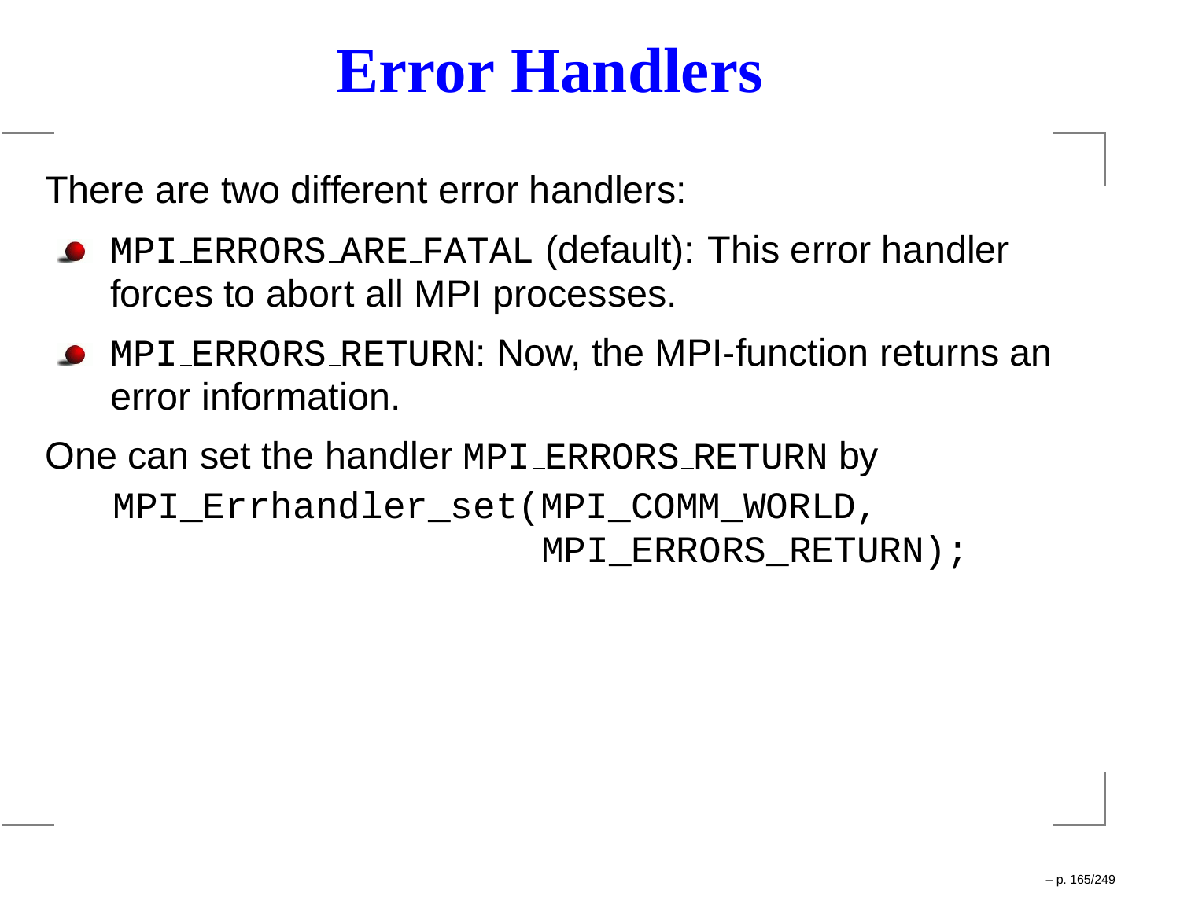# Error Handlers

There are two different error handlers:

- `MPI_ERRORS_ARE_FATAL` (default): This error handler forces to abort all MPI processes.
- `MPI_ERRORS_RETURN`: Now, the MPI-function returns an error information.

One can set the handler `MPI_ERRORS_RETURN` by

```
MPI_Errhandler_set(MPI_COMM_WORLD,
                   MPI_ERRORS_RETURN);
```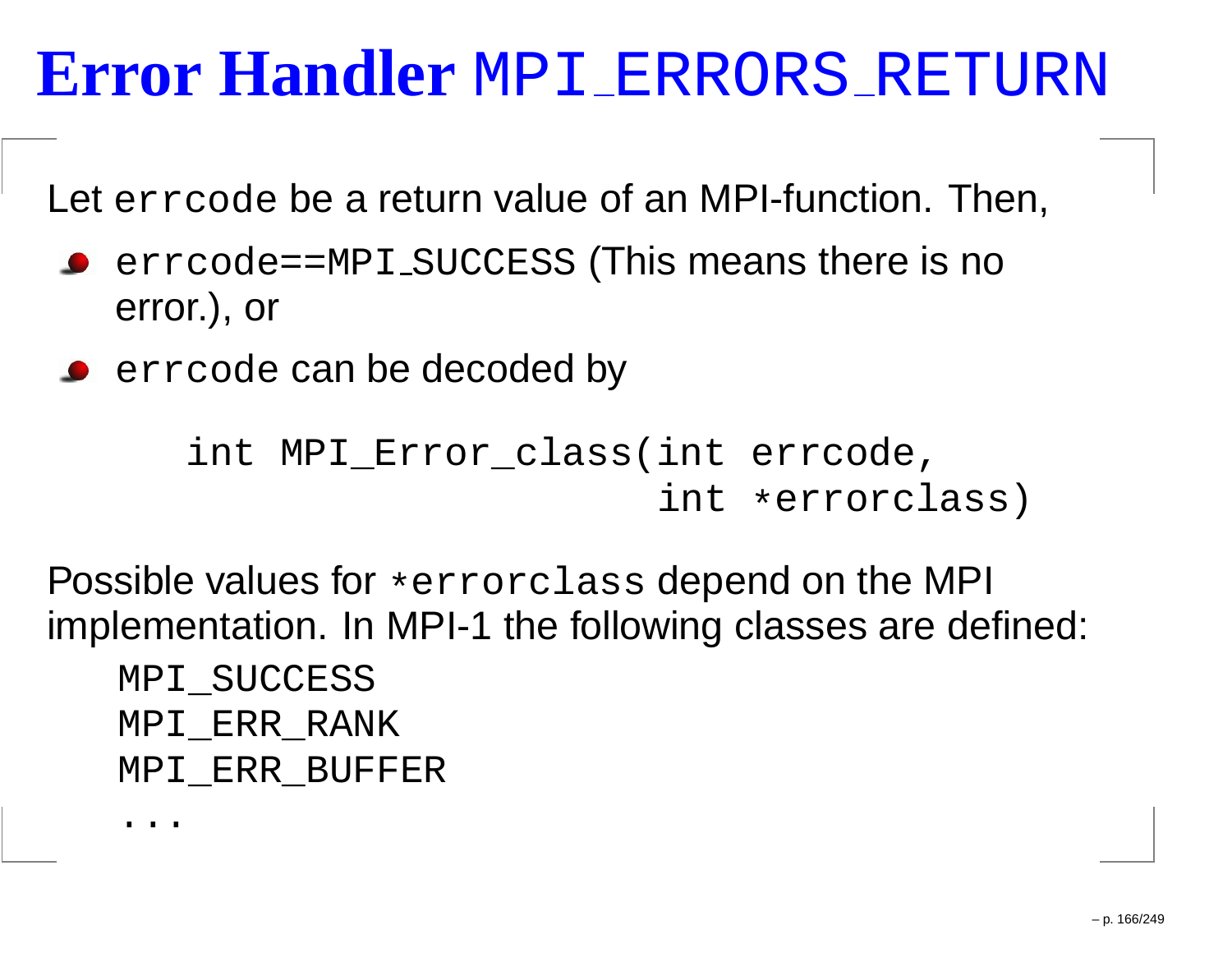# Error Handler `MPI_ERRORS_RETURN`

Let `errcode` be a return value of an MPI-function. Then,

- `errcode==MPI_SUCCESS` (This means there is no error.), or
- `errcode` can be decoded by

```
int MPI_Error_class(int errcode,
                    int *errorclass)
```

Possible values for `*errorclass` depend on the MPI implementation. In MPI-1 the following classes are defined:

```
MPI_SUCCESS
MPI_ERR_RANK
MPI_ERR_BUFFER
...
```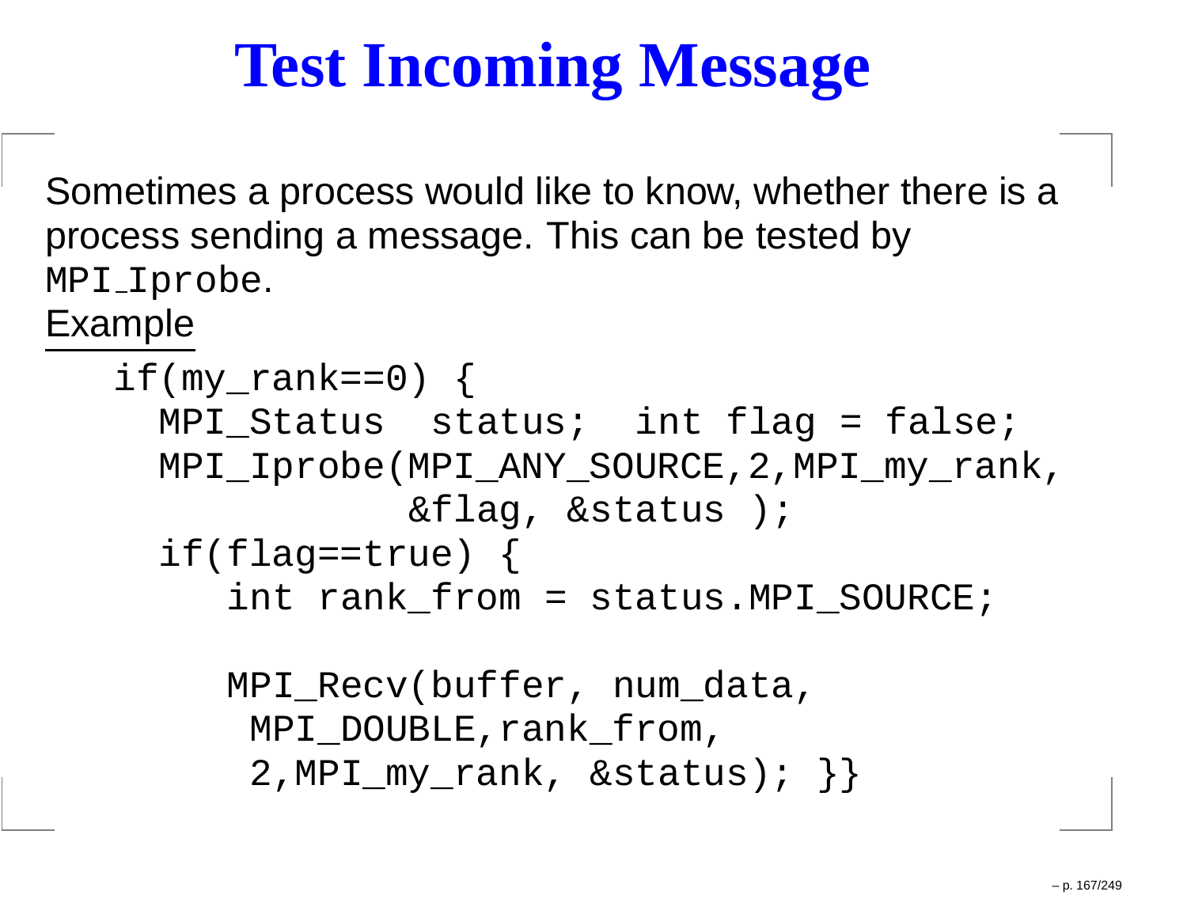# Test Incoming Message

Sometimes a process would like to know, whether there is a process sending a message. This can be tested by `MPI_Iprobe`.

Example

```
if(my_rank==0) {
  MPI_Status  status;  int flag = false;
  MPI_Iprobe(MPI_ANY_SOURCE,2,MPI_my_rank,
             &flag, &status );
  if(flag==true) {
     int rank_from = status.MPI_SOURCE;

     MPI_Recv(buffer, num_data,
      MPI_DOUBLE,rank_from,
      2,MPI_my_rank, &status); }}
```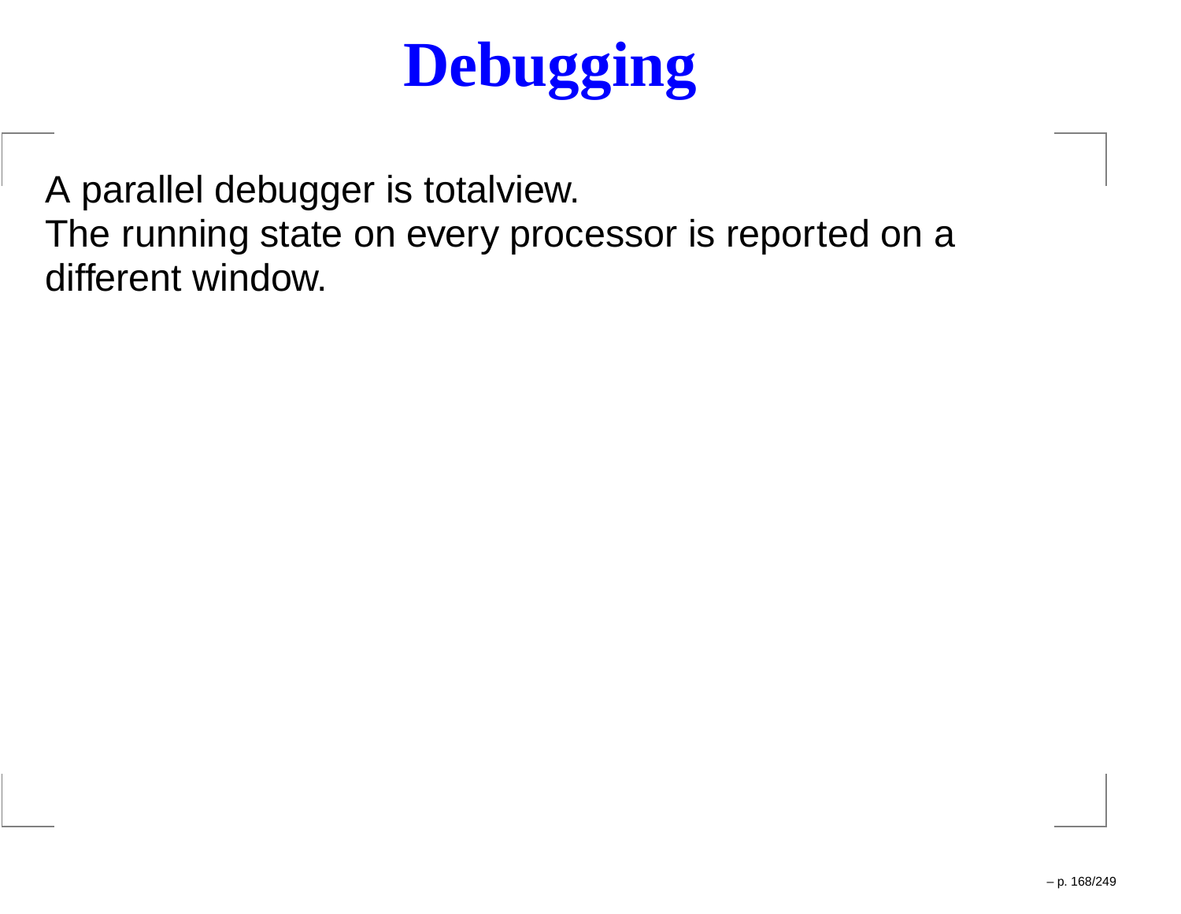# Debugging

A parallel debugger is totalview.
The running state on every processor is reported on a different window.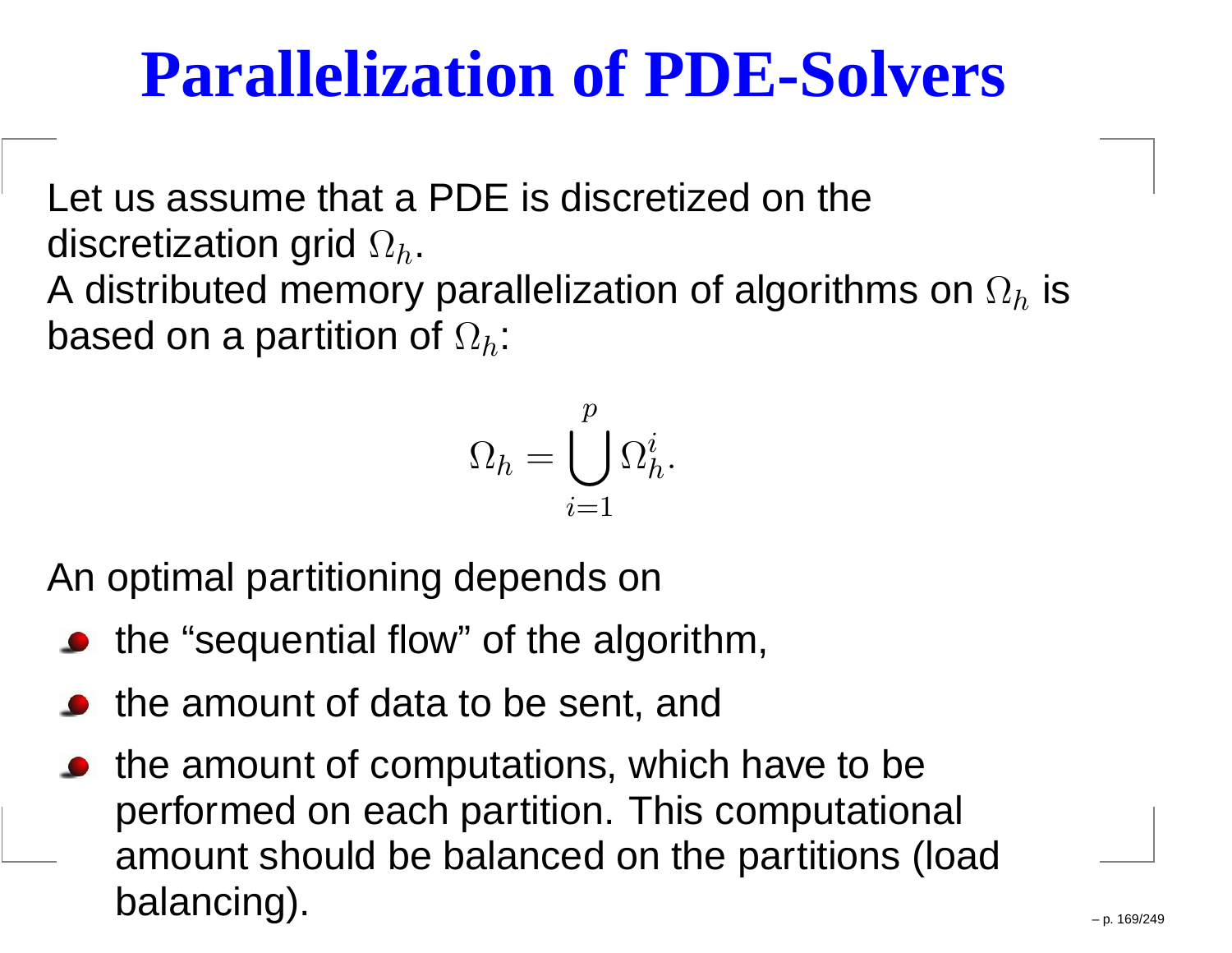# Parallelization of PDE-Solvers

Let us assume that a PDE is discretized on the discretization grid $\Omega_h$.
A distributed memory parallelization of algorithms on $\Omega_h$ is based on a partition of $\Omega_h$:

$$\Omega_h = \bigcup_{i=1}^{p} \Omega_h^i.$$

An optimal partitioning depends on

- the "sequential flow" of the algorithm,
- the amount of data to be sent, and
- the amount of computations, which have to be performed on each partition. This computational amount should be balanced on the partitions (load balancing).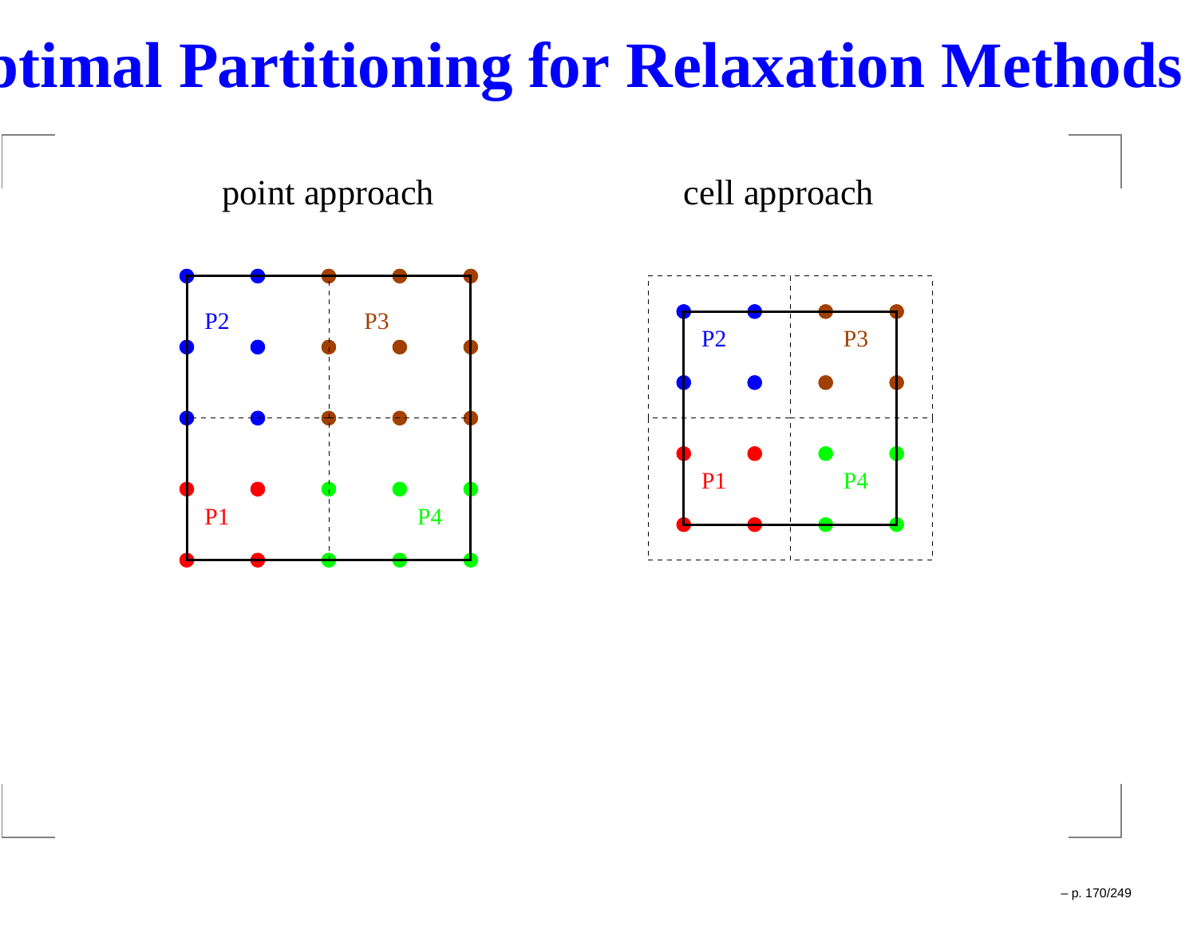# Optimal Partitioning for Relaxation Methods

point approach

P2 P3

P1 P4

cell approach

P2 P3

P1 P4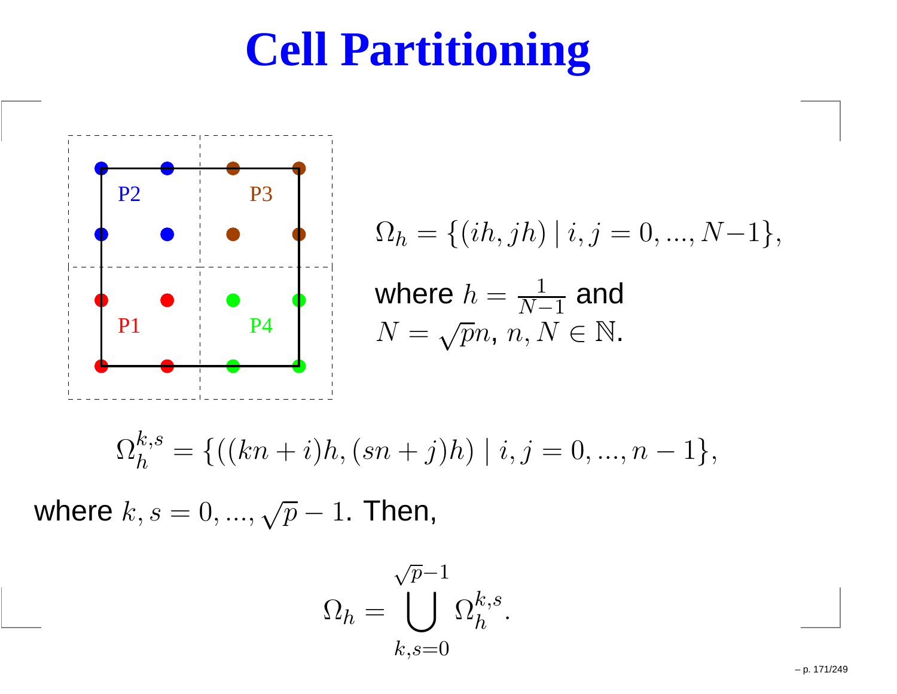# Cell Partitioning

P2 P3

P1 P4

$$\Omega_h = \{(ih, jh) \mid i, j = 0, ..., N-1\},$$

where $h = \frac{1}{N-1}$ and $N = \sqrt{p}n$, $n, N \in \mathbb{N}$.

$$\Omega_h^{k,s} = \{((kn+i)h, (sn+j)h) \mid i, j = 0, ..., n-1\},$$

where $k, s = 0, ..., \sqrt{p} - 1$. Then,

$$\Omega_h = \bigcup_{k,s=0}^{\sqrt{p}-1} \Omega_h^{k,s}.$$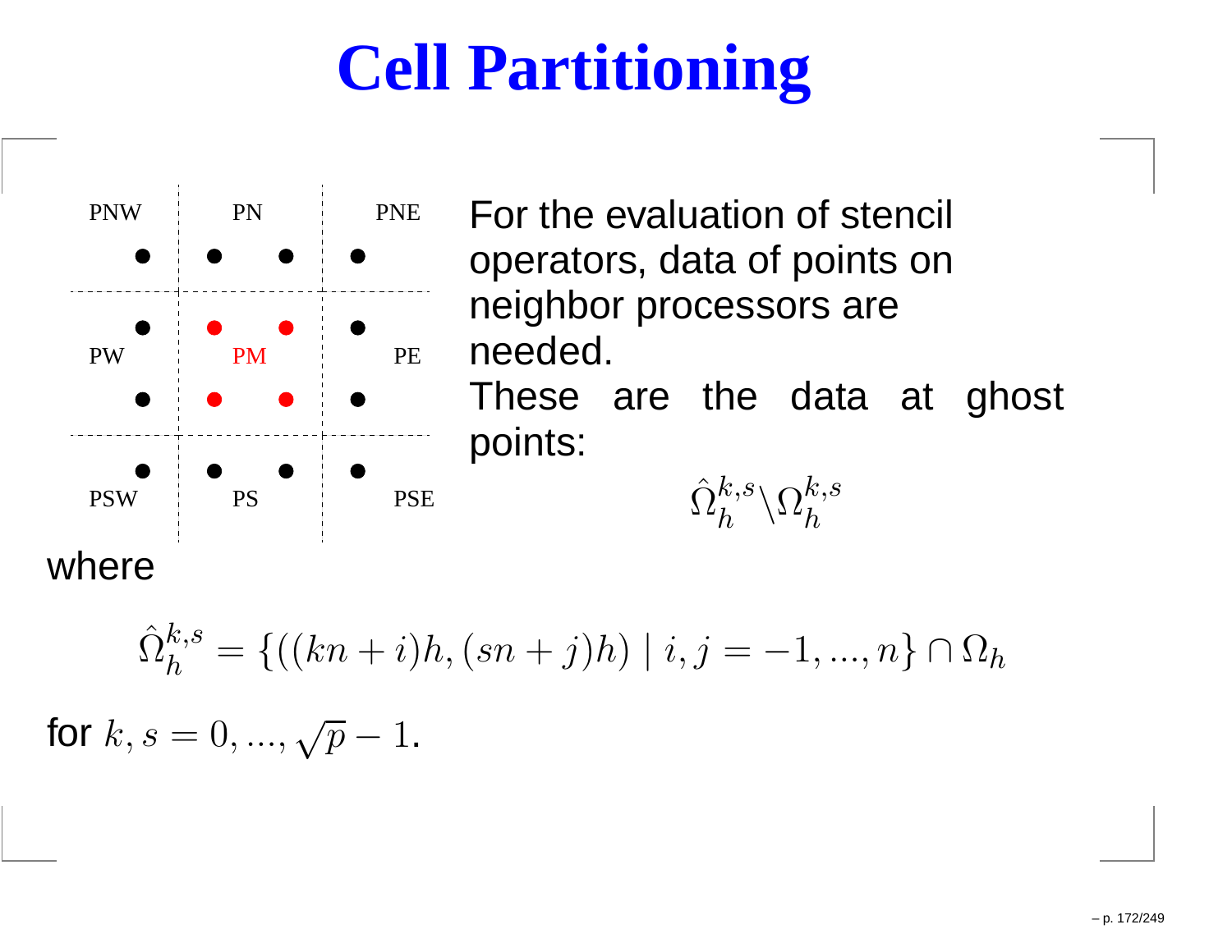# Cell Partitioning

PNW PN PNE

PW PM PE

PSW PS PSE

For the evaluation of stencil operators, data of points on neighbor processors are needed.

These are the data at ghost points:

$$\hat{\Omega}_h^{k,s} \backslash \Omega_h^{k,s}$$

where

$$\hat{\Omega}_h^{k,s} = \{((kn+i)h, (sn+j)h) \mid i,j = -1, ..., n\} \cap \Omega_h$$

for $k, s = 0, ..., \sqrt{p} - 1$.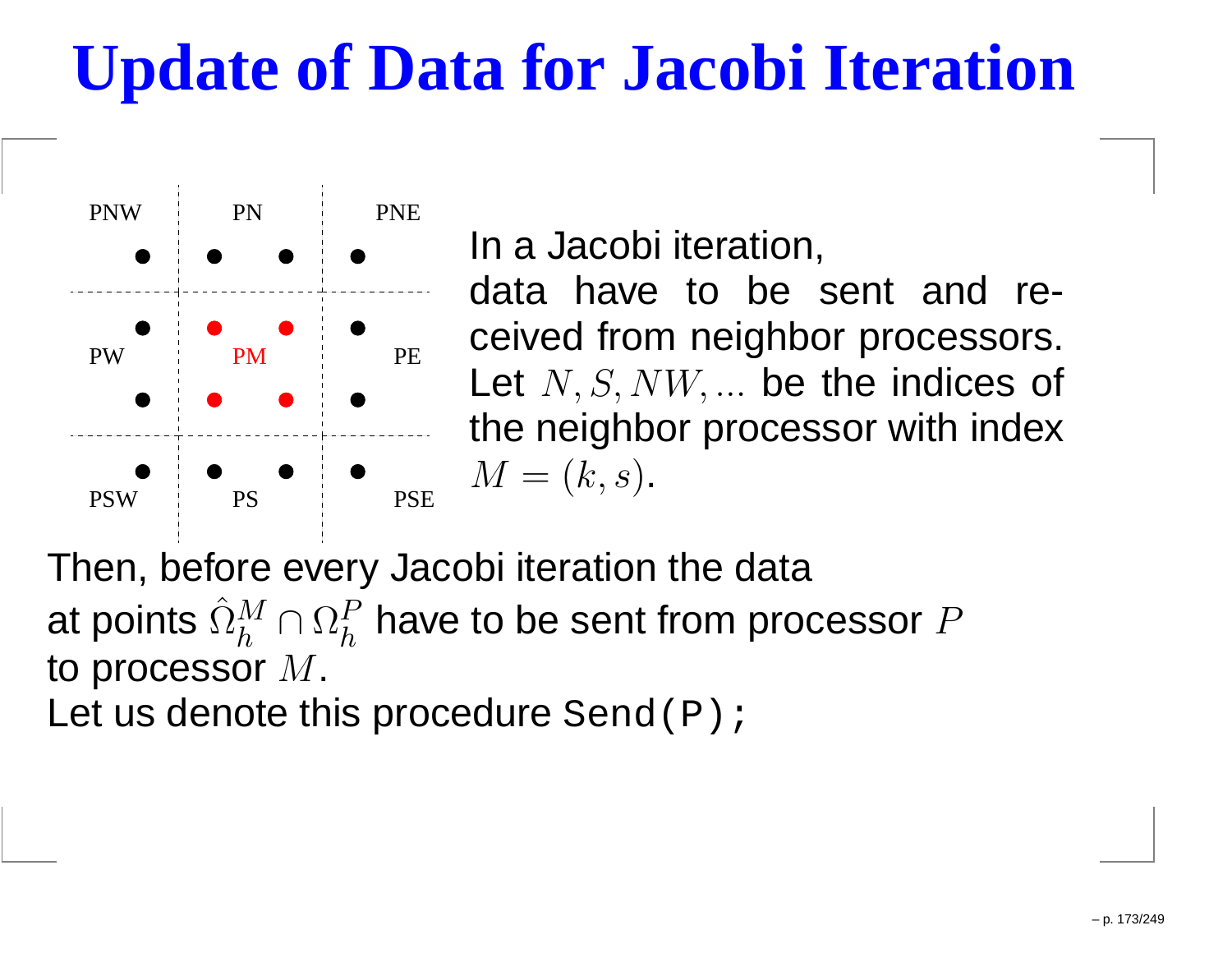# Update of Data for Jacobi Iteration

PNW PN PNE

PW PM PE

PSW PS PSE

In a Jacobi iteration, data have to be sent and received from neighbor processors. Let $N, S, NW, ...$ be the indices of the neighbor processor with index $M = (k, s)$.

Then, before every Jacobi iteration the data at points $\hat{\Omega}_h^M \cap \Omega_h^P$ have to be sent from processor $P$ to processor $M$.
Let us denote this procedure `Send(P);`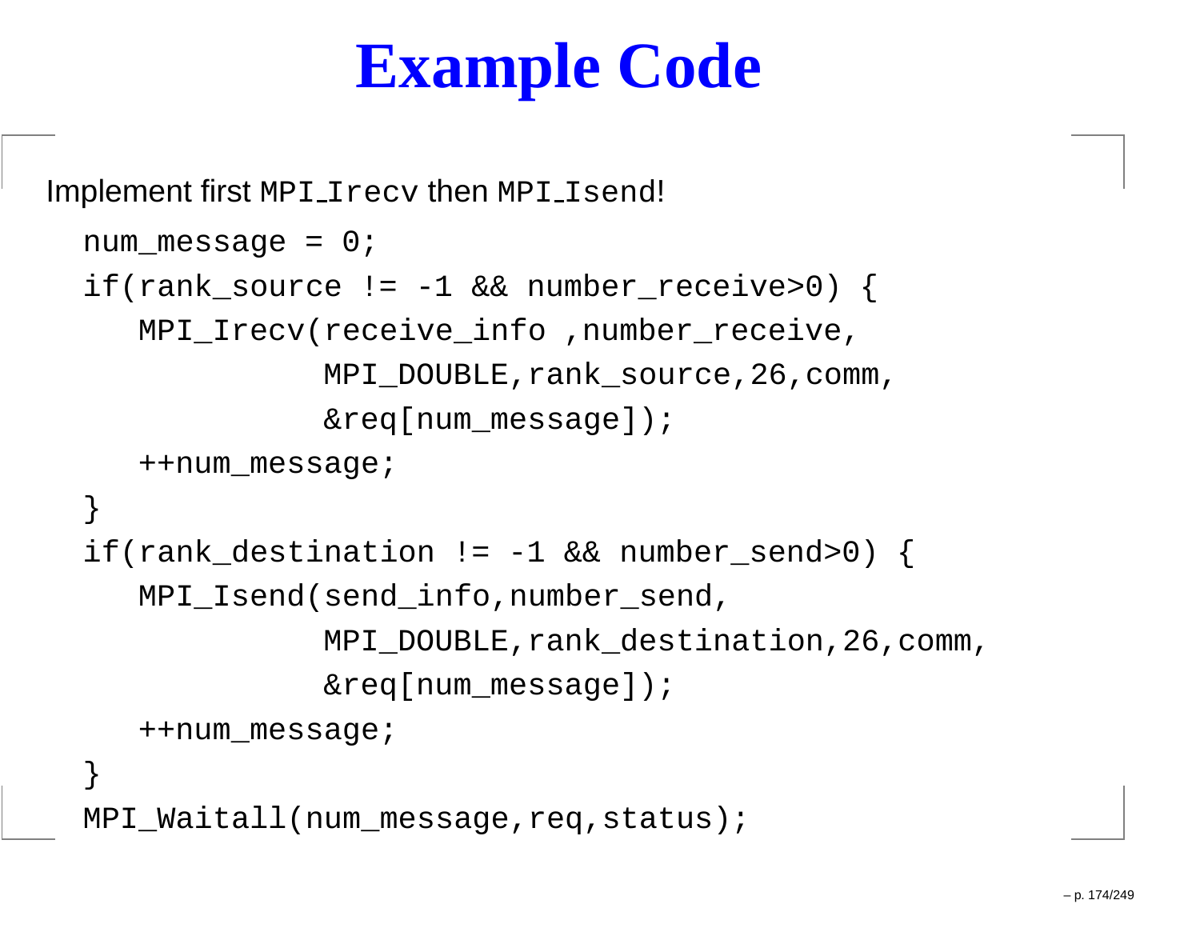# Example Code

Implement first `MPI_Irecv` then `MPI_Isend`!

```
num_message = 0;
if(rank_source != -1 && number_receive>0) {
   MPI_Irecv(receive_info ,number_receive,
             MPI_DOUBLE,rank_source,26,comm,
             &req[num_message]);
   ++num_message;
}
if(rank_destination != -1 && number_send>0) {
   MPI_Isend(send_info,number_send,
             MPI_DOUBLE,rank_destination,26,comm,
             &req[num_message]);
   ++num_message;
}
MPI_Waitall(num_message,req,status);
```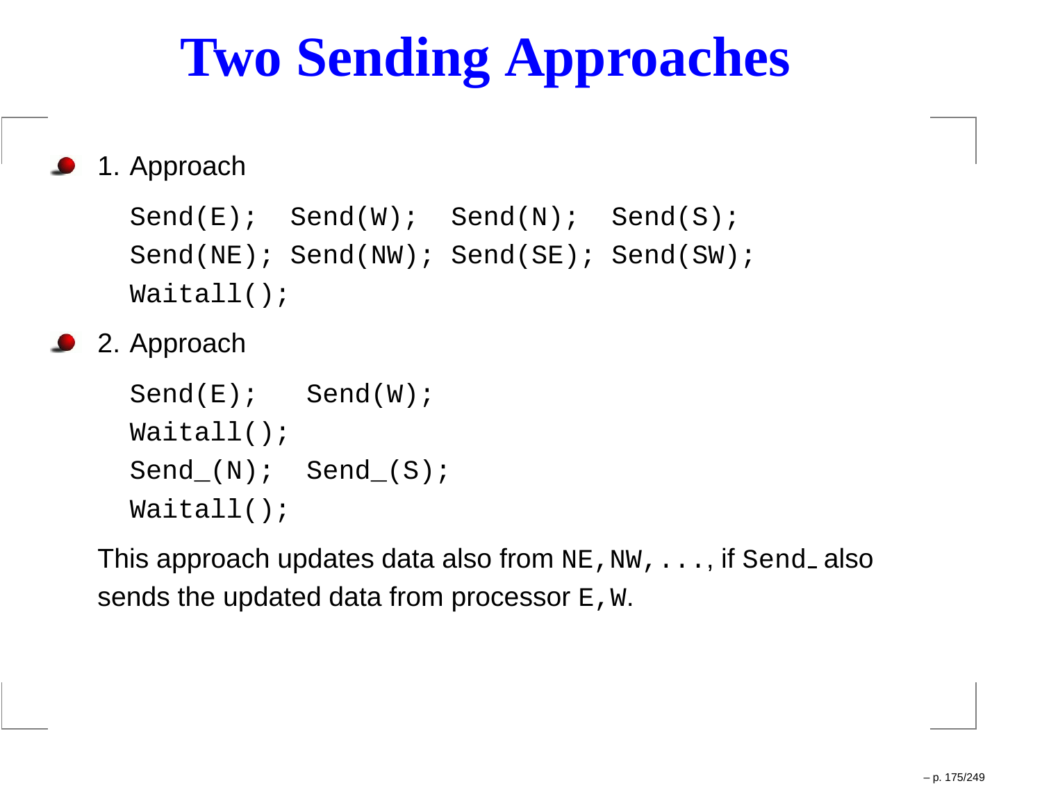# Two Sending Approaches

- 1. Approach

```
Send(E);  Send(W);  Send(N);  Send(S);
Send(NE); Send(NW); Send(SE); Send(SW);
Waitall();
```

- 2. Approach

```
Send(E);   Send(W);
Waitall();
Send_(N);  Send_(S);
Waitall();
```

This approach updates data also from `NE,NW,...`, if `Send_` also sends the updated data from processor `E,W`.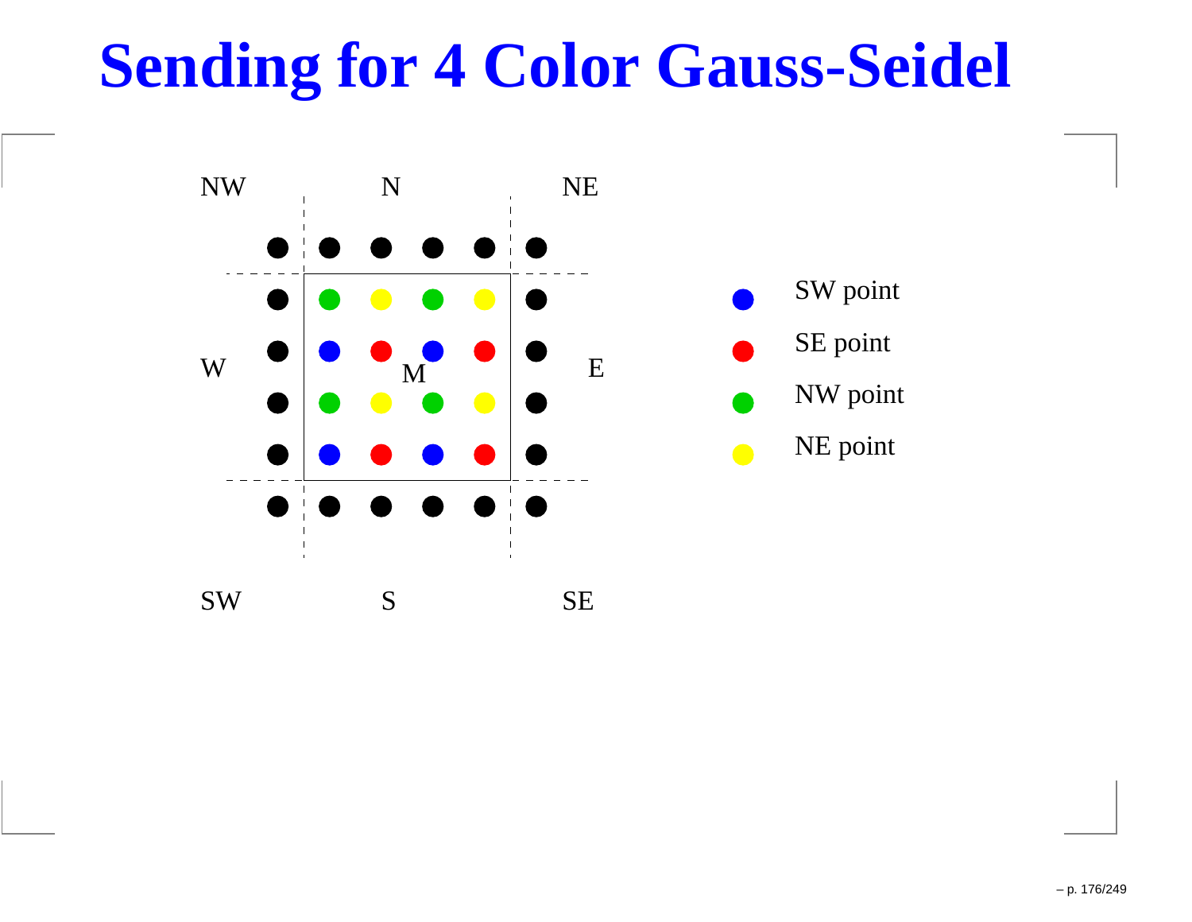# Sending for 4 Color Gauss-Seidel

NW N NE

W M E

SW S SE

- SW point
- SE point
- NW point
- NE point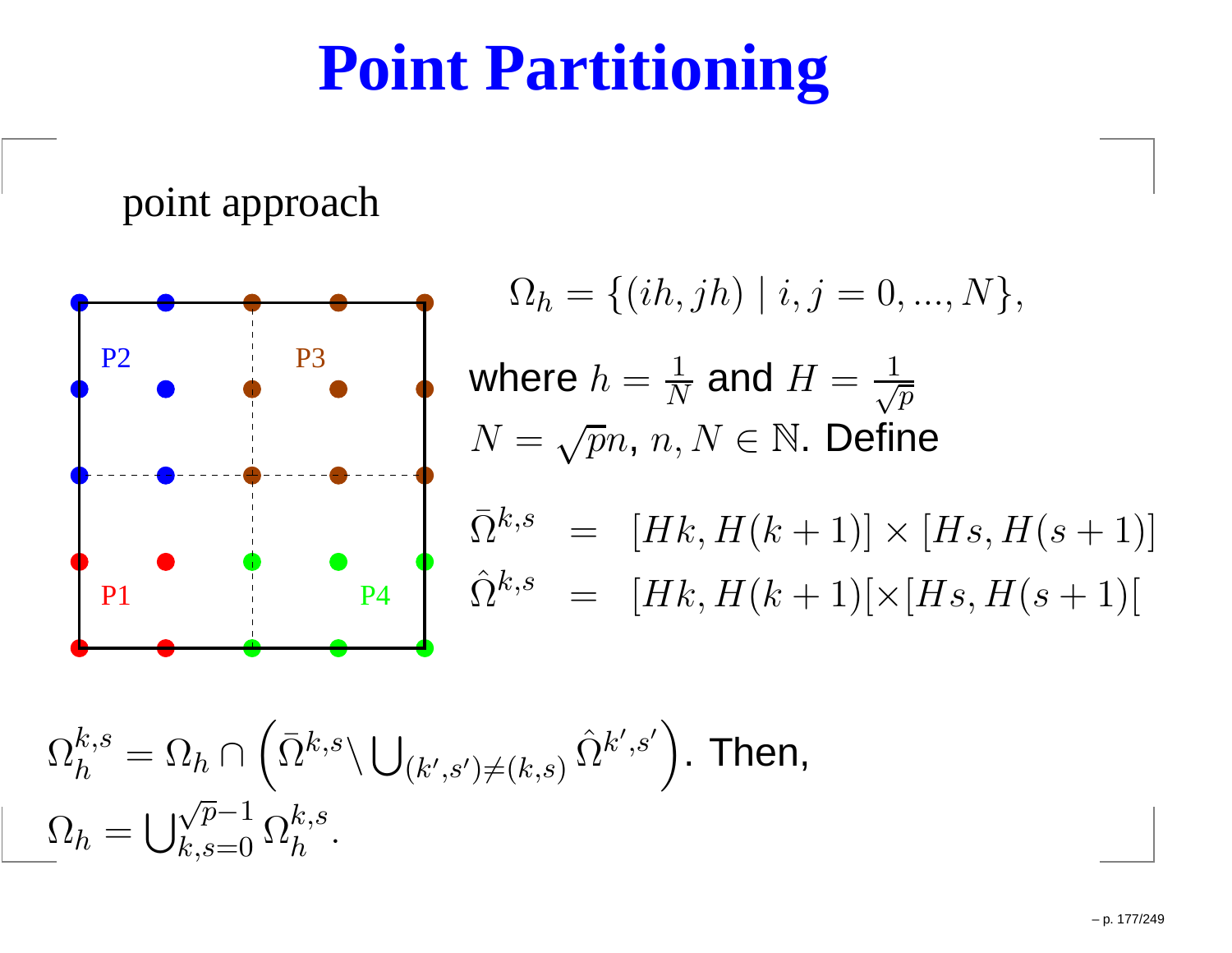# Point Partitioning

point approach

P2 P3 P1 P4

$$\Omega_h = \{(ih, jh) \mid i, j = 0, ..., N\},$$

where $h = \frac{1}{N}$ and $H = \frac{1}{\sqrt{p}}$
$N = \sqrt{p}n$, $n, N \in \mathbb{N}$. Define

$$\bar{\Omega}^{k,s} = [Hk, H(k+1)] \times [Hs, H(s+1)]$$

$$\hat{\Omega}^{k,s} = [Hk, H(k+1)[\times[Hs, H(s+1)[$$

$\Omega_h^{k,s} = \Omega_h \cap \left( \bar{\Omega}^{k,s} \setminus \bigcup_{(k',s') \neq (k,s)} \hat{\Omega}^{k',s'} \right)$. Then,
$\Omega_h = \bigcup_{k,s=0}^{\sqrt{p}-1} \Omega_h^{k,s}$.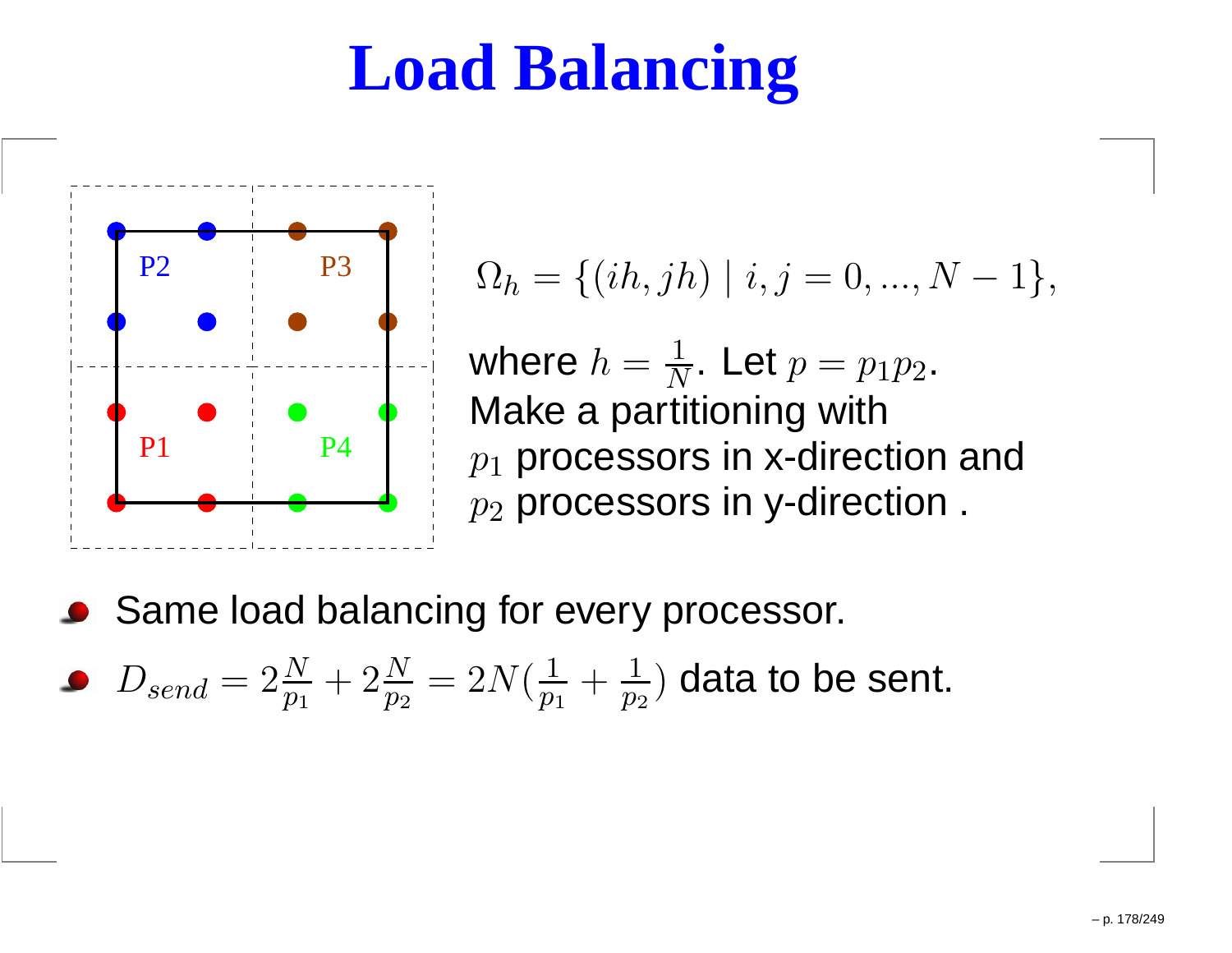# Load Balancing

$$\Omega_h = \{(ih, jh) \mid i, j = 0, ..., N-1\},$$

where $h = \frac{1}{N}$. Let $p = p_1 p_2$.
Make a partitioning with
$p_1$ processors in x-direction and
$p_2$ processors in y-direction .

- Same load balancing for every processor.
- $D_{send} = 2\frac{N}{p_1} + 2\frac{N}{p_2} = 2N(\frac{1}{p_1} + \frac{1}{p_2})$ data to be sent.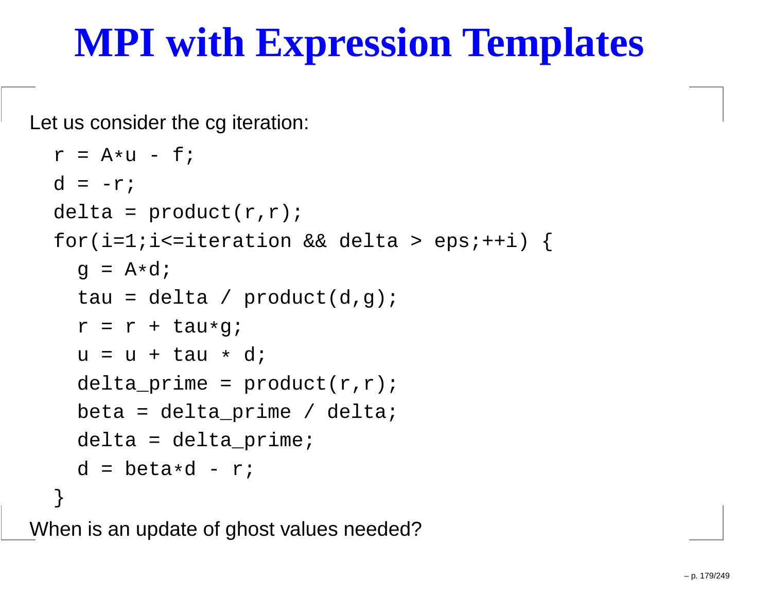# MPI with Expression Templates

Let us consider the cg iteration:

```
r = A*u - f;
d = -r;
delta = product(r,r);
for(i=1;i<=iteration && delta > eps;++i) {
  g = A*d;
  tau = delta / product(d,g);
  r = r + tau*g;
  u = u + tau * d;
  delta_prime = product(r,r);
  beta = delta_prime / delta;
  delta = delta_prime;
  d = beta*d - r;
}
```

When is an update of ghost values needed?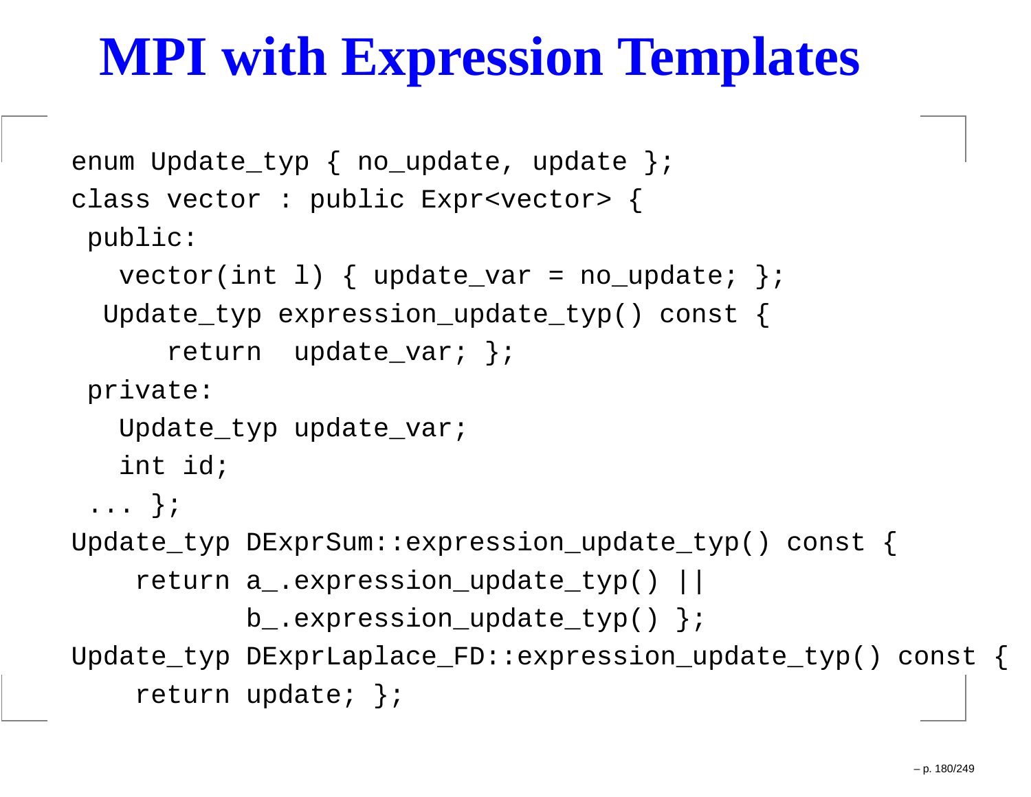# MPI with Expression Templates

```
enum Update_typ { no_update, update };
class vector : public Expr<vector> {
 public:
   vector(int l) { update_var = no_update; };
  Update_typ expression_update_typ() const {
      return  update_var; };
 private:
   Update_typ update_var;
   int id;
 ... };
Update_typ DExprSum::expression_update_typ() const {
    return a_.expression_update_typ() ||
           b_.expression_update_typ() };
Update_typ DExprLaplace_FD::expression_update_typ() const {
    return update; };
```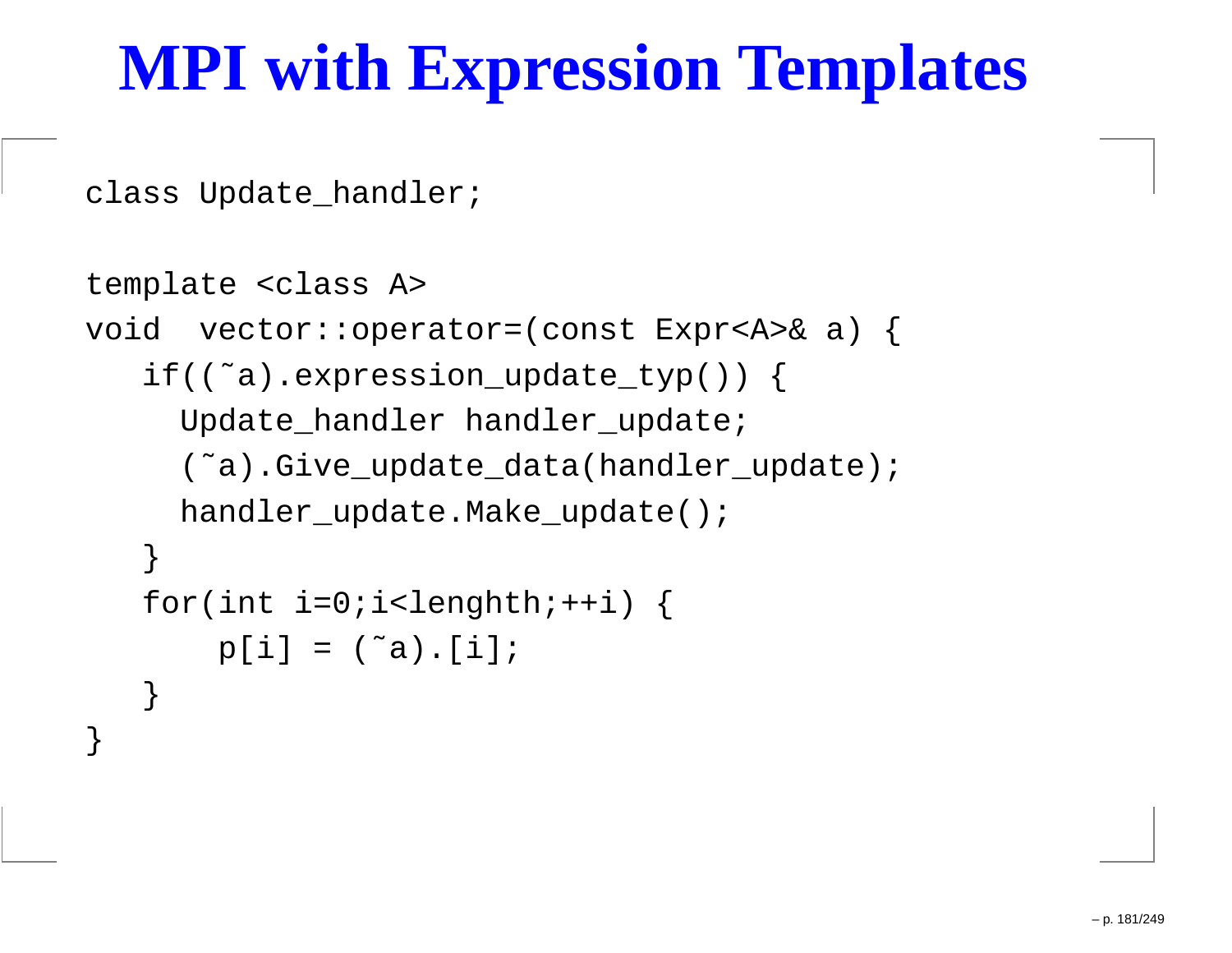# MPI with Expression Templates

```
class Update_handler;

template <class A>
void  vector::operator=(const Expr<A>& a) {
   if((˜a).expression_update_typ()) {
     Update_handler handler_update;
     (˜a).Give_update_data(handler_update);
     handler_update.Make_update();
   }
   for(int i=0;i<lenghth;++i) {
       p[i] = (˜a).[i];
   }
}
```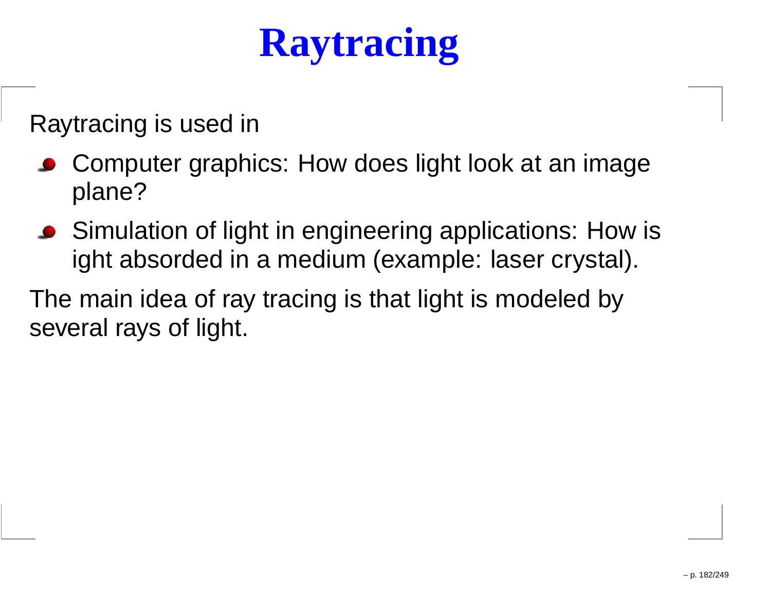# Raytracing

Raytracing is used in

- Computer graphics: How does light look at an image plane?
- Simulation of light in engineering applications: How is ight absorded in a medium (example: laser crystal).

The main idea of ray tracing is that light is modeled by several rays of light.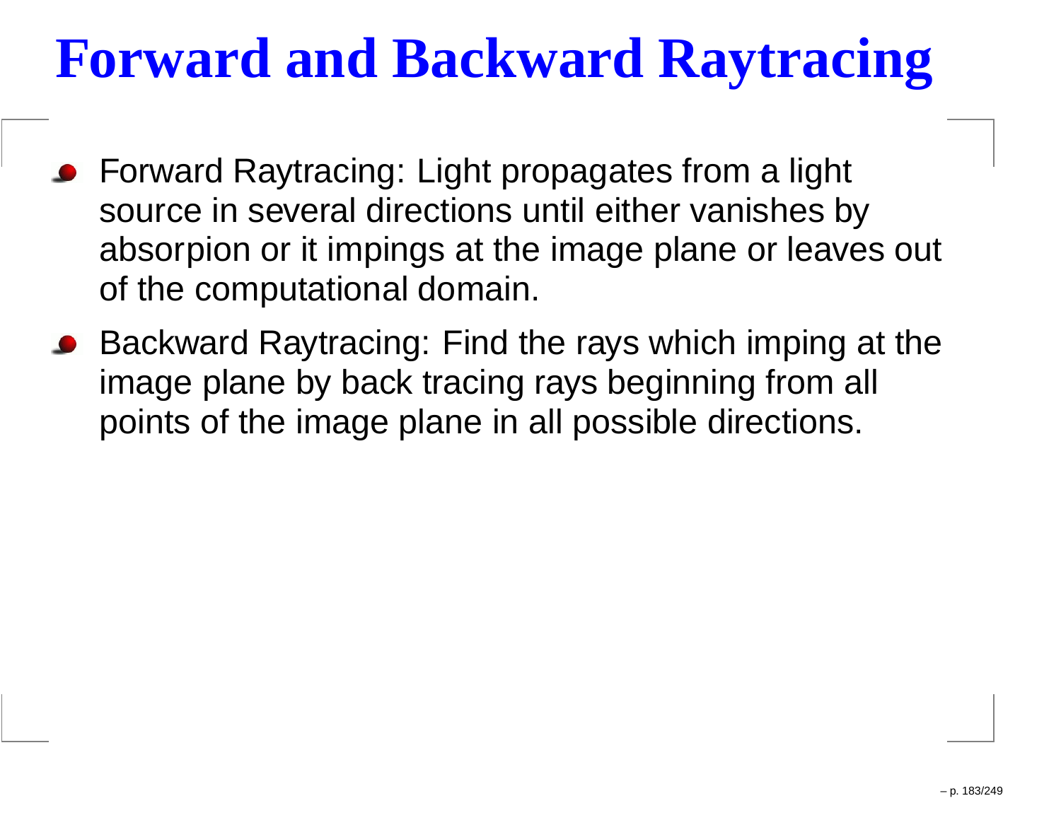# Forward and Backward Raytracing

- Forward Raytracing: Light propagates from a light source in several directions until either vanishes by absorpion or it impings at the image plane or leaves out of the computational domain.
- Backward Raytracing: Find the rays which imping at the image plane by back tracing rays beginning from all points of the image plane in all possible directions.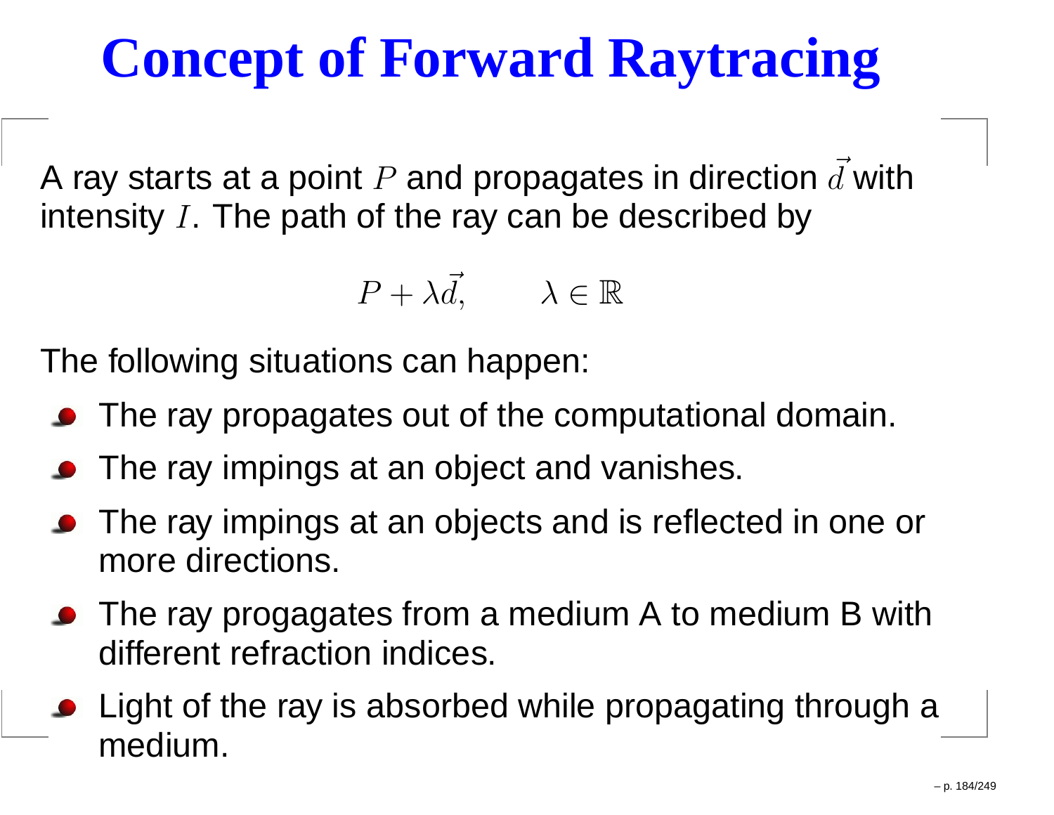# Concept of Forward Raytracing

A ray starts at a point $P$ and propagates in direction $\vec{d}$ with intensity $I$. The path of the ray can be described by

$$P + \lambda \vec{d}, \qquad \lambda \in \mathbb{R}$$

The following situations can happen:

- The ray propagates out of the computational domain.
- The ray impings at an object and vanishes.
- The ray impings at an objects and is reflected in one or more directions.
- The ray progagates from a medium A to medium B with different refraction indices.
- Light of the ray is absorbed while propagating through a medium.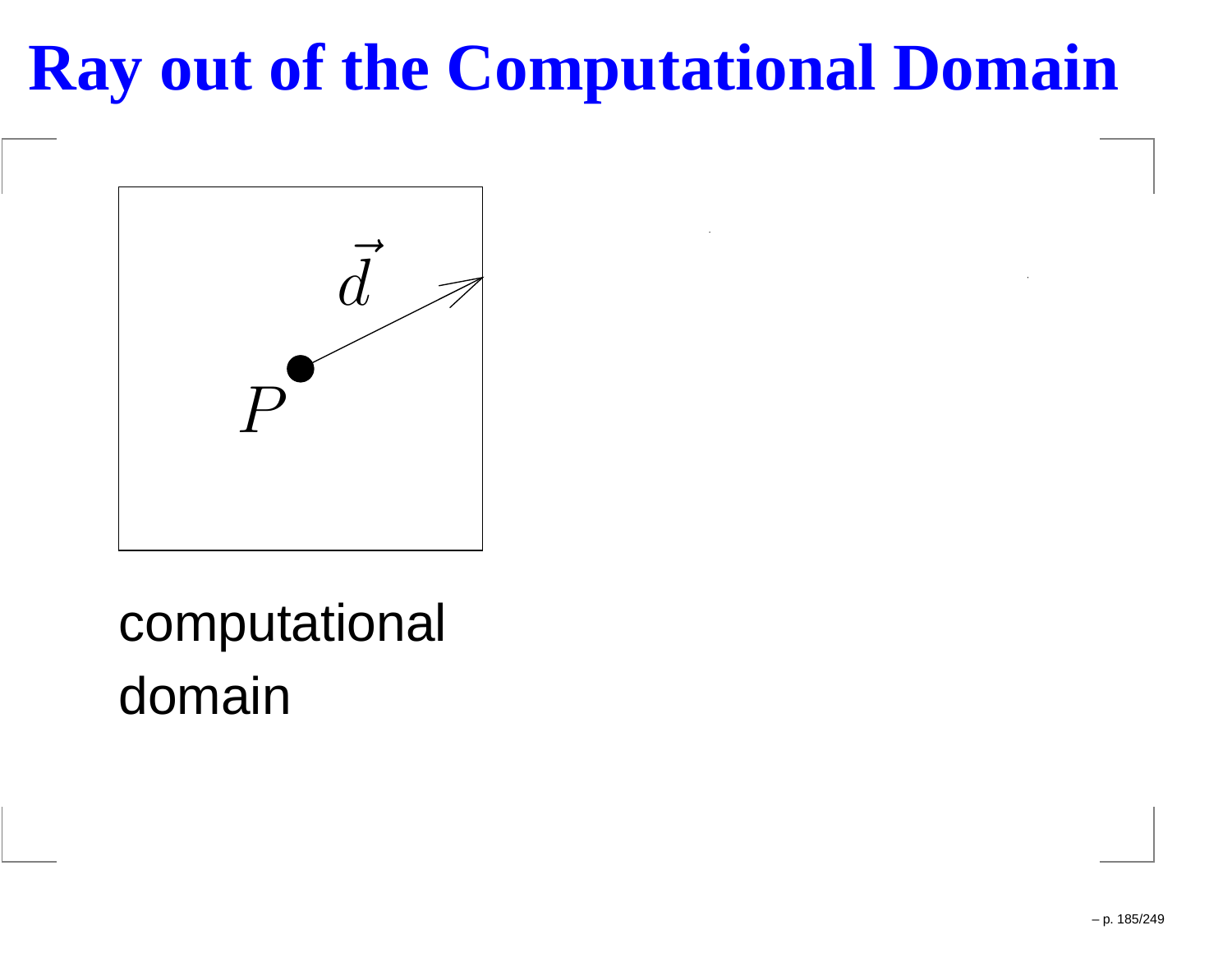# Ray out of the Computational Domain

$\vec{d}$

$P$

computational domain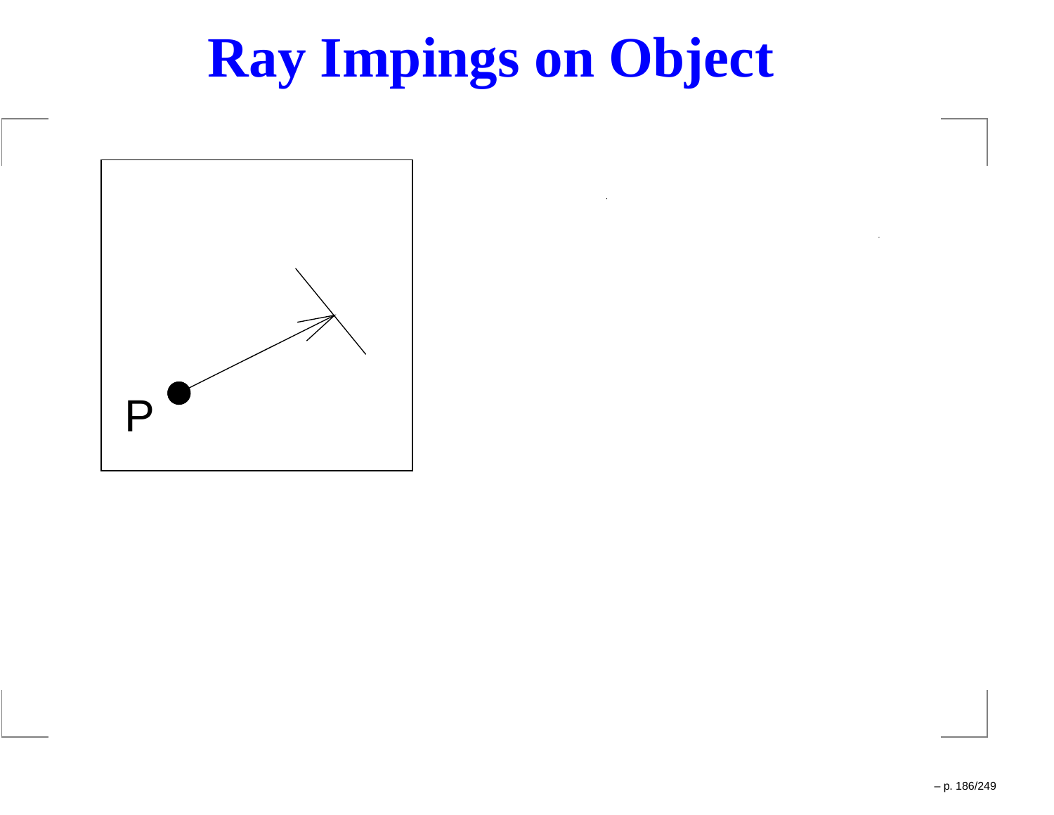# Ray Impings on Object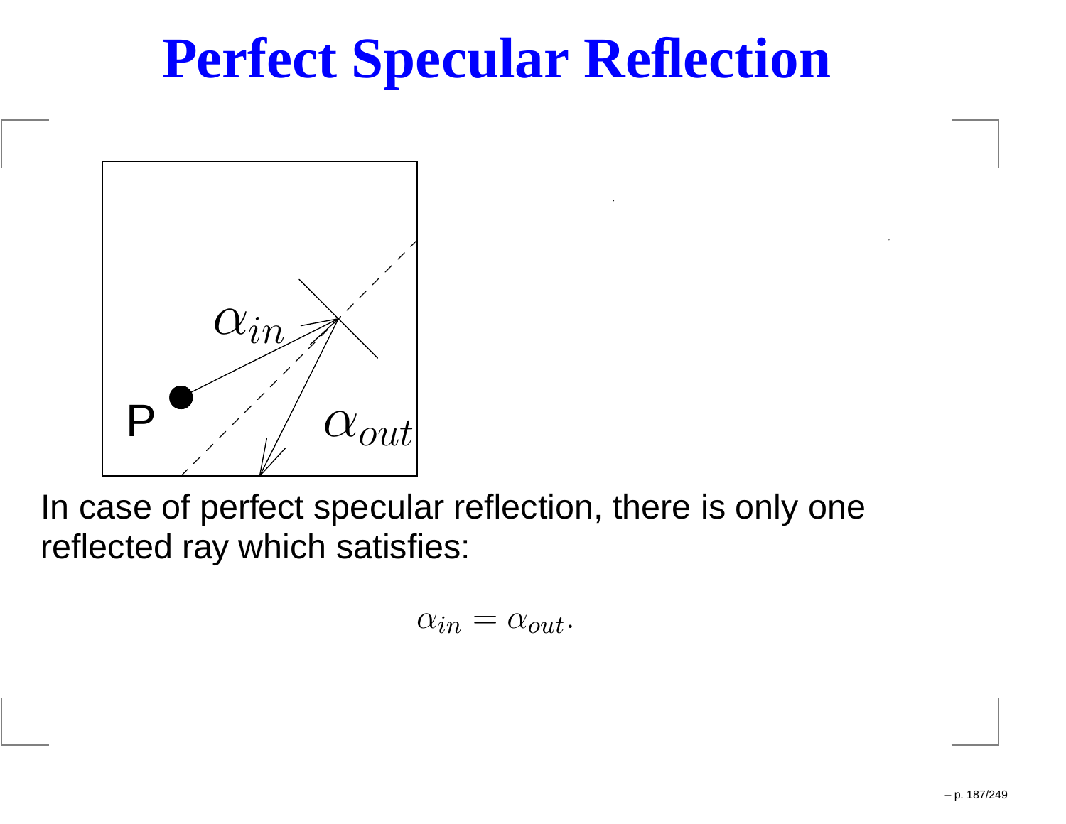# Perfect Specular Reflection

In case of perfect specular reflection, there is only one reflected ray which satisfies:

$$\alpha_{in} = \alpha_{out}.$$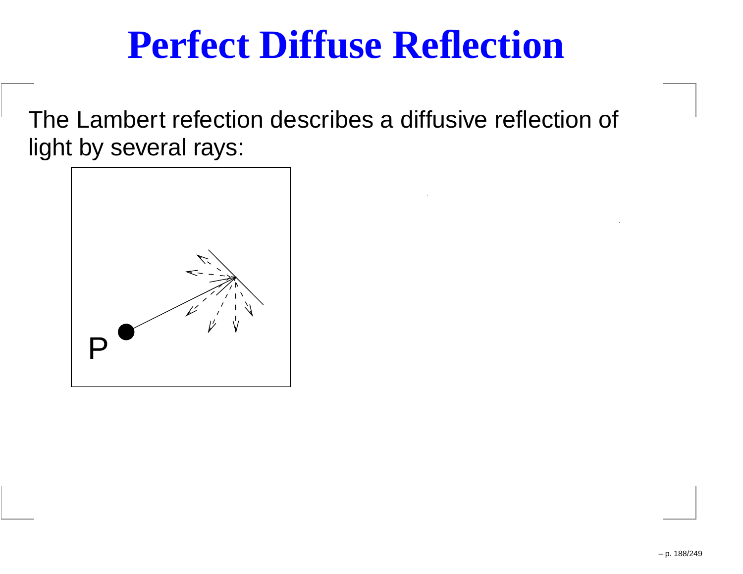# Perfect Diffuse Reflection

The Lambert refection describes a diffusive reflection of light by several rays: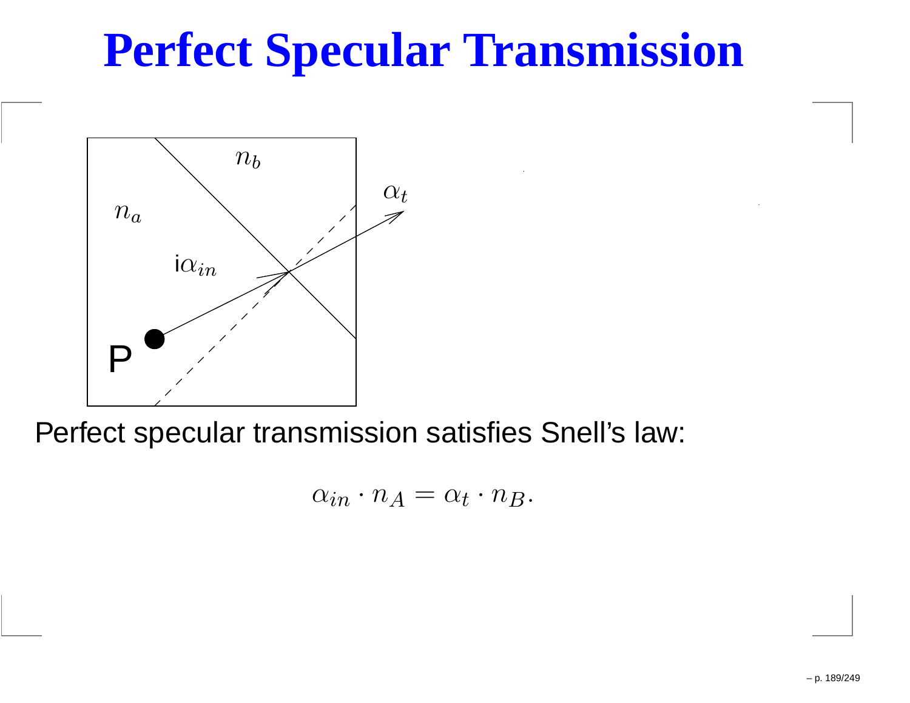# Perfect Specular Transmission

Perfect specular transmission satisfies Snell's law:

$$\alpha_{in} \cdot n_A = \alpha_t \cdot n_B.$$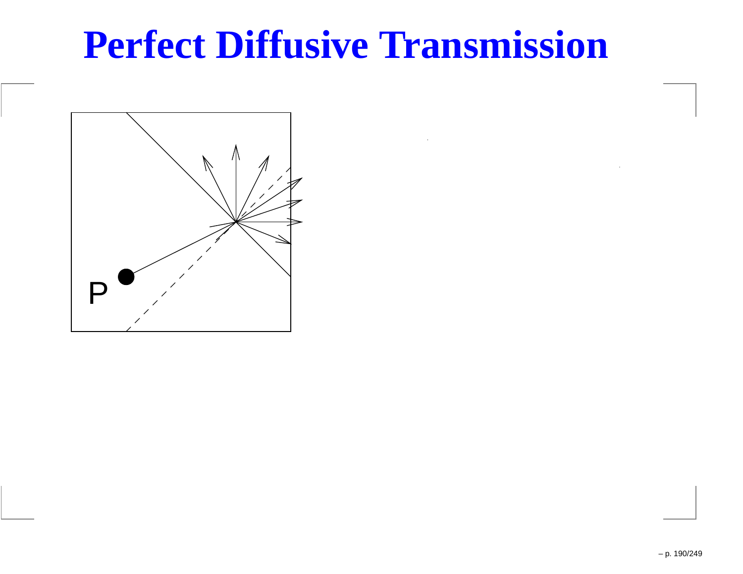# Perfect Diffusive Transmission

P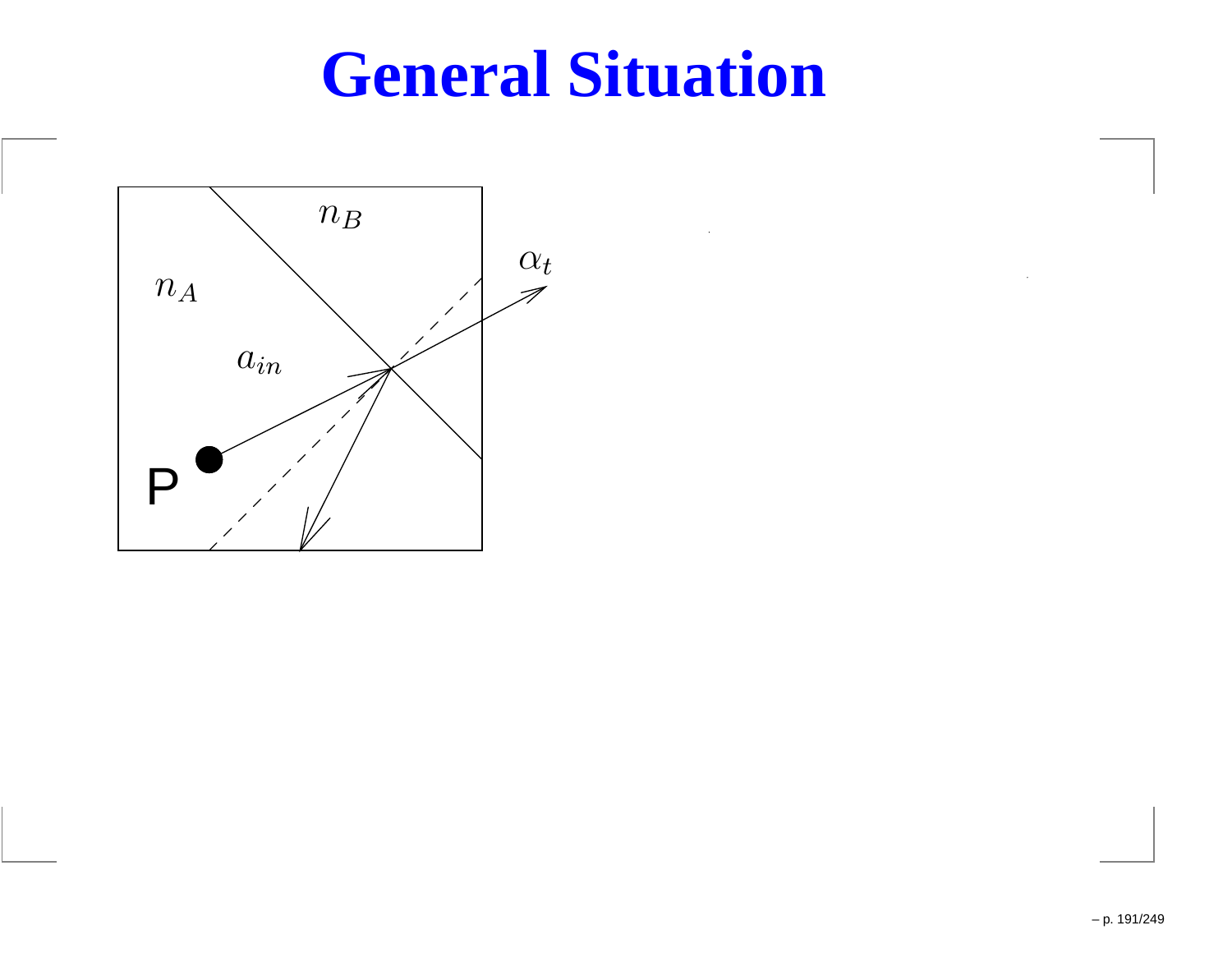# General Situation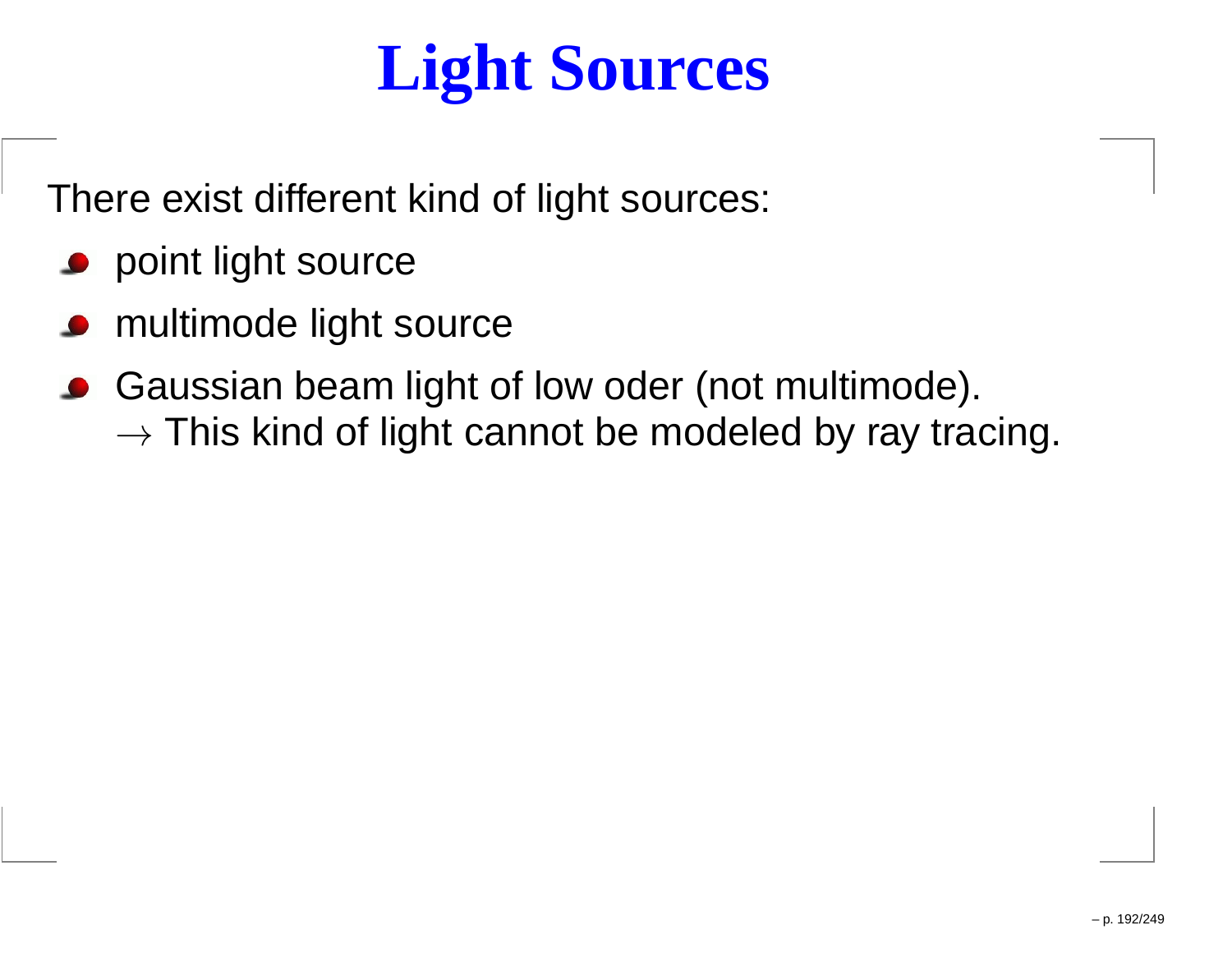# Light Sources

There exist different kind of light sources:

- point light source
- multimode light source
- Gaussian beam light of low oder (not multimode).
  $\rightarrow$ This kind of light cannot be modeled by ray tracing.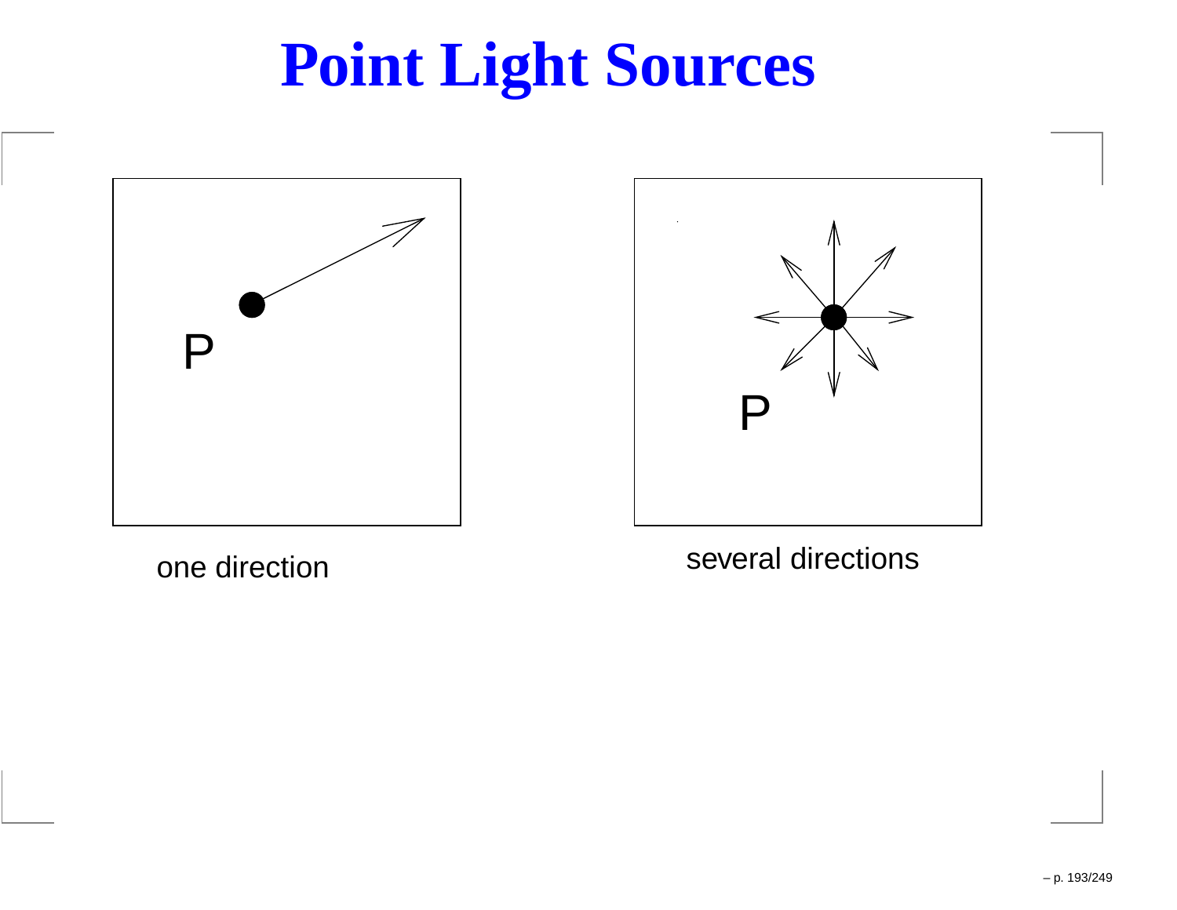# Point Light Sources

P

one direction

P

several directions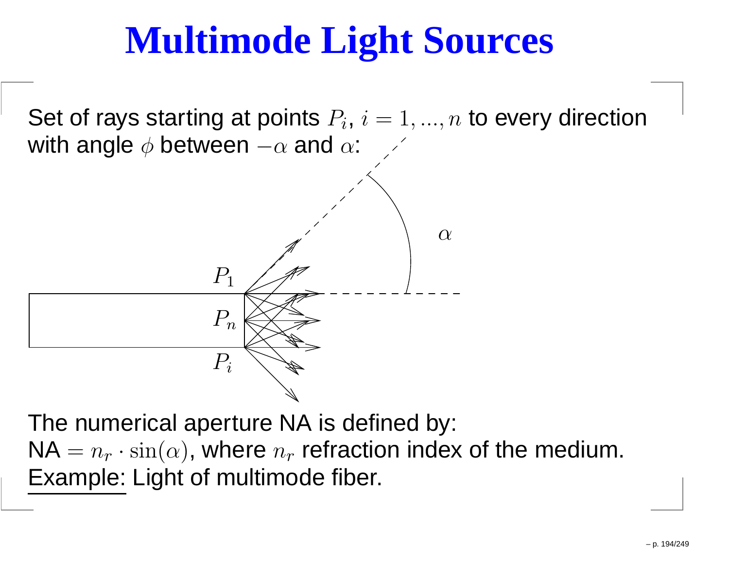# Multimode Light Sources

Set of rays starting at points $P_i$, $i = 1, ..., n$ to every direction with angle $\phi$ between $-\alpha$ and $\alpha$:

The numerical aperture NA is defined by:

NA $= n_r \cdot \sin(\alpha)$, where $n_r$ refraction index of the medium.

Example: Light of multimode fiber.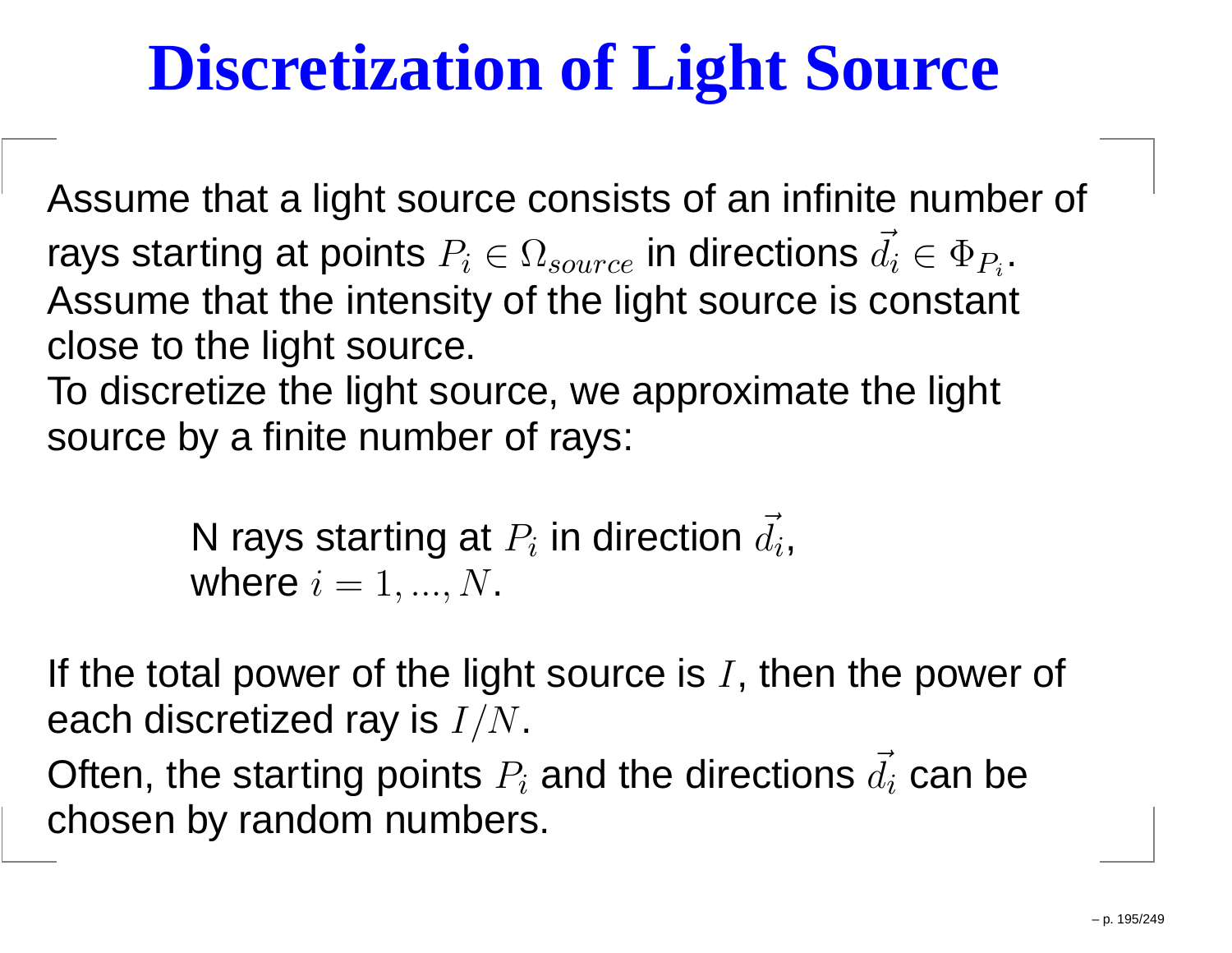# Discretization of Light Source

Assume that a light source consists of an infinite number of rays starting at points $P_i \in \Omega_{source}$ in directions $\vec{d_i} \in \Phi_{P_i}$. Assume that the intensity of the light source is constant close to the light source.

To discretize the light source, we approximate the light source by a finite number of rays:

> N rays starting at $P_i$ in direction $\vec{d_i}$,
> where $i = 1, ..., N$.

If the total power of the light source is $I$, then the power of each discretized ray is $I/N$.

Often, the starting points $P_i$ and the directions $\vec{d_i}$ can be chosen by random numbers.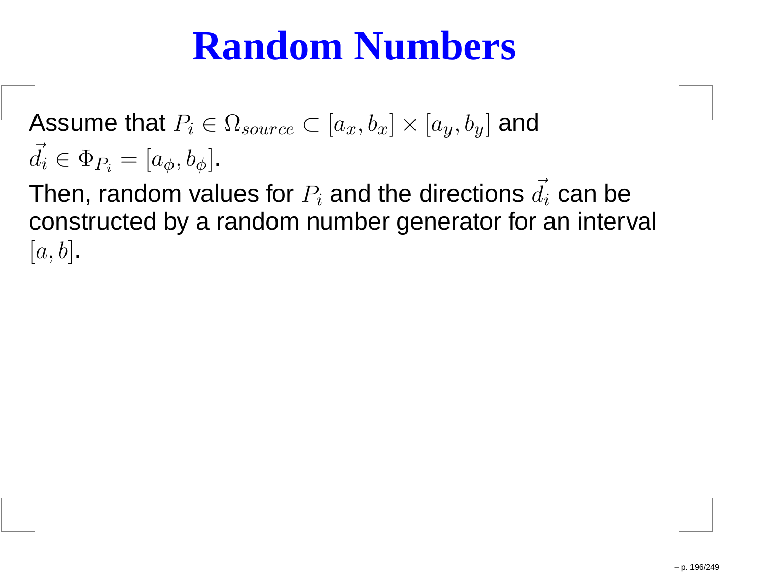# Random Numbers

Assume that $P_i \in \Omega_{source} \subset [a_x, b_x] \times [a_y, b_y]$ and $\vec{d_i} \in \Phi_{P_i} = [a_\phi, b_\phi]$.

Then, random values for $P_i$ and the directions $\vec{d_i}$ can be constructed by a random number generator for an interval $[a, b]$.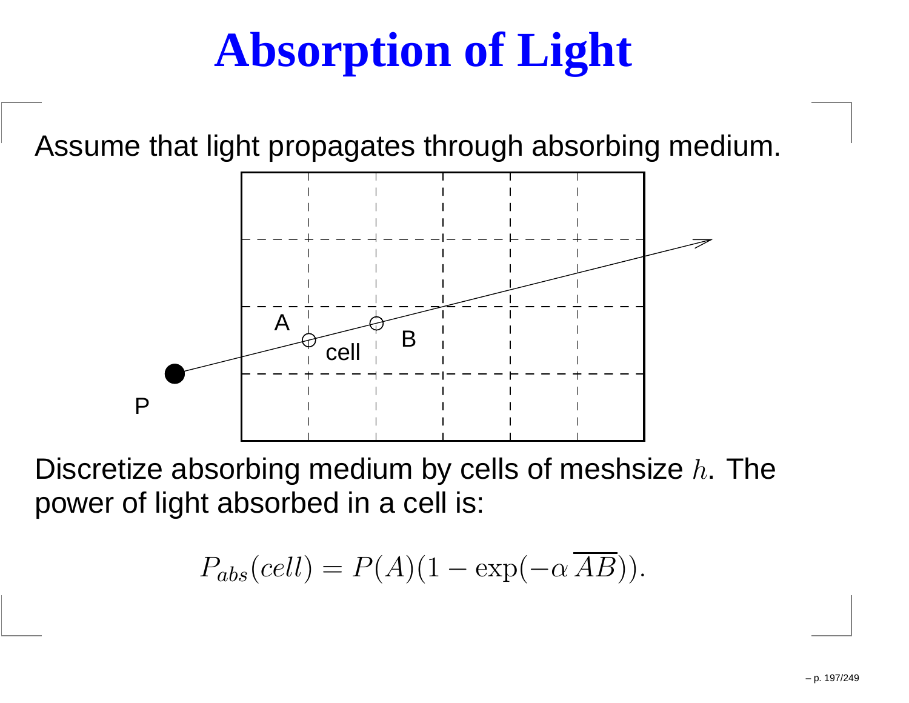# Absorption of Light

Assume that light propagates through absorbing medium.

Discretize absorbing medium by cells of meshsize $h$. The power of light absorbed in a cell is:

$$P_{abs}(cell) = P(A)(1 - \exp(-\alpha \, \overline{AB})).$$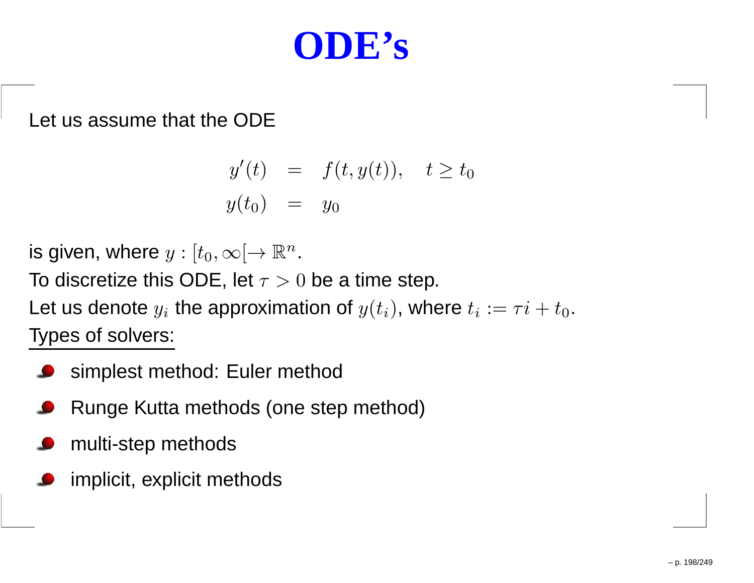# ODE's

Let us assume that the ODE

$$
\begin{aligned}
y'(t) &= f(t, y(t)), \quad t \geq t_0 \\
y(t_0) &= y_0
\end{aligned}
$$

is given, where $y : [t_0, \infty[ \to \mathbb{R}^n$.
To discretize this ODE, let $\tau > 0$ be a time step.
Let us denote $y_i$ the approximation of $y(t_i)$, where $t_i := \tau i + t_0$.
Types of solvers:

- simplest method: Euler method
- Runge Kutta methods (one step method)
- multi-step methods
- implicit, explicit methods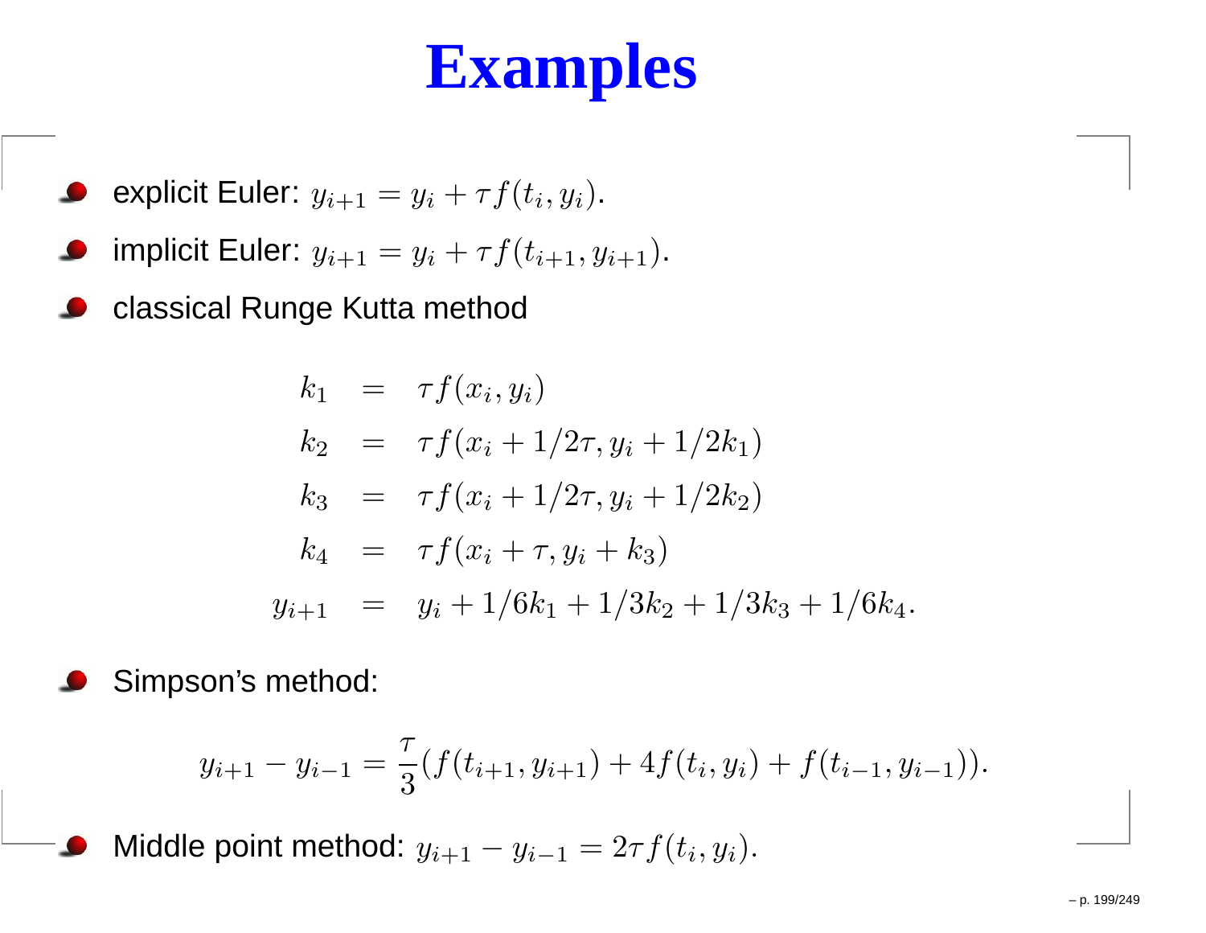# Examples

- explicit Euler: $y_{i+1} = y_i + \tau f(t_i, y_i)$.
- implicit Euler: $y_{i+1} = y_i + \tau f(t_{i+1}, y_{i+1})$.
- classical Runge Kutta method

$$
\begin{aligned}
k_1 &= \tau f(x_i, y_i) \\
k_2 &= \tau f(x_i + 1/2\tau, y_i + 1/2k_1) \\
k_3 &= \tau f(x_i + 1/2\tau, y_i + 1/2k_2) \\
k_4 &= \tau f(x_i + \tau, y_i + k_3) \\
y_{i+1} &= y_i + 1/6k_1 + 1/3k_2 + 1/3k_3 + 1/6k_4.
\end{aligned}
$$

- Simpson's method:

$$
y_{i+1} - y_{i-1} = \frac{\tau}{3}(f(t_{i+1}, y_{i+1}) + 4f(t_i, y_i) + f(t_{i-1}, y_{i-1})).
$$

- Middle point method: $y_{i+1} - y_{i-1} = 2\tau f(t_i, y_i)$.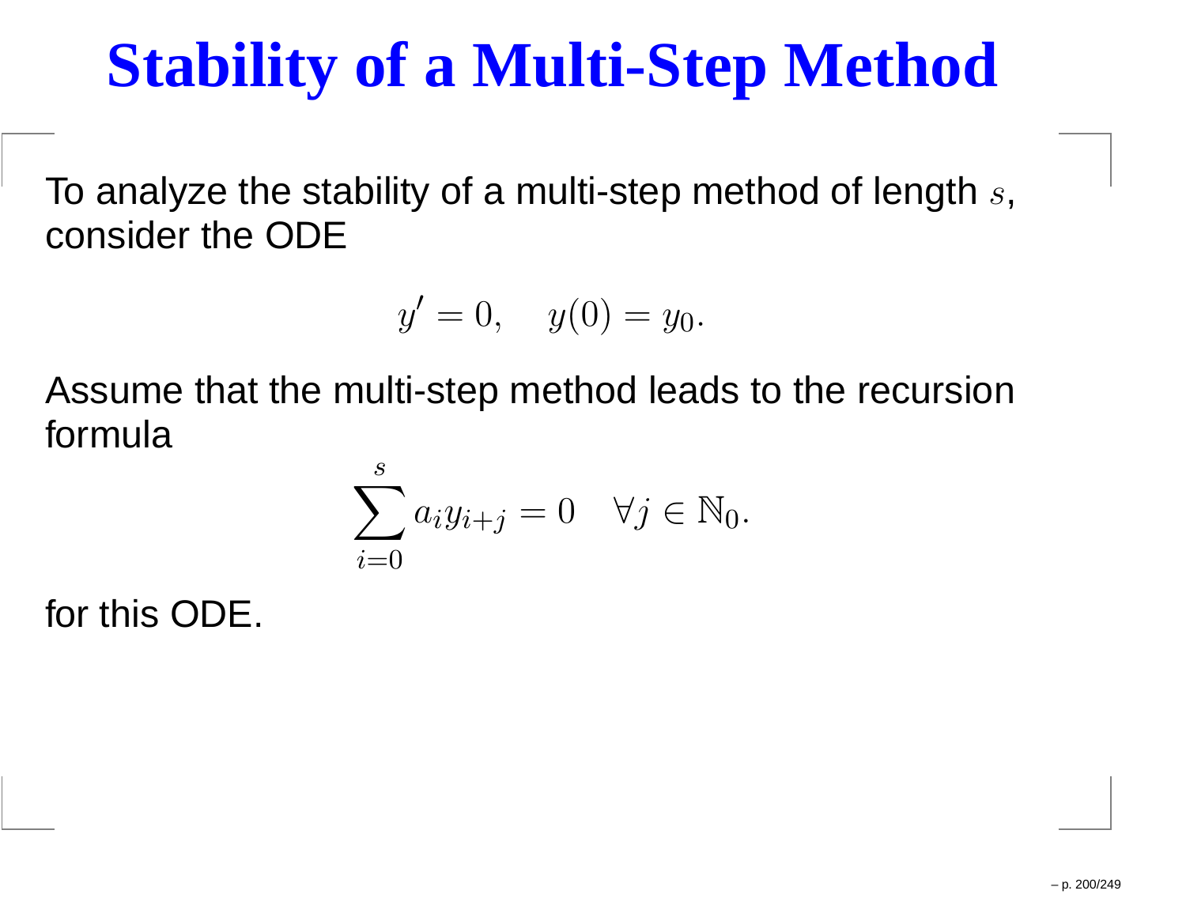# Stability of a Multi-Step Method

To analyze the stability of a multi-step method of length $s$, consider the ODE

$$y' = 0, \quad y(0) = y_0.$$

Assume that the multi-step method leads to the recursion formula

$$\sum_{i=0}^{s} a_i y_{i+j} = 0 \quad \forall j \in \mathbb{N}_0.$$

for this ODE.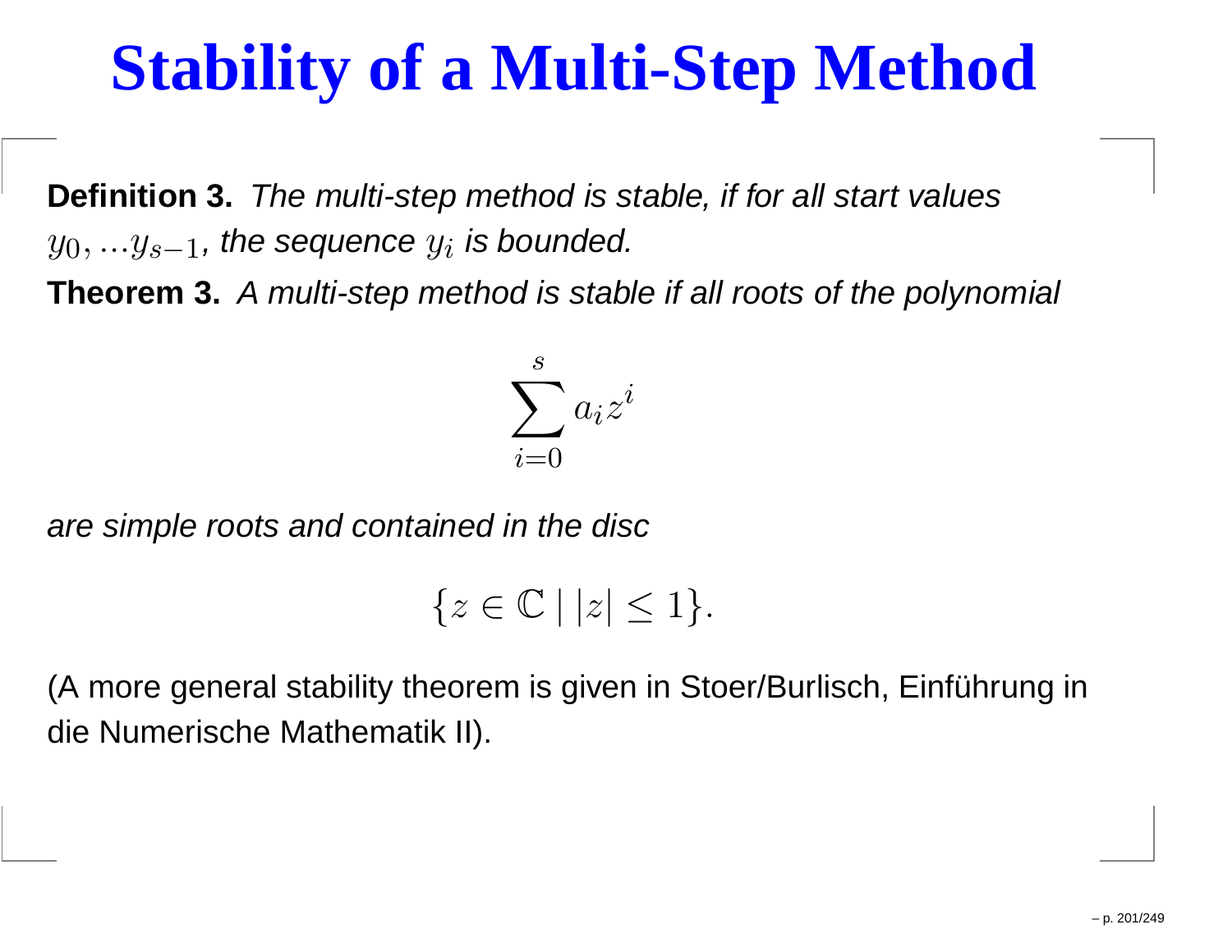# Stability of a Multi-Step Method

**Definition 3.** *The multi-step method is stable, if for all start values* $y_0, ...y_{s-1}$*, the sequence* $y_i$ *is bounded.*

**Theorem 3.** *A multi-step method is stable if all roots of the polynomial*

$$\sum_{i=0}^{s} a_i z^i$$

*are simple roots and contained in the disc*

$$\{z \in \mathbb{C} \mid |z| \leq 1\}.$$

(A more general stability theorem is given in Stoer/Burlisch, Einführung in die Numerische Mathematik II).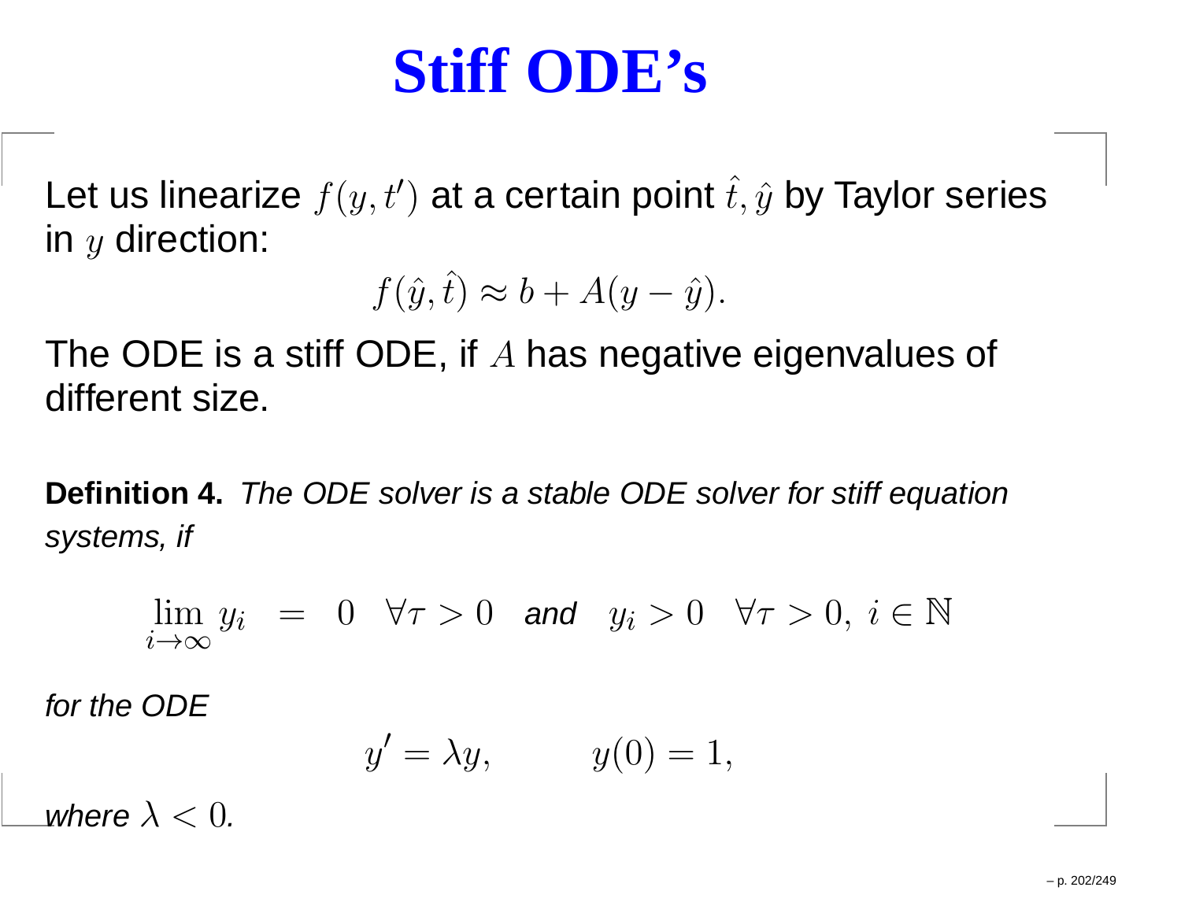# Stiff ODE's

Let us linearize $f(y, t')$ at a certain point $\hat{t}, \hat{y}$ by Taylor series in $y$ direction:

$$f(\hat{y}, \hat{t}) \approx b + A(y - \hat{y}).$$

The ODE is a stiff ODE, if $A$ has negative eigenvalues of different size.

**Definition 4.** *The ODE solver is a stable ODE solver for stiff equation systems, if*

$$\lim_{i \to \infty} y_i \;=\; 0 \quad \forall \tau > 0 \quad \textit{and} \quad y_i > 0 \quad \forall \tau > 0,\ i \in \mathbb{N}$$

*for the ODE*

$$y' = \lambda y, \qquad y(0) = 1,$$

*where $\lambda < 0$.*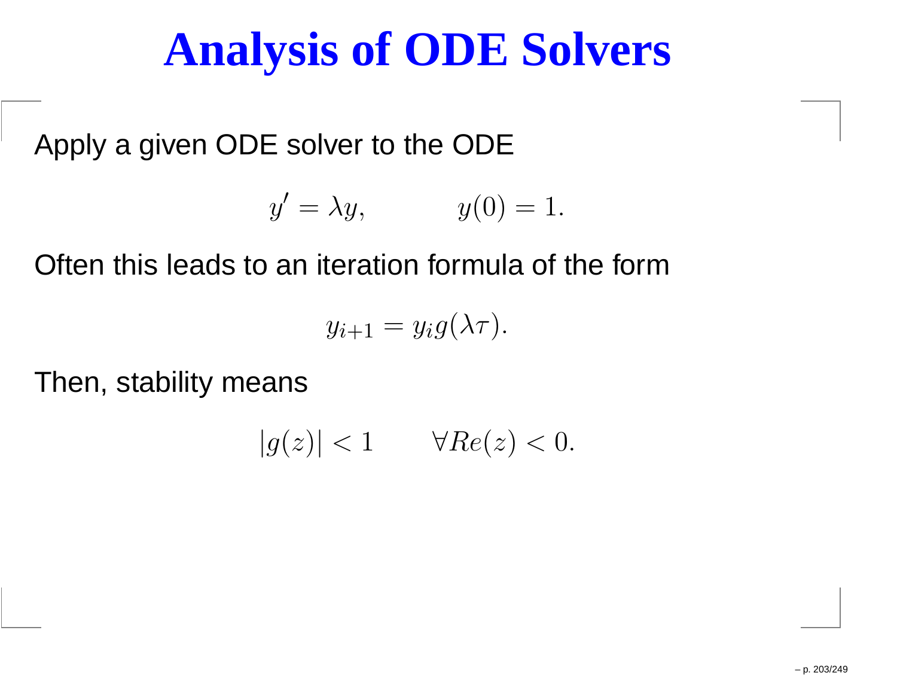# Analysis of ODE Solvers

Apply a given ODE solver to the ODE

$$y' = \lambda y, \qquad y(0) = 1.$$

Often this leads to an iteration formula of the form

$$y_{i+1} = y_i g(\lambda \tau).$$

Then, stability means

$$|g(z)| < 1 \qquad \forall Re(z) < 0.$$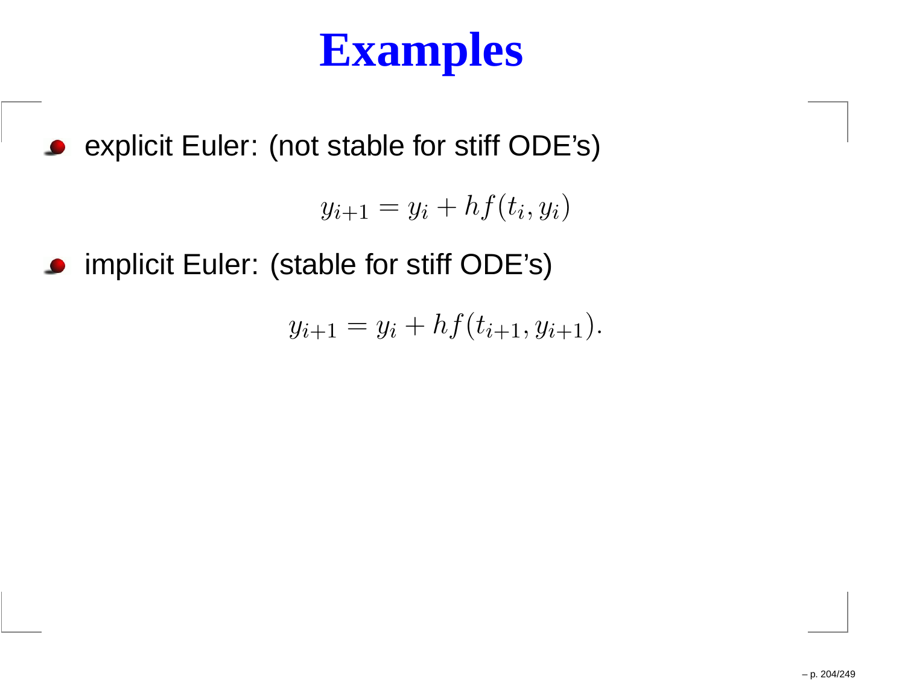# Examples

- explicit Euler: (not stable for stiff ODE's)

$$y_{i+1} = y_i + hf(t_i, y_i)$$

- implicit Euler: (stable for stiff ODE's)

$$y_{i+1} = y_i + hf(t_{i+1}, y_{i+1}).$$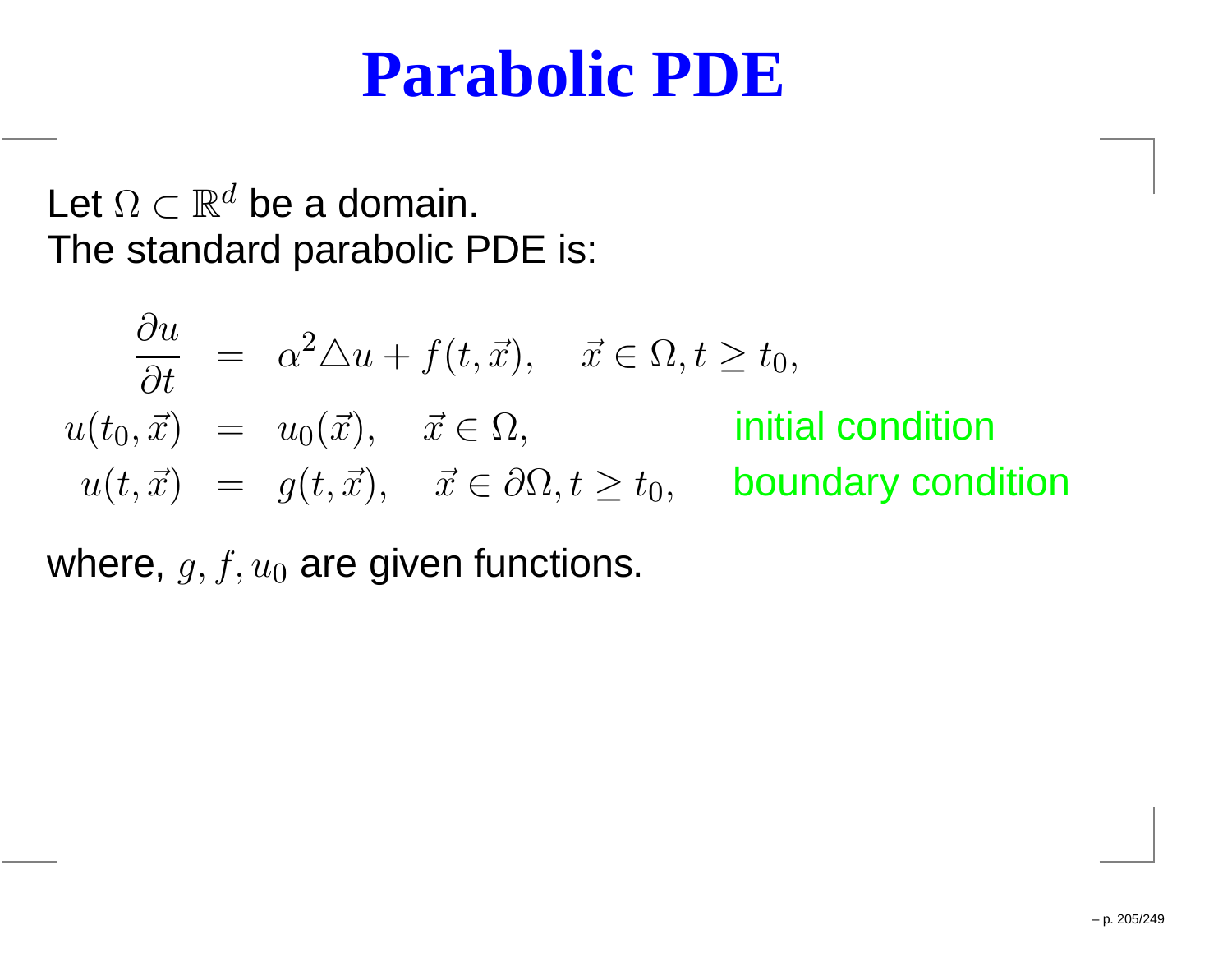# Parabolic PDE

Let $\Omega \subset \mathbb{R}^d$ be a domain.
The standard parabolic PDE is:

$$
\begin{aligned}
\frac{\partial u}{\partial t} &= \alpha^2 \triangle u + f(t, \vec{x}), \quad \vec{x} \in \Omega, t \geq t_0, \\
u(t_0, \vec{x}) &= u_0(\vec{x}), \quad \vec{x} \in \Omega, \qquad \text{initial condition} \\
u(t, \vec{x}) &= g(t, \vec{x}), \quad \vec{x} \in \partial\Omega, t \geq t_0, \qquad \text{boundary condition}
\end{aligned}
$$

where, $g, f, u_0$ are given functions.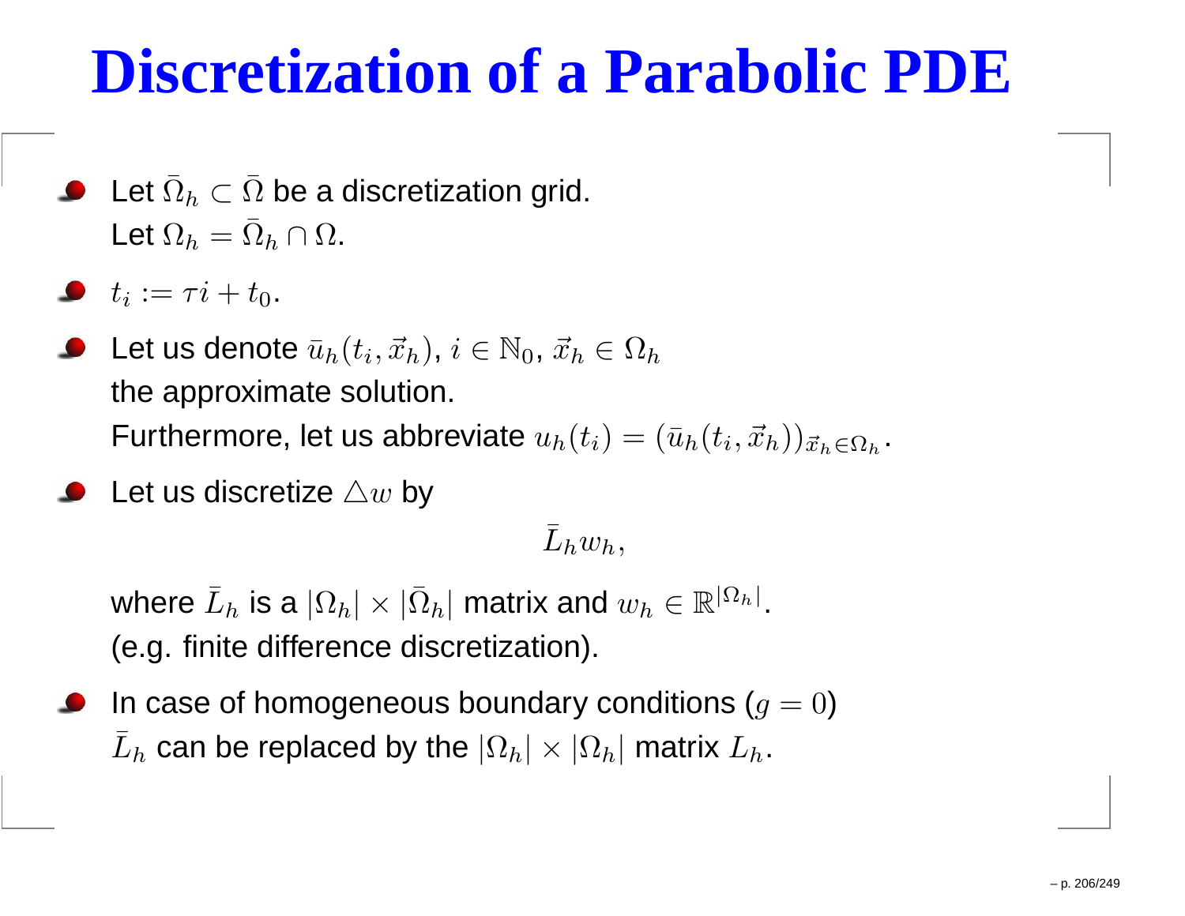# Discretization of a Parabolic PDE

- Let $\bar{\Omega}_h \subset \bar{\Omega}$ be a discretization grid.
  Let $\Omega_h = \bar{\Omega}_h \cap \Omega$.
- $t_i := \tau i + t_0$.
- Let us denote $\bar{u}_h(t_i, \vec{x}_h)$, $i \in \mathbb{N}_0$, $\vec{x}_h \in \Omega_h$
  the approximate solution.
  Furthermore, let us abbreviate $u_h(t_i) = (\bar{u}_h(t_i, \vec{x}_h))_{\vec{x}_h \in \Omega_h}$.
- Let us discretize $\triangle w$ by

$$\bar{L}_h w_h,$$

  where $\bar{L}_h$ is a $|\Omega_h| \times |\bar{\Omega}_h|$ matrix and $w_h \in \mathbb{R}^{|\bar{\Omega}_h|}$.
  (e.g. finite difference discretization).
- In case of homogeneous boundary conditions ($g = 0$)
  $\bar{L}_h$ can be replaced by the $|\Omega_h| \times |\Omega_h|$ matrix $L_h$.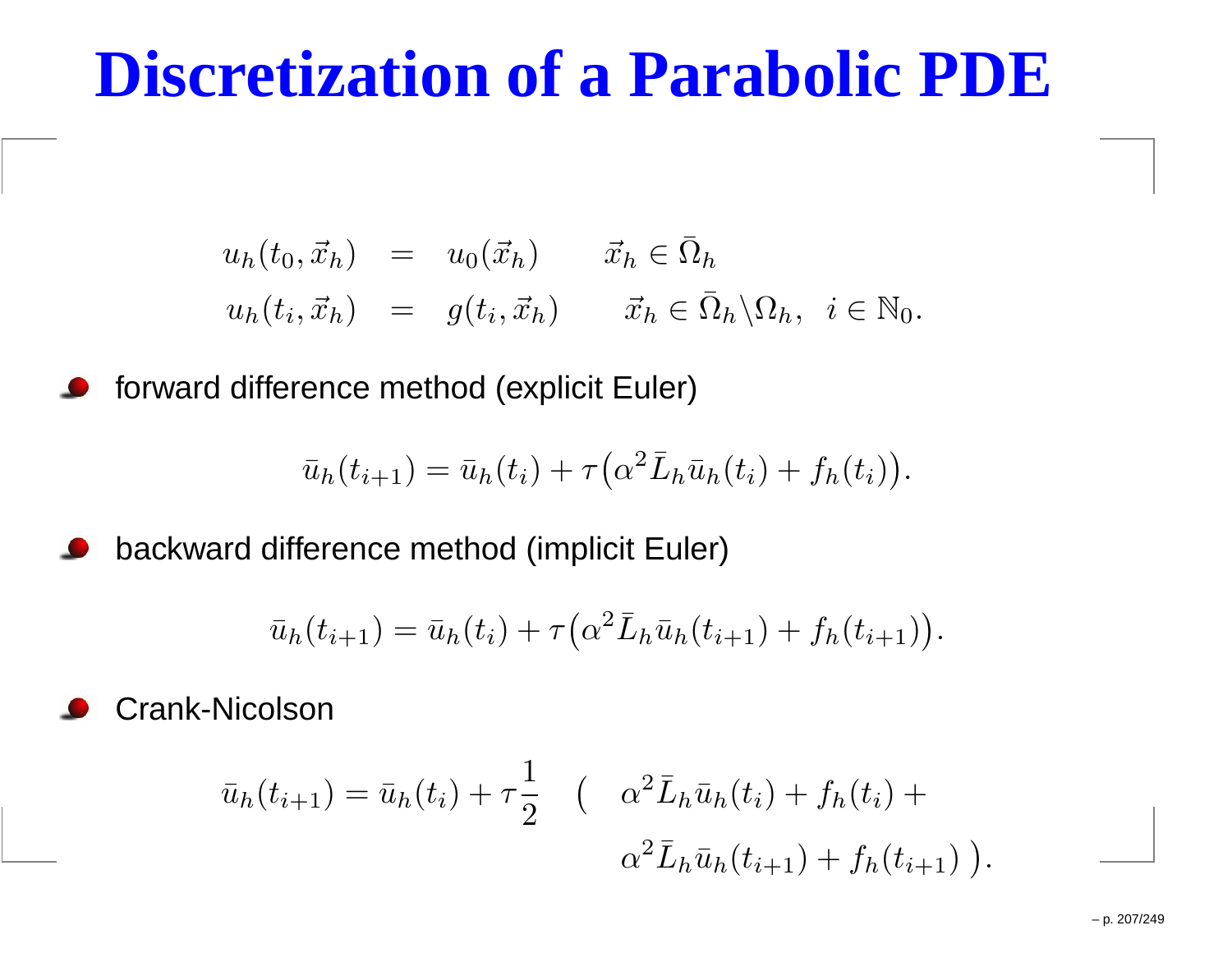# Discretization of a Parabolic PDE

$$
\begin{aligned}
u_h(t_0, \vec{x}_h) &= u_0(\vec{x}_h) \qquad \vec{x}_h \in \bar{\Omega}_h \\
u_h(t_i, \vec{x}_h) &= g(t_i, \vec{x}_h) \qquad \vec{x}_h \in \bar{\Omega}_h \backslash \Omega_h, \;\; i \in \mathbb{N}_0.
\end{aligned}
$$

- forward difference method (explicit Euler)

$$
\bar{u}_h(t_{i+1}) = \bar{u}_h(t_i) + \tau\big(\alpha^2 \bar{L}_h \bar{u}_h(t_i) + f_h(t_i)\big).
$$

- backward difference method (implicit Euler)

$$
\bar{u}_h(t_{i+1}) = \bar{u}_h(t_i) + \tau\big(\alpha^2 \bar{L}_h \bar{u}_h(t_{i+1}) + f_h(t_{i+1})\big).
$$

- Crank-Nicolson

$$
\begin{aligned}
\bar{u}_h(t_{i+1}) = \bar{u}_h(t_i) + \tau\frac{1}{2} \quad \big( \quad & \alpha^2 \bar{L}_h \bar{u}_h(t_i) + f_h(t_i) + \\
& \alpha^2 \bar{L}_h \bar{u}_h(t_{i+1}) + f_h(t_{i+1}) \; \big).
\end{aligned}
$$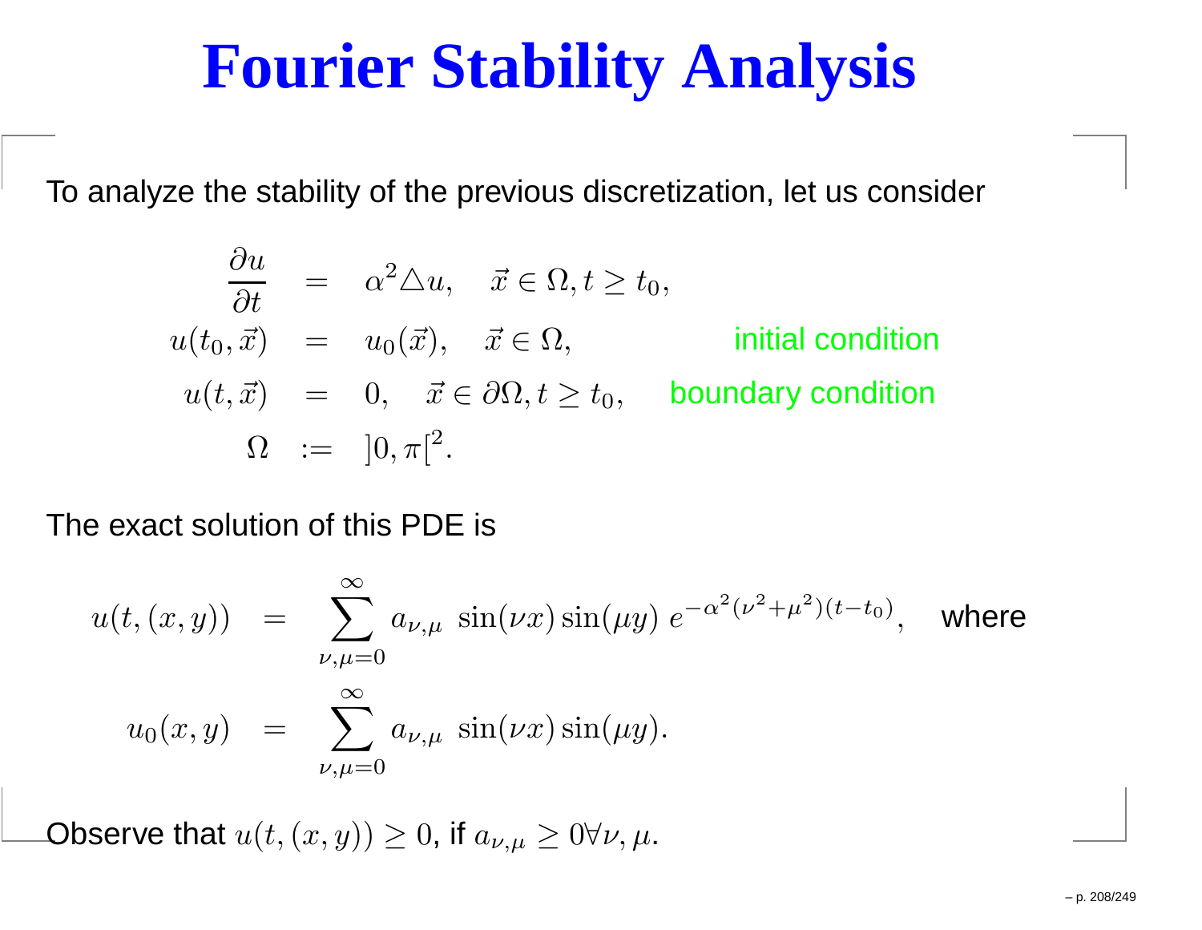# Fourier Stability Analysis

To analyze the stability of the previous discretization, let us consider

$$
\begin{aligned}
\frac{\partial u}{\partial t} &= \alpha^2 \triangle u, \quad \vec{x} \in \Omega, t \geq t_0, \\
u(t_0, \vec{x}) &= u_0(\vec{x}), \quad \vec{x} \in \Omega, && \text{initial condition} \\
u(t, \vec{x}) &= 0, \quad \vec{x} \in \partial\Omega, t \geq t_0, && \text{boundary condition} \\
\Omega &:= ]0, \pi[^2.
\end{aligned}
$$

The exact solution of this PDE is

$$
\begin{aligned}
u(t, (x, y)) &= \sum_{\nu,\mu=0}^{\infty} a_{\nu,\mu} \, \sin(\nu x) \sin(\mu y) \, e^{-\alpha^2(\nu^2+\mu^2)(t-t_0)}, \quad \text{where} \\
u_0(x, y) &= \sum_{\nu,\mu=0}^{\infty} a_{\nu,\mu} \, \sin(\nu x) \sin(\mu y).
\end{aligned}
$$

Observe that $u(t, (x, y)) \geq 0$, if $a_{\nu,\mu} \geq 0 \forall \nu, \mu$.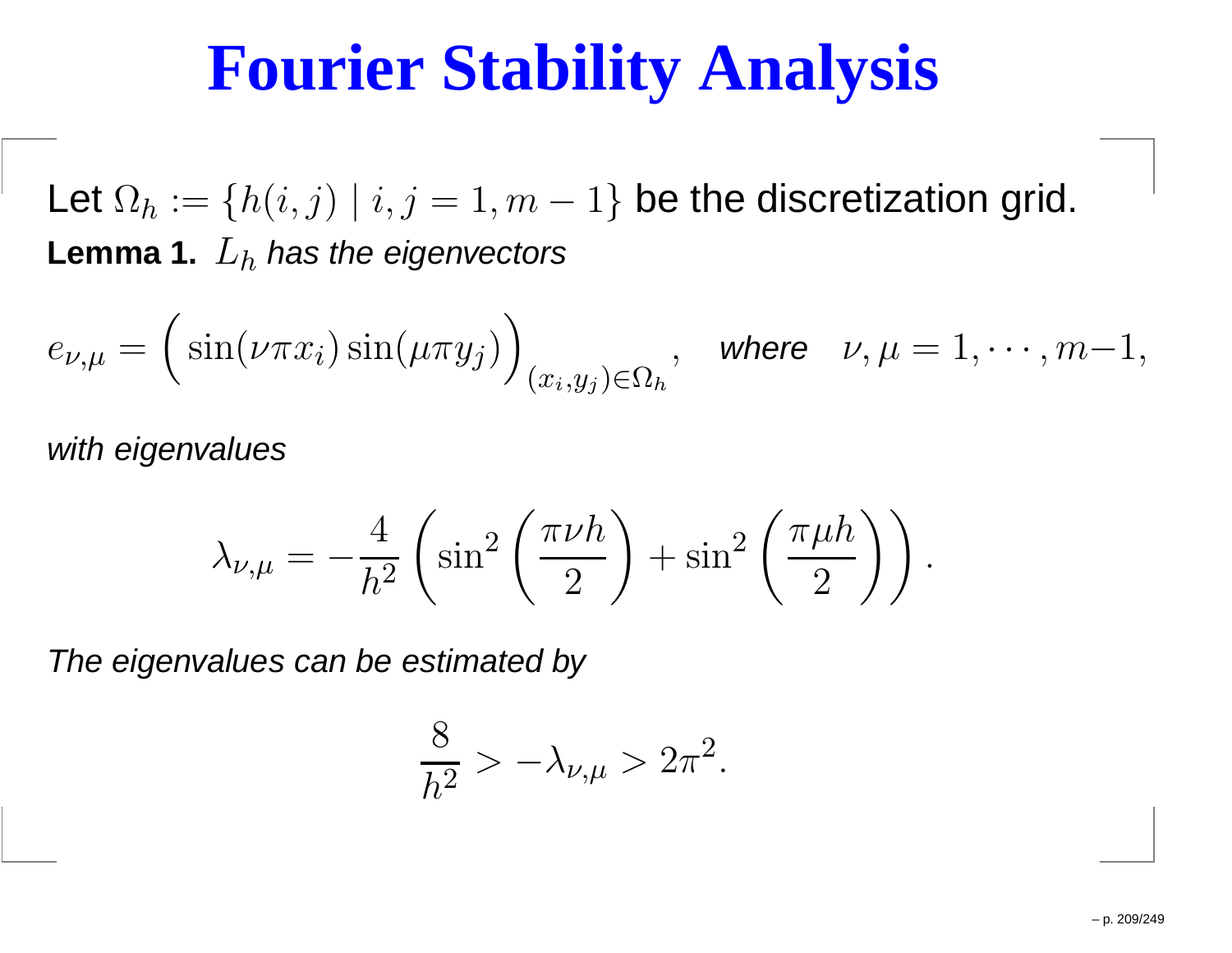# Fourier Stability Analysis

Let $\Omega_h := \{h(i,j) \mid i,j = 1, m-1\}$ be the discretization grid.

**Lemma 1.** *$L_h$ has the eigenvectors*

$$e_{\nu,\mu} = \Big(\sin(\nu\pi x_i)\sin(\mu\pi y_j)\Big)_{(x_i,y_j)\in\Omega_h}, \quad \textit{where} \quad \nu,\mu = 1,\cdots,m-1,$$

*with eigenvalues*

$$\lambda_{\nu,\mu} = -\frac{4}{h^2}\left(\sin^2\left(\frac{\pi\nu h}{2}\right) + \sin^2\left(\frac{\pi\mu h}{2}\right)\right).$$

*The eigenvalues can be estimated by*

$$\frac{8}{h^2} > -\lambda_{\nu,\mu} > 2\pi^2.$$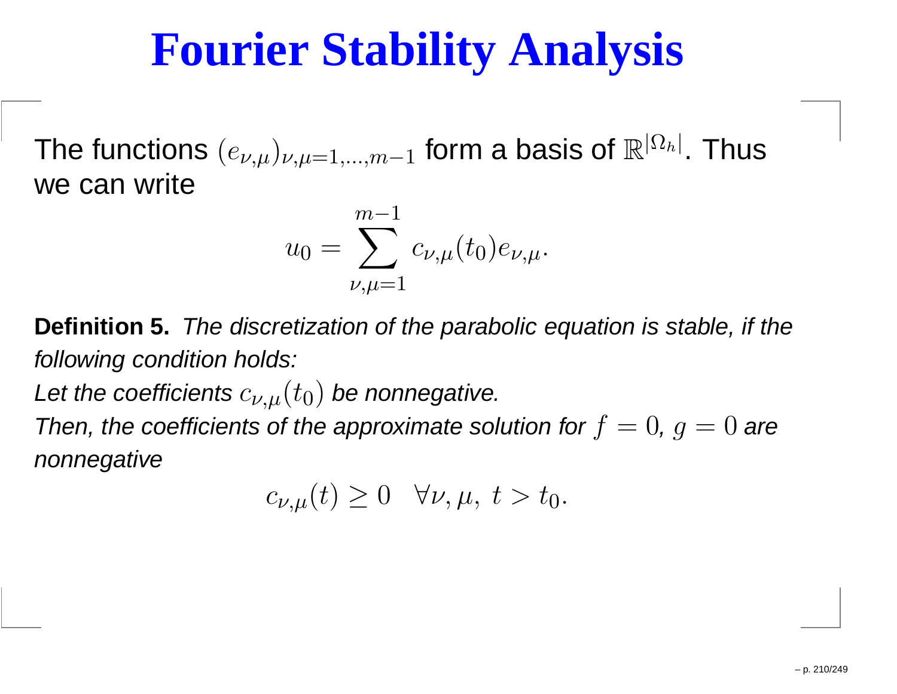# Fourier Stability Analysis

The functions $(e_{\nu,\mu})_{\nu,\mu=1,\ldots,m-1}$ form a basis of $\mathbb{R}^{|\Omega_h|}$. Thus we can write

$$u_0 = \sum_{\nu,\mu=1}^{m-1} c_{\nu,\mu}(t_0) e_{\nu,\mu}.$$

**Definition 5.** *The discretization of the parabolic equation is stable, if the following condition holds:*

*Let the coefficients $c_{\nu,\mu}(t_0)$ be nonnegative.*

*Then, the coefficients of the approximate solution for $f = 0$, $g = 0$ are nonnegative*

$$c_{\nu,\mu}(t) \geq 0 \quad \forall \nu, \mu, \ t > t_0.$$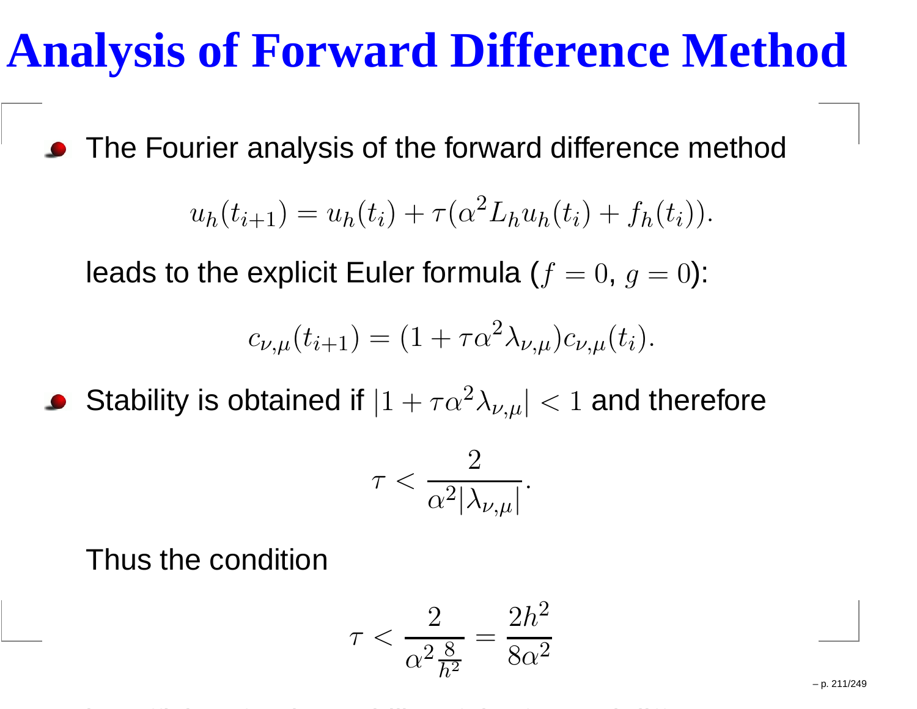# Analysis of Forward Difference Method

- The Fourier analysis of the forward difference method

$$u_h(t_{i+1}) = u_h(t_i) + \tau(\alpha^2 L_h u_h(t_i) + f_h(t_i)).$$

leads to the explicit Euler formula ($f = 0$, $g = 0$):

$$c_{\nu,\mu}(t_{i+1}) = (1 + \tau\alpha^2\lambda_{\nu,\mu})c_{\nu,\mu}(t_i).$$

- Stability is obtained if $|1 + \tau\alpha^2\lambda_{\nu,\mu}| < 1$ and therefore

$$\tau < \frac{2}{\alpha^2|\lambda_{\nu,\mu}|}.$$

Thus the condition

$$\tau < \frac{2}{\alpha^2 \frac{8}{h^2}} = \frac{2h^2}{8\alpha^2}$$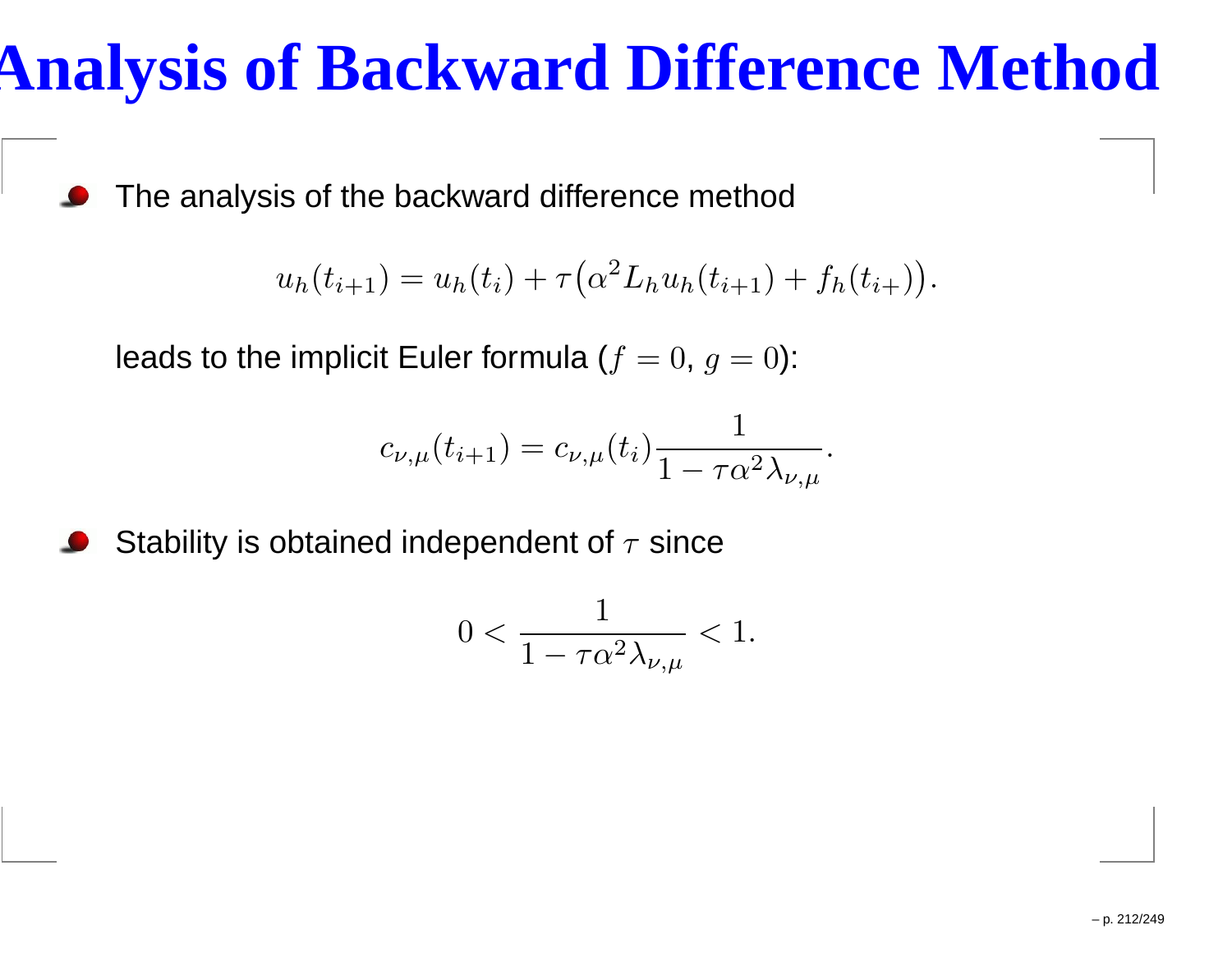# Analysis of Backward Difference Method

- The analysis of the backward difference method

$$u_h(t_{i+1}) = u_h(t_i) + \tau\big(\alpha^2 L_h u_h(t_{i+1}) + f_h(t_{i+})\big).$$

  leads to the implicit Euler formula ($f = 0$, $g = 0$):

$$c_{\nu,\mu}(t_{i+1}) = c_{\nu,\mu}(t_i)\frac{1}{1 - \tau\alpha^2\lambda_{\nu,\mu}}.$$

- Stability is obtained independent of $\tau$ since

$$0 < \frac{1}{1 - \tau\alpha^2\lambda_{\nu,\mu}} < 1.$$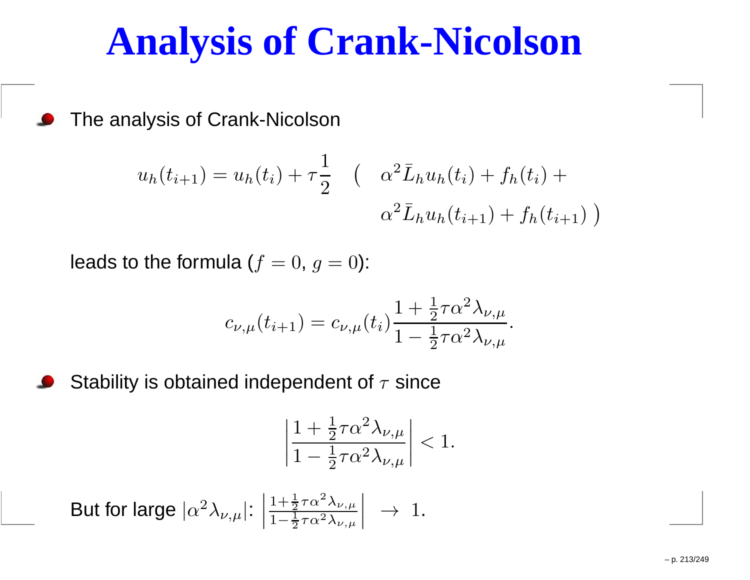# Analysis of Crank-Nicolson

- The analysis of Crank-Nicolson

$$u_h(t_{i+1}) = u_h(t_i) + \tau\frac{1}{2} \quad \Big( \quad \alpha^2 \bar{L}_h u_h(t_i) + f_h(t_i) + \\ \alpha^2 \bar{L}_h u_h(t_{i+1}) + f_h(t_{i+1}) \Big)$$

  leads to the formula ($f = 0$, $g = 0$):

$$c_{\nu,\mu}(t_{i+1}) = c_{\nu,\mu}(t_i)\frac{1 + \frac{1}{2}\tau\alpha^2\lambda_{\nu,\mu}}{1 - \frac{1}{2}\tau\alpha^2\lambda_{\nu,\mu}}.$$

- Stability is obtained independent of $\tau$ since

$$\left|\frac{1 + \frac{1}{2}\tau\alpha^2\lambda_{\nu,\mu}}{1 - \frac{1}{2}\tau\alpha^2\lambda_{\nu,\mu}}\right| < 1.$$

  But for large $|\alpha^2\lambda_{\nu,\mu}|$: $\left|\frac{1+\frac{1}{2}\tau\alpha^2\lambda_{\nu,\mu}}{1-\frac{1}{2}\tau\alpha^2\lambda_{\nu,\mu}}\right| \ \rightarrow \ 1.$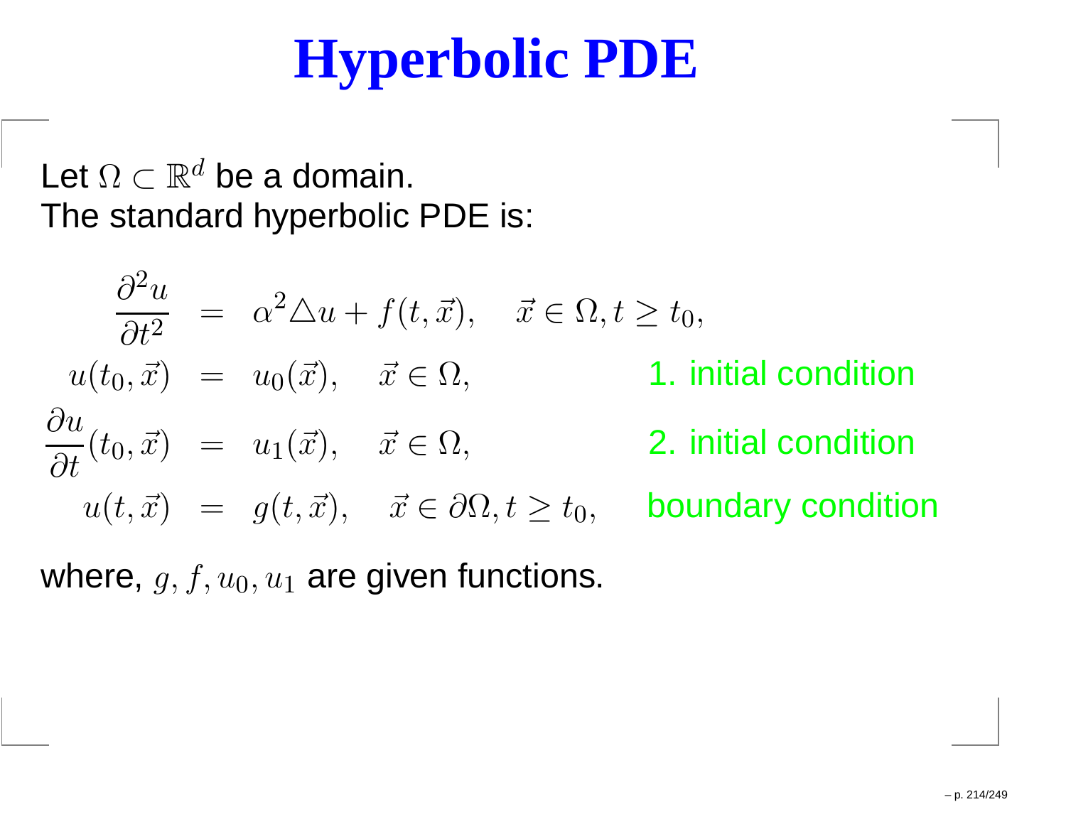# Hyperbolic PDE

Let $\Omega \subset \mathbb{R}^d$ be a domain.
The standard hyperbolic PDE is:

$$
\begin{aligned}
\frac{\partial^2 u}{\partial t^2} &= \alpha^2 \triangle u + f(t, \vec{x}), \quad \vec{x} \in \Omega, t \geq t_0, \\
u(t_0, \vec{x}) &= u_0(\vec{x}), \quad \vec{x} \in \Omega, && \text{1. initial condition} \\
\frac{\partial u}{\partial t}(t_0, \vec{x}) &= u_1(\vec{x}), \quad \vec{x} \in \Omega, && \text{2. initial condition} \\
u(t, \vec{x}) &= g(t, \vec{x}), \quad \vec{x} \in \partial\Omega, t \geq t_0, && \text{boundary condition}
\end{aligned}
$$

where, $g, f, u_0, u_1$ are given functions.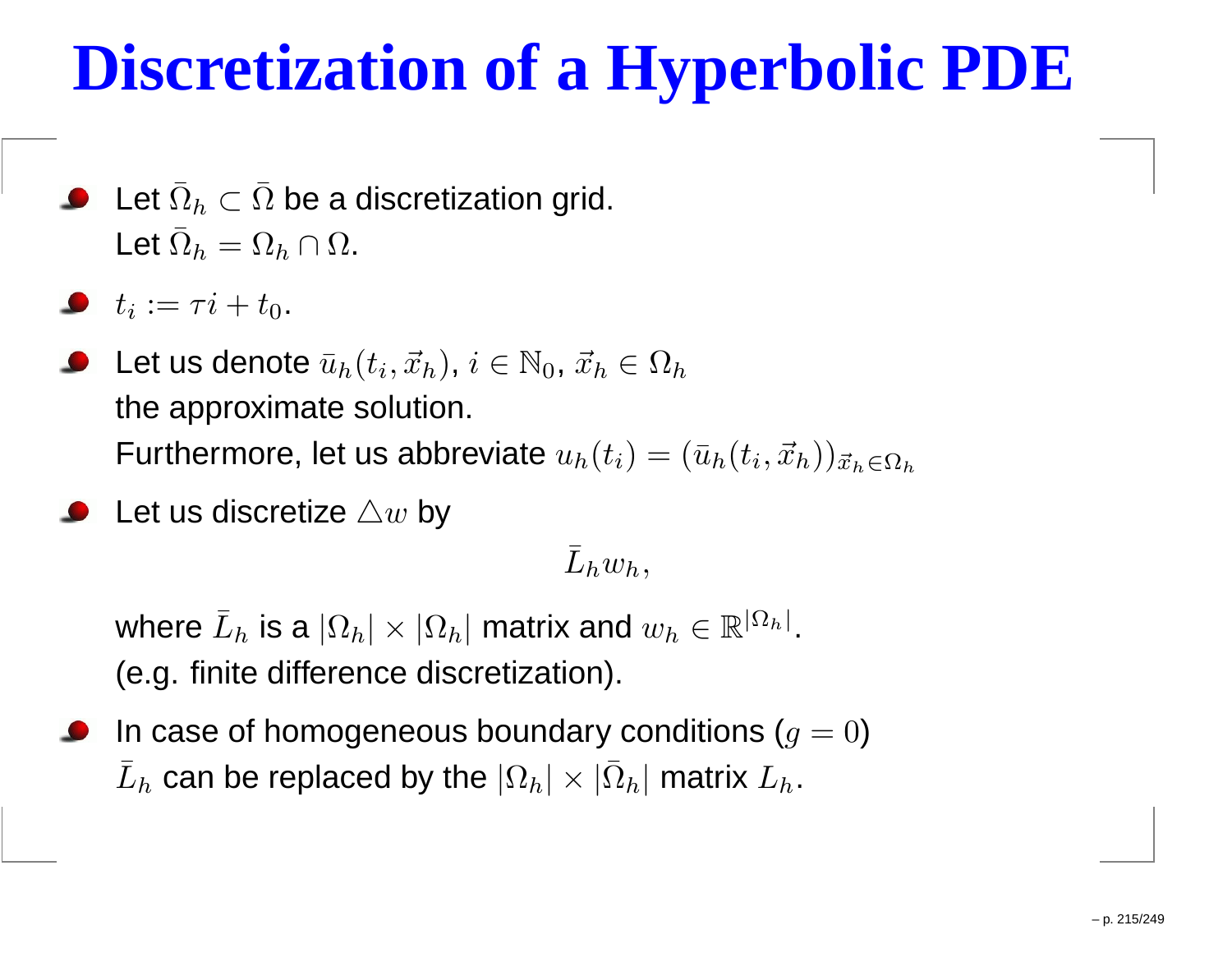# Discretization of a Hyperbolic PDE

- Let $\bar{\Omega}_h \subset \bar{\Omega}$ be a discretization grid.
  Let $\bar{\Omega}_h = \Omega_h \cap \Omega$.
- $t_i := \tau i + t_0$.
- Let us denote $\bar{u}_h(t_i, \vec{x}_h)$, $i \in \mathbb{N}_0$, $\vec{x}_h \in \Omega_h$
  the approximate solution.
  Furthermore, let us abbreviate $u_h(t_i) = (\bar{u}_h(t_i, \vec{x}_h))_{\vec{x}_h \in \Omega_h}$
- Let us discretize $\triangle w$ by

$$\bar{L}_h w_h,$$

  where $\bar{L}_h$ is a $|\Omega_h| \times |\Omega_h|$ matrix and $w_h \in \mathbb{R}^{|\Omega_h|}$.
  (e.g. finite difference discretization).
- In case of homogeneous boundary conditions ($g = 0$)
  $\bar{L}_h$ can be replaced by the $|\Omega_h| \times |\bar{\Omega}_h|$ matrix $L_h$.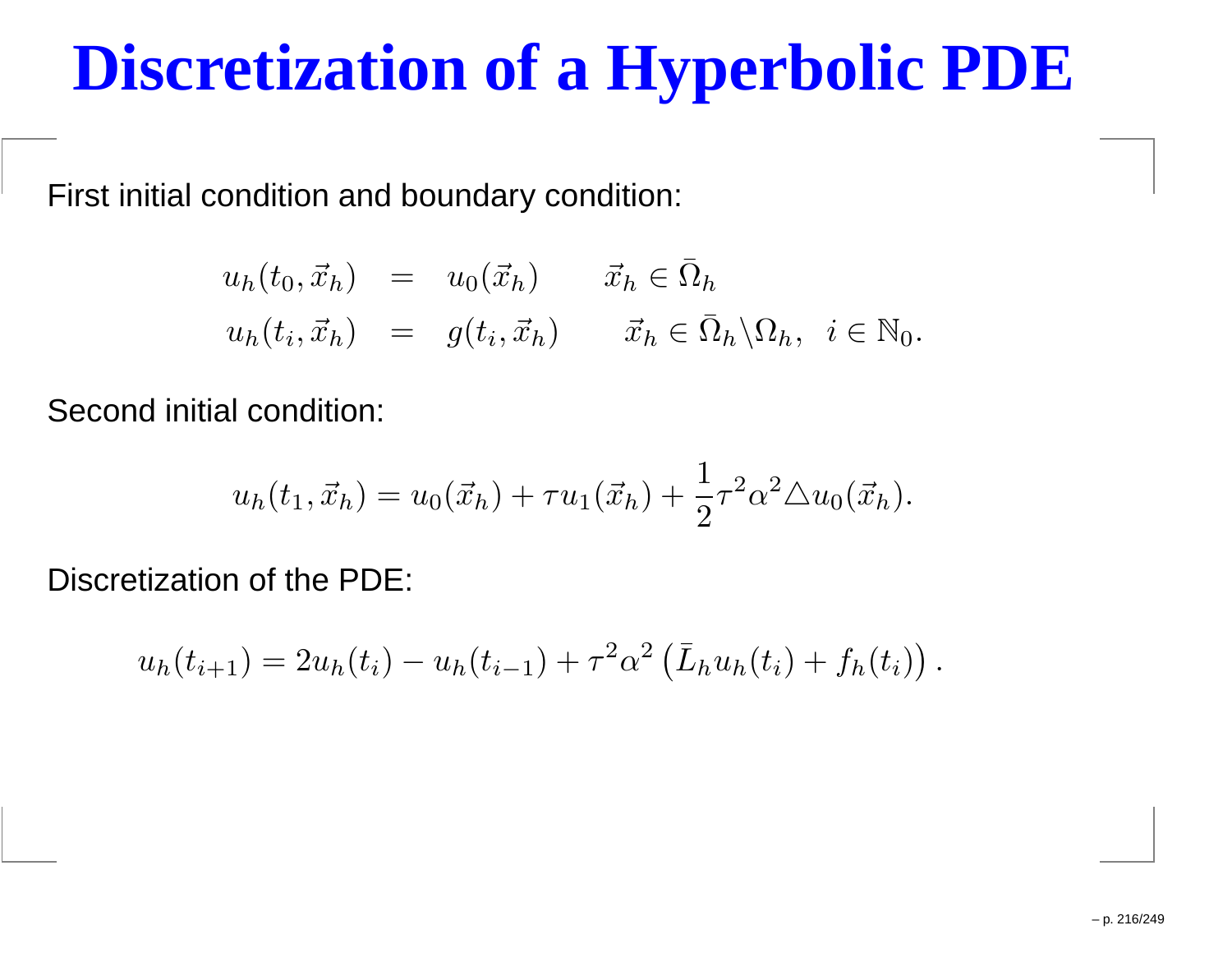# Discretization of a Hyperbolic PDE

First initial condition and boundary condition:

$$
\begin{aligned}
u_h(t_0, \vec{x}_h) &= u_0(\vec{x}_h) \qquad \vec{x}_h \in \bar{\Omega}_h \\
u_h(t_i, \vec{x}_h) &= g(t_i, \vec{x}_h) \qquad \vec{x}_h \in \bar{\Omega}_h \backslash \Omega_h, \;\; i \in \mathbb{N}_0.
\end{aligned}
$$

Second initial condition:

$$
u_h(t_1, \vec{x}_h) = u_0(\vec{x}_h) + \tau u_1(\vec{x}_h) + \frac{1}{2}\tau^2 \alpha^2 \triangle u_0(\vec{x}_h).
$$

Discretization of the PDE:

$$
u_h(t_{i+1}) = 2u_h(t_i) - u_h(t_{i-1}) + \tau^2 \alpha^2 \left( \bar{L}_h u_h(t_i) + f_h(t_i) \right).
$$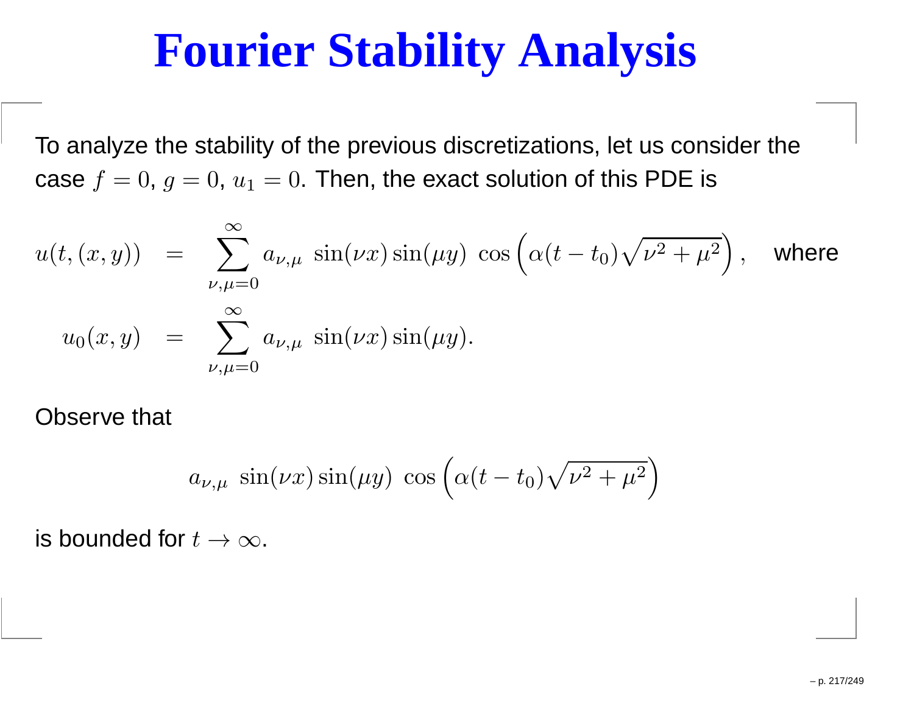# Fourier Stability Analysis

To analyze the stability of the previous discretizations, let us consider the case $f = 0$, $g = 0$, $u_1 = 0$. Then, the exact solution of this PDE is

$$
\begin{aligned}
u(t,(x,y)) &= \sum_{\nu,\mu=0}^{\infty} a_{\nu,\mu}\ \sin(\nu x)\sin(\mu y)\ \cos\left(\alpha(t-t_0)\sqrt{\nu^2+\mu^2}\right), \quad \text{where} \\
u_0(x,y) &= \sum_{\nu,\mu=0}^{\infty} a_{\nu,\mu}\ \sin(\nu x)\sin(\mu y).
\end{aligned}
$$

Observe that

$$
a_{\nu,\mu}\ \sin(\nu x)\sin(\mu y)\ \cos\left(\alpha(t-t_0)\sqrt{\nu^2+\mu^2}\right)
$$

is bounded for $t \to \infty$.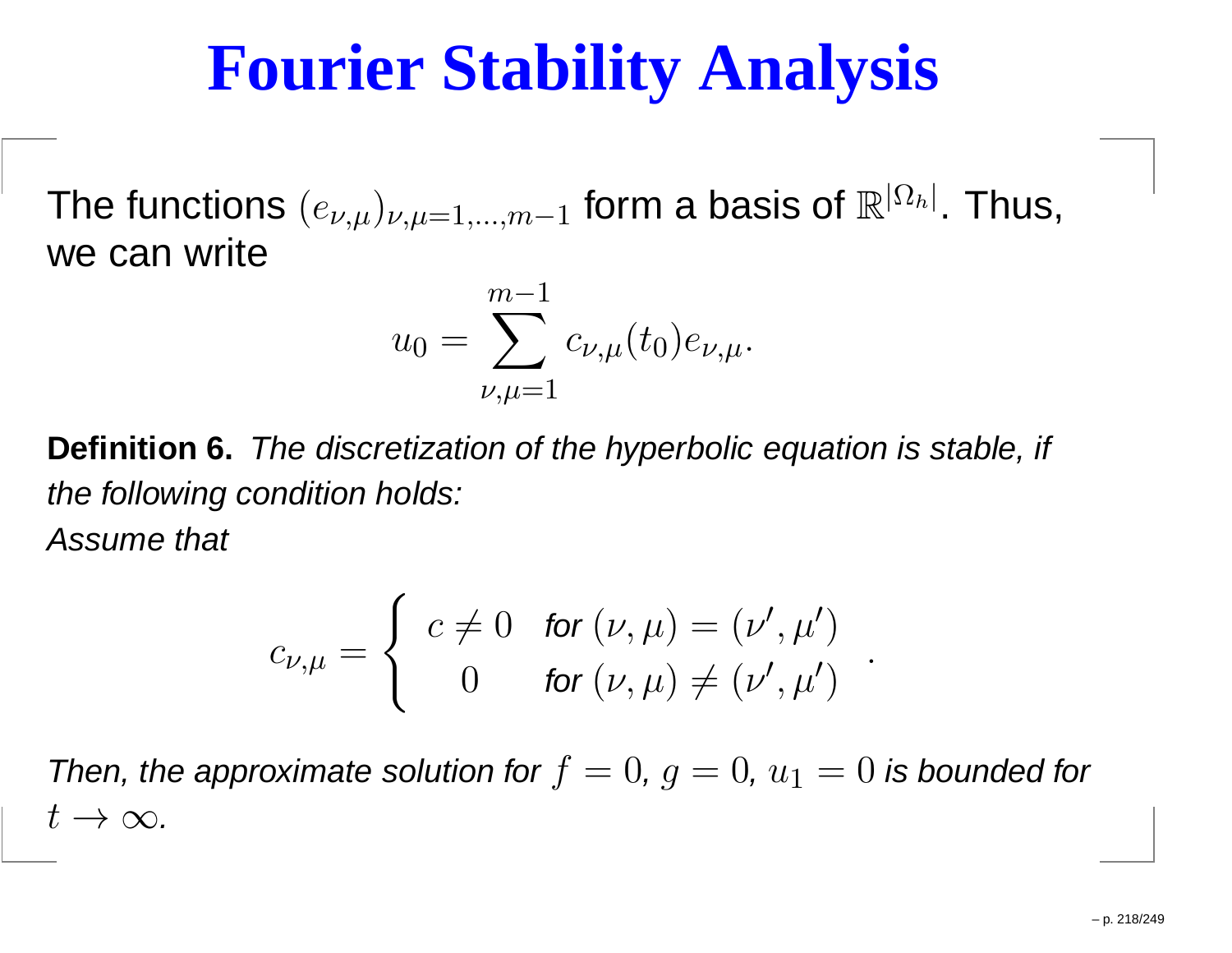# Fourier Stability Analysis

The functions $(e_{\nu,\mu})_{\nu,\mu=1,\ldots,m-1}$ form a basis of $\mathbb{R}^{|\Omega_h|}$. Thus, we can write

$$u_0 = \sum_{\nu,\mu=1}^{m-1} c_{\nu,\mu}(t_0) e_{\nu,\mu}.$$

**Definition 6.** *The discretization of the hyperbolic equation is stable, if the following condition holds:*
*Assume that*

$$c_{\nu,\mu} = \begin{cases} c \neq 0 & \text{for } (\nu,\mu) = (\nu',\mu') \\ 0 & \text{for } (\nu,\mu) \neq (\nu',\mu') \end{cases}.$$

*Then, the approximate solution for $f = 0$, $g = 0$, $u_1 = 0$ is bounded for $t \to \infty$.*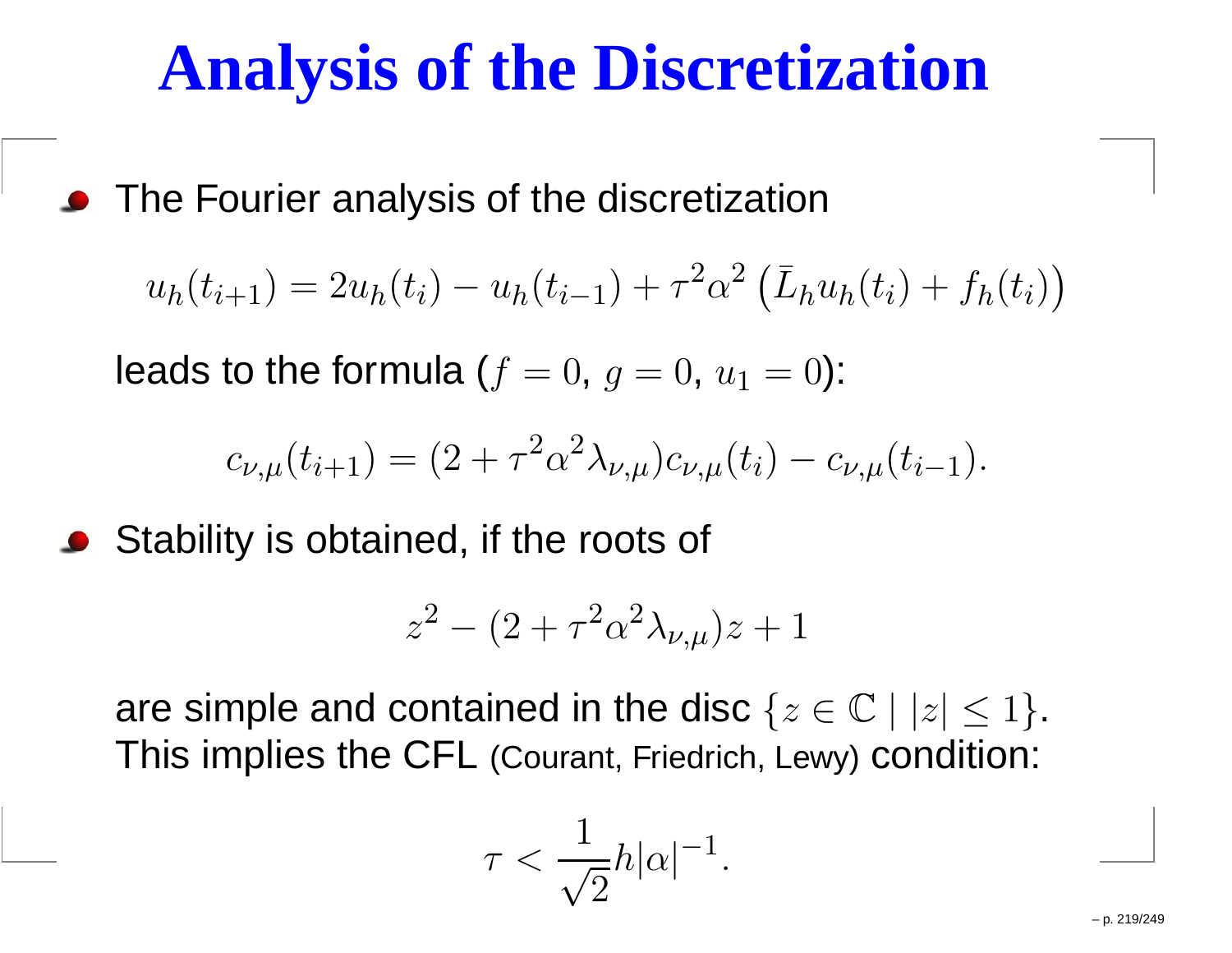# Analysis of the Discretization

- The Fourier analysis of the discretization

  $$u_h(t_{i+1}) = 2u_h(t_i) - u_h(t_{i-1}) + \tau^2\alpha^2 \left(\bar{L}_h u_h(t_i) + f_h(t_i)\right)$$

  leads to the formula ($f = 0$, $g = 0$, $u_1 = 0$):

  $$c_{\nu,\mu}(t_{i+1}) = (2 + \tau^2\alpha^2\lambda_{\nu,\mu})c_{\nu,\mu}(t_i) - c_{\nu,\mu}(t_{i-1}).$$

- Stability is obtained, if the roots of

  $$z^2 - (2 + \tau^2\alpha^2\lambda_{\nu,\mu})z + 1$$

  are simple and contained in the disc $\{z \in \mathbb{C} \mid |z| \leq 1\}$. This implies the CFL (Courant, Friedrich, Lewy) condition:

  $$\tau < \frac{1}{\sqrt{2}} h|\alpha|^{-1}.$$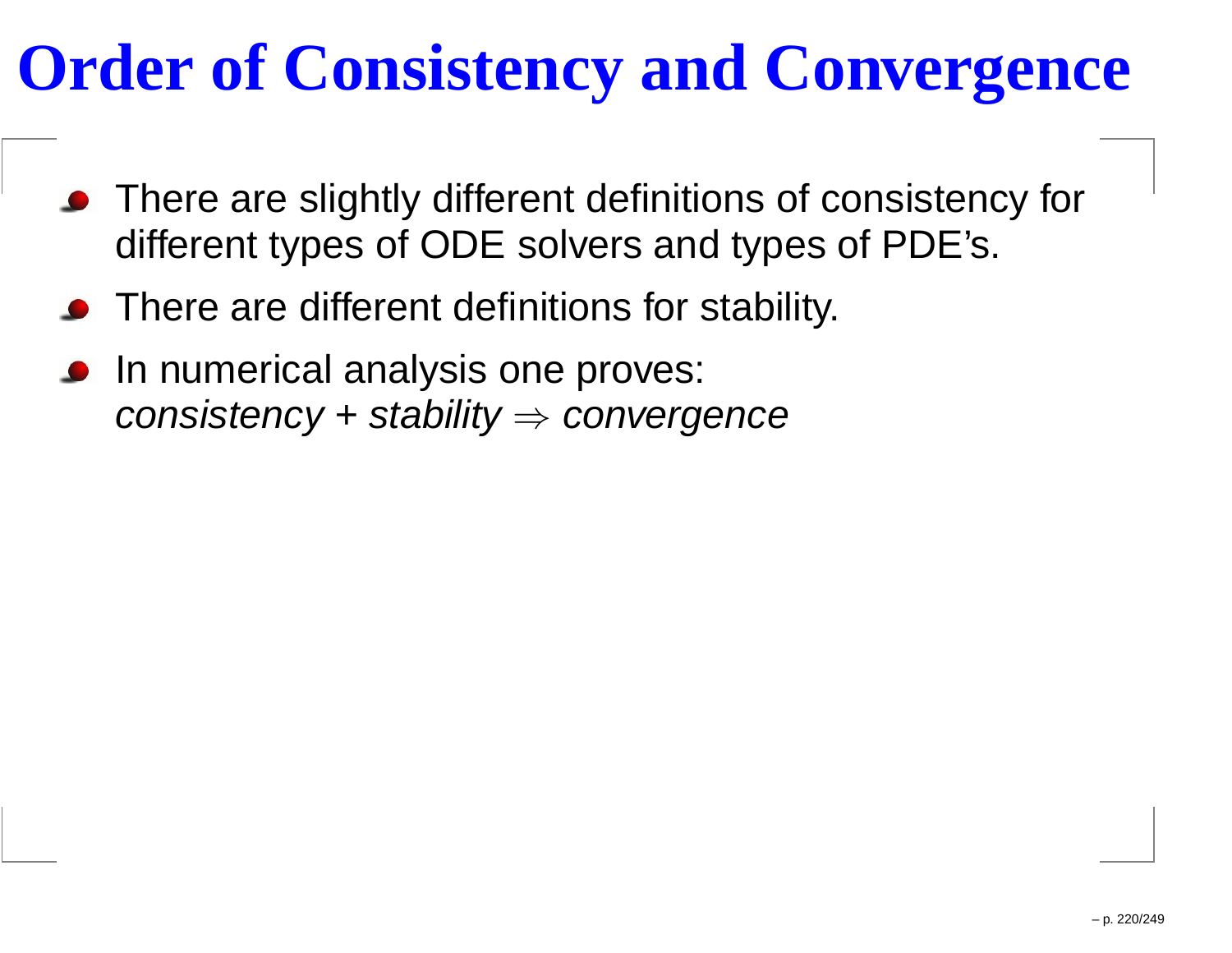# Order of Consistency and Convergence

- There are slightly different definitions of consistency for different types of ODE solvers and types of PDE's.
- There are different definitions for stability.
- In numerical analysis one proves:
  *consistency* + *stability* $\Rightarrow$ *convergence*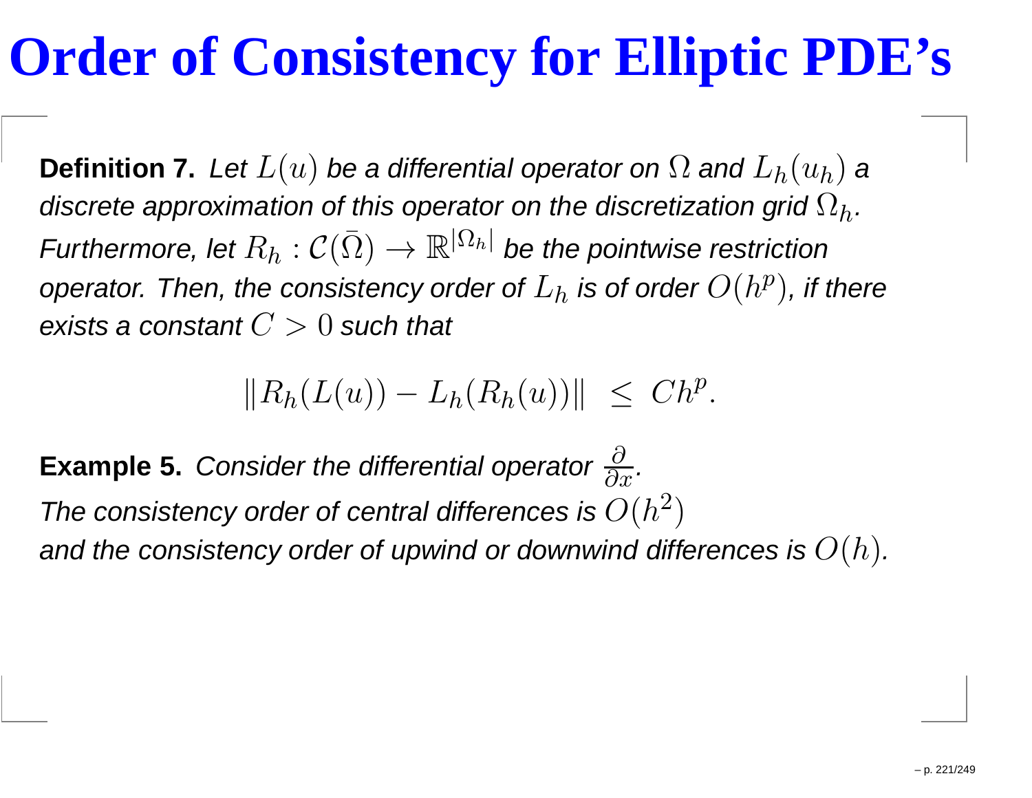# Order of Consistency for Elliptic PDE's

**Definition 7.** *Let $L(u)$ be a differential operator on $\Omega$ and $L_h(u_h)$ a discrete approximation of this operator on the discretization grid $\Omega_h$. Furthermore, let $R_h : \mathcal{C}(\bar{\Omega}) \to \mathbb{R}^{|\Omega_h|}$ be the pointwise restriction operator. Then, the consistency order of $L_h$ is of order $O(h^p)$, if there exists a constant $C > 0$ such that*

$$\|R_h(L(u)) - L_h(R_h(u))\| \;\leq\; Ch^p.$$

**Example 5.** *Consider the differential operator $\frac{\partial}{\partial x}$.*
*The consistency order of central differences is $O(h^2)$*
*and the consistency order of upwind or downwind differences is $O(h)$.*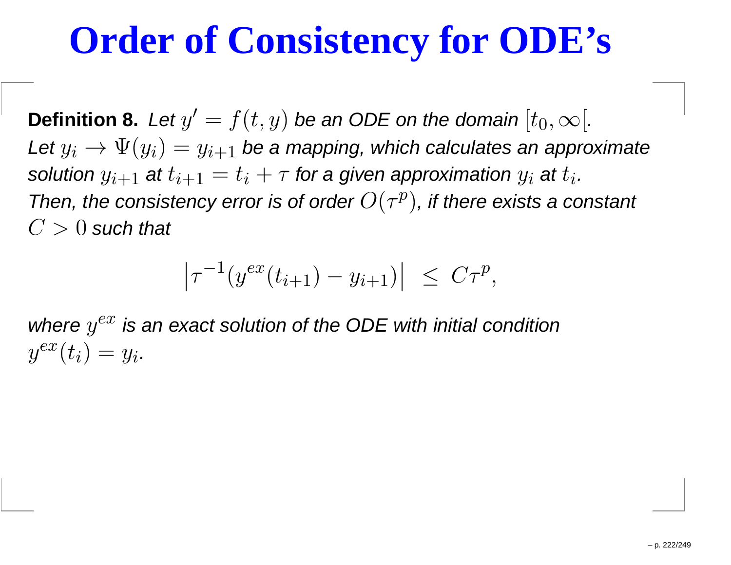# Order of Consistency for ODE's

**Definition 8.** *Let $y' = f(t, y)$ be an ODE on the domain $[t_0, \infty[$.*
*Let $y_i \rightarrow \Psi(y_i) = y_{i+1}$ be a mapping, which calculates an approximate solution $y_{i+1}$ at $t_{i+1} = t_i + \tau$ for a given approximation $y_i$ at $t_i$.*
*Then, the consistency error is of order $O(\tau^p)$, if there exists a constant $C > 0$ such that*

$$\left|\tau^{-1}(y^{ex}(t_{i+1}) - y_{i+1})\right| \;\leq\; C\tau^p,$$

*where $y^{ex}$ is an exact solution of the ODE with initial condition $y^{ex}(t_i) = y_i$.*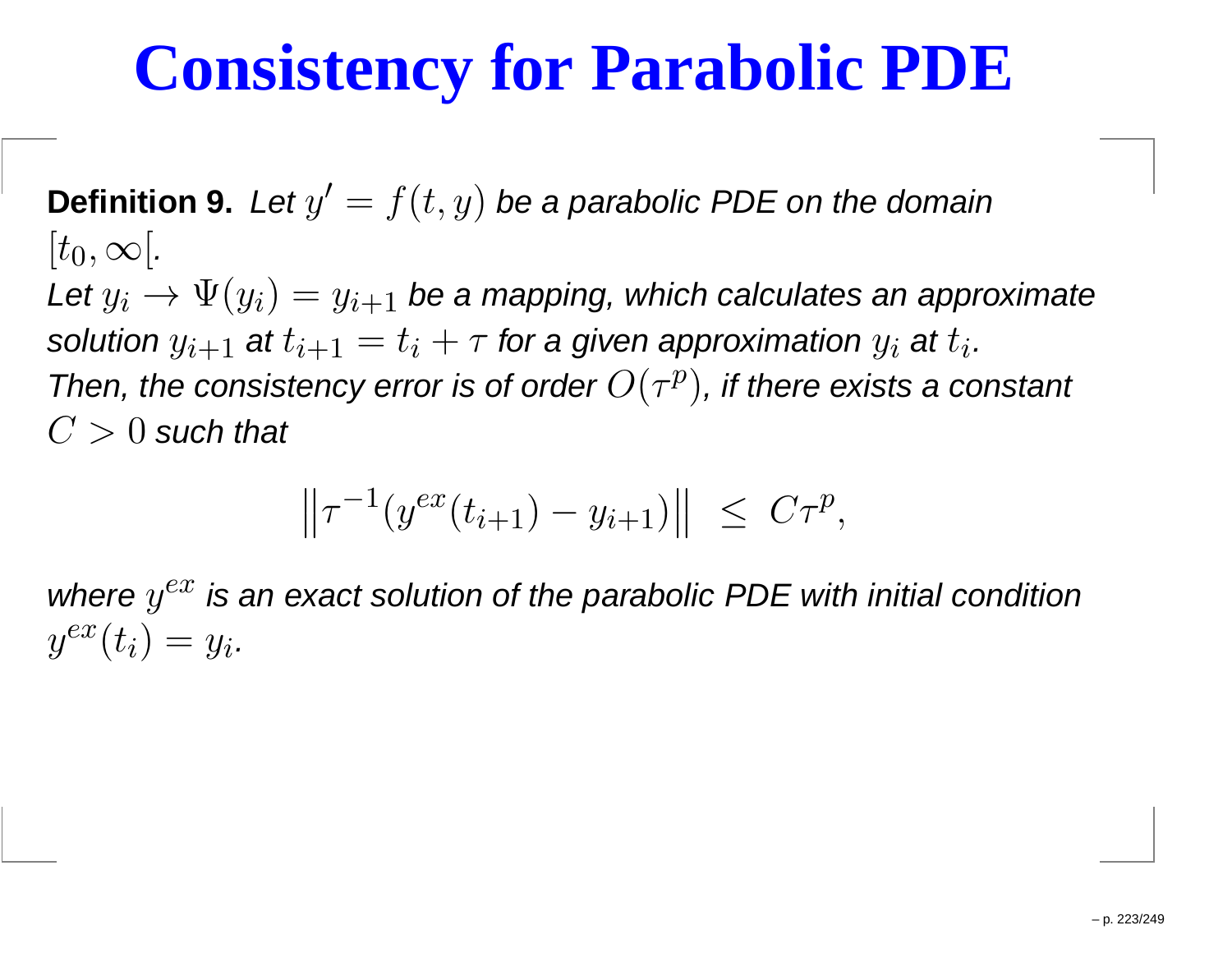# Consistency for Parabolic PDE

**Definition 9.** *Let $y' = f(t, y)$ be a parabolic PDE on the domain $[t_0, \infty[$.*
*Let $y_i \to \Psi(y_i) = y_{i+1}$ be a mapping, which calculates an approximate solution $y_{i+1}$ at $t_{i+1} = t_i + \tau$ for a given approximation $y_i$ at $t_i$.*
*Then, the consistency error is of order $O(\tau^p)$, if there exists a constant $C > 0$ such that*

$$\left\| \tau^{-1}(y^{ex}(t_{i+1}) - y_{i+1}) \right\| \; \leq \; C\tau^p,$$

*where $y^{ex}$ is an exact solution of the parabolic PDE with initial condition $y^{ex}(t_i) = y_i$.*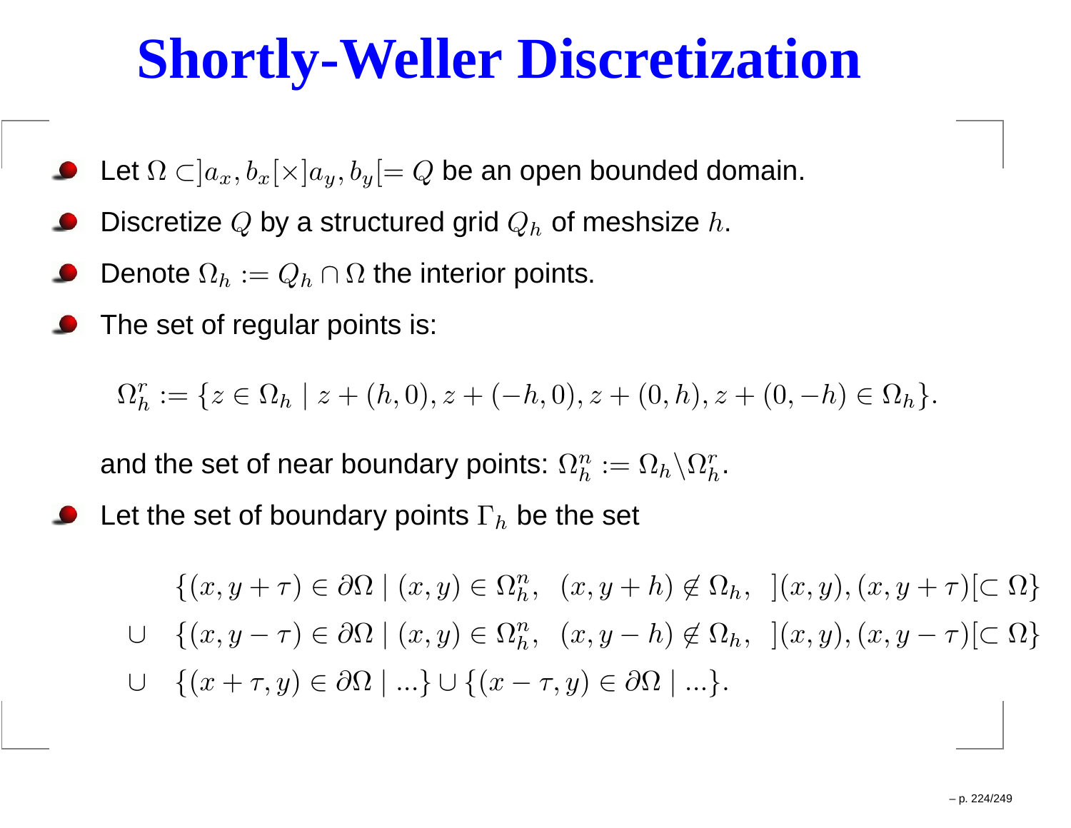# Shortly-Weller Discretization

- Let $\Omega \subset ]a_x, b_x[ \times ]a_y, b_y[ = Q$ be an open bounded domain.
- Discretize $Q$ by a structured grid $Q_h$ of meshsize $h$.
- Denote $\Omega_h := Q_h \cap \Omega$ the interior points.
- The set of regular points is:

$$\Omega_h^r := \{z \in \Omega_h \mid z + (h, 0), z + (-h, 0), z + (0, h), z + (0, -h) \in \Omega_h\}.$$

  and the set of near boundary points: $\Omega_h^n := \Omega_h \backslash \Omega_h^r$.

- Let the set of boundary points $\Gamma_h$ be the set

$$\begin{aligned}
& \{(x, y + \tau) \in \partial\Omega \mid (x, y) \in \Omega_h^n, \;\; (x, y + h) \notin \Omega_h, \;\; ](x, y), (x, y + \tau)[ \subset \Omega\} \\
\cup \;\; & \{(x, y - \tau) \in \partial\Omega \mid (x, y) \in \Omega_h^n, \;\; (x, y - h) \notin \Omega_h, \;\; ](x, y), (x, y - \tau)[ \subset \Omega\} \\
\cup \;\; & \{(x + \tau, y) \in \partial\Omega \mid ...\} \cup \{(x - \tau, y) \in \partial\Omega \mid ...\}.
\end{aligned}$$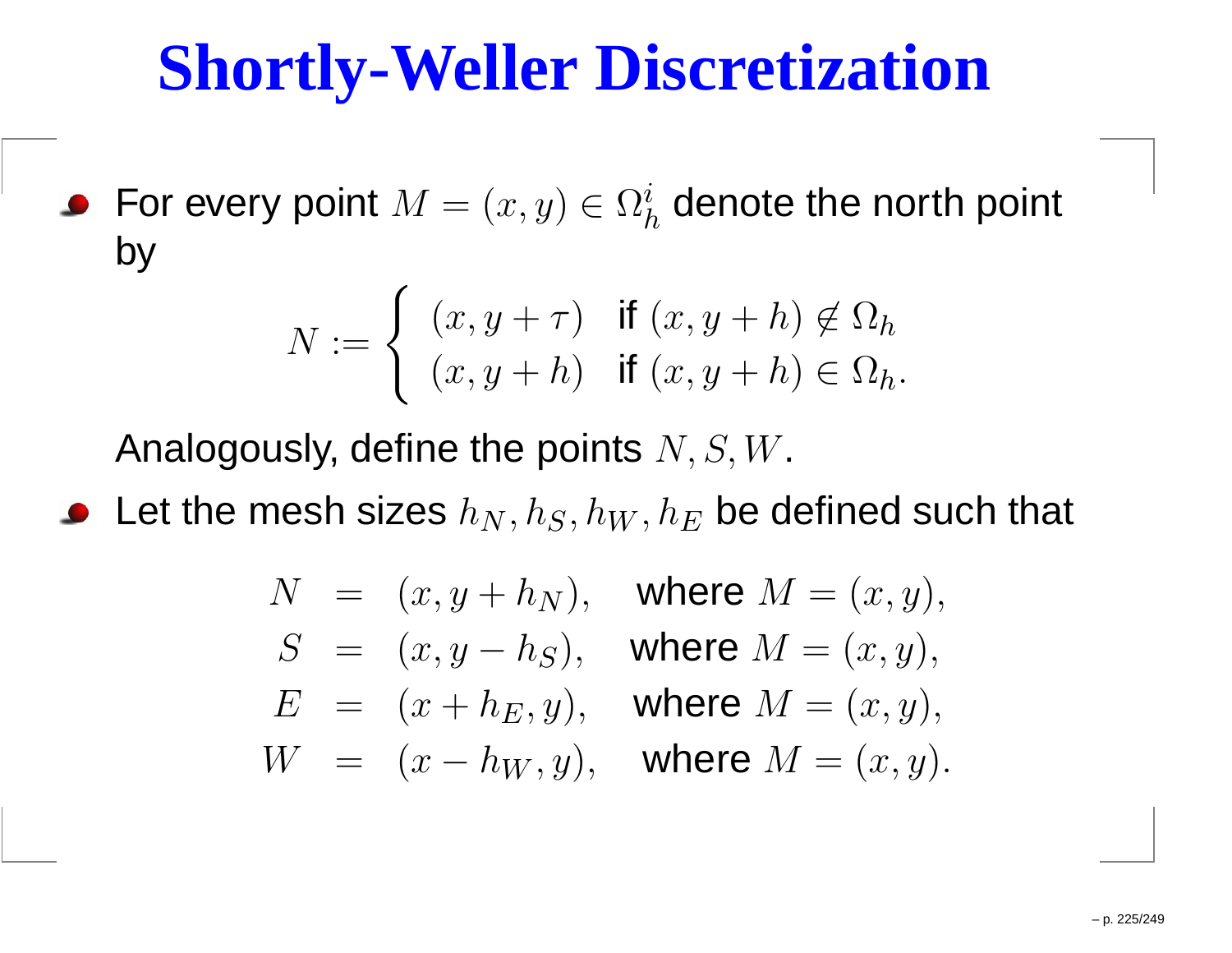# Shortly-Weller Discretization

- For every point $M = (x, y) \in \Omega_h^i$ denote the north point by

$$N := \begin{cases} (x, y + \tau) & \text{if } (x, y + h) \notin \Omega_h \\ (x, y + h) & \text{if } (x, y + h) \in \Omega_h. \end{cases}$$

  Analogously, define the points $N, S, W$.

- Let the mesh sizes $h_N, h_S, h_W, h_E$ be defined such that

$$\begin{aligned} N &= (x, y + h_N), \quad \text{where } M = (x, y), \\ S &= (x, y - h_S), \quad \text{where } M = (x, y), \\ E &= (x + h_E, y), \quad \text{where } M = (x, y), \\ W &= (x - h_W, y), \quad \text{where } M = (x, y). \end{aligned}$$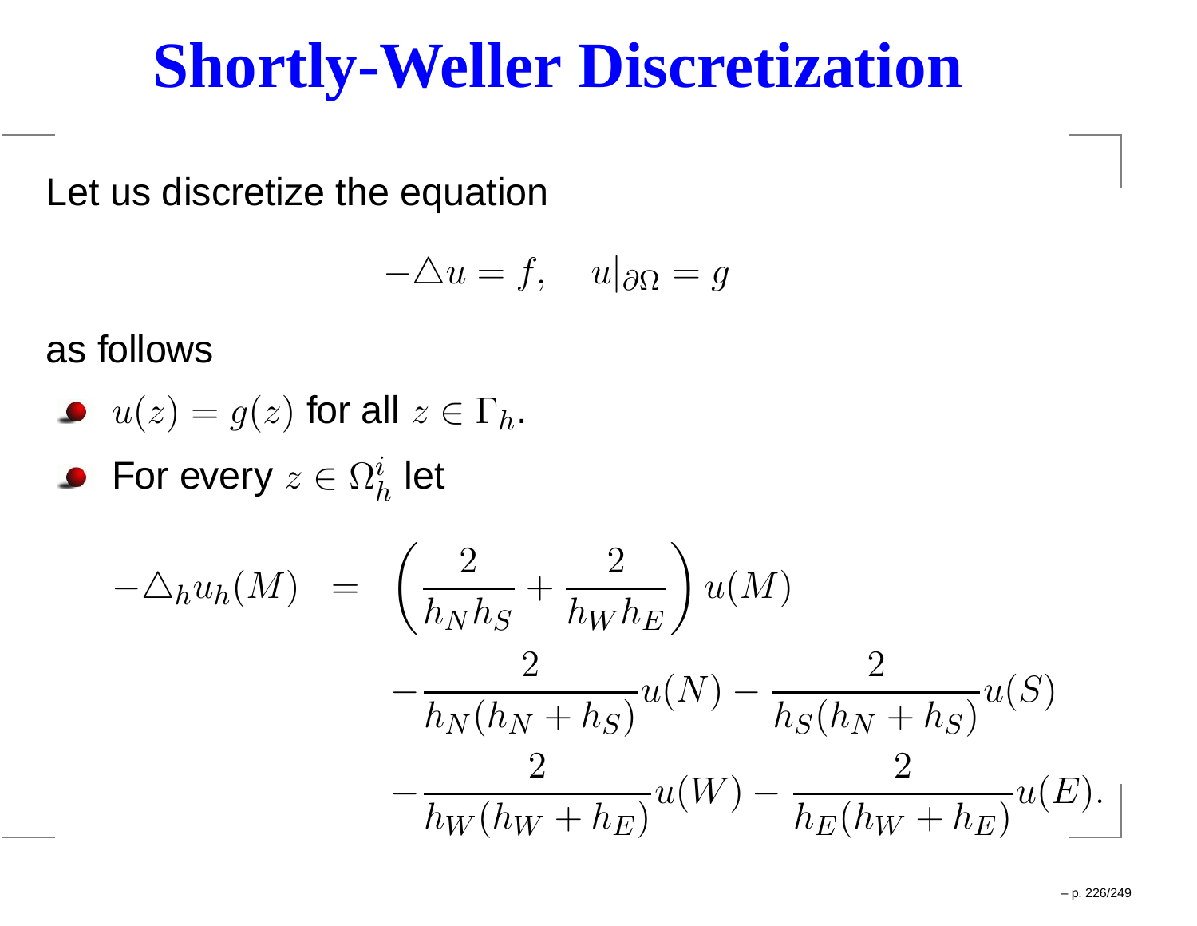# Shortly-Weller Discretization

Let us discretize the equation

$$-\triangle u = f, \quad u|_{\partial\Omega} = g$$

as follows

- $u(z) = g(z)$ for all $z \in \Gamma_h$.
- For every $z \in \Omega_h^i$ let

$$\begin{aligned}
-\triangle_h u_h(M) \;\; = \;\; & \left(\frac{2}{h_N h_S} + \frac{2}{h_W h_E}\right) u(M) \\
& -\frac{2}{h_N(h_N + h_S)} u(N) - \frac{2}{h_S(h_N + h_S)} u(S) \\
& -\frac{2}{h_W(h_W + h_E)} u(W) - \frac{2}{h_E(h_W + h_E)} u(E).
\end{aligned}$$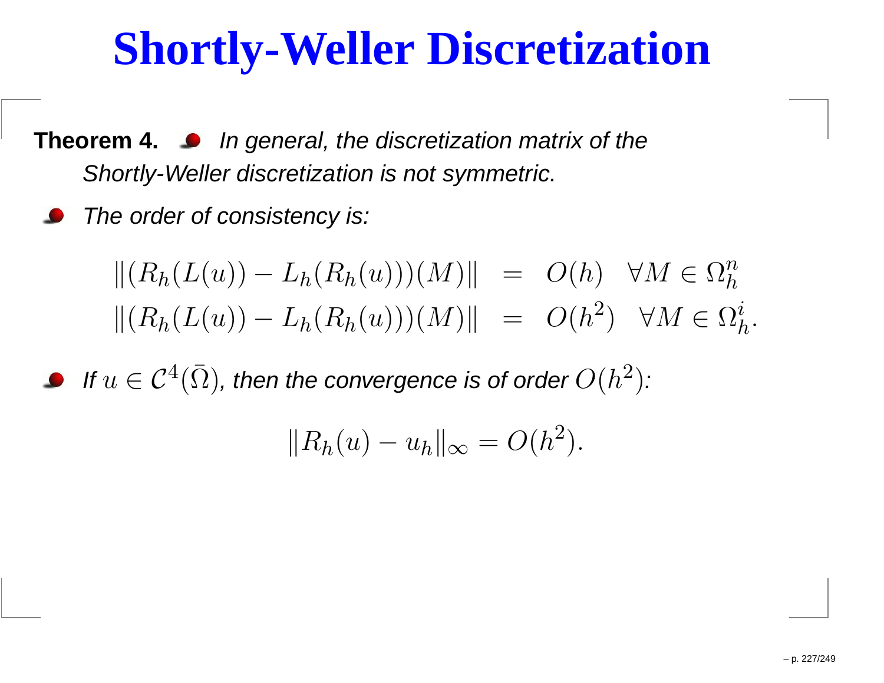# Shortly-Weller Discretization

**Theorem 4.**

- *In general, the discretization matrix of the Shortly-Weller discretization is not symmetric.*
- *The order of consistency is:*

$$
\begin{aligned}
\|(R_h(L(u)) - L_h(R_h(u)))(M)\| &= O(h) \quad \forall M \in \Omega_h^n \\
\|(R_h(L(u)) - L_h(R_h(u)))(M)\| &= O(h^2) \quad \forall M \in \Omega_h^i.
\end{aligned}
$$

- *If $u \in \mathcal{C}^4(\bar{\Omega})$, then the convergence is of order $O(h^2)$:*

$$
\|R_h(u) - u_h\|_\infty = O(h^2).
$$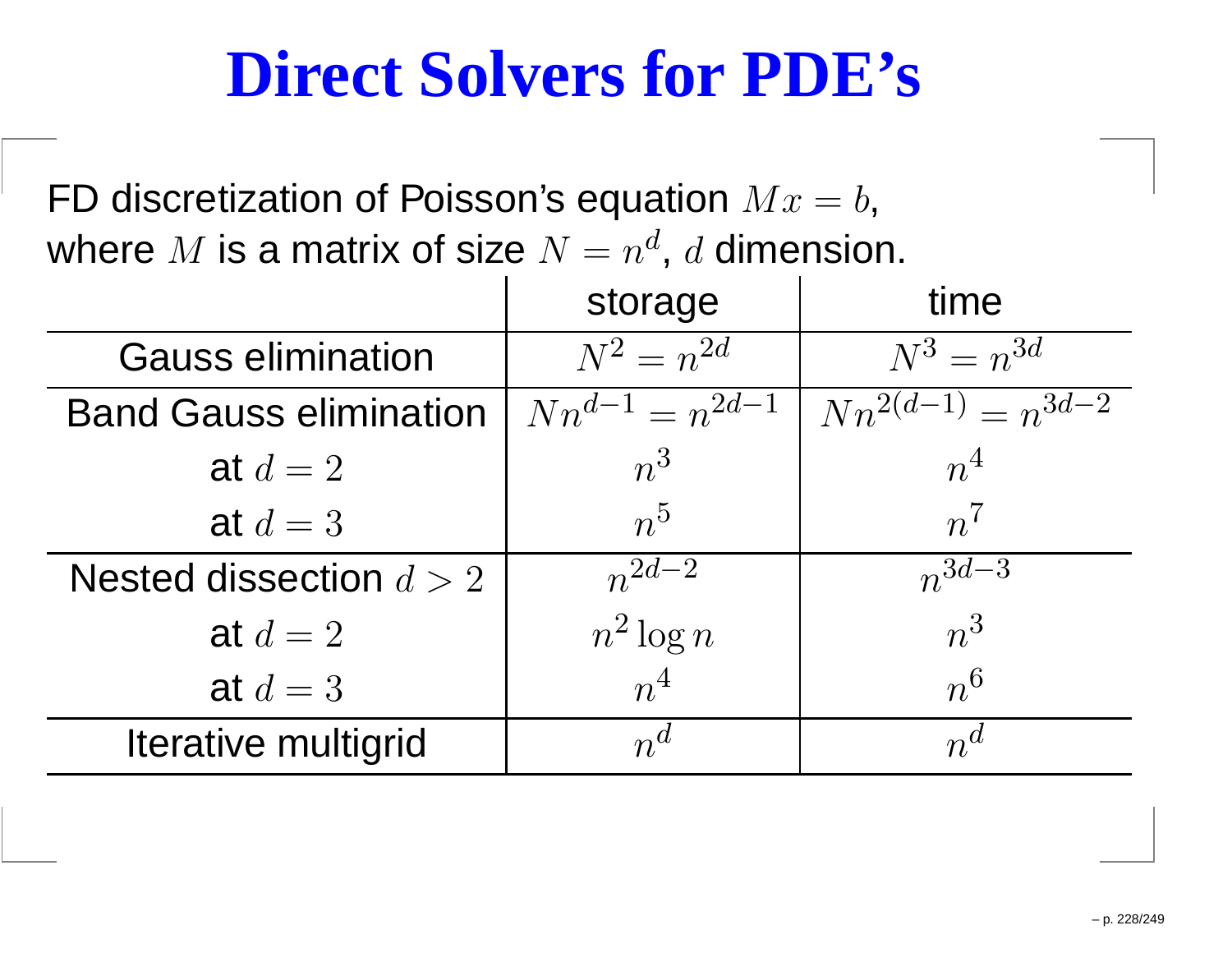# Direct Solvers for PDE's

FD discretization of Poisson's equation $Mx = b$,
where $M$ is a matrix of size $N = n^d$, $d$ dimension.

| | storage | time |
|---|---|---|
| Gauss elimination | $N^2 = n^{2d}$ | $N^3 = n^{3d}$ |
| Band Gauss elimination | $Nn^{d-1} = n^{2d-1}$ | $Nn^{2(d-1)} = n^{3d-2}$ |
| at $d = 2$ | $n^3$ | $n^4$ |
| at $d = 3$ | $n^5$ | $n^7$ |
| Nested dissection $d > 2$ | $n^{2d-2}$ | $n^{3d-3}$ |
| at $d = 2$ | $n^2 \log n$ | $n^3$ |
| at $d = 3$ | $n^4$ | $n^6$ |
| Iterative multigrid | $n^d$ | $n^d$ |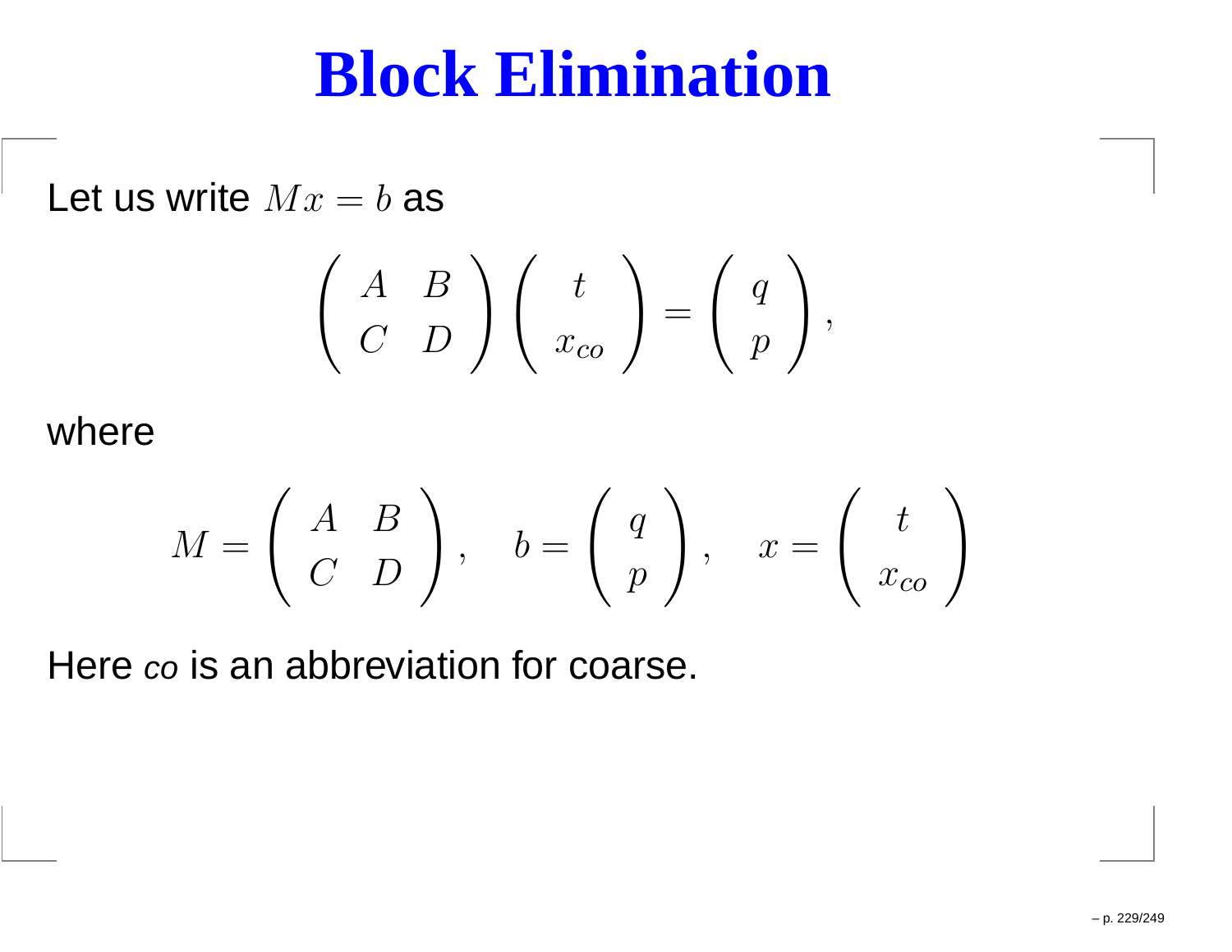# Block Elimination

Let us write $Mx = b$ as

$$\begin{pmatrix} A & B \\ C & D \end{pmatrix} \begin{pmatrix} t \\ x_{co} \end{pmatrix} = \begin{pmatrix} q \\ p \end{pmatrix},$$

where

$$M = \begin{pmatrix} A & B \\ C & D \end{pmatrix}, \quad b = \begin{pmatrix} q \\ p \end{pmatrix}, \quad x = \begin{pmatrix} t \\ x_{co} \end{pmatrix}$$

Here *co* is an abbreviation for coarse.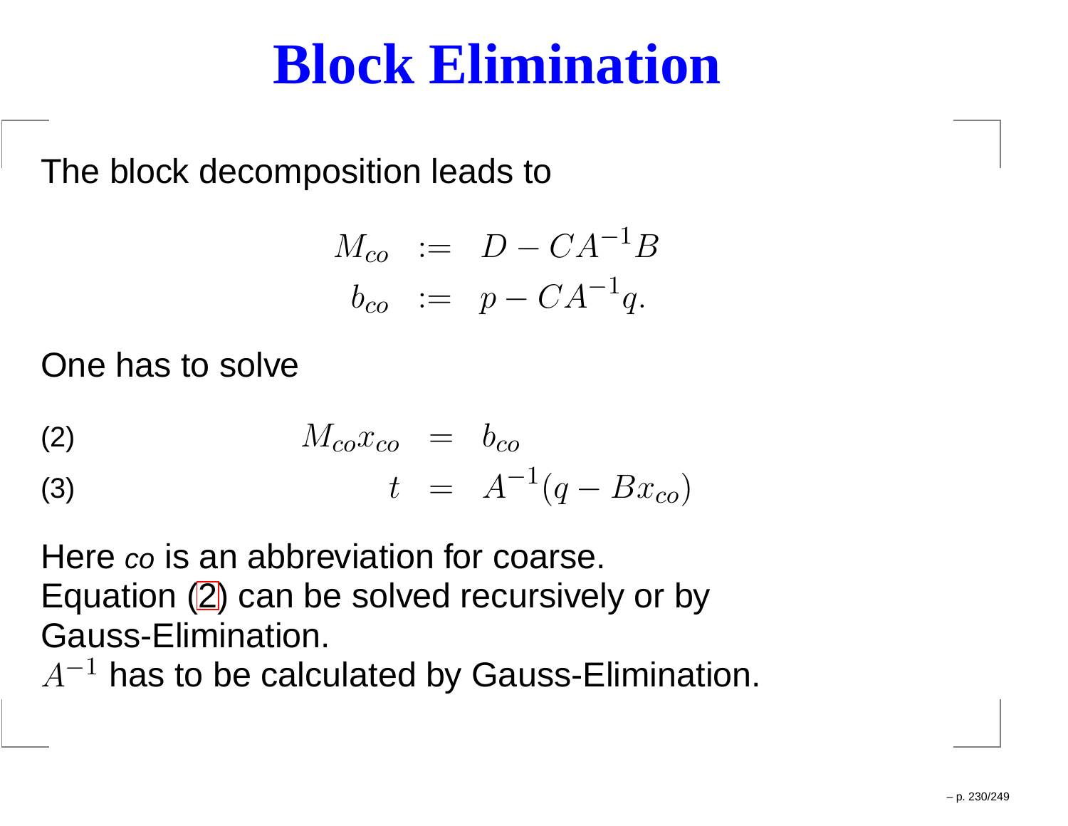# Block Elimination

The block decomposition leads to

$$
\begin{aligned}
M_{co} &:= D - CA^{-1}B \\
b_{co} &:= p - CA^{-1}q.
\end{aligned}
$$

One has to solve

$$
M_{co}x_{co} = b_{co} \tag{2}
$$

$$
t = A^{-1}(q - Bx_{co}) \tag{3}
$$

Here *co* is an abbreviation for coarse.
Equation (2) can be solved recursively or by Gauss-Elimination.
$A^{-1}$ has to be calculated by Gauss-Elimination.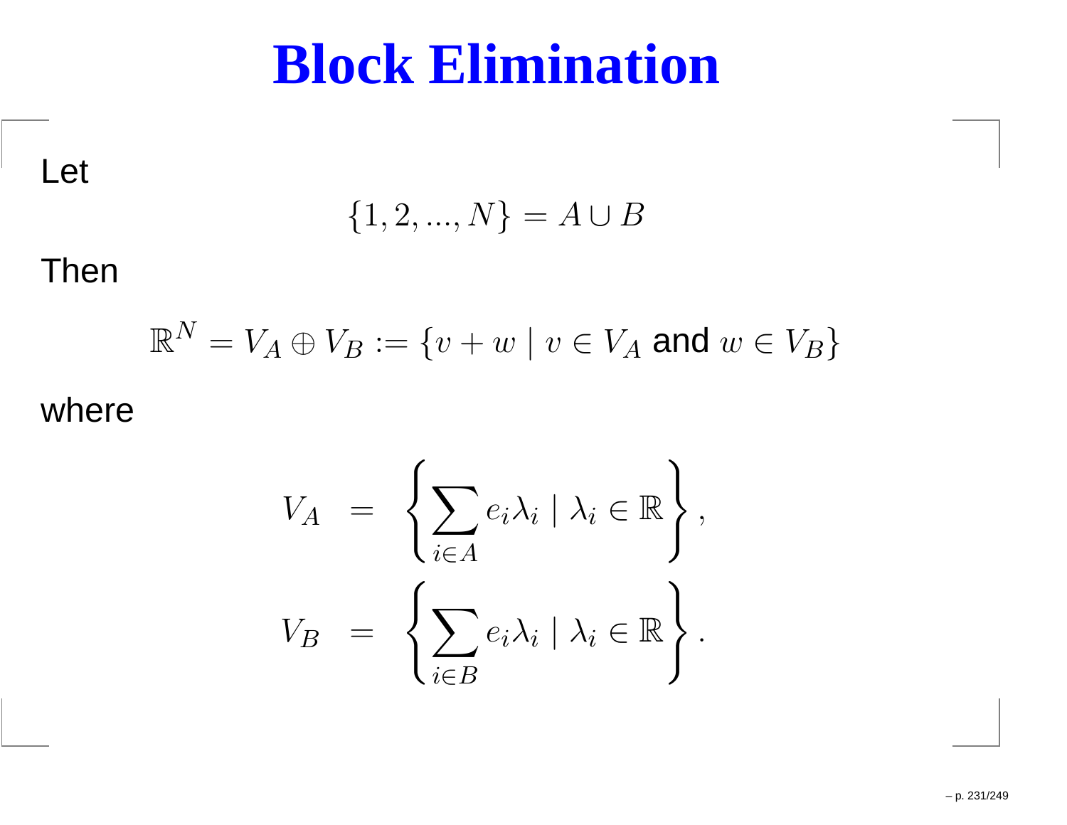# Block Elimination

Let

$$\{1, 2, ..., N\} = A \cup B$$

Then

$$\mathbb{R}^N = V_A \oplus V_B := \{v + w \mid v \in V_A \text{ and } w \in V_B\}$$

where

$$\begin{aligned} V_A &= \left\{ \sum_{i \in A} e_i \lambda_i \mid \lambda_i \in \mathbb{R} \right\}, \\ V_B &= \left\{ \sum_{i \in B} e_i \lambda_i \mid \lambda_i \in \mathbb{R} \right\}. \end{aligned}$$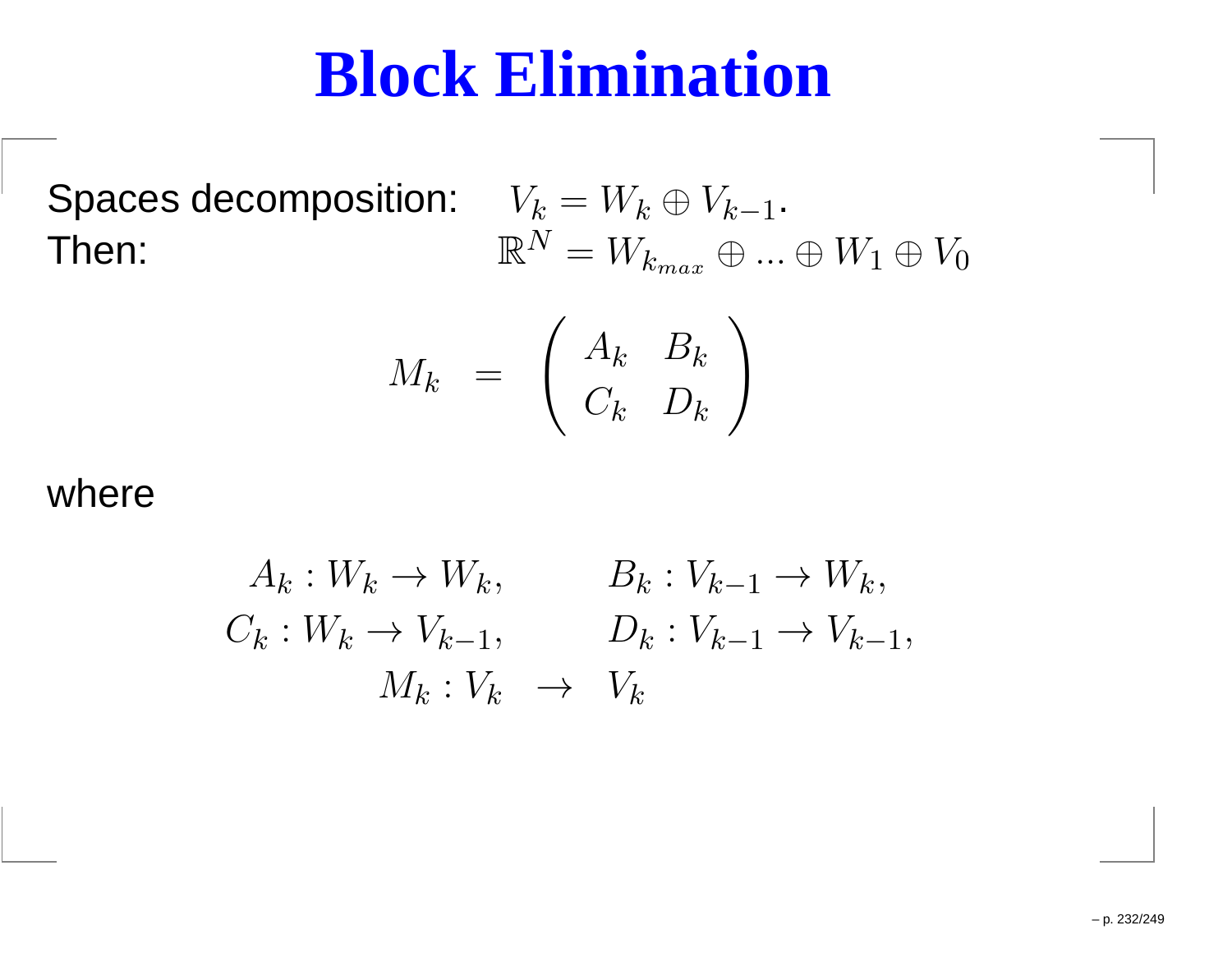# Block Elimination

Spaces decomposition: $V_k = W_k \oplus V_{k-1}$.
Then: $\mathbb{R}^N = W_{k_{max}} \oplus ... \oplus W_1 \oplus V_0$

$$M_k \;=\; \begin{pmatrix} A_k & B_k \\ C_k & D_k \end{pmatrix}$$

where

$$\begin{aligned} A_k : W_k \to W_k, &\qquad B_k : V_{k-1} \to W_k, \\ C_k : W_k \to V_{k-1}, &\qquad D_k : V_{k-1} \to V_{k-1}, \\ M_k : V_k \;\; \to & \;\;\; V_k \end{aligned}$$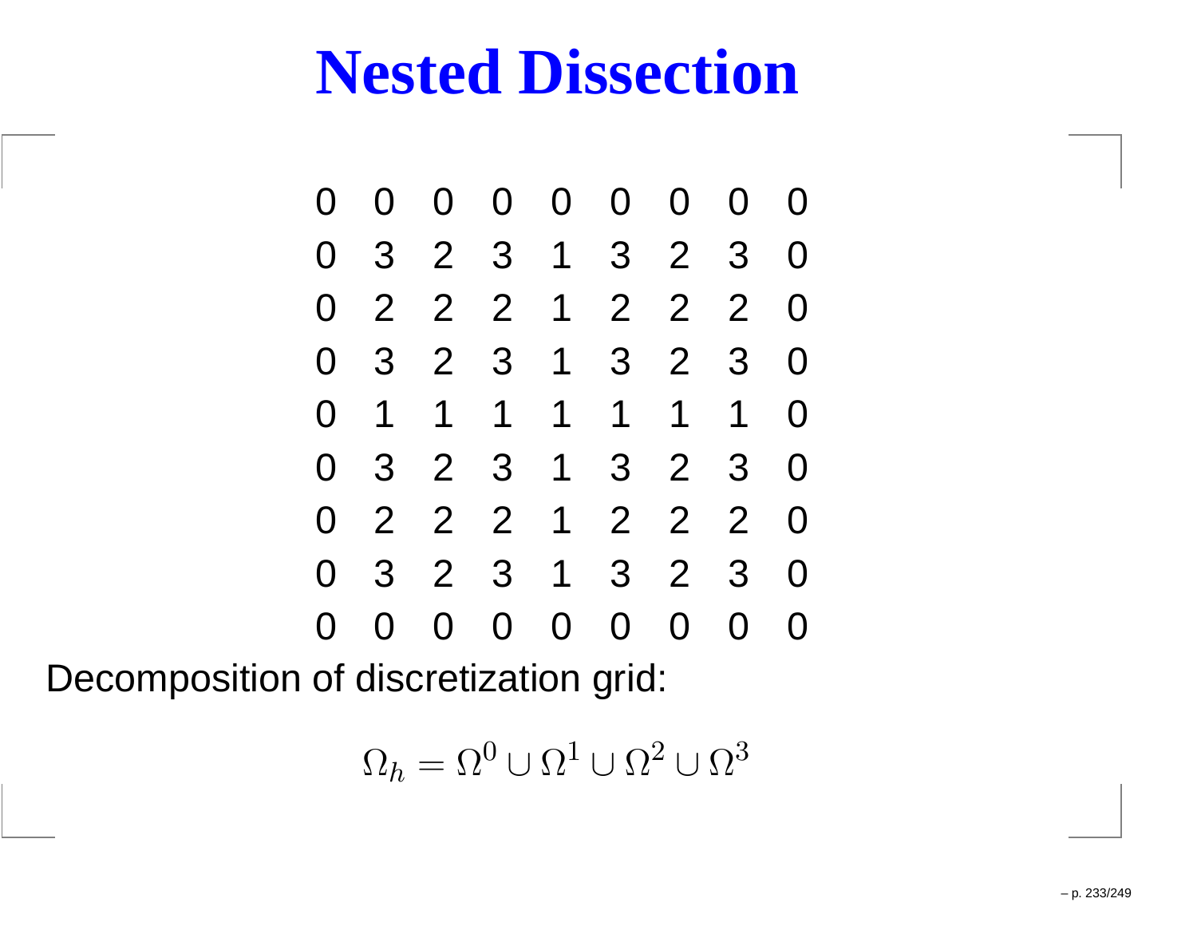# Nested Dissection

```
0  0  0  0  0  0  0  0  0
0  3  2  3  1  3  2  3  0
0  2  2  2  1  2  2  2  0
0  3  2  3  1  3  2  3  0
0  1  1  1  1  1  1  1  0
0  3  2  3  1  3  2  3  0
0  2  2  2  1  2  2  2  0
0  3  2  3  1  3  2  3  0
0  0  0  0  0  0  0  0  0
```

Decomposition of discretization grid:

$$\Omega_h = \Omega^0 \cup \Omega^1 \cup \Omega^2 \cup \Omega^3$$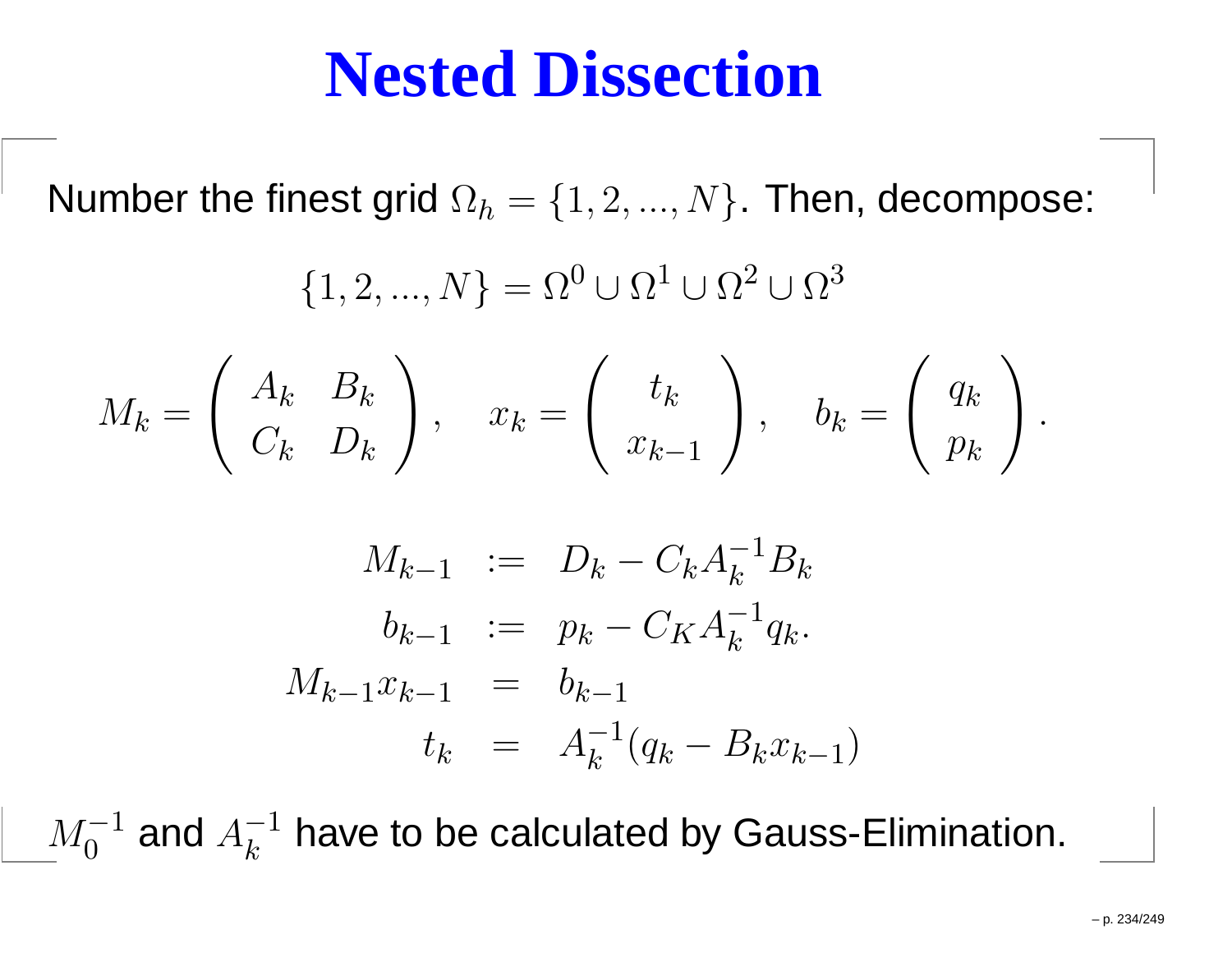# Nested Dissection

Number the finest grid $\Omega_h = \{1, 2, ..., N\}$. Then, decompose:

$$\{1, 2, ..., N\} = \Omega^0 \cup \Omega^1 \cup \Omega^2 \cup \Omega^3$$

$$M_k = \begin{pmatrix} A_k & B_k \\ C_k & D_k \end{pmatrix}, \quad x_k = \begin{pmatrix} t_k \\ x_{k-1} \end{pmatrix}, \quad b_k = \begin{pmatrix} q_k \\ p_k \end{pmatrix}.$$

$$\begin{aligned} M_{k-1} &:= D_k - C_k A_k^{-1} B_k \\ b_{k-1} &:= p_k - C_K A_k^{-1} q_k. \\ M_{k-1} x_{k-1} &= b_{k-1} \\ t_k &= A_k^{-1}(q_k - B_k x_{k-1}) \end{aligned}$$

$M_0^{-1}$ and $A_k^{-1}$ have to be calculated by Gauss-Elimination.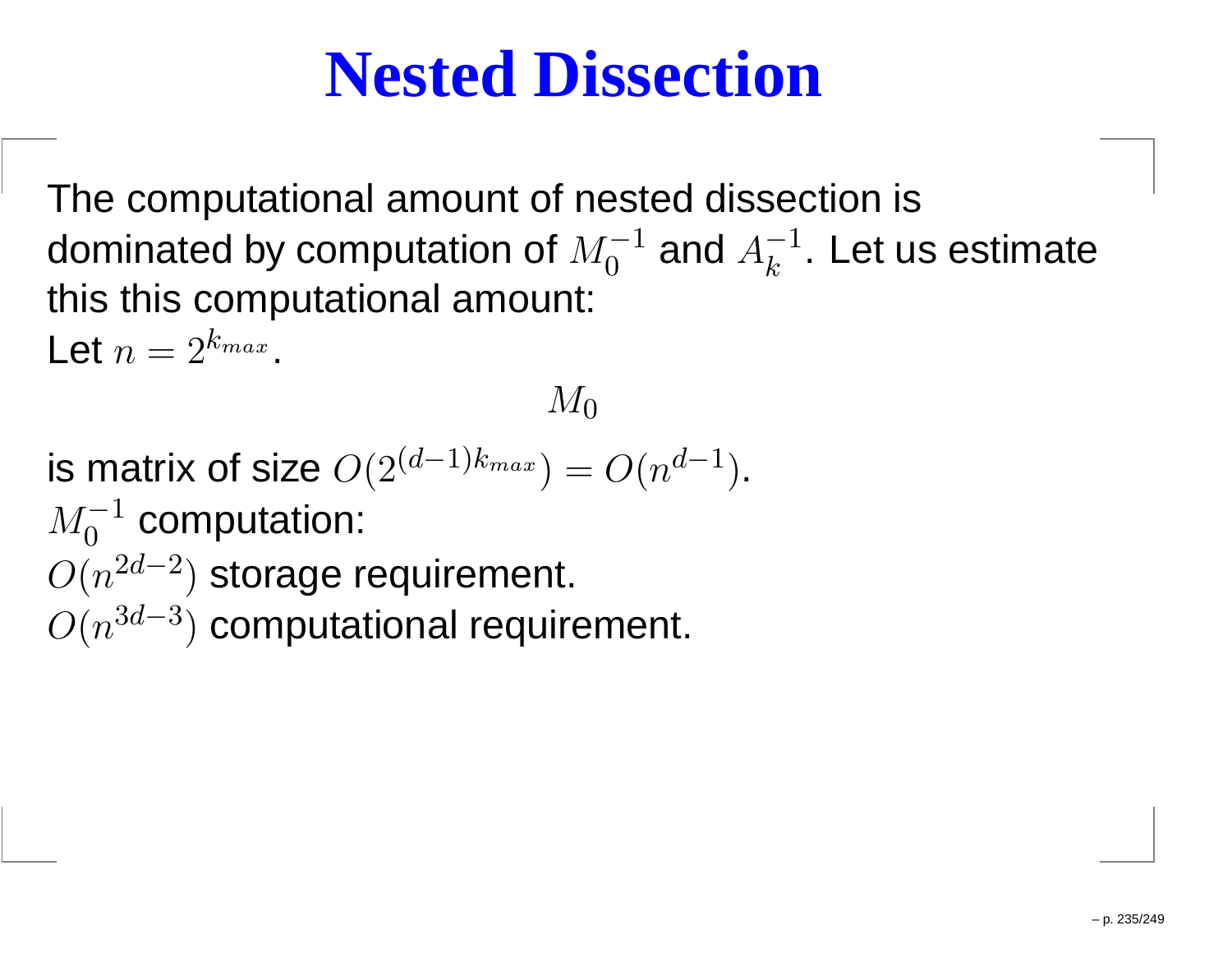# Nested Dissection

The computational amount of nested dissection is dominated by computation of $M_0^{-1}$ and $A_k^{-1}$. Let us estimate this this computational amount:
Let $n = 2^{k_{max}}$.

$$M_0$$

is matrix of size $O(2^{(d-1)k_{max}}) = O(n^{d-1})$.
$M_0^{-1}$ computation:
$O(n^{2d-2})$ storage requirement.
$O(n^{3d-3})$ computational requirement.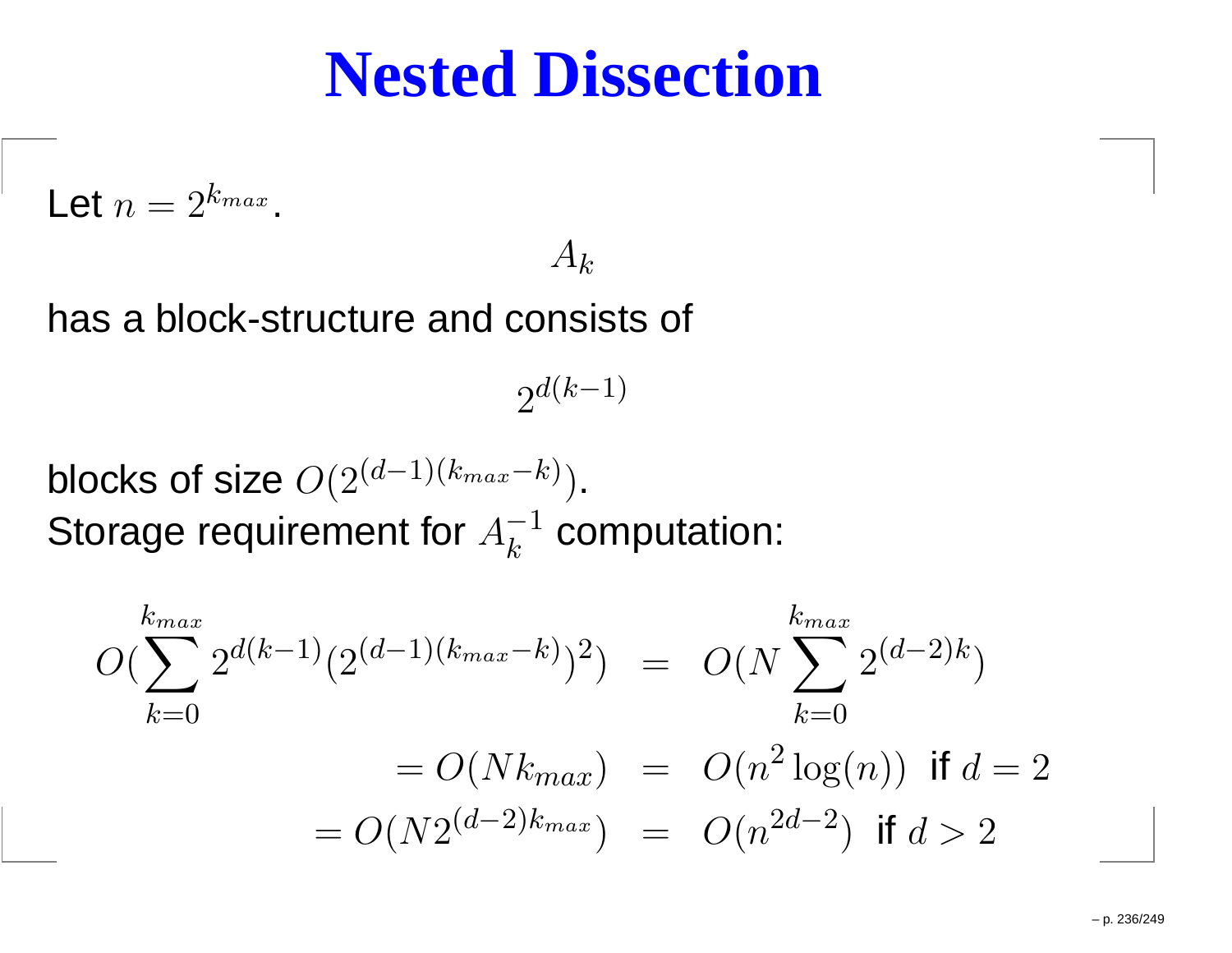# Nested Dissection

Let $n = 2^{k_{max}}$.

$$A_k$$

has a block-structure and consists of

$$2^{d(k-1)}$$

blocks of size $O(2^{(d-1)(k_{max}-k)})$.
Storage requirement for $A_k^{-1}$ computation:

$$
\begin{aligned}
O(\sum_{k=0}^{k_{max}} 2^{d(k-1)}(2^{(d-1)(k_{max}-k)})^2) &= O(N \sum_{k=0}^{k_{max}} 2^{(d-2)k}) \\
= O(Nk_{max}) &= O(n^2 \log(n)) \text{ if } d = 2 \\
= O(N 2^{(d-2)k_{max}}) &= O(n^{2d-2}) \text{ if } d > 2
\end{aligned}
$$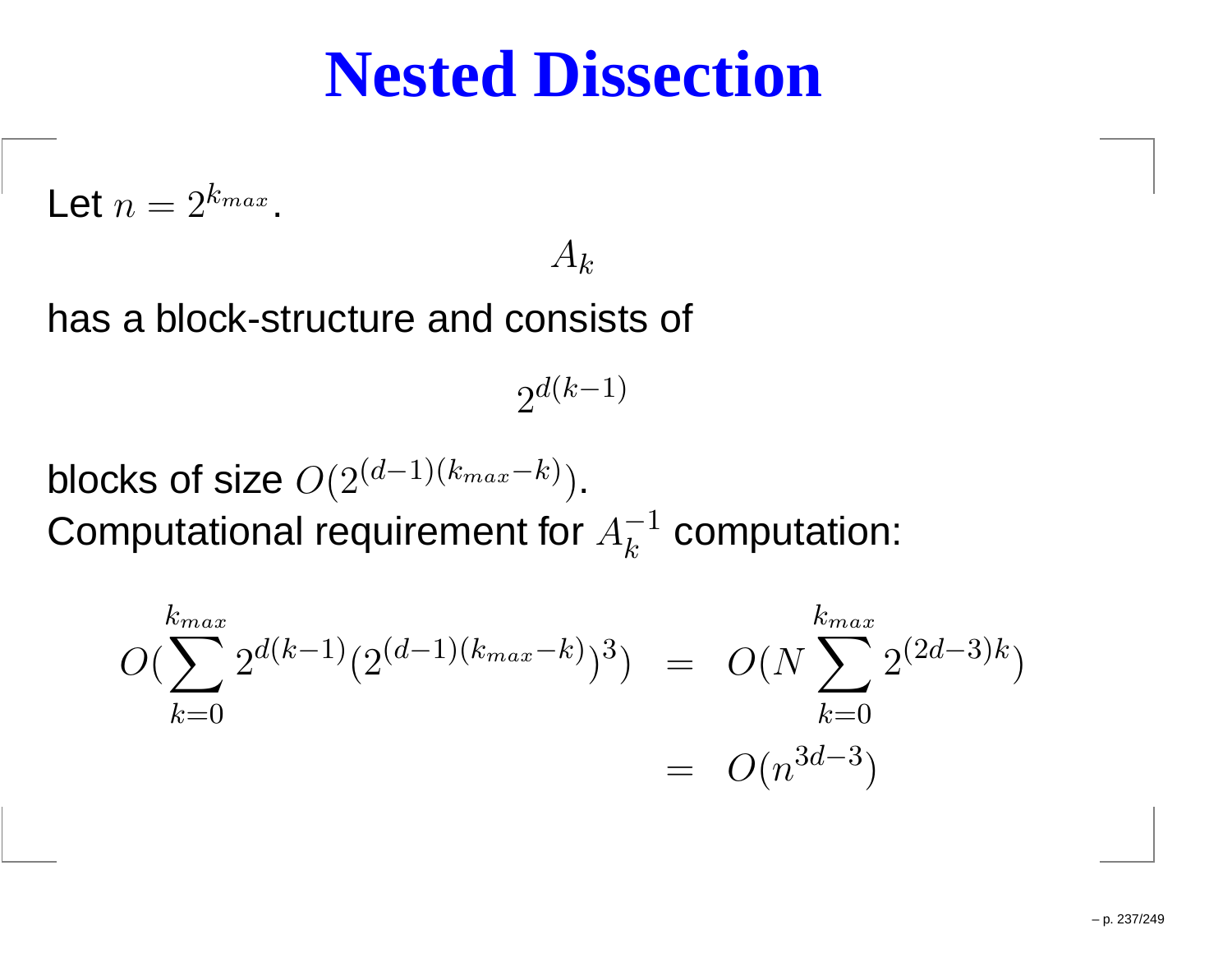# Nested Dissection

Let $n = 2^{k_{max}}$.

$$A_k$$

has a block-structure and consists of

$$2^{d(k-1)}$$

blocks of size $O(2^{(d-1)(k_{max}-k)})$.
Computational requirement for $A_k^{-1}$ computation:

$$\begin{aligned} O(\sum_{k=0}^{k_{max}} 2^{d(k-1)}(2^{(d-1)(k_{max}-k)})^3) &= O(N \sum_{k=0}^{k_{max}} 2^{(2d-3)k}) \\ &= O(n^{3d-3}) \end{aligned}$$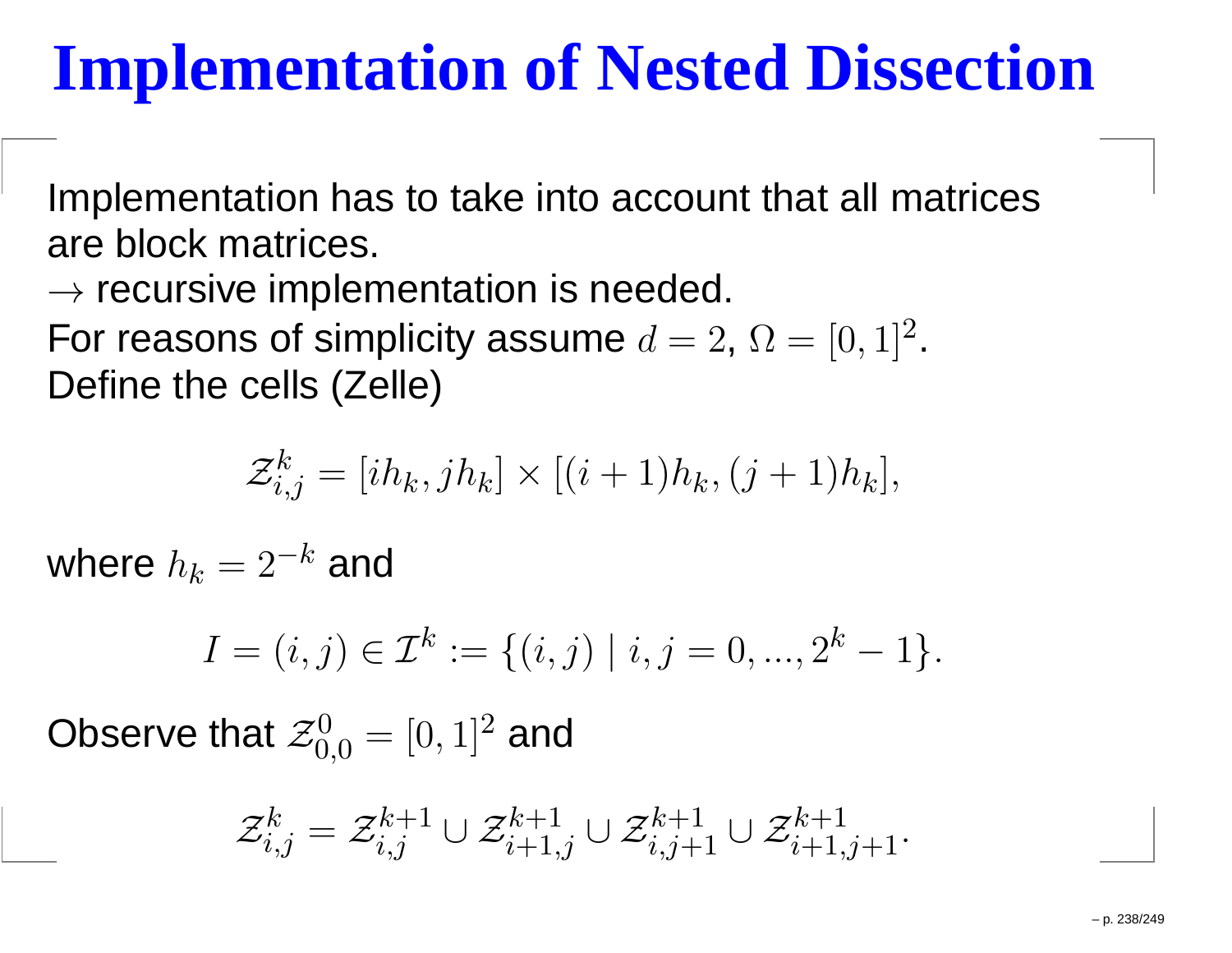# Implementation of Nested Dissection

Implementation has to take into account that all matrices are block matrices.
$\rightarrow$ recursive implementation is needed.
For reasons of simplicity assume $d = 2$, $\Omega = [0, 1]^2$.
Define the cells (Zelle)

$$\mathcal{Z}_{i,j}^k = [ih_k, jh_k] \times [(i+1)h_k, (j+1)h_k],$$

where $h_k = 2^{-k}$ and

$$I = (i, j) \in \mathcal{I}^k := \{(i, j) \mid i, j = 0, ..., 2^k - 1\}.$$

Observe that $\mathcal{Z}_{0,0}^0 = [0, 1]^2$ and

$$\mathcal{Z}_{i,j}^k = \mathcal{Z}_{i,j}^{k+1} \cup \mathcal{Z}_{i+1,j}^{k+1} \cup \mathcal{Z}_{i,j+1}^{k+1} \cup \mathcal{Z}_{i+1,j+1}^{k+1}.$$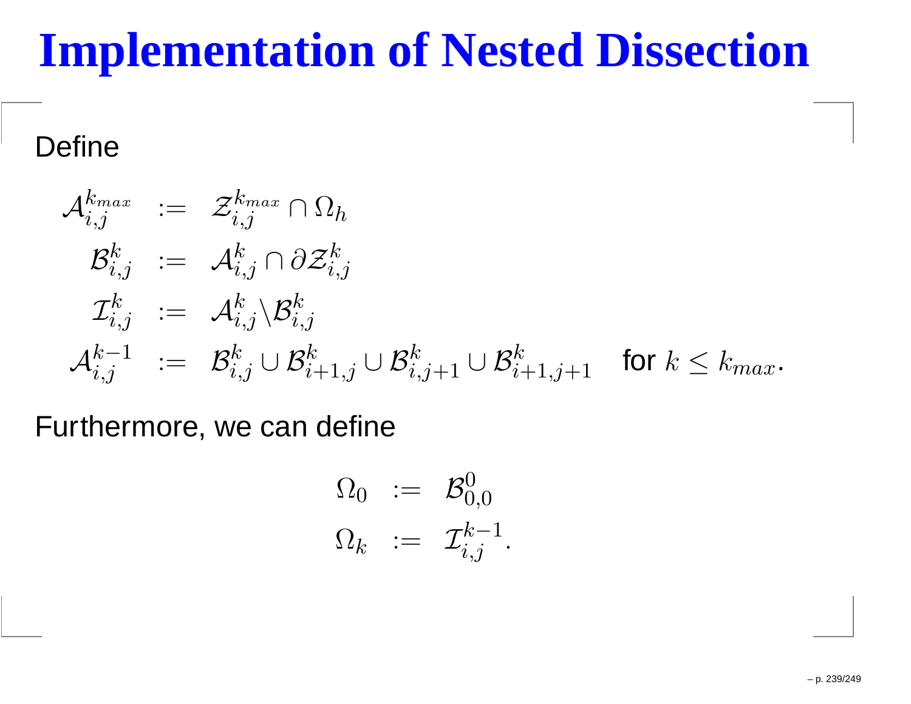# Implementation of Nested Dissection

Define

$$
\begin{aligned}
\mathcal{A}_{i,j}^{k_{max}} &:= \mathcal{Z}_{i,j}^{k_{max}} \cap \Omega_h \\
\mathcal{B}_{i,j}^{k} &:= \mathcal{A}_{i,j}^{k} \cap \partial \mathcal{Z}_{i,j}^{k} \\
\mathcal{I}_{i,j}^{k} &:= \mathcal{A}_{i,j}^{k} \backslash \mathcal{B}_{i,j}^{k} \\
\mathcal{A}_{i,j}^{k-1} &:= \mathcal{B}_{i,j}^{k} \cup \mathcal{B}_{i+1,j}^{k} \cup \mathcal{B}_{i,j+1}^{k} \cup \mathcal{B}_{i+1,j+1}^{k} \quad \text{for } k \leq k_{max}.
\end{aligned}
$$

Furthermore, we can define

$$
\begin{aligned}
\Omega_0 &:= \mathcal{B}_{0,0}^{0} \\
\Omega_k &:= \mathcal{I}_{i,j}^{k-1}.
\end{aligned}
$$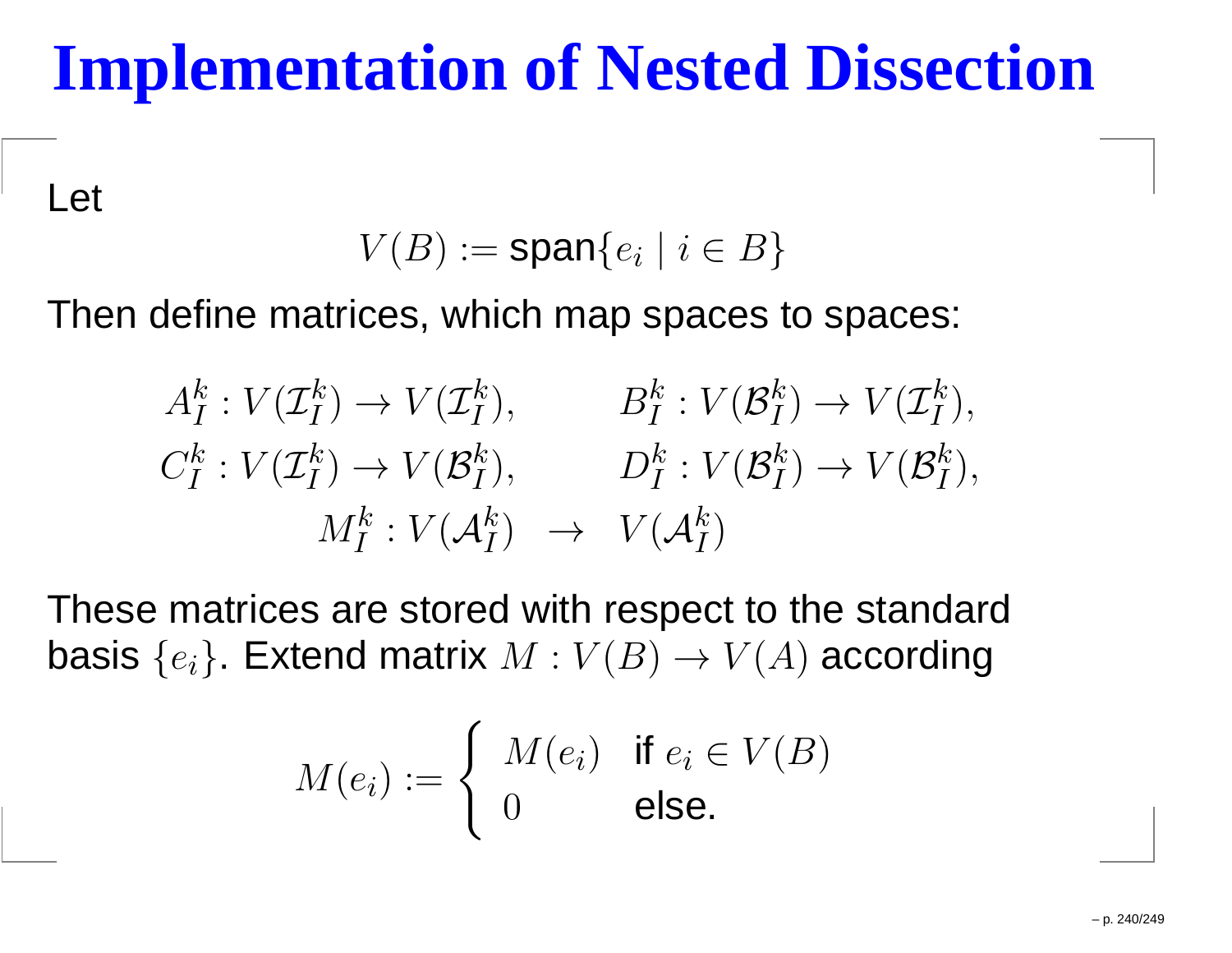# Implementation of Nested Dissection

Let

$$V(B) := \text{span}\{e_i \mid i \in B\}$$

Then define matrices, which map spaces to spaces:

$$A_I^k : V(\mathcal{I}_I^k) \to V(\mathcal{I}_I^k), \qquad B_I^k : V(\mathcal{B}_I^k) \to V(\mathcal{I}_I^k),$$
$$C_I^k : V(\mathcal{I}_I^k) \to V(\mathcal{B}_I^k), \qquad D_I^k : V(\mathcal{B}_I^k) \to V(\mathcal{B}_I^k),$$
$$M_I^k : V(\mathcal{A}_I^k) \;\to\; V(\mathcal{A}_I^k)$$

These matrices are stored with respect to the standard basis $\{e_i\}$. Extend matrix $M : V(B) \to V(A)$ according

$$M(e_i) := \begin{cases} M(e_i) & \text{if } e_i \in V(B) \\ 0 & \text{else.} \end{cases}$$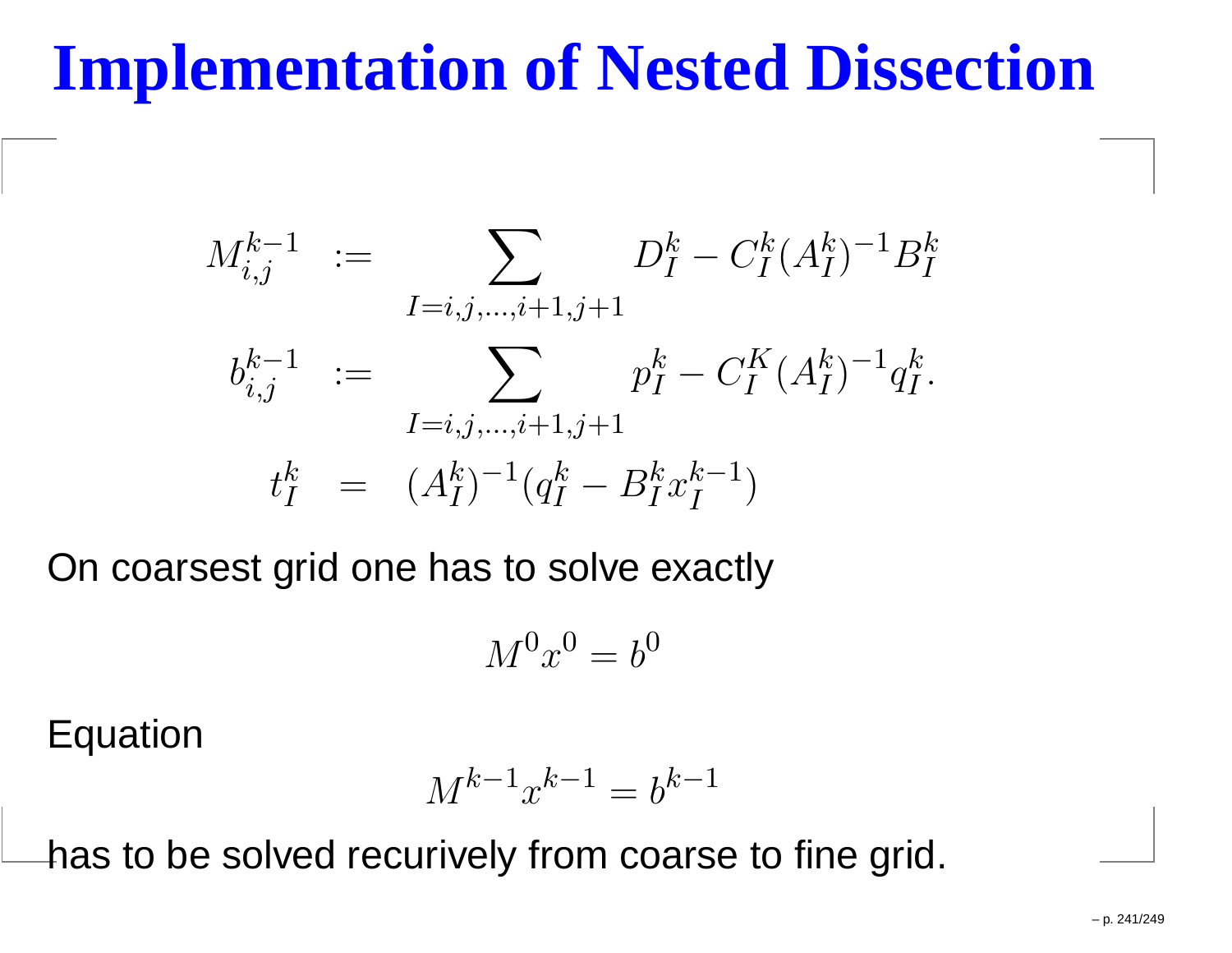# Implementation of Nested Dissection

$$
\begin{aligned}
M_{i,j}^{k-1} &:= \sum_{I=i,j,\ldots,i+1,j+1} D_I^k - C_I^k (A_I^k)^{-1} B_I^k \\
b_{i,j}^{k-1} &:= \sum_{I=i,j,\ldots,i+1,j+1} p_I^k - C_I^K (A_I^k)^{-1} q_I^k. \\
t_I^k &= (A_I^k)^{-1}(q_I^k - B_I^k x_I^{k-1})
\end{aligned}
$$

On coarsest grid one has to solve exactly

$$
M^0 x^0 = b^0
$$

Equation

$$
M^{k-1} x^{k-1} = b^{k-1}
$$

has to be solved recurively from coarse to fine grid.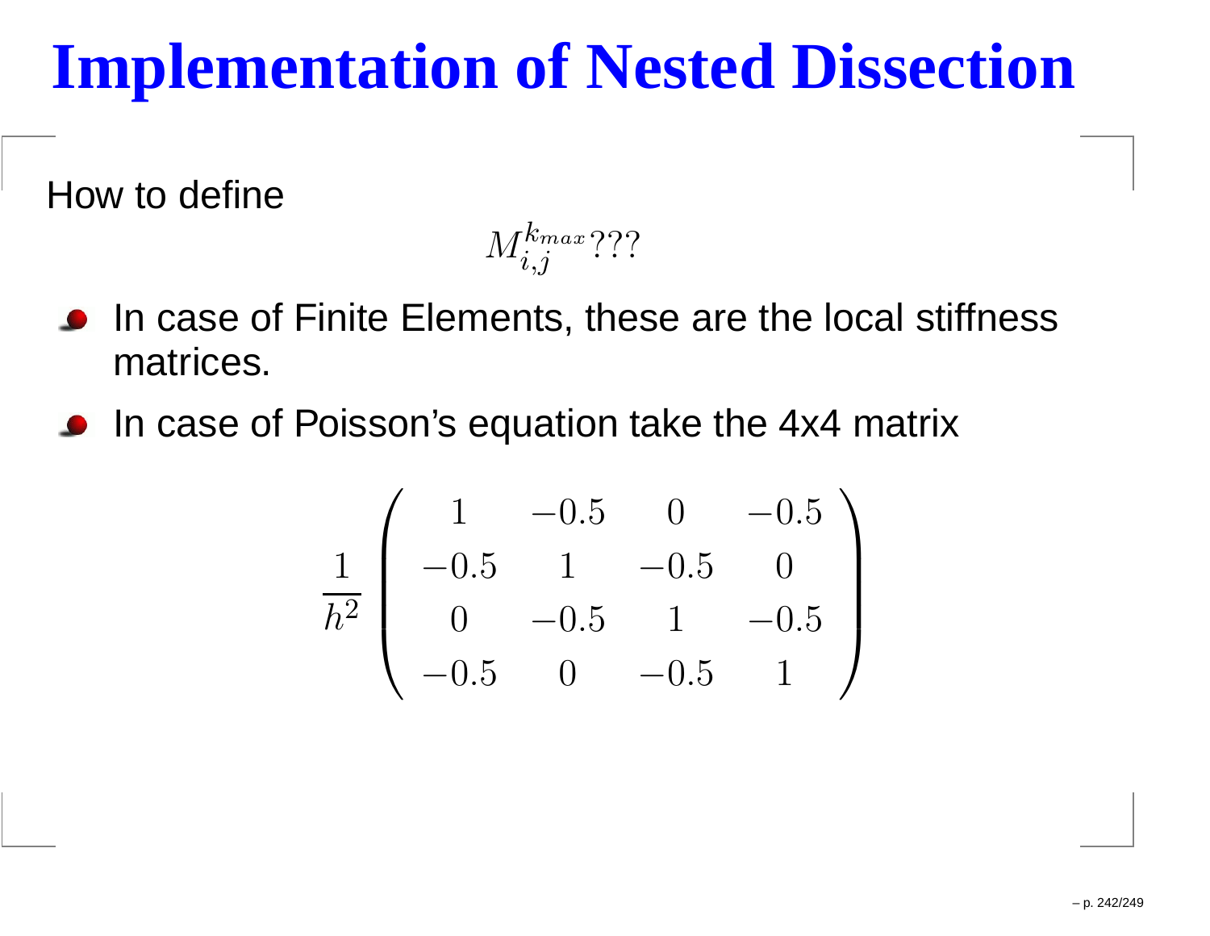# Implementation of Nested Dissection

How to define

$$M_{i,j}^{k_{max}}???$$

- In case of Finite Elements, these are the local stiffness matrices.
- In case of Poisson's equation take the 4x4 matrix

$$\frac{1}{h^2}\begin{pmatrix} 1 & -0.5 & 0 & -0.5 \\ -0.5 & 1 & -0.5 & 0 \\ 0 & -0.5 & 1 & -0.5 \\ -0.5 & 0 & -0.5 & 1 \end{pmatrix}$$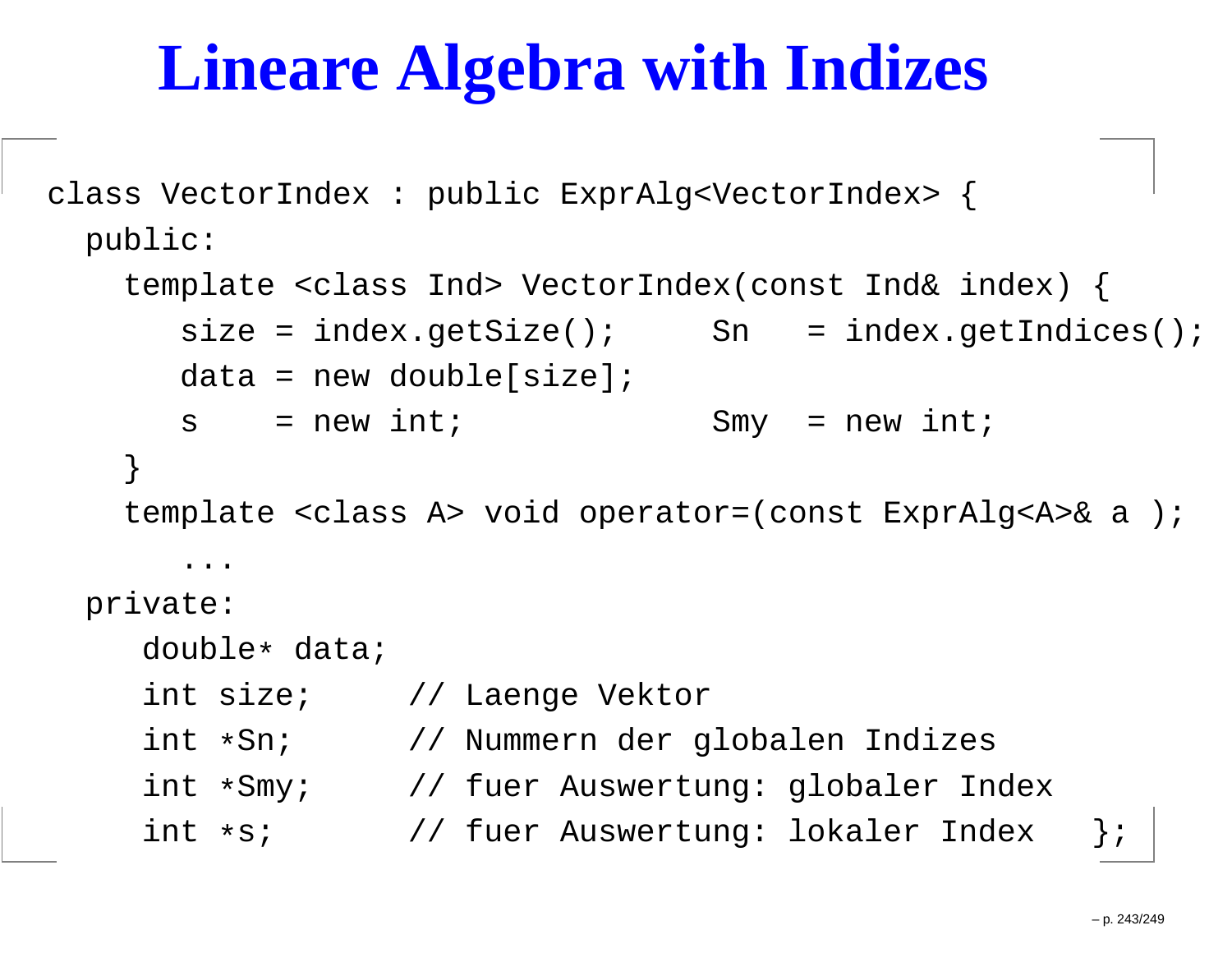# Lineare Algebra with Indizes

```
class VectorIndex : public ExprAlg<VectorIndex> {
  public:
    template <class Ind> VectorIndex(const Ind& index) {
       size = index.getSize();     Sn   = index.getIndices();
       data = new double[size];
       s    = new int;             Smy  = new int;
    }
    template <class A> void operator=(const ExprAlg<A>& a );
       ...
  private:
     double* data;
     int size;     // Laenge Vektor
     int *Sn;      // Nummern der globalen Indizes
     int *Smy;     // fuer Auswertung: globaler Index
     int *s;       // fuer Auswertung: lokaler Index   };
```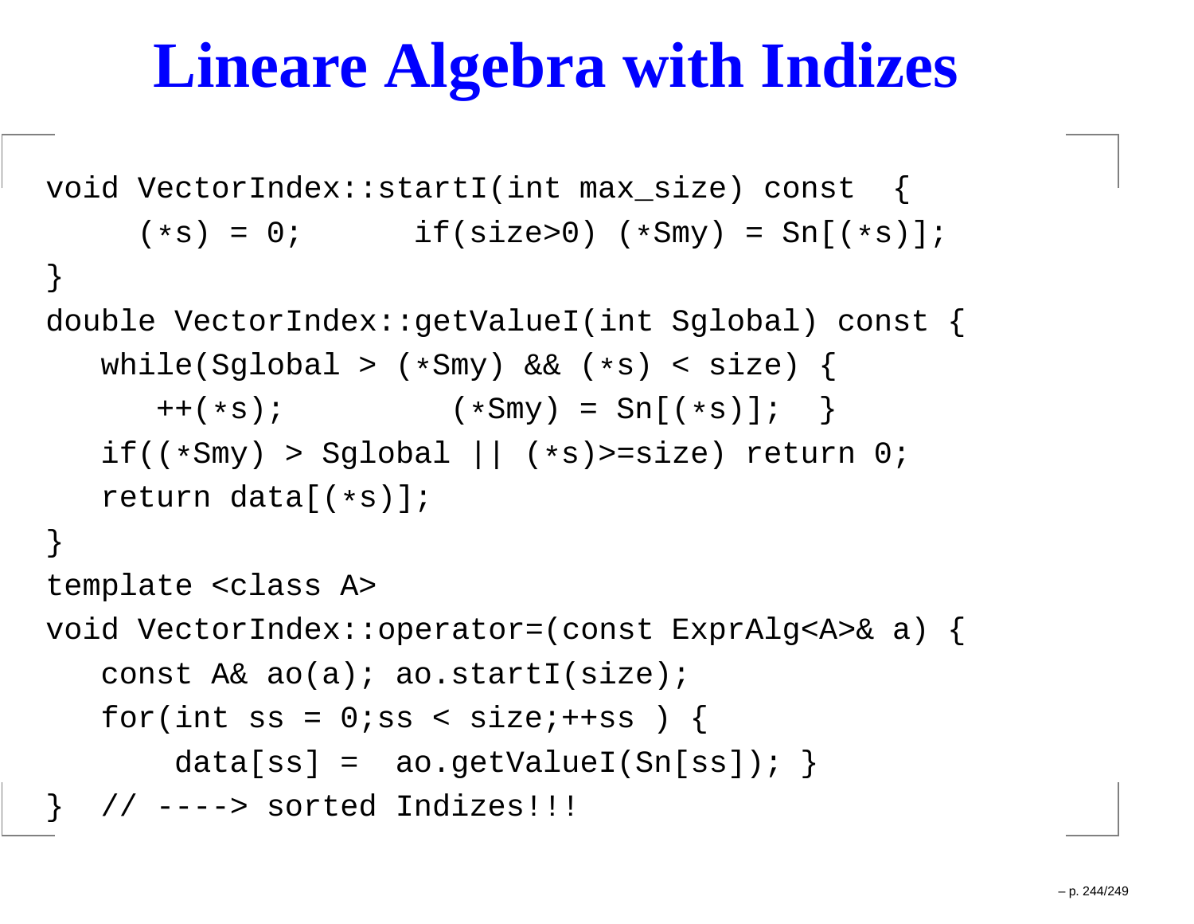# Lineare Algebra with Indizes

```
void VectorIndex::startI(int max_size) const  {
     (*s) = 0;      if(size>0) (*Smy) = Sn[(*s)];
}
double VectorIndex::getValueI(int Sglobal) const {
   while(Sglobal > (*Smy) && (*s) < size) {
      ++(*s);         (*Smy) = Sn[(*s)];  }
   if((*Smy) > Sglobal || (*s)>=size) return 0;
   return data[(*s)];
}
template <class A>
void VectorIndex::operator=(const ExprAlg<A>& a) {
   const A& ao(a); ao.startI(size);
   for(int ss = 0;ss < size;++ss ) {
       data[ss] =  ao.getValueI(Sn[ss]); }
}  // ----> sorted Indizes!!!
```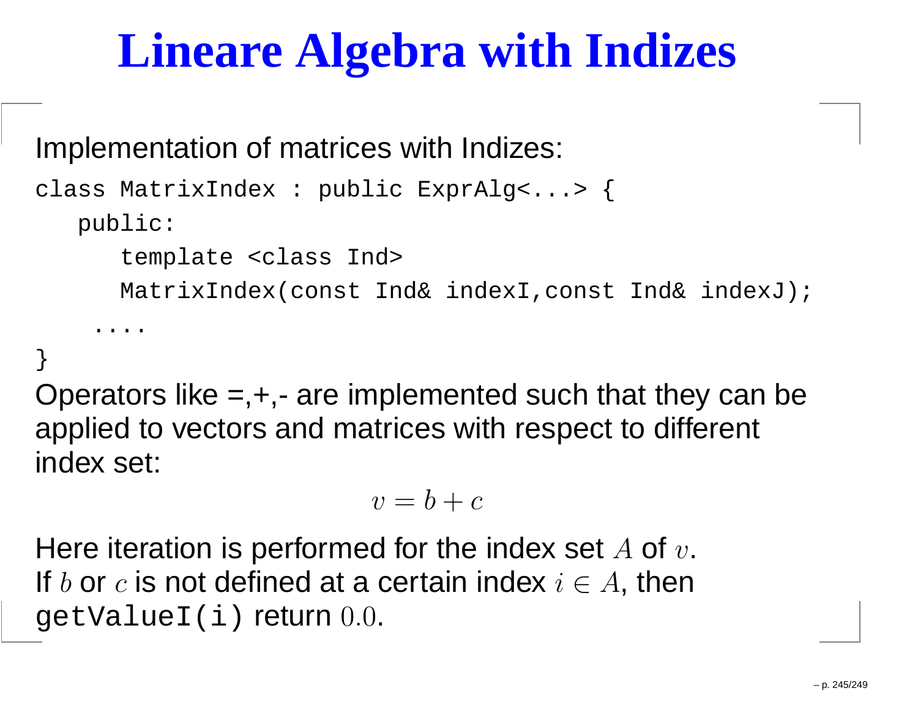# Lineare Algebra with Indizes

Implementation of matrices with Indizes:

```
class MatrixIndex : public ExprAlg<...> {
   public:
      template <class Ind>
      MatrixIndex(const Ind& indexI,const Ind& indexJ);
    ....
}
```

Operators like =,+,- are implemented such that they can be applied to vectors and matrices with respect to different index set:

$$v = b + c$$

Here iteration is performed for the index set $A$ of $v$.
If $b$ or $c$ is not defined at a certain index $i \in A$, then `getValueI(i)` return $0.0$.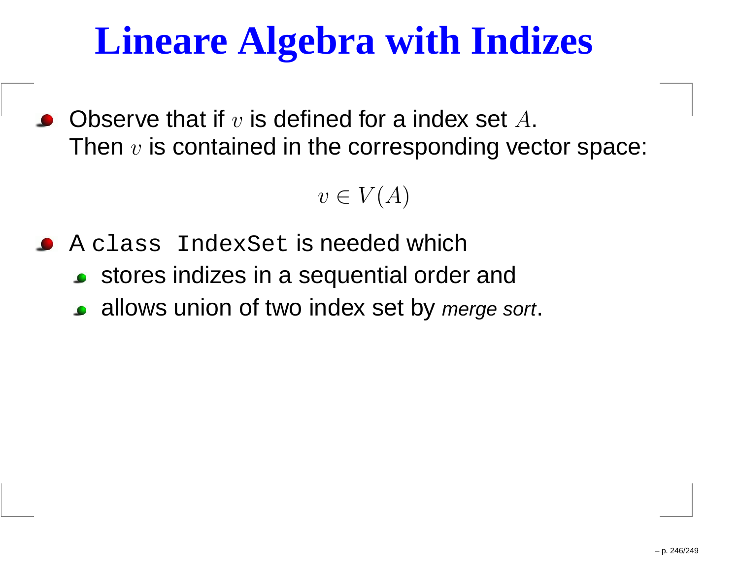# Lineare Algebra with Indizes

- Observe that if $v$ is defined for a index set $A$.
  Then $v$ is contained in the corresponding vector space:

$$v \in V(A)$$

- A `class IndexSet` is needed which
  - stores indizes in a sequential order and
  - allows union of two index set by *merge sort*.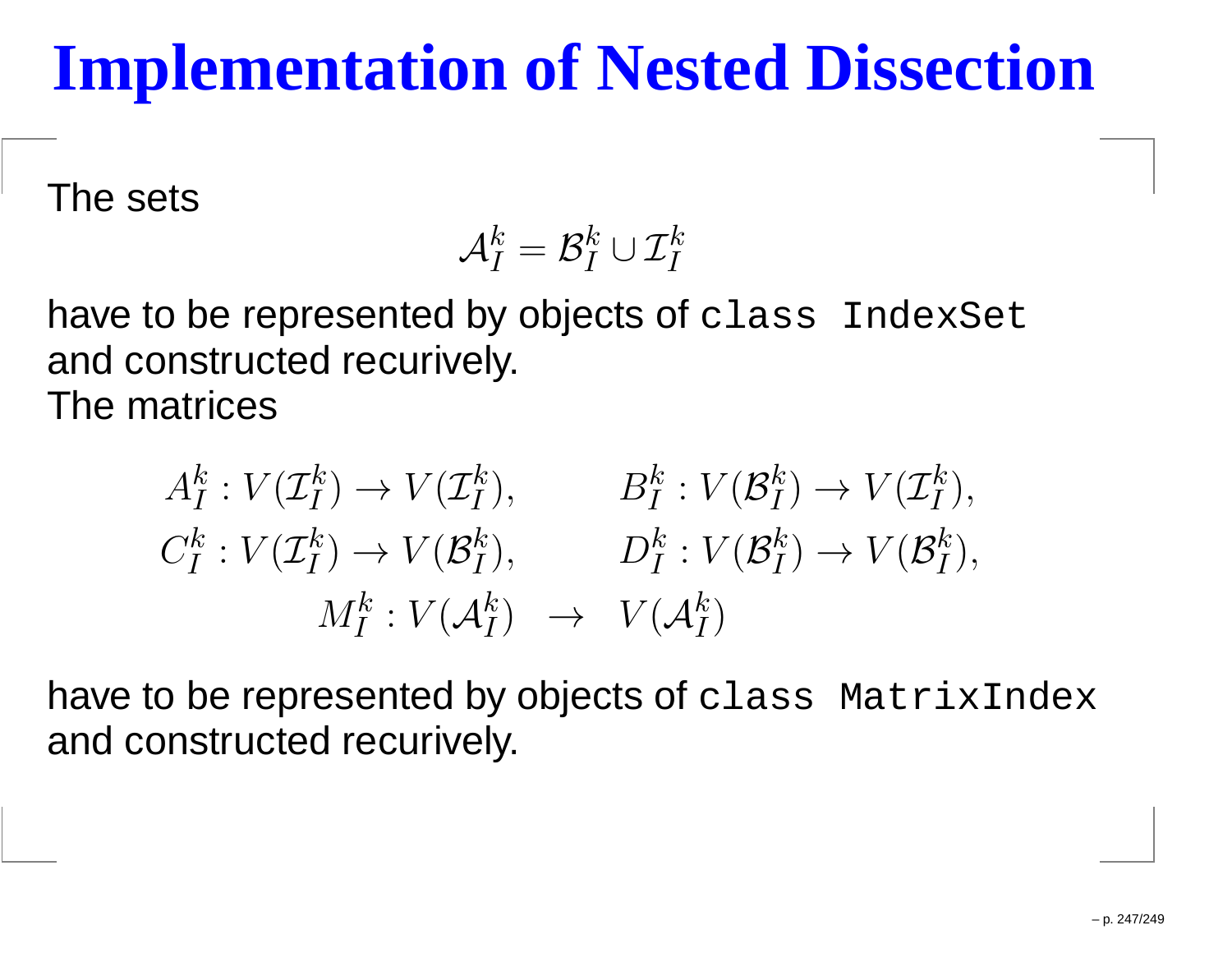# Implementation of Nested Dissection

The sets

$$\mathcal{A}_I^k = \mathcal{B}_I^k \cup \mathcal{I}_I^k$$

have to be represented by objects of `class IndexSet` and constructed recurively.
The matrices

$$
\begin{aligned}
A_I^k : V(\mathcal{I}_I^k) \to V(\mathcal{I}_I^k), \qquad & B_I^k : V(\mathcal{B}_I^k) \to V(\mathcal{I}_I^k), \\
C_I^k : V(\mathcal{I}_I^k) \to V(\mathcal{B}_I^k), \qquad & D_I^k : V(\mathcal{B}_I^k) \to V(\mathcal{B}_I^k), \\
M_I^k : V(\mathcal{A}_I^k) \quad \to & \quad V(\mathcal{A}_I^k)
\end{aligned}
$$

have to be represented by objects of `class MatrixIndex` and constructed recurively.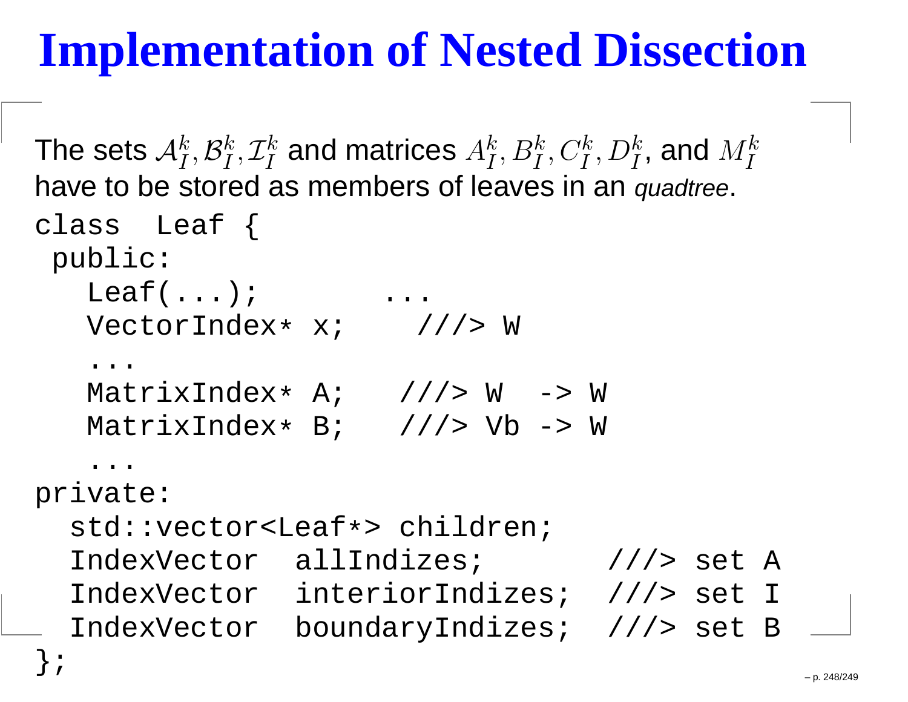# Implementation of Nested Dissection

The sets $\mathcal{A}_I^k, \mathcal{B}_I^k, \mathcal{I}_I^k$ and matrices $A_I^k, B_I^k, C_I^k, D_I^k$, and $M_I^k$ have to be stored as members of leaves in an *quadtree*.

```
class  Leaf {
 public:
   Leaf(...);        ...
   VectorIndex* x;     ///> W
   ...
   MatrixIndex* A;    ///> W  -> W
   MatrixIndex* B;    ///> Vb -> W
   ...
private:
  std::vector<Leaf*> children;
  IndexVector  allIndizes;        ///> set A
  IndexVector  interiorIndizes;  ///> set I
  IndexVector  boundaryIndizes;  ///> set B
};
```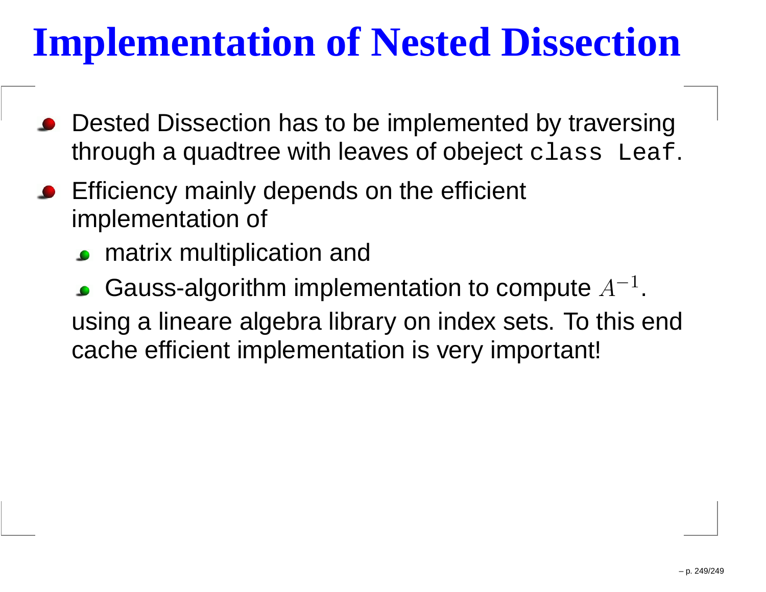# Implementation of Nested Dissection

- Dested Dissection has to be implemented by traversing through a quadtree with leaves of obeject `class Leaf`.
- Efficiency mainly depends on the efficient implementation of
  - matrix multiplication and
  - Gauss-algorithm implementation to compute $A^{-1}$.

  using a lineare algebra library on index sets. To this end cache efficient implementation is very important!